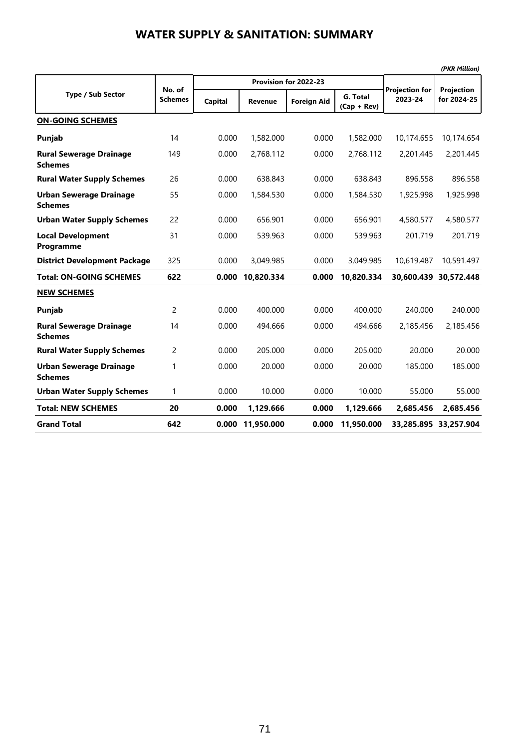# WATER SUPPLY & SANITATION: SUMMARY

*(PKR Million)*

| Type / Sub Sector | No. of Schemes | Provision for 2022-23 | | | | Projection for 2023-24 | Projection for 2024-25 |
|---|---|---|---|---|---|---|---|
| | | Capital | Revenue | Foreign Aid | G. Total (Cap + Rev) | | |
| **ON-GOING SCHEMES** | | | | | | | |
| **Punjab** | 14 | 0.000 | 1,582.000 | 0.000 | 1,582.000 | 10,174.655 | 10,174.654 |
| **Rural Sewerage Drainage Schemes** | 149 | 0.000 | 2,768.112 | 0.000 | 2,768.112 | 2,201.445 | 2,201.445 |
| **Rural Water Supply Schemes** | 26 | 0.000 | 638.843 | 0.000 | 638.843 | 896.558 | 896.558 |
| **Urban Sewerage Drainage Schemes** | 55 | 0.000 | 1,584.530 | 0.000 | 1,584.530 | 1,925.998 | 1,925.998 |
| **Urban Water Supply Schemes** | 22 | 0.000 | 656.901 | 0.000 | 656.901 | 4,580.577 | 4,580.577 |
| **Local Development Programme** | 31 | 0.000 | 539.963 | 0.000 | 539.963 | 201.719 | 201.719 |
| **District Development Package** | 325 | 0.000 | 3,049.985 | 0.000 | 3,049.985 | 10,619.487 | 10,591.497 |
| **Total: ON-GOING SCHEMES** | **622** | **0.000** | **10,820.334** | **0.000** | **10,820.334** | **30,600.439** | **30,572.448** |
| **NEW SCHEMES** | | | | | | | |
| **Punjab** | 2 | 0.000 | 400.000 | 0.000 | 400.000 | 240.000 | 240.000 |
| **Rural Sewerage Drainage Schemes** | 14 | 0.000 | 494.666 | 0.000 | 494.666 | 2,185.456 | 2,185.456 |
| **Rural Water Supply Schemes** | 2 | 0.000 | 205.000 | 0.000 | 205.000 | 20.000 | 20.000 |
| **Urban Sewerage Drainage Schemes** | 1 | 0.000 | 20.000 | 0.000 | 20.000 | 185.000 | 185.000 |
| **Urban Water Supply Schemes** | 1 | 0.000 | 10.000 | 0.000 | 10.000 | 55.000 | 55.000 |
| **Total: NEW SCHEMES** | **20** | **0.000** | **1,129.666** | **0.000** | **1,129.666** | **2,685.456** | **2,685.456** |
| **Grand Total** | **642** | **0.000** | **11,950.000** | **0.000** | **11,950.000** | **33,285.895** | **33,257.904** |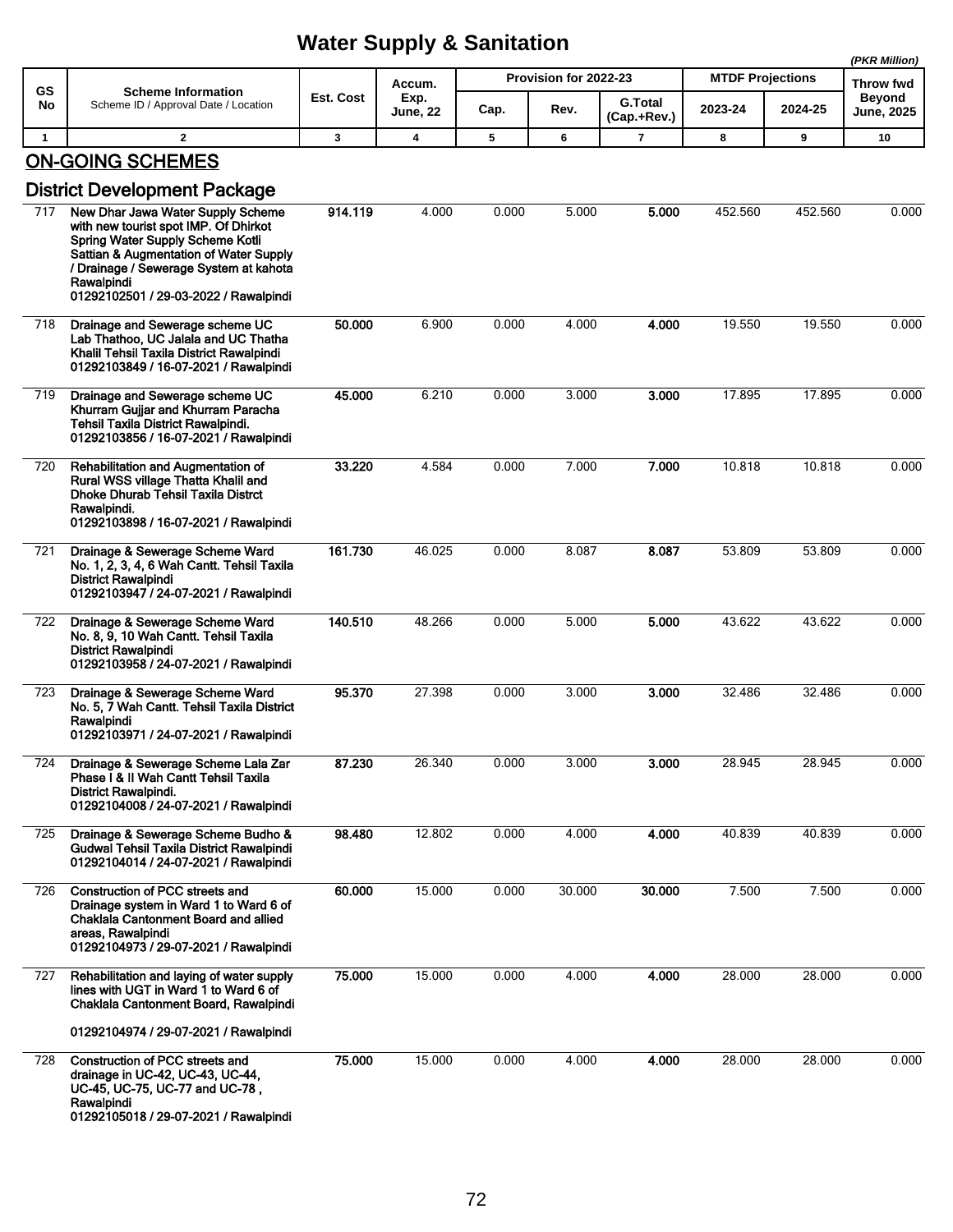# Water Supply & Sanitation

*(PKR Million)*

| GS No | Scheme Information<br>Scheme ID / Approval Date / Location | Est. Cost | Accum. Exp. June, 22 | Provision for 2022-23 | | | MTDF Projections | | Throw fwd Beyond June, 2025 |
|---|---|---|---|---|---|---|---|---|---|
| | | | | Cap. | Rev. | G.Total (Cap.+Rev.) | 2023-24 | 2024-25 | |
| 1 | 2 | 3 | 4 | 5 | 6 | 7 | 8 | 9 | 10 |

## ON-GOING SCHEMES

### District Development Package

| GS No | Scheme Information<br>Scheme ID / Approval Date / Location | Est. Cost | Accum. Exp. June, 22 | Cap. | Rev. | G.Total (Cap.+Rev.) | 2023-24 | 2024-25 | Throw fwd Beyond June, 2025 |
|---|---|---|---|---|---|---|---|---|---|
| 717 | **New Dhar Jawa Water Supply Scheme with new tourist spot IMP. Of Dhirkot Spring Water Supply Scheme Kotli Sattian & Augmentation of Water Supply / Drainage / Sewerage System at kahota Rawalpindi**<br>**01292102501 / 29-03-2022 / Rawalpindi** | **914.119** | 4.000 | 0.000 | 5.000 | **5.000** | 452.560 | 452.560 | 0.000 |
| 718 | **Drainage and Sewerage scheme UC Lab Thathoo, UC Jalala and UC Thatha Khalil Tehsil Taxila District Rawalpindi**<br>**01292103849 / 16-07-2021 / Rawalpindi** | **50.000** | 6.900 | 0.000 | 4.000 | **4.000** | 19.550 | 19.550 | 0.000 |
| 719 | **Drainage and Sewerage scheme UC Khurram Gujjar and Khurram Paracha Tehsil Taxila District Rawalpindi.**<br>**01292103856 / 16-07-2021 / Rawalpindi** | **45.000** | 6.210 | 0.000 | 3.000 | **3.000** | 17.895 | 17.895 | 0.000 |
| 720 | **Rehabilitation and Augmentation of Rural WSS village Thatta Khalil and Dhoke Dhurab Tehsil Taxila Distrct Rawalpindi.**<br>**01292103898 / 16-07-2021 / Rawalpindi** | **33.220** | 4.584 | 0.000 | 7.000 | **7.000** | 10.818 | 10.818 | 0.000 |
| 721 | **Drainage & Sewerage Scheme Ward No. 1, 2, 3, 4, 6 Wah Cantt. Tehsil Taxila District Rawalpindi**<br>**01292103947 / 24-07-2021 / Rawalpindi** | **161.730** | 46.025 | 0.000 | 8.087 | **8.087** | 53.809 | 53.809 | 0.000 |
| 722 | **Drainage & Sewerage Scheme Ward No. 8, 9, 10 Wah Cantt. Tehsil Taxila District Rawalpindi**<br>**01292103958 / 24-07-2021 / Rawalpindi** | **140.510** | 48.266 | 0.000 | 5.000 | **5.000** | 43.622 | 43.622 | 0.000 |
| 723 | **Drainage & Sewerage Scheme Ward No. 5, 7 Wah Cantt. Tehsil Taxila District Rawalpindi**<br>**01292103971 / 24-07-2021 / Rawalpindi** | **95.370** | 27.398 | 0.000 | 3.000 | **3.000** | 32.486 | 32.486 | 0.000 |
| 724 | **Drainage & Sewerage Scheme Lala Zar Phase I & II Wah Cantt Tehsil Taxila District Rawalpindi.**<br>**01292104008 / 24-07-2021 / Rawalpindi** | **87.230** | 26.340 | 0.000 | 3.000 | **3.000** | 28.945 | 28.945 | 0.000 |
| 725 | **Drainage & Sewerage Scheme Budho & Gudwal Tehsil Taxila District Rawalpindi**<br>**01292104014 / 24-07-2021 / Rawalpindi** | **98.480** | 12.802 | 0.000 | 4.000 | **4.000** | 40.839 | 40.839 | 0.000 |
| 726 | **Construction of PCC streets and Drainage system in Ward 1 to Ward 6 of Chaklala Cantonment Board and allied areas, Rawalpindi**<br>**01292104973 / 29-07-2021 / Rawalpindi** | **60.000** | 15.000 | 0.000 | 30.000 | **30.000** | 7.500 | 7.500 | 0.000 |
| 727 | **Rehabilitation and laying of water supply lines with UGT in Ward 1 to Ward 6 of Chaklala Cantonment Board, Rawalpindi**<br>**01292104974 / 29-07-2021 / Rawalpindi** | **75.000** | 15.000 | 0.000 | 4.000 | **4.000** | 28.000 | 28.000 | 0.000 |
| 728 | **Construction of PCC streets and drainage in UC-42, UC-43, UC-44, UC-45, UC-75, UC-77 and UC-78 , Rawalpindi**<br>**01292105018 / 29-07-2021 / Rawalpindi** | **75.000** | 15.000 | 0.000 | 4.000 | **4.000** | 28.000 | 28.000 | 0.000 |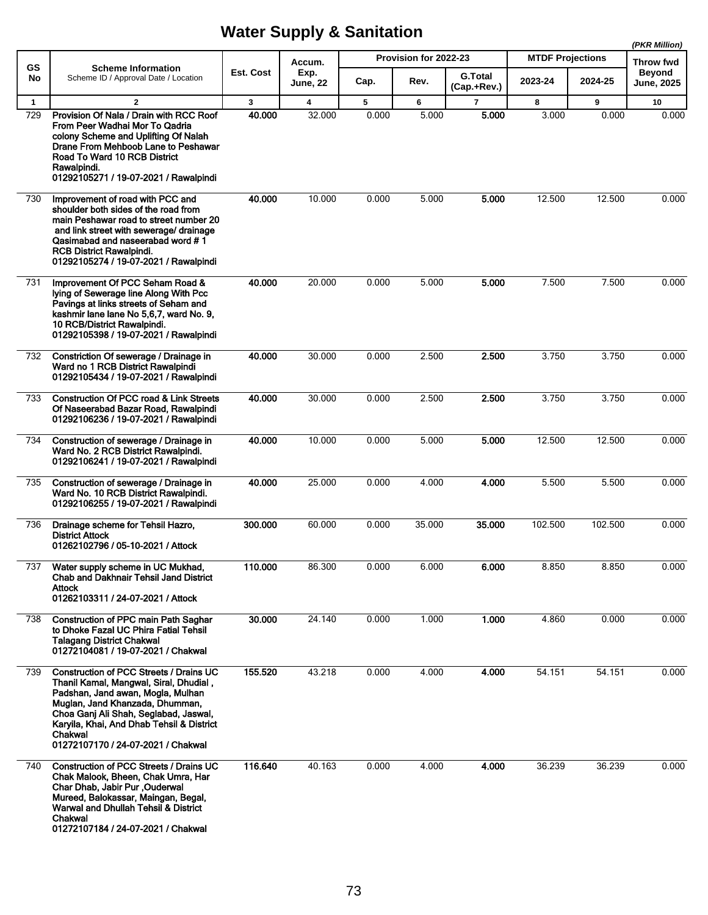# Water Supply & Sanitation

*(PKR Million)*

| GS No | Scheme Information<br>Scheme ID / Approval Date / Location | Est. Cost | Accum. Exp. June, 22 | Provision for 2022-23 | | | MTDF Projections | | Throw fwd Beyond June, 2025 |
|---|---|---|---|---|---|---|---|---|---|
| | | | | Cap. | Rev. | G.Total (Cap.+Rev.) | 2023-24 | 2024-25 | |
| 1 | 2 | 3 | 4 | 5 | 6 | 7 | 8 | 9 | 10 |
| 729 | **Provision Of Nala / Drain with RCC Roof From Peer Wadhai Mor To Qadria colony Scheme and Uplifting Of Nalah Drane From Mehboob Lane to Peshawar Road To Ward 10 RCB District Rawalpindi.**<br>**01292105271 / 19-07-2021 / Rawalpindi** | **40.000** | 32.000 | 0.000 | 5.000 | **5.000** | 3.000 | 0.000 | 0.000 |
| 730 | **Improvement of road with PCC and shoulder both sides of the road from main Peshawar road to street number 20 and link street with sewerage/ drainage Qasimabad and naseerabad word # 1 RCB District Rawalpindi.**<br>**01292105274 / 19-07-2021 / Rawalpindi** | **40.000** | 10.000 | 0.000 | 5.000 | **5.000** | 12.500 | 12.500 | 0.000 |
| 731 | **Improvement Of PCC Seham Road & lying of Sewerage line Along With Pcc Pavings at links streets of Seham and kashmir lane lane No 5,6,7, ward No. 9, 10 RCB/District Rawalpindi.**<br>**01292105398 / 19-07-2021 / Rawalpindi** | **40.000** | 20.000 | 0.000 | 5.000 | **5.000** | 7.500 | 7.500 | 0.000 |
| 732 | **Constriction Of sewerage / Drainage in Ward no 1 RCB District Rawalpindi**<br>**01292105434 / 19-07-2021 / Rawalpindi** | **40.000** | 30.000 | 0.000 | 2.500 | **2.500** | 3.750 | 3.750 | 0.000 |
| 733 | **Construction Of PCC road & Link Streets Of Naseerabad Bazar Road, Rawalpindi**<br>**01292106236 / 19-07-2021 / Rawalpindi** | **40.000** | 30.000 | 0.000 | 2.500 | **2.500** | 3.750 | 3.750 | 0.000 |
| 734 | **Construction of sewerage / Drainage in Ward No. 2 RCB District Rawalpindi.**<br>**01292106241 / 19-07-2021 / Rawalpindi** | **40.000** | 10.000 | 0.000 | 5.000 | **5.000** | 12.500 | 12.500 | 0.000 |
| 735 | **Construction of sewerage / Drainage in Ward No. 10 RCB District Rawalpindi.**<br>**01292106255 / 19-07-2021 / Rawalpindi** | **40.000** | 25.000 | 0.000 | 4.000 | **4.000** | 5.500 | 5.500 | 0.000 |
| 736 | **Drainage scheme for Tehsil Hazro, District Attock**<br>**01262102796 / 05-10-2021 / Attock** | **300.000** | 60.000 | 0.000 | 35.000 | **35.000** | 102.500 | 102.500 | 0.000 |
| 737 | **Water supply scheme in UC Mukhad, Chab and Dakhnair Tehsil Jand District Attock**<br>**01262103311 / 24-07-2021 / Attock** | **110.000** | 86.300 | 0.000 | 6.000 | **6.000** | 8.850 | 8.850 | 0.000 |
| 738 | **Construction of PPC main Path Saghar to Dhoke Fazal UC Phira Fatial Tehsil Talagang District Chakwal**<br>**01272104081 / 19-07-2021 / Chakwal** | **30.000** | 24.140 | 0.000 | 1.000 | **1.000** | 4.860 | 0.000 | 0.000 |
| 739 | **Construction of PCC Streets / Drains UC Thanil Kamal, Mangwal, Siral, Dhudial , Padshan, Jand awan, Mogla, Mulhan Muglan, Jand Khanzada, Dhumman, Choa Ganj Ali Shah, Seglabad, Jaswal, Karyila, Khai, And Dhab Tehsil & District Chakwal**<br>**01272107170 / 24-07-2021 / Chakwal** | **155.520** | 43.218 | 0.000 | 4.000 | **4.000** | 54.151 | 54.151 | 0.000 |
| 740 | **Construction of PCC Streets / Drains UC Chak Malook, Bheen, Chak Umra, Har Char Dhab, Jabir Pur ,Ouderwal Mureed, Balokassar, Maingan, Begal, Warwal and Dhullah Tehsil & District Chakwal**<br>**01272107184 / 24-07-2021 / Chakwal** | **116.640** | 40.163 | 0.000 | 4.000 | **4.000** | 36.239 | 36.239 | 0.000 |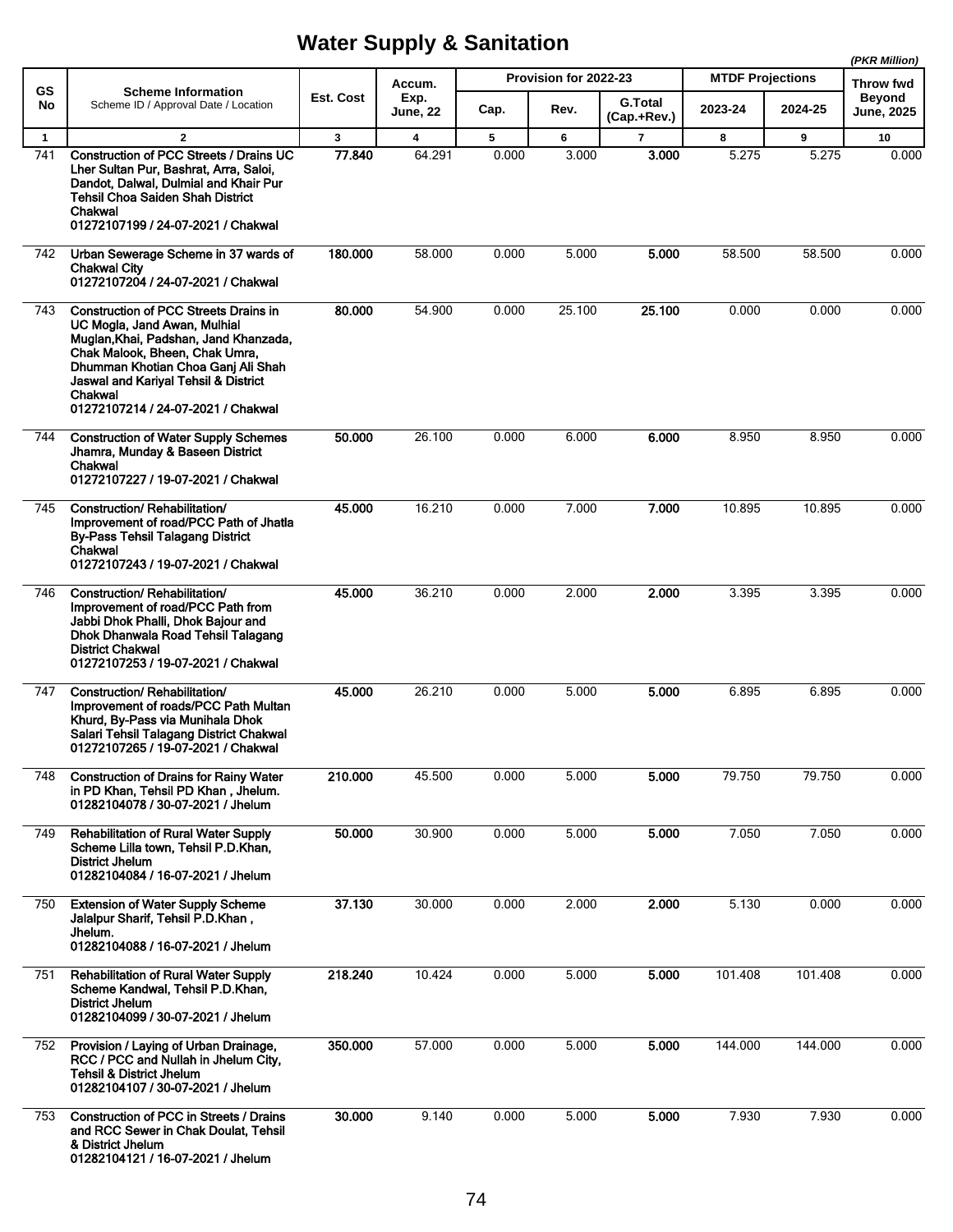# Water Supply & Sanitation

(PKR Million)

| GS No | Scheme Information<br>Scheme ID / Approval Date / Location | Est. Cost | Accum. Exp. June, 22 | Provision for 2022-23 | | | MTDF Projections | | Throw fwd Beyond June, 2025 |
|---|---|---|---|---|---|---|---|---|---|
| | | | | Cap. | Rev. | G.Total (Cap.+Rev.) | 2023-24 | 2024-25 | |
| 1 | 2 | 3 | 4 | 5 | 6 | 7 | 8 | 9 | 10 |
| 741 | **Construction of PCC Streets / Drains UC Lher Sultan Pur, Bashrat, Arra, Saloi, Dandot, Dalwal, Dulmial and Khair Pur Tehsil Choa Saiden Shah District Chakwal**<br>**01272107199 / 24-07-2021 / Chakwal** | **77.840** | 64.291 | 0.000 | 3.000 | **3.000** | 5.275 | 5.275 | 0.000 |
| 742 | **Urban Sewerage Scheme in 37 wards of Chakwal City**<br>**01272107204 / 24-07-2021 / Chakwal** | **180.000** | 58.000 | 0.000 | 5.000 | **5.000** | 58.500 | 58.500 | 0.000 |
| 743 | **Construction of PCC Streets Drains in UC Mogla, Jand Awan, Mulhial Muglan,Khai, Padshan, Jand Khanzada, Chak Malook, Bheen, Chak Umra, Dhumman Khotian Choa Ganj Ali Shah Jaswal and Kariyal Tehsil & District Chakwal**<br>**01272107214 / 24-07-2021 / Chakwal** | **80.000** | 54.900 | 0.000 | 25.100 | **25.100** | 0.000 | 0.000 | 0.000 |
| 744 | **Construction of Water Supply Schemes Jhamra, Munday & Baseen District Chakwal**<br>**01272107227 / 19-07-2021 / Chakwal** | **50.000** | 26.100 | 0.000 | 6.000 | **6.000** | 8.950 | 8.950 | 0.000 |
| 745 | **Construction/ Rehabilitation/ Improvement of road/PCC Path of Jhatla By-Pass Tehsil Talagang District Chakwal**<br>**01272107243 / 19-07-2021 / Chakwal** | **45.000** | 16.210 | 0.000 | 7.000 | **7.000** | 10.895 | 10.895 | 0.000 |
| 746 | **Construction/ Rehabilitation/ Improvement of road/PCC Path from Jabbi Dhok Phalli, Dhok Bajour and Dhok Dhanwala Road Tehsil Talagang District Chakwal**<br>**01272107253 / 19-07-2021 / Chakwal** | **45.000** | 36.210 | 0.000 | 2.000 | **2.000** | 3.395 | 3.395 | 0.000 |
| 747 | **Construction/ Rehabilitation/ Improvement of roads/PCC Path Multan Khurd, By-Pass via Munihala Dhok Salari Tehsil Talagang District Chakwal**<br>**01272107265 / 19-07-2021 / Chakwal** | **45.000** | 26.210 | 0.000 | 5.000 | **5.000** | 6.895 | 6.895 | 0.000 |
| 748 | **Construction of Drains for Rainy Water in PD Khan, Tehsil PD Khan , Jhelum.**<br>**01282104078 / 30-07-2021 / Jhelum** | **210.000** | 45.500 | 0.000 | 5.000 | **5.000** | 79.750 | 79.750 | 0.000 |
| 749 | **Rehabilitation of Rural Water Supply Scheme Lilla town, Tehsil P.D.Khan, District Jhelum**<br>**01282104084 / 16-07-2021 / Jhelum** | **50.000** | 30.900 | 0.000 | 5.000 | **5.000** | 7.050 | 7.050 | 0.000 |
| 750 | **Extension of Water Supply Scheme Jalalpur Sharif, Tehsil P.D.Khan , Jhelum.**<br>**01282104088 / 16-07-2021 / Jhelum** | **37.130** | 30.000 | 0.000 | 2.000 | **2.000** | 5.130 | 0.000 | 0.000 |
| 751 | **Rehabilitation of Rural Water Supply Scheme Kandwal, Tehsil P.D.Khan, District Jhelum**<br>**01282104099 / 30-07-2021 / Jhelum** | **218.240** | 10.424 | 0.000 | 5.000 | **5.000** | 101.408 | 101.408 | 0.000 |
| 752 | **Provision / Laying of Urban Drainage, RCC / PCC and Nullah in Jhelum City, Tehsil & District Jhelum**<br>**01282104107 / 30-07-2021 / Jhelum** | **350.000** | 57.000 | 0.000 | 5.000 | **5.000** | 144.000 | 144.000 | 0.000 |
| 753 | **Construction of PCC in Streets / Drains and RCC Sewer in Chak Doulat, Tehsil & District Jhelum**<br>**01282104121 / 16-07-2021 / Jhelum** | **30.000** | 9.140 | 0.000 | 5.000 | **5.000** | 7.930 | 7.930 | 0.000 |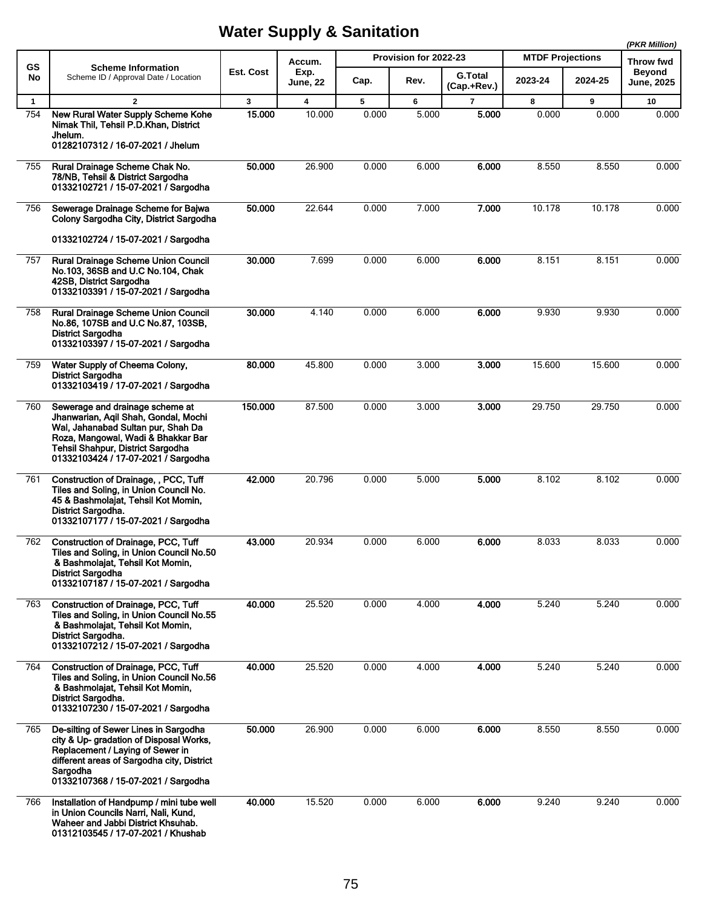# Water Supply & Sanitation

*(PKR Million)*

| GS No | Scheme Information<br>Scheme ID / Approval Date / Location | Est. Cost | Accum. Exp. June, 22 | Provision for 2022-23 | | | MTDF Projections | | Throw fwd Beyond June, 2025 |
|---|---|---|---|---|---|---|---|---|---|
| | | | | Cap. | Rev. | G.Total (Cap.+Rev.) | 2023-24 | 2024-25 | |
| 1 | 2 | 3 | 4 | 5 | 6 | 7 | 8 | 9 | 10 |
| 754 | **New Rural Water Supply Scheme Kohe Nimak Thil, Tehsil P.D.Khan, District Jhelum.**<br>**01282107312 / 16-07-2021 / Jhelum** | **15.000** | 10.000 | 0.000 | 5.000 | **5.000** | 0.000 | 0.000 | 0.000 |
| 755 | **Rural Drainage Scheme Chak No. 78/NB, Tehsil & District Sargodha**<br>**01332102721 / 15-07-2021 / Sargodha** | **50.000** | 26.900 | 0.000 | 6.000 | **6.000** | 8.550 | 8.550 | 0.000 |
| 756 | **Sewerage Drainage Scheme for Bajwa Colony Sargodha City, District Sargodha**<br>**01332102724 / 15-07-2021 / Sargodha** | **50.000** | 22.644 | 0.000 | 7.000 | **7.000** | 10.178 | 10.178 | 0.000 |
| 757 | **Rural Drainage Scheme Union Council No.103, 36SB and U.C No.104, Chak 42SB, District Sargodha**<br>**01332103391 / 15-07-2021 / Sargodha** | **30.000** | 7.699 | 0.000 | 6.000 | **6.000** | 8.151 | 8.151 | 0.000 |
| 758 | **Rural Drainage Scheme Union Council No.86, 107SB and U.C No.87, 103SB, District Sargodha**<br>**01332103397 / 15-07-2021 / Sargodha** | **30.000** | 4.140 | 0.000 | 6.000 | **6.000** | 9.930 | 9.930 | 0.000 |
| 759 | **Water Supply of Cheema Colony, District Sargodha**<br>**01332103419 / 17-07-2021 / Sargodha** | **80.000** | 45.800 | 0.000 | 3.000 | **3.000** | 15.600 | 15.600 | 0.000 |
| 760 | **Sewerage and drainage scheme at Jhanwarian, Aqil Shah, Gondal, Mochi Wal, Jahanabad Sultan pur, Shah Da Roza, Mangowal, Wadi & Bhakkar Bar Tehsil Shahpur, District Sargodha**<br>**01332103424 / 17-07-2021 / Sargodha** | **150.000** | 87.500 | 0.000 | 3.000 | **3.000** | 29.750 | 29.750 | 0.000 |
| 761 | **Construction of Drainage, , PCC, Tuff Tiles and Soling, in Union Council No. 45 & Bashmolajat, Tehsil Kot Momin, District Sargodha.**<br>**01332107177 / 15-07-2021 / Sargodha** | **42.000** | 20.796 | 0.000 | 5.000 | **5.000** | 8.102 | 8.102 | 0.000 |
| 762 | **Construction of Drainage, PCC, Tuff Tiles and Soling, in Union Council No.50 & Bashmolajat, Tehsil Kot Momin, District Sargodha**<br>**01332107187 / 15-07-2021 / Sargodha** | **43.000** | 20.934 | 0.000 | 6.000 | **6.000** | 8.033 | 8.033 | 0.000 |
| 763 | **Construction of Drainage, PCC, Tuff Tiles and Soling, in Union Council No.55 & Bashmolajat, Tehsil Kot Momin, District Sargodha.**<br>**01332107212 / 15-07-2021 / Sargodha** | **40.000** | 25.520 | 0.000 | 4.000 | **4.000** | 5.240 | 5.240 | 0.000 |
| 764 | **Construction of Drainage, PCC, Tuff Tiles and Soling, in Union Council No.56 & Bashmolajat, Tehsil Kot Momin, District Sargodha.**<br>**01332107230 / 15-07-2021 / Sargodha** | **40.000** | 25.520 | 0.000 | 4.000 | **4.000** | 5.240 | 5.240 | 0.000 |
| 765 | **De-silting of Sewer Lines in Sargodha city & Up- gradation of Disposal Works, Replacement / Laying of Sewer in different areas of Sargodha city, District Sargodha**<br>**01332107368 / 15-07-2021 / Sargodha** | **50.000** | 26.900 | 0.000 | 6.000 | **6.000** | 8.550 | 8.550 | 0.000 |
| 766 | **Installation of Handpump / mini tube well in Union Councils Narri, Nali, Kund, Waheer and Jabbi District Khsuhab.**<br>**01312103545 / 17-07-2021 / Khushab** | **40.000** | 15.520 | 0.000 | 6.000 | **6.000** | 9.240 | 9.240 | 0.000 |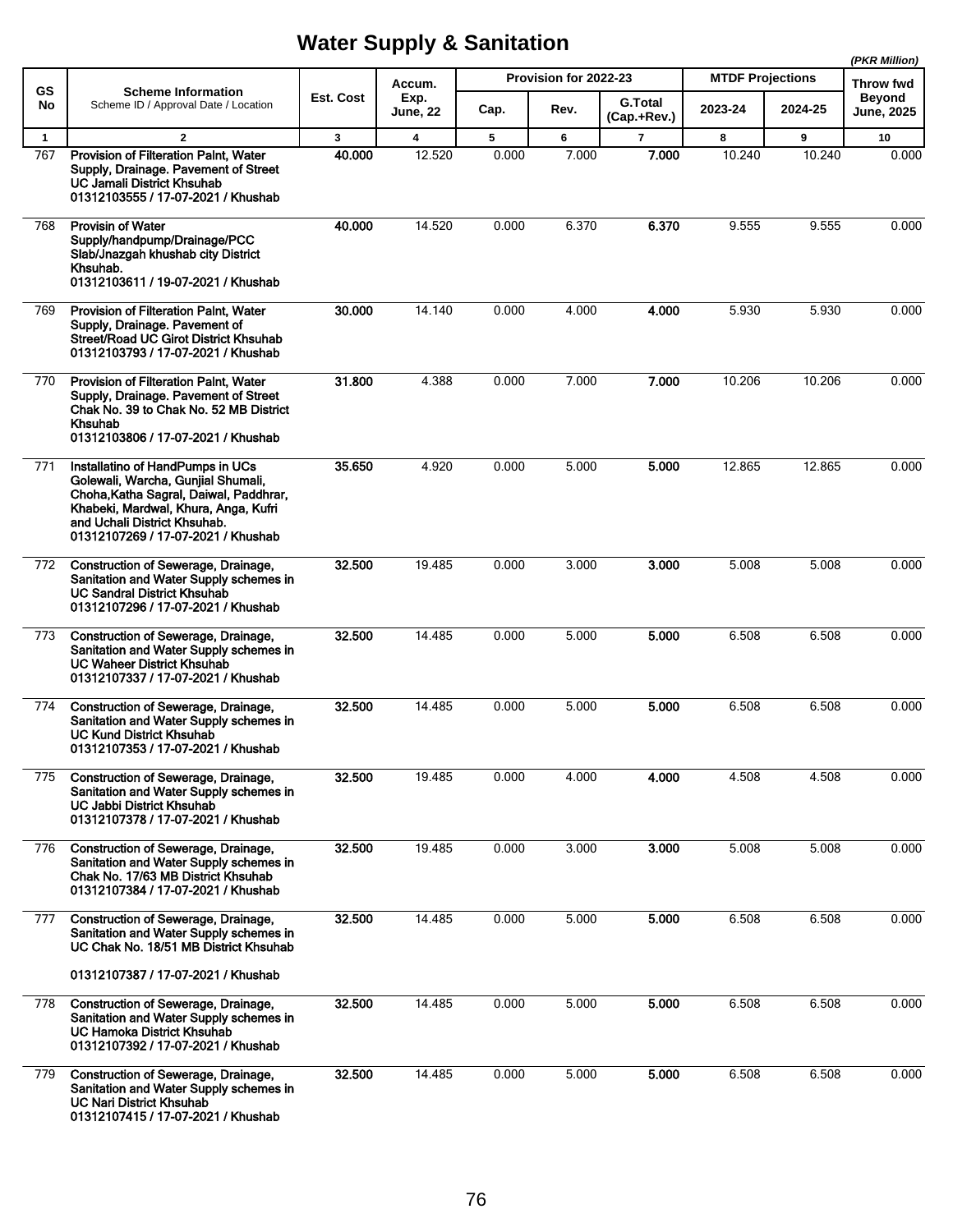# Water Supply & Sanitation

(PKR Million)

| GS No | Scheme Information<br>Scheme ID / Approval Date / Location | Est. Cost | Accum. Exp. June, 22 | Provision for 2022-23 | | | MTDF Projections | | Throw fwd Beyond June, 2025 |
|---|---|---|---|---|---|---|---|---|---|
| | | | | Cap. | Rev. | G.Total (Cap.+Rev.) | 2023-24 | 2024-25 | |
| 1 | 2 | 3 | 4 | 5 | 6 | 7 | 8 | 9 | 10 |
| 767 | **Provision of Filteration Palnt, Water Supply, Drainage. Pavement of Street UC Jamali District Khsuhab**<br>**01312103555 / 17-07-2021 / Khushab** | **40.000** | 12.520 | 0.000 | 7.000 | **7.000** | 10.240 | 10.240 | 0.000 |
| 768 | **Provisin of Water Supply/handpump/Drainage/PCC Slab/Jnazgah khushab city District Khsuhab.**<br>**01312103611 / 19-07-2021 / Khushab** | **40.000** | 14.520 | 0.000 | 6.370 | **6.370** | 9.555 | 9.555 | 0.000 |
| 769 | **Provision of Filteration Palnt, Water Supply, Drainage. Pavement of Street/Road UC Girot District Khsuhab**<br>**01312103793 / 17-07-2021 / Khushab** | **30.000** | 14.140 | 0.000 | 4.000 | **4.000** | 5.930 | 5.930 | 0.000 |
| 770 | **Provision of Filteration Palnt, Water Supply, Drainage. Pavement of Street Chak No. 39 to Chak No. 52 MB District Khsuhab**<br>**01312103806 / 17-07-2021 / Khushab** | **31.800** | 4.388 | 0.000 | 7.000 | **7.000** | 10.206 | 10.206 | 0.000 |
| 771 | **Installatino of HandPumps in UCs Golewali, Warcha, Gunjial Shumali, Choha,Katha Sagral, Daiwal, Paddhrar, Khabeki, Mardwal, Khura, Anga, Kufri and Uchali District Khsuhab.**<br>**01312107269 / 17-07-2021 / Khushab** | **35.650** | 4.920 | 0.000 | 5.000 | **5.000** | 12.865 | 12.865 | 0.000 |
| 772 | **Construction of Sewerage, Drainage, Sanitation and Water Supply schemes in UC Sandral District Khsuhab**<br>**01312107296 / 17-07-2021 / Khushab** | **32.500** | 19.485 | 0.000 | 3.000 | **3.000** | 5.008 | 5.008 | 0.000 |
| 773 | **Construction of Sewerage, Drainage, Sanitation and Water Supply schemes in UC Waheer District Khsuhab**<br>**01312107337 / 17-07-2021 / Khushab** | **32.500** | 14.485 | 0.000 | 5.000 | **5.000** | 6.508 | 6.508 | 0.000 |
| 774 | **Construction of Sewerage, Drainage, Sanitation and Water Supply schemes in UC Kund District Khsuhab**<br>**01312107353 / 17-07-2021 / Khushab** | **32.500** | 14.485 | 0.000 | 5.000 | **5.000** | 6.508 | 6.508 | 0.000 |
| 775 | **Construction of Sewerage, Drainage, Sanitation and Water Supply schemes in UC Jabbi District Khsuhab**<br>**01312107378 / 17-07-2021 / Khushab** | **32.500** | 19.485 | 0.000 | 4.000 | **4.000** | 4.508 | 4.508 | 0.000 |
| 776 | **Construction of Sewerage, Drainage, Sanitation and Water Supply schemes in Chak No. 17/63 MB District Khsuhab**<br>**01312107384 / 17-07-2021 / Khushab** | **32.500** | 19.485 | 0.000 | 3.000 | **3.000** | 5.008 | 5.008 | 0.000 |
| 777 | **Construction of Sewerage, Drainage, Sanitation and Water Supply schemes in UC Chak No. 18/51 MB District Khsuhab**<br>**01312107387 / 17-07-2021 / Khushab** | **32.500** | 14.485 | 0.000 | 5.000 | **5.000** | 6.508 | 6.508 | 0.000 |
| 778 | **Construction of Sewerage, Drainage, Sanitation and Water Supply schemes in UC Hamoka District Khsuhab**<br>**01312107392 / 17-07-2021 / Khushab** | **32.500** | 14.485 | 0.000 | 5.000 | **5.000** | 6.508 | 6.508 | 0.000 |
| 779 | **Construction of Sewerage, Drainage, Sanitation and Water Supply schemes in UC Nari District Khsuhab**<br>**01312107415 / 17-07-2021 / Khushab** | **32.500** | 14.485 | 0.000 | 5.000 | **5.000** | 6.508 | 6.508 | 0.000 |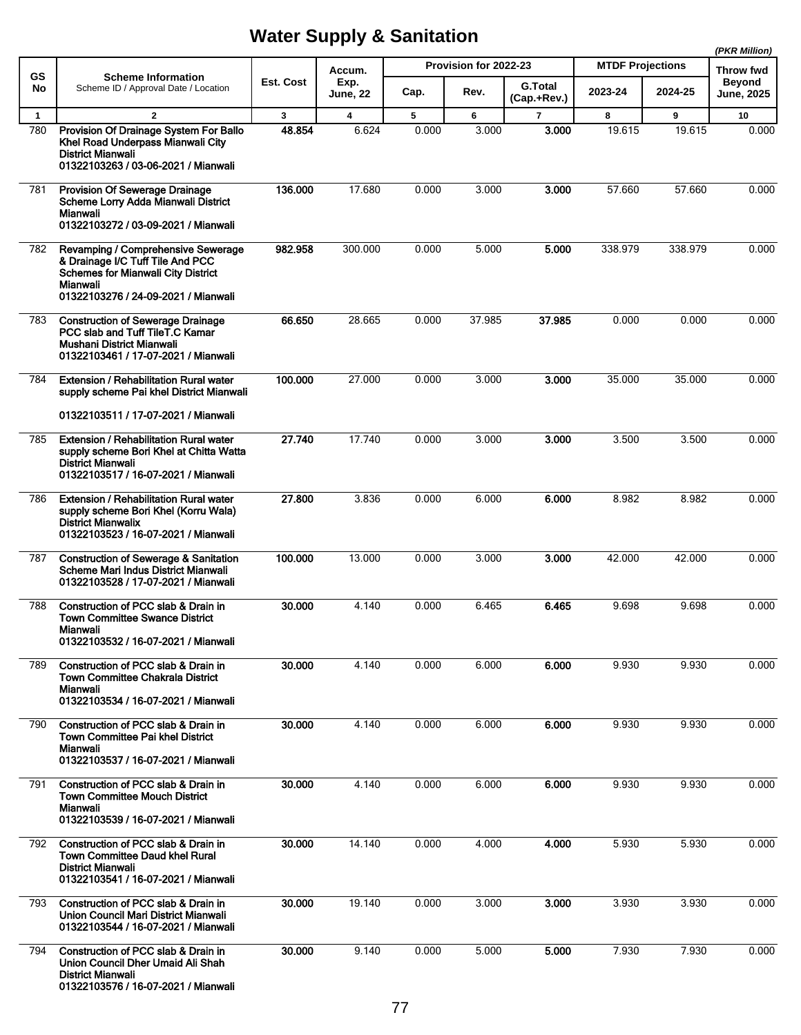# Water Supply & Sanitation

*(PKR Million)*

| GS No | Scheme Information<br>Scheme ID / Approval Date / Location | Est. Cost | Accum. Exp. June, 22 | Provision for 2022-23 | | | MTDF Projections | | Throw fwd Beyond June, 2025 |
|---|---|---|---|---|---|---|---|---|---|
| | | | | Cap. | Rev. | G.Total (Cap.+Rev.) | 2023-24 | 2024-25 | |
| 1 | 2 | 3 | 4 | 5 | 6 | 7 | 8 | 9 | 10 |
| 780 | **Provision Of Drainage System For Ballo Khel Road Underpass Mianwali City District Mianwali**<br>**01322103263 / 03-06-2021 / Mianwali** | **48.854** | 6.624 | 0.000 | 3.000 | **3.000** | 19.615 | 19.615 | 0.000 |
| 781 | **Provision Of Sewerage Drainage Scheme Lorry Adda Mianwali District Mianwali**<br>**01322103272 / 03-09-2021 / Mianwali** | **136.000** | 17.680 | 0.000 | 3.000 | **3.000** | 57.660 | 57.660 | 0.000 |
| 782 | **Revamping / Comprehensive Sewerage & Drainage I/C Tuff Tile And PCC Schemes for Mianwali City District Mianwali**<br>**01322103276 / 24-09-2021 / Mianwali** | **982.958** | 300.000 | 0.000 | 5.000 | **5.000** | 338.979 | 338.979 | 0.000 |
| 783 | **Construction of Sewerage Drainage PCC slab and Tuff TileT.C Kamar Mushani District Mianwali**<br>**01322103461 / 17-07-2021 / Mianwali** | **66.650** | 28.665 | 0.000 | 37.985 | **37.985** | 0.000 | 0.000 | 0.000 |
| 784 | **Extension / Rehabilitation Rural water supply scheme Pai khel District Mianwali**<br>**01322103511 / 17-07-2021 / Mianwali** | **100.000** | 27.000 | 0.000 | 3.000 | **3.000** | 35.000 | 35.000 | 0.000 |
| 785 | **Extension / Rehabilitation Rural water supply scheme Bori Khel at Chitta Watta District Mianwali**<br>**01322103517 / 16-07-2021 / Mianwali** | **27.740** | 17.740 | 0.000 | 3.000 | **3.000** | 3.500 | 3.500 | 0.000 |
| 786 | **Extension / Rehabilitation Rural water supply scheme Bori Khel (Korru Wala) District Mianwalix**<br>**01322103523 / 16-07-2021 / Mianwali** | **27.800** | 3.836 | 0.000 | 6.000 | **6.000** | 8.982 | 8.982 | 0.000 |
| 787 | **Construction of Sewerage & Sanitation Scheme Mari Indus District Mianwali**<br>**01322103528 / 17-07-2021 / Mianwali** | **100.000** | 13.000 | 0.000 | 3.000 | **3.000** | 42.000 | 42.000 | 0.000 |
| 788 | **Construction of PCC slab & Drain in Town Committee Swance District Mianwali**<br>**01322103532 / 16-07-2021 / Mianwali** | **30.000** | 4.140 | 0.000 | 6.465 | **6.465** | 9.698 | 9.698 | 0.000 |
| 789 | **Construction of PCC slab & Drain in Town Committee Chakrala District Mianwali**<br>**01322103534 / 16-07-2021 / Mianwali** | **30.000** | 4.140 | 0.000 | 6.000 | **6.000** | 9.930 | 9.930 | 0.000 |
| 790 | **Construction of PCC slab & Drain in Town Committee Pai khel District Mianwali**<br>**01322103537 / 16-07-2021 / Mianwali** | **30.000** | 4.140 | 0.000 | 6.000 | **6.000** | 9.930 | 9.930 | 0.000 |
| 791 | **Construction of PCC slab & Drain in Town Committee Mouch District Mianwali**<br>**01322103539 / 16-07-2021 / Mianwali** | **30.000** | 4.140 | 0.000 | 6.000 | **6.000** | 9.930 | 9.930 | 0.000 |
| 792 | **Construction of PCC slab & Drain in Town Committee Daud khel Rural District Mianwali**<br>**01322103541 / 16-07-2021 / Mianwali** | **30.000** | 14.140 | 0.000 | 4.000 | **4.000** | 5.930 | 5.930 | 0.000 |
| 793 | **Construction of PCC slab & Drain in Union Council Mari District Mianwali**<br>**01322103544 / 16-07-2021 / Mianwali** | **30.000** | 19.140 | 0.000 | 3.000 | **3.000** | 3.930 | 3.930 | 0.000 |
| 794 | **Construction of PCC slab & Drain in Union Council Dher Umaid Ali Shah District Mianwali**<br>**01322103576 / 16-07-2021 / Mianwali** | **30.000** | 9.140 | 0.000 | 5.000 | **5.000** | 7.930 | 7.930 | 0.000 |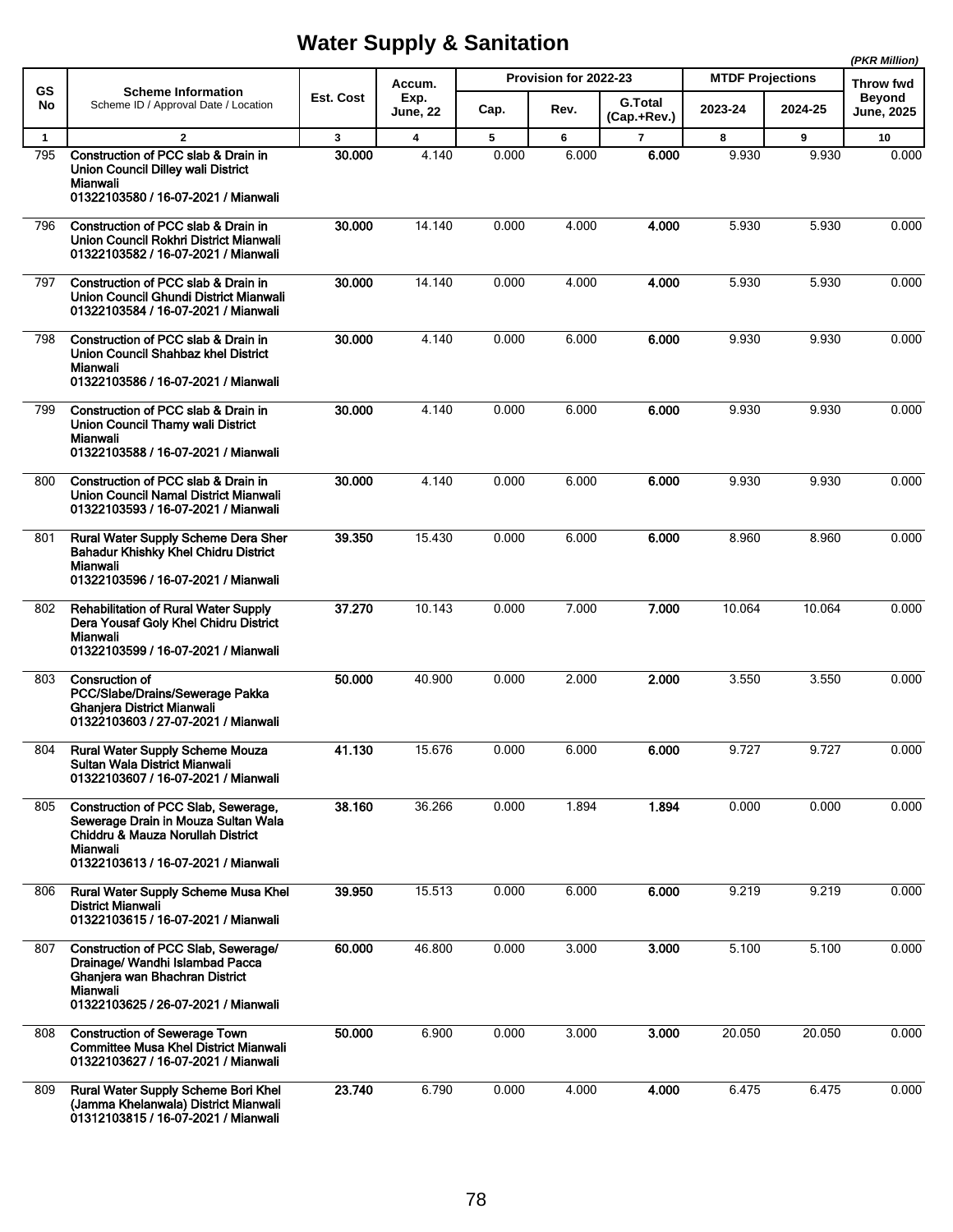# Water Supply & Sanitation

*(PKR Million)*

| GS No | Scheme Information<br>Scheme ID / Approval Date / Location | Est. Cost | Accum. Exp. June, 22 | Provision for 2022-23 | | | MTDF Projections | | Throw fwd Beyond June, 2025 |
|---|---|---|---|---|---|---|---|---|---|
| | | | | Cap. | Rev. | G.Total (Cap.+Rev.) | 2023-24 | 2024-25 | |
| 1 | 2 | 3 | 4 | 5 | 6 | 7 | 8 | 9 | 10 |
| 795 | **Construction of PCC slab & Drain in Union Council Dilley wali District Mianwali**<br>**01322103580 / 16-07-2021 / Mianwali** | **30.000** | 4.140 | 0.000 | 6.000 | **6.000** | 9.930 | 9.930 | 0.000 |
| 796 | **Construction of PCC slab & Drain in Union Council Rokhri District Mianwali**<br>**01322103582 / 16-07-2021 / Mianwali** | **30.000** | 14.140 | 0.000 | 4.000 | **4.000** | 5.930 | 5.930 | 0.000 |
| 797 | **Construction of PCC slab & Drain in Union Council Ghundi District Mianwali**<br>**01322103584 / 16-07-2021 / Mianwali** | **30.000** | 14.140 | 0.000 | 4.000 | **4.000** | 5.930 | 5.930 | 0.000 |
| 798 | **Construction of PCC slab & Drain in Union Council Shahbaz khel District Mianwali**<br>**01322103586 / 16-07-2021 / Mianwali** | **30.000** | 4.140 | 0.000 | 6.000 | **6.000** | 9.930 | 9.930 | 0.000 |
| 799 | **Construction of PCC slab & Drain in Union Council Thamy wali District Mianwali**<br>**01322103588 / 16-07-2021 / Mianwali** | **30.000** | 4.140 | 0.000 | 6.000 | **6.000** | 9.930 | 9.930 | 0.000 |
| 800 | **Construction of PCC slab & Drain in Union Council Namal District Mianwali**<br>**01322103593 / 16-07-2021 / Mianwali** | **30.000** | 4.140 | 0.000 | 6.000 | **6.000** | 9.930 | 9.930 | 0.000 |
| 801 | **Rural Water Supply Scheme Dera Sher Bahadur Khishky Khel Chidru District Mianwali**<br>**01322103596 / 16-07-2021 / Mianwali** | **39.350** | 15.430 | 0.000 | 6.000 | **6.000** | 8.960 | 8.960 | 0.000 |
| 802 | **Rehabilitation of Rural Water Supply Dera Yousaf Goly Khel Chidru District Mianwali**<br>**01322103599 / 16-07-2021 / Mianwali** | **37.270** | 10.143 | 0.000 | 7.000 | **7.000** | 10.064 | 10.064 | 0.000 |
| 803 | **Consruction of PCC/Slabe/Drains/Sewerage Pakka Ghanjera District Mianwali**<br>**01322103603 / 27-07-2021 / Mianwali** | **50.000** | 40.900 | 0.000 | 2.000 | **2.000** | 3.550 | 3.550 | 0.000 |
| 804 | **Rural Water Supply Scheme Mouza Sultan Wala District Mianwali**<br>**01322103607 / 16-07-2021 / Mianwali** | **41.130** | 15.676 | 0.000 | 6.000 | **6.000** | 9.727 | 9.727 | 0.000 |
| 805 | **Construction of PCC Slab, Sewerage, Sewerage Drain in Mouza Sultan Wala Chiddru & Mauza Norullah District Mianwali**<br>**01322103613 / 16-07-2021 / Mianwali** | **38.160** | 36.266 | 0.000 | 1.894 | **1.894** | 0.000 | 0.000 | 0.000 |
| 806 | **Rural Water Supply Scheme Musa Khel District Mianwali**<br>**01322103615 / 16-07-2021 / Mianwali** | **39.950** | 15.513 | 0.000 | 6.000 | **6.000** | 9.219 | 9.219 | 0.000 |
| 807 | **Construction of PCC Slab, Sewerage/ Drainage/ Wandhi Islambad Pacca Ghanjera wan Bhachran District Mianwali**<br>**01322103625 / 26-07-2021 / Mianwali** | **60.000** | 46.800 | 0.000 | 3.000 | **3.000** | 5.100 | 5.100 | 0.000 |
| 808 | **Construction of Sewerage Town Committee Musa Khel District Mianwali**<br>**01322103627 / 16-07-2021 / Mianwali** | **50.000** | 6.900 | 0.000 | 3.000 | **3.000** | 20.050 | 20.050 | 0.000 |
| 809 | **Rural Water Supply Scheme Bori Khel (Jamma Khelanwala) District Mianwali**<br>**01312103815 / 16-07-2021 / Mianwali** | **23.740** | 6.790 | 0.000 | 4.000 | **4.000** | 6.475 | 6.475 | 0.000 |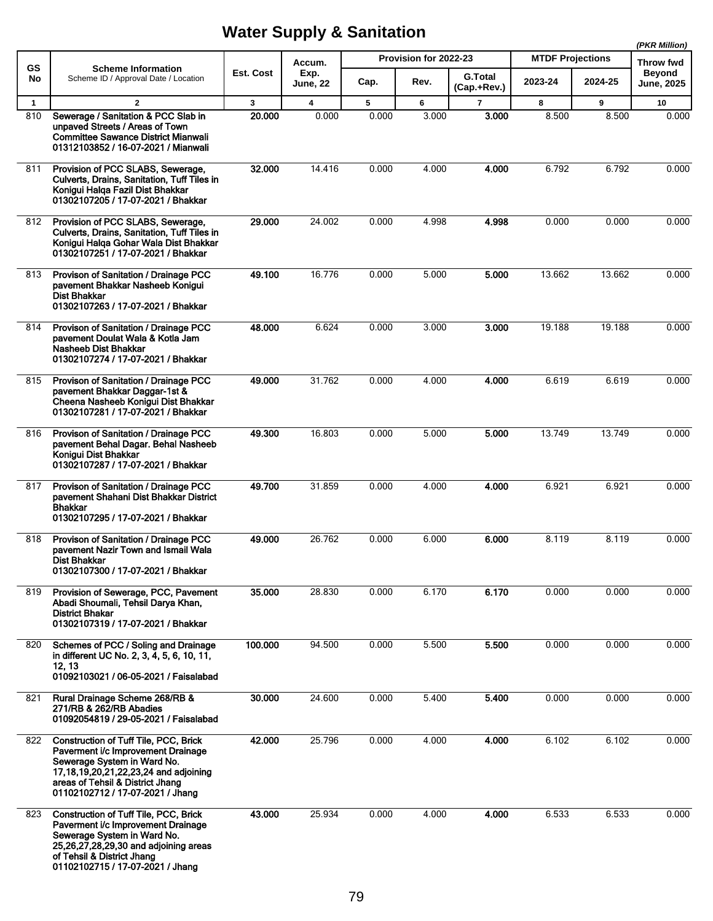# Water Supply & Sanitation

(PKR Million)

| GS No | Scheme Information<br>Scheme ID / Approval Date / Location | Est. Cost | Accum. Exp. June, 22 | Provision for 2022-23 | | | MTDF Projections | | Throw fwd Beyond June, 2025 |
|---|---|---|---|---|---|---|---|---|---|
| | | | | Cap. | Rev. | G.Total (Cap.+Rev.) | 2023-24 | 2024-25 | |
| 1 | 2 | 3 | 4 | 5 | 6 | 7 | 8 | 9 | 10 |
| 810 | **Sewerage / Sanitation & PCC Slab in unpaved Streets / Areas of Town Committee Sawance District Mianwali**<br>**01312103852 / 16-07-2021 / Mianwali** | **20.000** | 0.000 | 0.000 | 3.000 | **3.000** | 8.500 | 8.500 | 0.000 |
| 811 | **Provision of PCC SLABS, Sewerage, Culverts, Drains, Sanitation, Tuff Tiles in Konigui Halqa Fazil Dist Bhakkar**<br>**01302107205 / 17-07-2021 / Bhakkar** | **32.000** | 14.416 | 0.000 | 4.000 | **4.000** | 6.792 | 6.792 | 0.000 |
| 812 | **Provision of PCC SLABS, Sewerage, Culverts, Drains, Sanitation, Tuff Tiles in Konigui Halqa Gohar Wala Dist Bhakkar**<br>**01302107251 / 17-07-2021 / Bhakkar** | **29.000** | 24.002 | 0.000 | 4.998 | **4.998** | 0.000 | 0.000 | 0.000 |
| 813 | **Provison of Sanitation / Drainage PCC pavement Bhakkar Nasheeb Konigui Dist Bhakkar**<br>**01302107263 / 17-07-2021 / Bhakkar** | **49.100** | 16.776 | 0.000 | 5.000 | **5.000** | 13.662 | 13.662 | 0.000 |
| 814 | **Provison of Sanitation / Drainage PCC pavement Doulat Wala & Kotla Jam Nasheeb Dist Bhakkar**<br>**01302107274 / 17-07-2021 / Bhakkar** | **48.000** | 6.624 | 0.000 | 3.000 | **3.000** | 19.188 | 19.188 | 0.000 |
| 815 | **Provison of Sanitation / Drainage PCC pavement Bhakkar Daggar-1st & Cheena Nasheeb Konigui Dist Bhakkar**<br>**01302107281 / 17-07-2021 / Bhakkar** | **49.000** | 31.762 | 0.000 | 4.000 | **4.000** | 6.619 | 6.619 | 0.000 |
| 816 | **Provison of Sanitation / Drainage PCC pavement Behal Dagar. Behal Nasheeb Konigui Dist Bhakkar**<br>**01302107287 / 17-07-2021 / Bhakkar** | **49.300** | 16.803 | 0.000 | 5.000 | **5.000** | 13.749 | 13.749 | 0.000 |
| 817 | **Provison of Sanitation / Drainage PCC pavement Shahani Dist Bhakkar District Bhakkar**<br>**01302107295 / 17-07-2021 / Bhakkar** | **49.700** | 31.859 | 0.000 | 4.000 | **4.000** | 6.921 | 6.921 | 0.000 |
| 818 | **Provison of Sanitation / Drainage PCC pavement Nazir Town and Ismail Wala Dist Bhakkar**<br>**01302107300 / 17-07-2021 / Bhakkar** | **49.000** | 26.762 | 0.000 | 6.000 | **6.000** | 8.119 | 8.119 | 0.000 |
| 819 | **Provision of Sewerage, PCC, Pavement Abadi Shoumali, Tehsil Darya Khan, District Bhakar**<br>**01302107319 / 17-07-2021 / Bhakkar** | **35.000** | 28.830 | 0.000 | 6.170 | **6.170** | 0.000 | 0.000 | 0.000 |
| 820 | **Schemes of PCC / Soling and Drainage in different UC No. 2, 3, 4, 5, 6, 10, 11, 12, 13**<br>**01092103021 / 06-05-2021 / Faisalabad** | **100.000** | 94.500 | 0.000 | 5.500 | **5.500** | 0.000 | 0.000 | 0.000 |
| 821 | **Rural Drainage Scheme 268/RB & 271/RB & 262/RB Abadies**<br>**01092054819 / 29-05-2021 / Faisalabad** | **30.000** | 24.600 | 0.000 | 5.400 | **5.400** | 0.000 | 0.000 | 0.000 |
| 822 | **Construction of Tuff Tile, PCC, Brick Paverment i/c Improvement Drainage Sewerage System in Ward No. 17,18,19,20,21,22,23,24 and adjoining areas of Tehsil & District Jhang**<br>**01102102712 / 17-07-2021 / Jhang** | **42.000** | 25.796 | 0.000 | 4.000 | **4.000** | 6.102 | 6.102 | 0.000 |
| 823 | **Construction of Tuff Tile, PCC, Brick Paverment i/c Improvement Drainage Sewerage System in Ward No. 25,26,27,28,29,30 and adjoining areas of Tehsil & District Jhang**<br>**01102102715 / 17-07-2021 / Jhang** | **43.000** | 25.934 | 0.000 | 4.000 | **4.000** | 6.533 | 6.533 | 0.000 |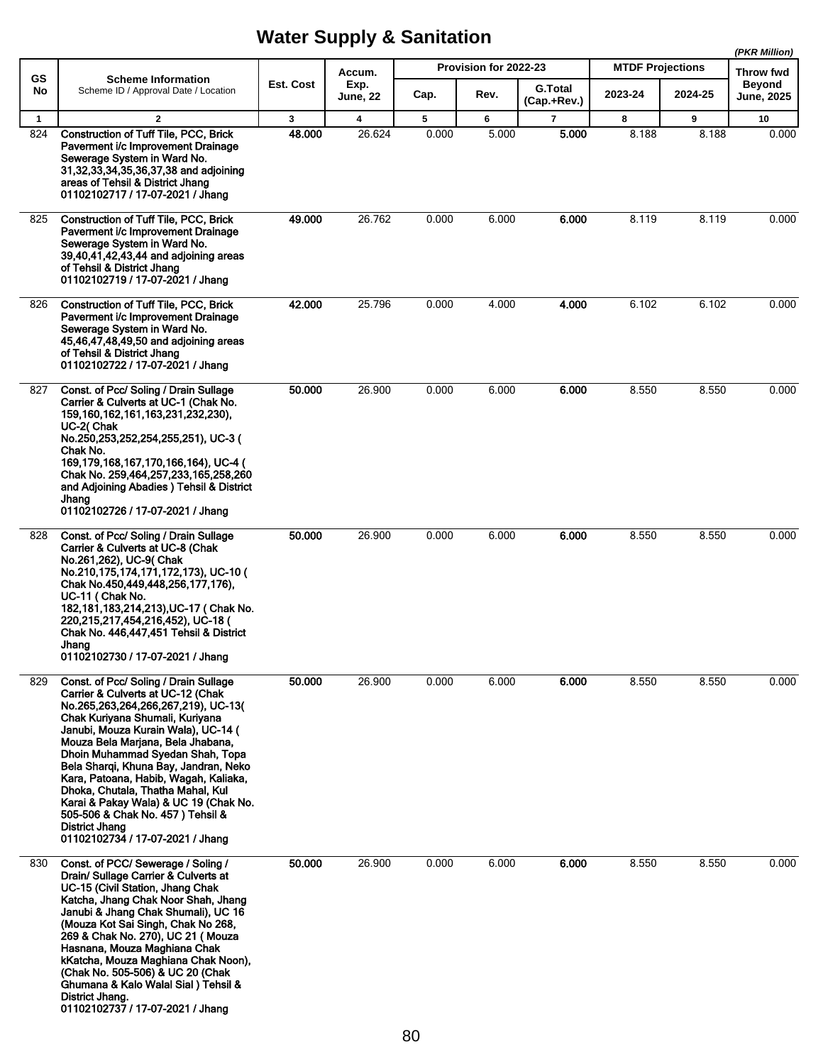# Water Supply & Sanitation

*(PKR Million)*

| GS No | Scheme Information<br>Scheme ID / Approval Date / Location | Est. Cost | Accum. Exp. June, 22 | Provision for 2022-23 | | | MTDF Projections | | Throw fwd Beyond June, 2025 |
|---|---|---|---|---|---|---|---|---|---|
| | | | | Cap. | Rev. | G.Total (Cap.+Rev.) | 2023-24 | 2024-25 | |
| 1 | 2 | 3 | 4 | 5 | 6 | 7 | 8 | 9 | 10 |
| 824 | **Construction of Tuff Tile, PCC, Brick Paverment i/c Improvement Drainage Sewerage System in Ward No. 31,32,33,34,35,36,37,38 and adjoining areas of Tehsil & District Jhang 01102102717 / 17-07-2021 / Jhang** | **48.000** | 26.624 | 0.000 | 5.000 | **5.000** | 8.188 | 8.188 | 0.000 |
| 825 | **Construction of Tuff Tile, PCC, Brick Paverment i/c Improvement Drainage Sewerage System in Ward No. 39,40,41,42,43,44 and adjoining areas of Tehsil & District Jhang 01102102719 / 17-07-2021 / Jhang** | **49.000** | 26.762 | 0.000 | 6.000 | **6.000** | 8.119 | 8.119 | 0.000 |
| 826 | **Construction of Tuff Tile, PCC, Brick Paverment i/c Improvement Drainage Sewerage System in Ward No. 45,46,47,48,49,50 and adjoining areas of Tehsil & District Jhang 01102102722 / 17-07-2021 / Jhang** | **42.000** | 25.796 | 0.000 | 4.000 | **4.000** | 6.102 | 6.102 | 0.000 |
| 827 | **Const. of Pcc/ Soling / Drain Sullage Carrier & Culverts at UC-1 (Chak No. 159,160,162,161,163,231,232,230), UC-2( Chak No.250,253,252,254,255,251), UC-3 ( Chak No. 169,179,168,167,170,166,164), UC-4 ( Chak No. 259,464,257,233,165,258,260 and Adjoining Abadies ) Tehsil & District Jhang 01102102726 / 17-07-2021 / Jhang** | **50.000** | 26.900 | 0.000 | 6.000 | **6.000** | 8.550 | 8.550 | 0.000 |
| 828 | **Const. of Pcc/ Soling / Drain Sullage Carrier & Culverts at UC-8 (Chak No.261,262), UC-9( Chak No.210,175,174,171,172,173), UC-10 ( Chak No.450,449,448,256,177,176), UC-11 ( Chak No. 182,181,183,214,213),UC-17 ( Chak No. 220,215,217,454,216,452), UC-18 ( Chak No. 446,447,451 Tehsil & District Jhang 01102102730 / 17-07-2021 / Jhang** | **50.000** | 26.900 | 0.000 | 6.000 | **6.000** | 8.550 | 8.550 | 0.000 |
| 829 | **Const. of Pcc/ Soling / Drain Sullage Carrier & Culverts at UC-12 (Chak No.265,263,264,266,267,219), UC-13( Chak Kuriyana Shumali, Kuriyana Janubi, Mouza Kurain Wala), UC-14 ( Mouza Bela Marjana, Bela Jhabana, Dhoin Muhammad Syedan Shah, Topa Bela Sharqi, Khuna Bay, Jandran, Neko Kara, Patoana, Habib, Wagah, Kaliaka, Dhoka, Chutala, Thatha Mahal, Kul Karai & Pakay Wala) & UC 19 (Chak No. 505-506 & Chak No. 457 ) Tehsil & District Jhang 01102102734 / 17-07-2021 / Jhang** | **50.000** | 26.900 | 0.000 | 6.000 | **6.000** | 8.550 | 8.550 | 0.000 |
| 830 | **Const. of PCC/ Sewerage / Soling / Drain/ Sullage Carrier & Culverts at UC-15 (Civil Station, Jhang Chak Katcha, Jhang Chak Noor Shah, Jhang Janubi & Jhang Chak Shumali), UC 16 (Mouza Kot Sai Singh, Chak No 268, 269 & Chak No. 270), UC 21 ( Mouza Hasnana, Mouza Maghiana Chak kKatcha, Mouza Maghiana Chak Noon), (Chak No. 505-506) & UC 20 (Chak Ghumana & Kalo Walal Sial ) Tehsil & District Jhang. 01102102737 / 17-07-2021 / Jhang** | **50.000** | 26.900 | 0.000 | 6.000 | **6.000** | 8.550 | 8.550 | 0.000 |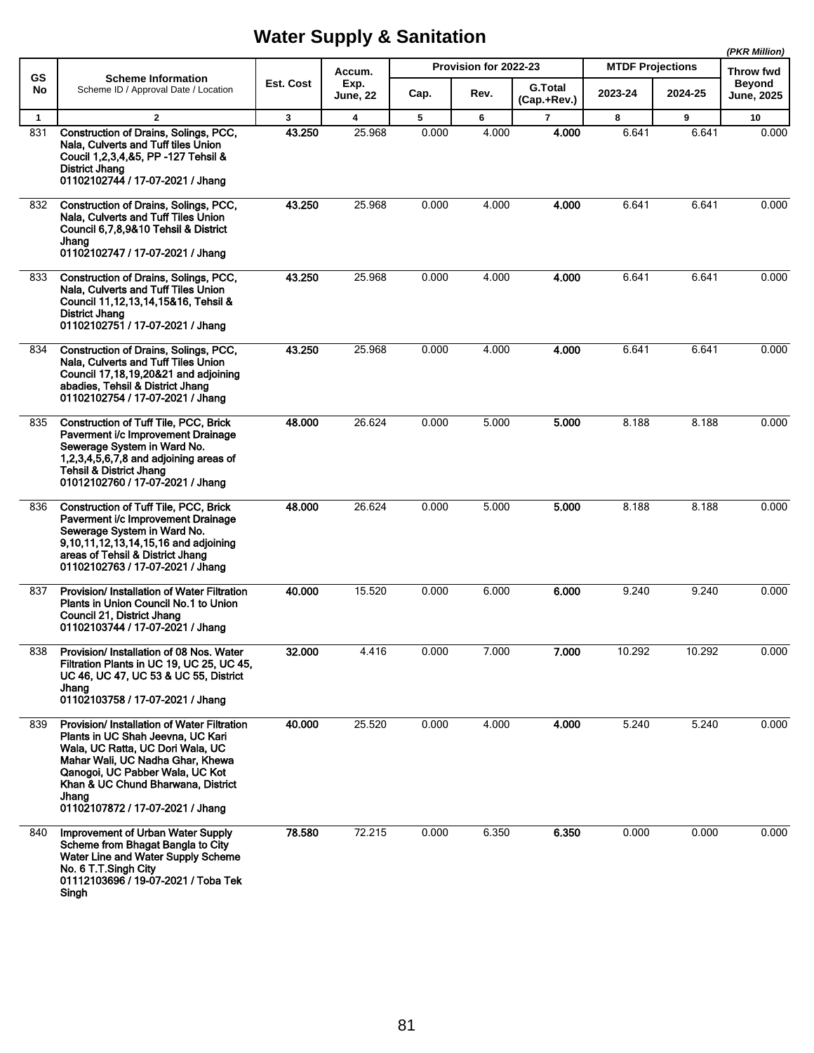# Water Supply & Sanitation

*(PKR Million)*

| GS No | Scheme Information<br>Scheme ID / Approval Date / Location | Est. Cost | Accum. Exp. June, 22 | Provision for 2022-23 | | | MTDF Projections | | Throw fwd Beyond June, 2025 |
|---|---|---|---|---|---|---|---|---|---|
| | | | | Cap. | Rev. | G.Total (Cap.+Rev.) | 2023-24 | 2024-25 | |
| 1 | 2 | 3 | 4 | 5 | 6 | 7 | 8 | 9 | 10 |
| 831 | **Construction of Drains, Solings, PCC, Nala, Culverts and Tuff tiles Union Coucil 1,2,3,4,&5, PP -127 Tehsil & District Jhang<br>01102102744 / 17-07-2021 / Jhang** | **43.250** | 25.968 | 0.000 | 4.000 | **4.000** | 6.641 | 6.641 | 0.000 |
| 832 | **Construction of Drains, Solings, PCC, Nala, Culverts and Tuff Tiles Union Council 6,7,8,9&10 Tehsil & District Jhang<br>01102102747 / 17-07-2021 / Jhang** | **43.250** | 25.968 | 0.000 | 4.000 | **4.000** | 6.641 | 6.641 | 0.000 |
| 833 | **Construction of Drains, Solings, PCC, Nala, Culverts and Tuff Tiles Union Council 11,12,13,14,15&16, Tehsil & District Jhang<br>01102102751 / 17-07-2021 / Jhang** | **43.250** | 25.968 | 0.000 | 4.000 | **4.000** | 6.641 | 6.641 | 0.000 |
| 834 | **Construction of Drains, Solings, PCC, Nala, Culverts and Tuff Tiles Union Council 17,18,19,20&21 and adjoining abadies, Tehsil & District Jhang<br>01102102754 / 17-07-2021 / Jhang** | **43.250** | 25.968 | 0.000 | 4.000 | **4.000** | 6.641 | 6.641 | 0.000 |
| 835 | **Construction of Tuff Tile, PCC, Brick Paverment i/c Improvement Drainage Sewerage System in Ward No. 1,2,3,4,5,6,7,8 and adjoining areas of Tehsil & District Jhang<br>01012102760 / 17-07-2021 / Jhang** | **48.000** | 26.624 | 0.000 | 5.000 | **5.000** | 8.188 | 8.188 | 0.000 |
| 836 | **Construction of Tuff Tile, PCC, Brick Paverment i/c Improvement Drainage Sewerage System in Ward No. 9,10,11,12,13,14,15,16 and adjoining areas of Tehsil & District Jhang<br>01102102763 / 17-07-2021 / Jhang** | **48.000** | 26.624 | 0.000 | 5.000 | **5.000** | 8.188 | 8.188 | 0.000 |
| 837 | **Provision/ Installation of Water Filtration Plants in Union Council No.1 to Union Council 21, District Jhang<br>01102103744 / 17-07-2021 / Jhang** | **40.000** | 15.520 | 0.000 | 6.000 | **6.000** | 9.240 | 9.240 | 0.000 |
| 838 | **Provision/ Installation of 08 Nos. Water Filtration Plants in UC 19, UC 25, UC 45, UC 46, UC 47, UC 53 & UC 55, District Jhang<br>01102103758 / 17-07-2021 / Jhang** | **32.000** | 4.416 | 0.000 | 7.000 | **7.000** | 10.292 | 10.292 | 0.000 |
| 839 | **Provision/ Installation of Water Filtration Plants in UC Shah Jeevna, UC Kari Wala, UC Ratta, UC Dori Wala, UC Mahar Wali, UC Nadha Ghar, Khewa Qanogoi, UC Pabber Wala, UC Kot Khan & UC Chund Bharwana, District Jhang<br>01102107872 / 17-07-2021 / Jhang** | **40.000** | 25.520 | 0.000 | 4.000 | **4.000** | 5.240 | 5.240 | 0.000 |
| 840 | **Improvement of Urban Water Supply Scheme from Bhagat Bangla to City Water Line and Water Supply Scheme No. 6 T.T.Singh City<br>01112103696 / 19-07-2021 / Toba Tek Singh** | **78.580** | 72.215 | 0.000 | 6.350 | **6.350** | 0.000 | 0.000 | 0.000 |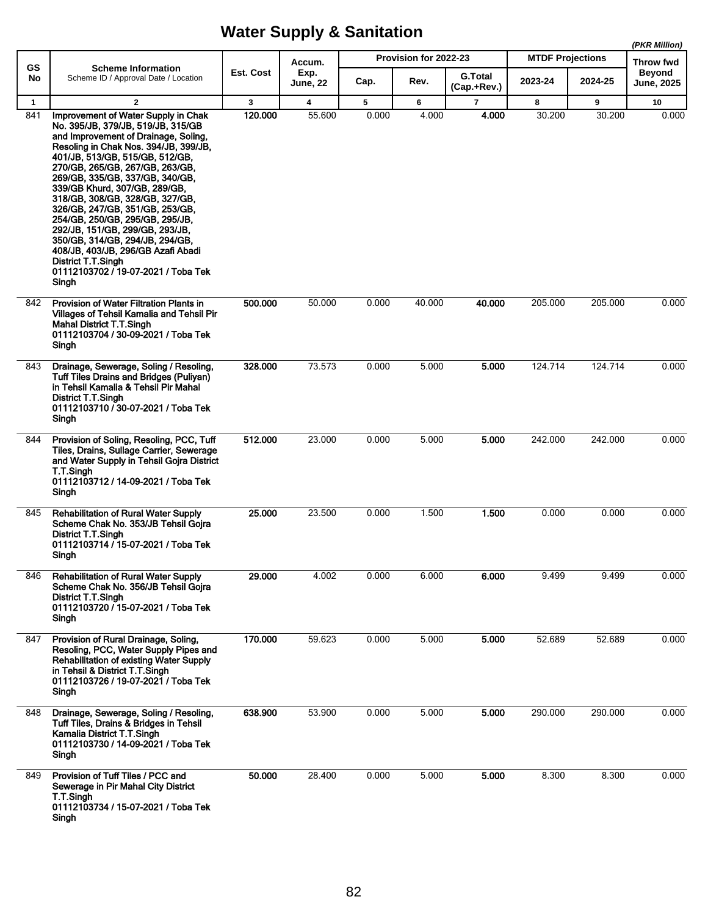# Water Supply & Sanitation

*(PKR Million)*

| GS No | Scheme Information<br>Scheme ID / Approval Date / Location | Est. Cost | Accum. Exp. June, 22 | Provision for 2022-23 | | | MTDF Projections | | Throw fwd Beyond June, 2025 |
|---|---|---|---|---|---|---|---|---|---|
| | | | | Cap. | Rev. | G.Total (Cap.+Rev.) | 2023-24 | 2024-25 | |
| 1 | 2 | 3 | 4 | 5 | 6 | 7 | 8 | 9 | 10 |
| 841 | **Improvement of Water Supply in Chak No. 395/JB, 379/JB, 519/JB, 315/GB and Improvement of Drainage, Soling, Resoling in Chak Nos. 394/JB, 399/JB, 401/JB, 513/GB, 515/GB, 512/GB, 270/GB, 265/GB, 267/GB, 263/GB, 269/GB, 335/GB, 337/GB, 340/GB, 339/GB Khurd, 307/GB, 289/GB, 318/GB, 308/GB, 328/GB, 327/GB, 326/GB, 247/GB, 351/GB, 253/GB, 254/GB, 250/GB, 295/GB, 295/JB, 292/JB, 151/GB, 299/GB, 293/JB, 350/GB, 314/GB, 294/JB, 294/GB, 408/JB, 403/JB, 296/GB Azafi Abadi District T.T.Singh 01112103702 / 19-07-2021 / Toba Tek Singh** | **120.000** | 55.600 | 0.000 | 4.000 | **4.000** | 30.200 | 30.200 | 0.000 |
| 842 | **Provision of Water Filtration Plants in Villages of Tehsil Kamalia and Tehsil Pir Mahal District T.T.Singh 01112103704 / 30-09-2021 / Toba Tek Singh** | **500.000** | 50.000 | 0.000 | 40.000 | **40.000** | 205.000 | 205.000 | 0.000 |
| 843 | **Drainage, Sewerage, Soling / Resoling, Tuff Tiles Drains and Bridges (Puliyan) in Tehsil Kamalia & Tehsil Pir Mahal District T.T.Singh 01112103710 / 30-07-2021 / Toba Tek Singh** | **328.000** | 73.573 | 0.000 | 5.000 | **5.000** | 124.714 | 124.714 | 0.000 |
| 844 | **Provision of Soling, Resoling, PCC, Tuff Tiles, Drains, Sullage Carrier, Sewerage and Water Supply in Tehsil Gojra District T.T.Singh 01112103712 / 14-09-2021 / Toba Tek Singh** | **512.000** | 23.000 | 0.000 | 5.000 | **5.000** | 242.000 | 242.000 | 0.000 |
| 845 | **Rehabilitation of Rural Water Supply Scheme Chak No. 353/JB Tehsil Gojra District T.T.Singh 01112103714 / 15-07-2021 / Toba Tek Singh** | **25.000** | 23.500 | 0.000 | 1.500 | **1.500** | 0.000 | 0.000 | 0.000 |
| 846 | **Rehabilitation of Rural Water Supply Scheme Chak No. 356/JB Tehsil Gojra District T.T.Singh 01112103720 / 15-07-2021 / Toba Tek Singh** | **29.000** | 4.002 | 0.000 | 6.000 | **6.000** | 9.499 | 9.499 | 0.000 |
| 847 | **Provision of Rural Drainage, Soling, Resoling, PCC, Water Supply Pipes and Rehabilitation of existing Water Supply in Tehsil & District T.T.Singh 01112103726 / 19-07-2021 / Toba Tek Singh** | **170.000** | 59.623 | 0.000 | 5.000 | **5.000** | 52.689 | 52.689 | 0.000 |
| 848 | **Drainage, Sewerage, Soling / Resoling, Tuff Tiles, Drains & Bridges in Tehsil Kamalia District T.T.Singh 01112103730 / 14-09-2021 / Toba Tek Singh** | **638.900** | 53.900 | 0.000 | 5.000 | **5.000** | 290.000 | 290.000 | 0.000 |
| 849 | **Provision of Tuff Tiles / PCC and Sewerage in Pir Mahal City District T.T.Singh 01112103734 / 15-07-2021 / Toba Tek Singh** | **50.000** | 28.400 | 0.000 | 5.000 | **5.000** | 8.300 | 8.300 | 0.000 |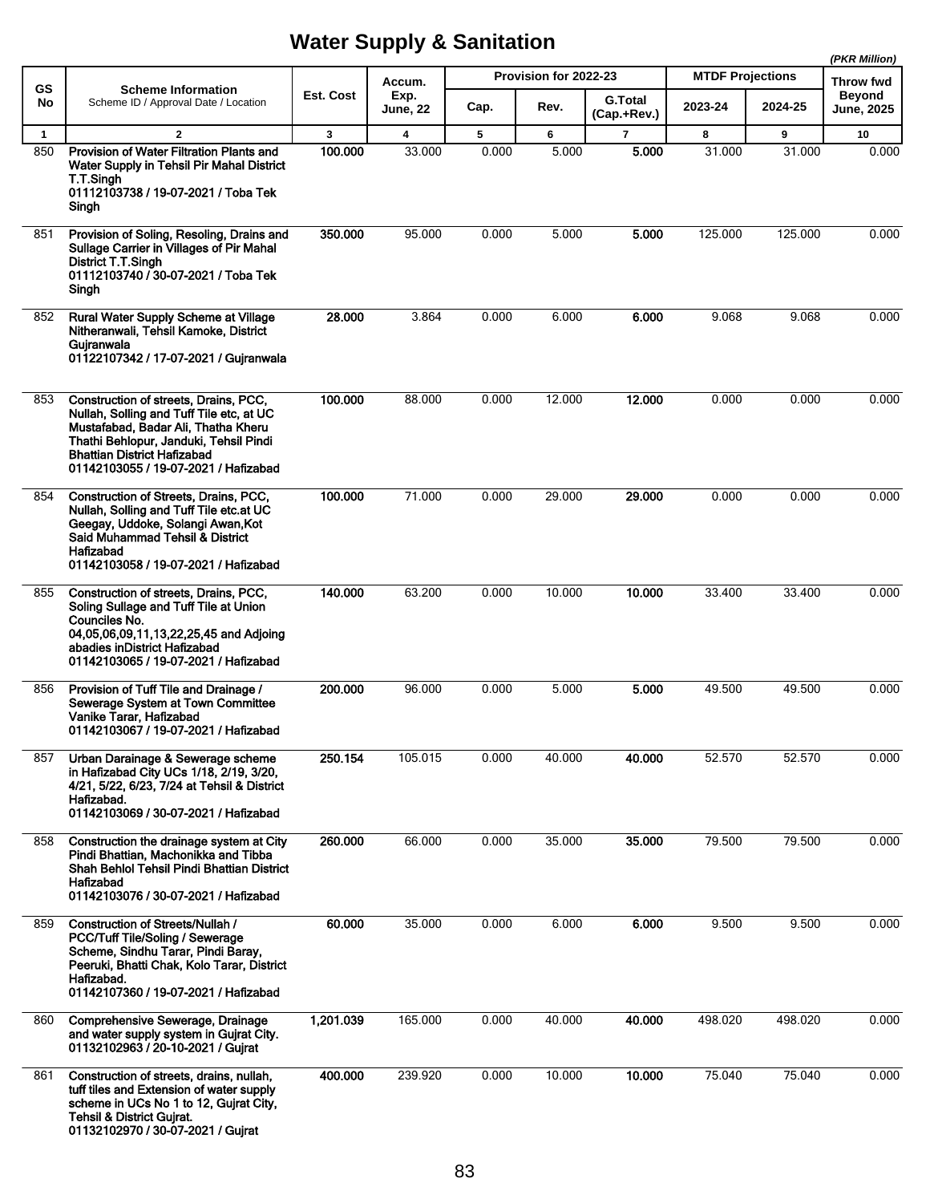# Water Supply & Sanitation

*(PKR Million)*

| GS No | Scheme Information<br>Scheme ID / Approval Date / Location | Est. Cost | Accum. Exp. June, 22 | Provision for 2022-23 | | | MTDF Projections | | Throw fwd Beyond June, 2025 |
|---|---|---|---|---|---|---|---|---|---|
| | | | | Cap. | Rev. | G.Total (Cap.+Rev.) | 2023-24 | 2024-25 | |
| 1 | 2 | 3 | 4 | 5 | 6 | 7 | 8 | 9 | 10 |
| 850 | **Provision of Water Filtration Plants and Water Supply in Tehsil Pir Mahal District T.T.Singh**<br>**01112103738 / 19-07-2021 / Toba Tek Singh** | **100.000** | 33.000 | 0.000 | 5.000 | **5.000** | 31.000 | 31.000 | 0.000 |
| 851 | **Provision of Soling, Resoling, Drains and Sullage Carrier in Villages of Pir Mahal District T.T.Singh**<br>**01112103740 / 30-07-2021 / Toba Tek Singh** | **350.000** | 95.000 | 0.000 | 5.000 | **5.000** | 125.000 | 125.000 | 0.000 |
| 852 | **Rural Water Supply Scheme at Village Nitheranwali, Tehsil Kamoke, District Gujranwala**<br>**01122107342 / 17-07-2021 / Gujranwala** | **28.000** | 3.864 | 0.000 | 6.000 | **6.000** | 9.068 | 9.068 | 0.000 |
| 853 | **Construction of streets, Drains, PCC, Nullah, Solling and Tuff Tile etc, at UC Mustafabad, Badar Ali, Thatha Kheru Thathi Behlopur, Janduki, Tehsil Pindi Bhattian District Hafizabad**<br>**01142103055 / 19-07-2021 / Hafizabad** | **100.000** | 88.000 | 0.000 | 12.000 | **12.000** | 0.000 | 0.000 | 0.000 |
| 854 | **Construction of Streets, Drains, PCC, Nullah, Solling and Tuff Tile etc.at UC Geegay, Uddoke, Solangi Awan,Kot Said Muhammad Tehsil & District Hafizabad**<br>**01142103058 / 19-07-2021 / Hafizabad** | **100.000** | 71.000 | 0.000 | 29.000 | **29.000** | 0.000 | 0.000 | 0.000 |
| 855 | **Construction of streets, Drains, PCC, Soling Sullage and Tuff Tile at Union Counciles No. 04,05,06,09,11,13,22,25,45 and Adjoing abadies inDistrict Hafizabad**<br>**01142103065 / 19-07-2021 / Hafizabad** | **140.000** | 63.200 | 0.000 | 10.000 | **10.000** | 33.400 | 33.400 | 0.000 |
| 856 | **Provision of Tuff Tile and Drainage / Sewerage System at Town Committee Vanike Tarar, Hafizabad**<br>**01142103067 / 19-07-2021 / Hafizabad** | **200.000** | 96.000 | 0.000 | 5.000 | **5.000** | 49.500 | 49.500 | 0.000 |
| 857 | **Urban Darainage & Sewerage scheme in Hafizabad City UCs 1/18, 2/19, 3/20, 4/21, 5/22, 6/23, 7/24 at Tehsil & District Hafizabad.**<br>**01142103069 / 30-07-2021 / Hafizabad** | **250.154** | 105.015 | 0.000 | 40.000 | **40.000** | 52.570 | 52.570 | 0.000 |
| 858 | **Construction the drainage system at City Pindi Bhattian, Machonikka and Tibba Shah Behlol Tehsil Pindi Bhattian District Hafizabad**<br>**01142103076 / 30-07-2021 / Hafizabad** | **260.000** | 66.000 | 0.000 | 35.000 | **35.000** | 79.500 | 79.500 | 0.000 |
| 859 | **Construction of Streets/Nullah / PCC/Tuff Tile/Soling / Sewerage Scheme, Sindhu Tarar, Pindi Baray, Peeruki, Bhatti Chak, Kolo Tarar, District Hafizabad.**<br>**01142107360 / 19-07-2021 / Hafizabad** | **60.000** | 35.000 | 0.000 | 6.000 | **6.000** | 9.500 | 9.500 | 0.000 |
| 860 | **Comprehensive Sewerage, Drainage and water supply system in Gujrat City.**<br>**01132102963 / 20-10-2021 / Gujrat** | **1,201.039** | 165.000 | 0.000 | 40.000 | **40.000** | 498.020 | 498.020 | 0.000 |
| 861 | **Construction of streets, drains, nullah, tuff tiles and Extension of water supply scheme in UCs No 1 to 12, Gujrat City, Tehsil & District Gujrat.**<br>**01132102970 / 30-07-2021 / Gujrat** | **400.000** | 239.920 | 0.000 | 10.000 | **10.000** | 75.040 | 75.040 | 0.000 |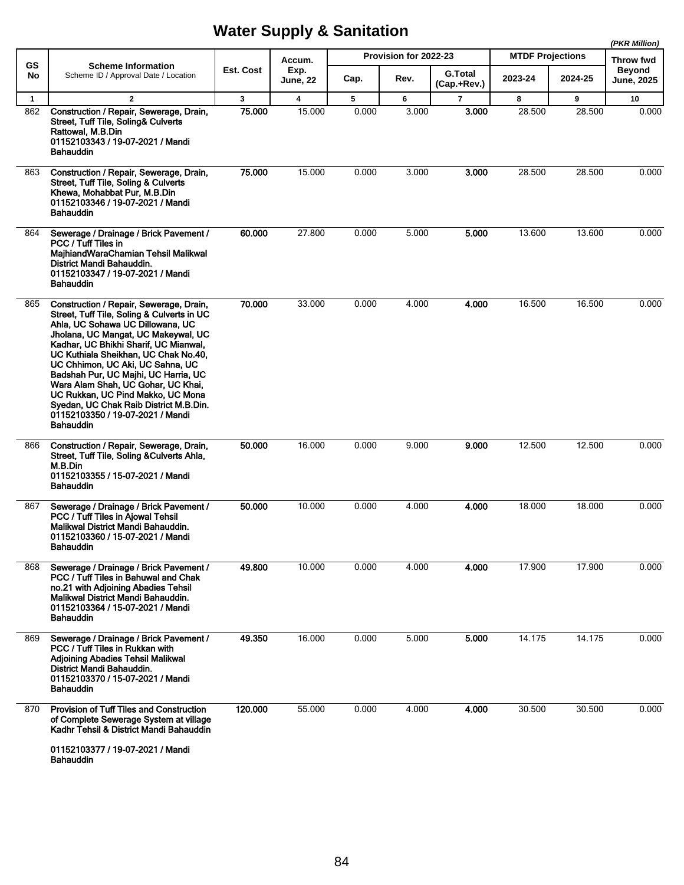# Water Supply & Sanitation

*(PKR Million)*

| GS No | Scheme Information<br>Scheme ID / Approval Date / Location | Est. Cost | Accum. Exp. June, 22 | Provision for 2022-23 | | | MTDF Projections | | Throw fwd Beyond June, 2025 |
|---|---|---|---|---|---|---|---|---|---|
| | | | | Cap. | Rev. | G.Total (Cap.+Rev.) | 2023-24 | 2024-25 | |
| 1 | 2 | 3 | 4 | 5 | 6 | 7 | 8 | 9 | 10 |
| 862 | **Construction / Repair, Sewerage, Drain, Street, Tuff Tile, Soling& Culverts Rattowal, M.B.Din**<br>**01152103343 / 19-07-2021 / Mandi Bahauddin** | **75.000** | 15.000 | 0.000 | 3.000 | **3.000** | 28.500 | 28.500 | 0.000 |
| 863 | **Construction / Repair, Sewerage, Drain, Street, Tuff Tile, Soling & Culverts Khewa, Mohabbat Pur, M.B.Din**<br>**01152103346 / 19-07-2021 / Mandi Bahauddin** | **75.000** | 15.000 | 0.000 | 3.000 | **3.000** | 28.500 | 28.500 | 0.000 |
| 864 | **Sewerage / Drainage / Brick Pavement / PCC / Tuff Tiles in MajhiandWaraChamian Tehsil Malikwal District Mandi Bahauddin.**<br>**01152103347 / 19-07-2021 / Mandi Bahauddin** | **60.000** | 27.800 | 0.000 | 5.000 | **5.000** | 13.600 | 13.600 | 0.000 |
| 865 | **Construction / Repair, Sewerage, Drain, Street, Tuff Tile, Soling & Culverts in UC Ahla, UC Sohawa UC Dillowana, UC Jholana, UC Mangat, UC Makeywal, UC Kadhar, UC Bhikhi Sharif, UC Mianwal, UC Kuthiala Sheikhan, UC Chak No.40, UC Chhimon, UC Aki, UC Sahna, UC Badshah Pur, UC Majhi, UC Harria, UC Wara Alam Shah, UC Gohar, UC Khai, UC Rukkan, UC Pind Makko, UC Mona Syedan, UC Chak Raib District M.B.Din.**<br>**01152103350 / 19-07-2021 / Mandi Bahauddin** | **70.000** | 33.000 | 0.000 | 4.000 | **4.000** | 16.500 | 16.500 | 0.000 |
| 866 | **Construction / Repair, Sewerage, Drain, Street, Tuff Tile, Soling &Culverts Ahla, M.B.Din**<br>**01152103355 / 15-07-2021 / Mandi Bahauddin** | **50.000** | 16.000 | 0.000 | 9.000 | **9.000** | 12.500 | 12.500 | 0.000 |
| 867 | **Sewerage / Drainage / Brick Pavement / PCC / Tuff Tiles in Ajowal Tehsil Malikwal District Mandi Bahauddin.**<br>**01152103360 / 15-07-2021 / Mandi Bahauddin** | **50.000** | 10.000 | 0.000 | 4.000 | **4.000** | 18.000 | 18.000 | 0.000 |
| 868 | **Sewerage / Drainage / Brick Pavement / PCC / Tuff Tiles in Bahuwal and Chak no.21 with Adjoining Abadies Tehsil Malikwal District Mandi Bahauddin.**<br>**01152103364 / 15-07-2021 / Mandi Bahauddin** | **49.800** | 10.000 | 0.000 | 4.000 | **4.000** | 17.900 | 17.900 | 0.000 |
| 869 | **Sewerage / Drainage / Brick Pavement / PCC / Tuff Tiles in Rukkan with Adjoining Abadies Tehsil Malikwal District Mandi Bahauddin.**<br>**01152103370 / 15-07-2021 / Mandi Bahauddin** | **49.350** | 16.000 | 0.000 | 5.000 | **5.000** | 14.175 | 14.175 | 0.000 |
| 870 | **Provision of Tuff Tiles and Construction of Complete Sewerage System at village Kadhr Tehsil & District Mandi Bahauddin**<br>**01152103377 / 19-07-2021 / Mandi Bahauddin** | **120.000** | 55.000 | 0.000 | 4.000 | **4.000** | 30.500 | 30.500 | 0.000 |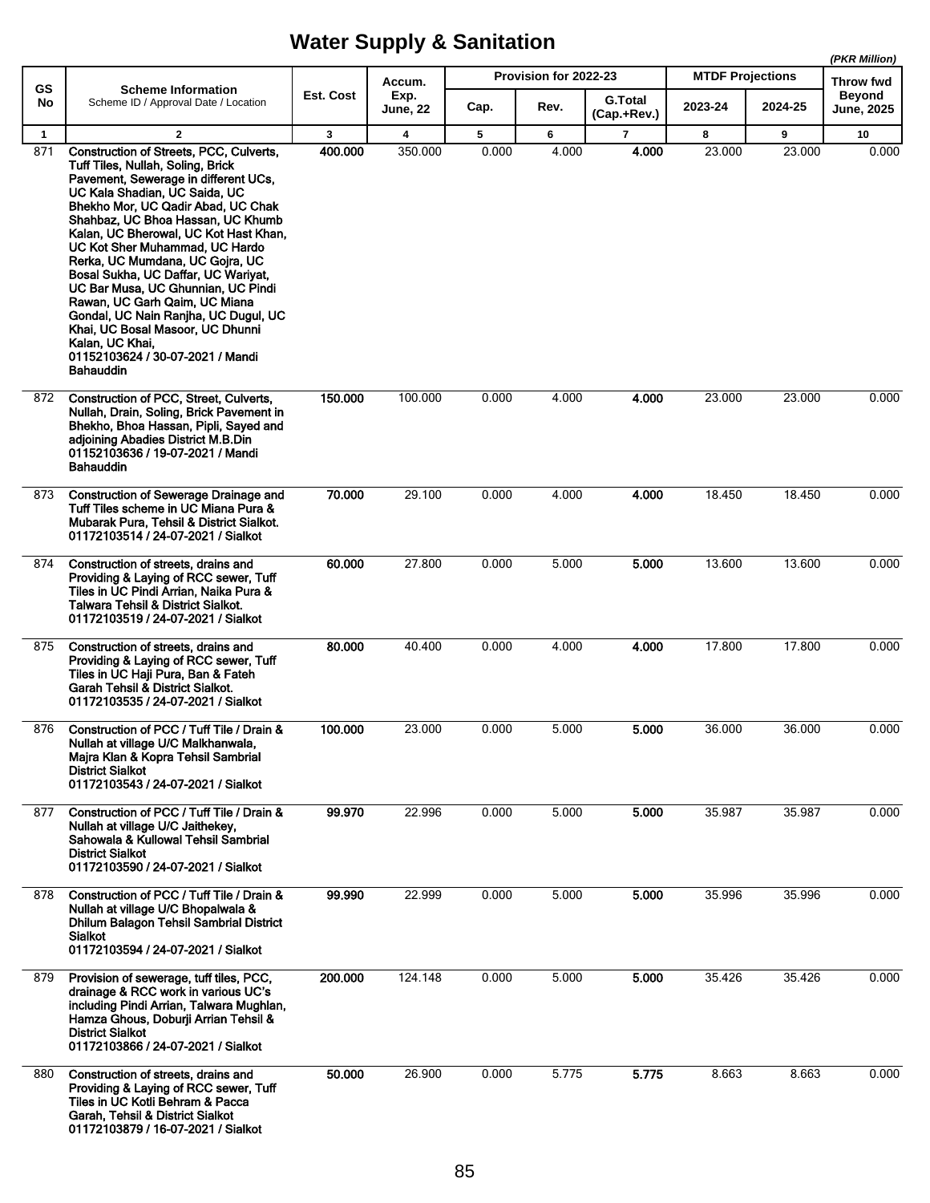# Water Supply & Sanitation

*(PKR Million)*

| GS No | Scheme Information<br>Scheme ID / Approval Date / Location | Est. Cost | Accum. Exp. June, 22 | Provision for 2022-23 | | | MTDF Projections | | Throw fwd Beyond June, 2025 |
|---|---|---|---|---|---|---|---|---|---|
| | | | | Cap. | Rev. | G.Total (Cap.+Rev.) | 2023-24 | 2024-25 | |
| 1 | 2 | 3 | 4 | 5 | 6 | 7 | 8 | 9 | 10 |
| 871 | **Construction of Streets, PCC, Culverts, Tuff Tiles, Nullah, Soling, Brick Pavement, Sewerage in different UCs, UC Kala Shadian, UC Saida, UC Bhekho Mor, UC Qadir Abad, UC Chak Shahbaz, UC Bhoa Hassan, UC Khumb Kalan, UC Bherowal, UC Kot Hast Khan, UC Kot Sher Muhammad, UC Hardo Rerka, UC Mumdana, UC Gojra, UC Bosal Sukha, UC Daffar, UC Wariyat, UC Bar Musa, UC Ghunnian, UC Pindi Rawan, UC Garh Qaim, UC Miana Gondal, UC Nain Ranjha, UC Dugul, UC Khai, UC Bosal Masoor, UC Dhunni Kalan, UC Khai, 01152103624 / 30-07-2021 / Mandi Bahauddin** | **400.000** | 350.000 | 0.000 | 4.000 | **4.000** | 23.000 | 23.000 | 0.000 |
| 872 | **Construction of PCC, Street, Culverts, Nullah, Drain, Soling, Brick Pavement in Bhekho, Bhoa Hassan, Pipli, Sayed and adjoining Abadies District M.B.Din 01152103636 / 19-07-2021 / Mandi Bahauddin** | **150.000** | 100.000 | 0.000 | 4.000 | **4.000** | 23.000 | 23.000 | 0.000 |
| 873 | **Construction of Sewerage Drainage and Tuff Tiles scheme in UC Miana Pura & Mubarak Pura, Tehsil & District Sialkot. 01172103514 / 24-07-2021 / Sialkot** | **70.000** | 29.100 | 0.000 | 4.000 | **4.000** | 18.450 | 18.450 | 0.000 |
| 874 | **Construction of streets, drains and Providing & Laying of RCC sewer, Tuff Tiles in UC Pindi Arrian, Naika Pura & Talwara Tehsil & District Sialkot. 01172103519 / 24-07-2021 / Sialkot** | **60.000** | 27.800 | 0.000 | 5.000 | **5.000** | 13.600 | 13.600 | 0.000 |
| 875 | **Construction of streets, drains and Providing & Laying of RCC sewer, Tuff Tiles in UC Haji Pura, Ban & Fateh Garah Tehsil & District Sialkot. 01172103535 / 24-07-2021 / Sialkot** | **80.000** | 40.400 | 0.000 | 4.000 | **4.000** | 17.800 | 17.800 | 0.000 |
| 876 | **Construction of PCC / Tuff Tile / Drain & Nullah at village U/C Malkhanwala, Majra Klan & Kopra Tehsil Sambrial District Sialkot 01172103543 / 24-07-2021 / Sialkot** | **100.000** | 23.000 | 0.000 | 5.000 | **5.000** | 36.000 | 36.000 | 0.000 |
| 877 | **Construction of PCC / Tuff Tile / Drain & Nullah at village U/C Jaithekey, Sahowala & Kullowal Tehsil Sambrial District Sialkot 01172103590 / 24-07-2021 / Sialkot** | **99.970** | 22.996 | 0.000 | 5.000 | **5.000** | 35.987 | 35.987 | 0.000 |
| 878 | **Construction of PCC / Tuff Tile / Drain & Nullah at village U/C Bhopalwala & Dhilum Balagon Tehsil Sambrial District Sialkot 01172103594 / 24-07-2021 / Sialkot** | **99.990** | 22.999 | 0.000 | 5.000 | **5.000** | 35.996 | 35.996 | 0.000 |
| 879 | **Provision of sewerage, tuff tiles, PCC, drainage & RCC work in various UC's including Pindi Arrian, Talwara Mughlan, Hamza Ghous, Doburji Arrian Tehsil & District Sialkot 01172103866 / 24-07-2021 / Sialkot** | **200.000** | 124.148 | 0.000 | 5.000 | **5.000** | 35.426 | 35.426 | 0.000 |
| 880 | **Construction of streets, drains and Providing & Laying of RCC sewer, Tuff Tiles in UC Kotli Behram & Pacca Garah, Tehsil & District Sialkot 01172103879 / 16-07-2021 / Sialkot** | **50.000** | 26.900 | 0.000 | 5.775 | **5.775** | 8.663 | 8.663 | 0.000 |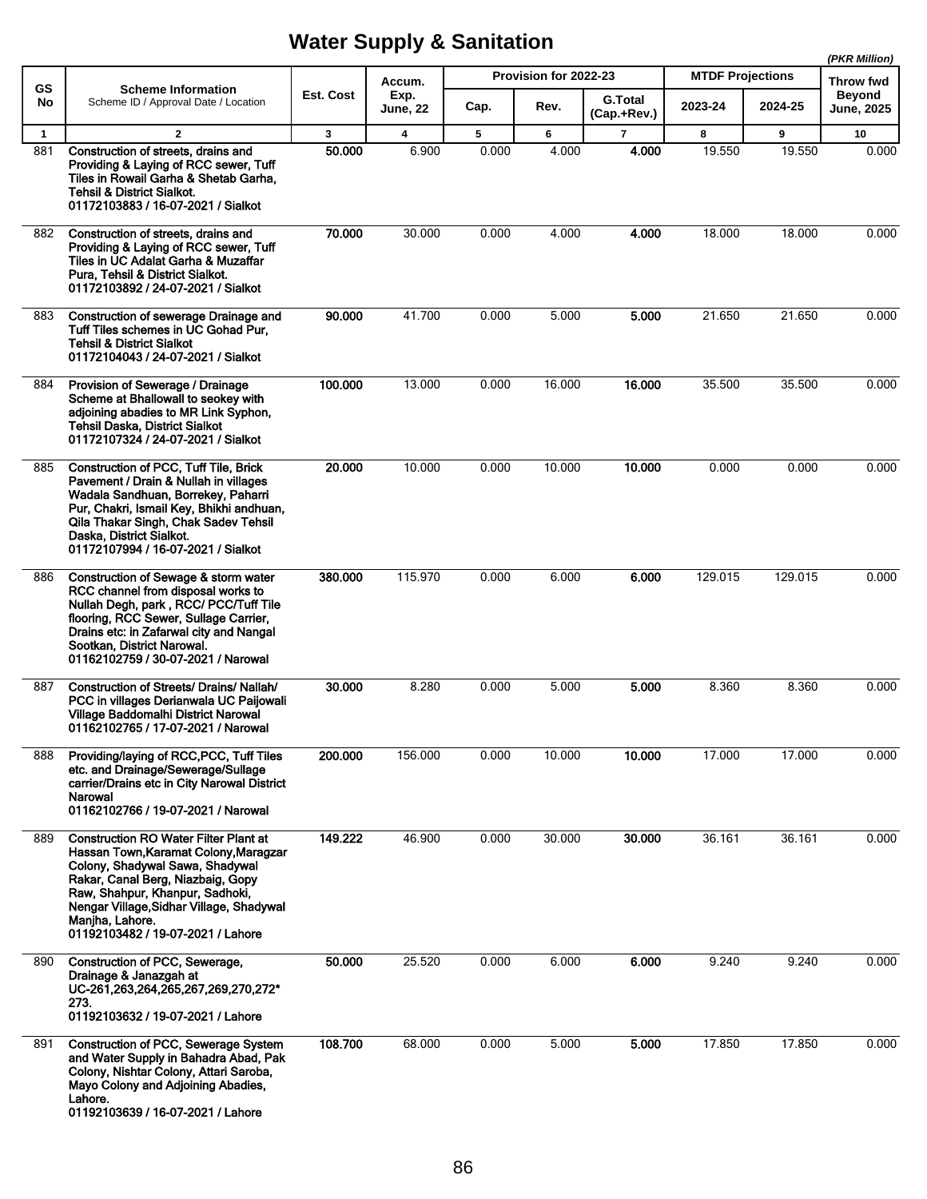# Water Supply & Sanitation

*(PKR Million)*

| GS No | Scheme Information<br>Scheme ID / Approval Date / Location | Est. Cost | Accum. Exp. June, 22 | Provision for 2022-23 | | | MTDF Projections | | Throw fwd Beyond June, 2025 |
|---|---|---|---|---|---|---|---|---|---|
| | | | | Cap. | Rev. | G.Total (Cap.+Rev.) | 2023-24 | 2024-25 | |
| 1 | 2 | 3 | 4 | 5 | 6 | 7 | 8 | 9 | 10 |
| 881 | **Construction of streets, drains and Providing & Laying of RCC sewer, Tuff Tiles in Rowail Garha & Shetab Garha, Tehsil & District Sialkot.**<br>**01172103883 / 16-07-2021 / Sialkot** | **50.000** | 6.900 | 0.000 | 4.000 | **4.000** | 19.550 | 19.550 | 0.000 |
| 882 | **Construction of streets, drains and Providing & Laying of RCC sewer, Tuff Tiles in UC Adalat Garha & Muzaffar Pura, Tehsil & District Sialkot.**<br>**01172103892 / 24-07-2021 / Sialkot** | **70.000** | 30.000 | 0.000 | 4.000 | **4.000** | 18.000 | 18.000 | 0.000 |
| 883 | **Construction of sewerage Drainage and Tuff Tiles schemes in UC Gohad Pur, Tehsil & District Sialkot**<br>**01172104043 / 24-07-2021 / Sialkot** | **90.000** | 41.700 | 0.000 | 5.000 | **5.000** | 21.650 | 21.650 | 0.000 |
| 884 | **Provision of Sewerage / Drainage Scheme at Bhallowall to seokey with adjoining abadies to MR Link Syphon, Tehsil Daska, District Sialkot**<br>**01172107324 / 24-07-2021 / Sialkot** | **100.000** | 13.000 | 0.000 | 16.000 | **16.000** | 35.500 | 35.500 | 0.000 |
| 885 | **Construction of PCC, Tuff Tile, Brick Pavement / Drain & Nullah in villages Wadala Sandhuan, Borrekey, Paharri Pur, Chakri, Ismail Key, Bhikhi andhuan, Qila Thakar Singh, Chak Sadev Tehsil Daska, District Sialkot.**<br>**01172107994 / 16-07-2021 / Sialkot** | **20.000** | 10.000 | 0.000 | 10.000 | **10.000** | 0.000 | 0.000 | 0.000 |
| 886 | **Construction of Sewage & storm water RCC channel from disposal works to Nullah Degh, park , RCC/ PCC/Tuff Tile flooring, RCC Sewer, Sullage Carrier, Drains etc: in Zafarwal city and Nangal Sootkan, District Narowal.**<br>**01162102759 / 30-07-2021 / Narowal** | **380.000** | 115.970 | 0.000 | 6.000 | **6.000** | 129.015 | 129.015 | 0.000 |
| 887 | **Construction of Streets/ Drains/ Nallah/ PCC in villages Derianwala UC Paijowali Village Baddomalhi District Narowal**<br>**01162102765 / 17-07-2021 / Narowal** | **30.000** | 8.280 | 0.000 | 5.000 | **5.000** | 8.360 | 8.360 | 0.000 |
| 888 | **Providing/laying of RCC,PCC, Tuff Tiles etc. and Drainage/Sewerage/Sullage carrier/Drains etc in City Narowal District Narowal**<br>**01162102766 / 19-07-2021 / Narowal** | **200.000** | 156.000 | 0.000 | 10.000 | **10.000** | 17.000 | 17.000 | 0.000 |
| 889 | **Construction RO Water Filter Plant at Hassan Town,Karamat Colony,Maragzar Colony, Shadywal Sawa, Shadywal Rakar, Canal Berg, Niazbaig, Gopy Raw, Shahpur, Khanpur, Sadhoki, Nengar Village,Sidhar Village, Shadywal Manjha, Lahore.**<br>**01192103482 / 19-07-2021 / Lahore** | **149.222** | 46.900 | 0.000 | 30.000 | **30.000** | 36.161 | 36.161 | 0.000 |
| 890 | **Construction of PCC, Sewerage, Drainage & Janazgah at UC-261,263,264,265,267,269,270,272* 273.**<br>**01192103632 / 19-07-2021 / Lahore** | **50.000** | 25.520 | 0.000 | 6.000 | **6.000** | 9.240 | 9.240 | 0.000 |
| 891 | **Construction of PCC, Sewerage System and Water Supply in Bahadra Abad, Pak Colony, Nishtar Colony, Attari Saroba, Mayo Colony and Adjoining Abadies, Lahore.**<br>**01192103639 / 16-07-2021 / Lahore** | **108.700** | 68.000 | 0.000 | 5.000 | **5.000** | 17.850 | 17.850 | 0.000 |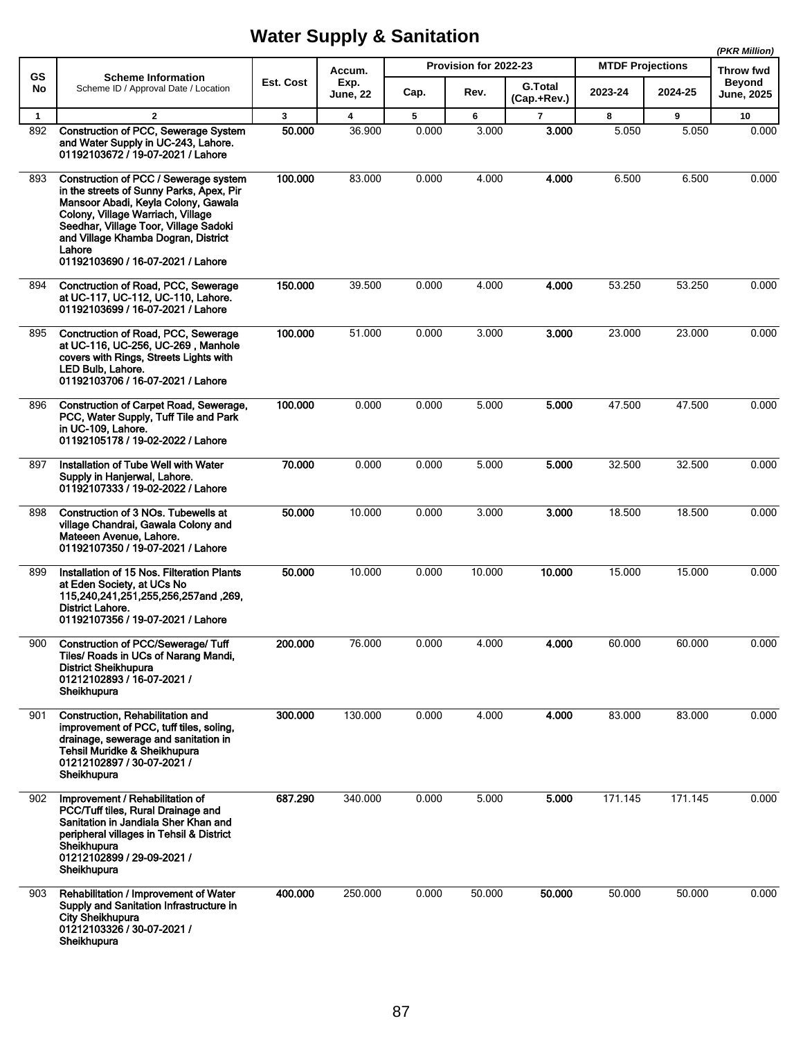# Water Supply & Sanitation

*(PKR Million)*

| GS No | Scheme Information<br>Scheme ID / Approval Date / Location | Est. Cost | Accum. Exp. June, 22 | Provision for 2022-23 | | | MTDF Projections | | Throw fwd Beyond June, 2025 |
|---|---|---|---|---|---|---|---|---|---|
| | | | | Cap. | Rev. | G.Total (Cap.+Rev.) | 2023-24 | 2024-25 | |
| 1 | 2 | 3 | 4 | 5 | 6 | 7 | 8 | 9 | 10 |
| 892 | **Construction of PCC, Sewerage System and Water Supply in UC-243, Lahore.<br>01192103672 / 19-07-2021 / Lahore** | **50.000** | 36.900 | 0.000 | 3.000 | **3.000** | 5.050 | 5.050 | 0.000 |
| 893 | **Construction of PCC / Sewerage system in the streets of Sunny Parks, Apex, Pir Mansoor Abadi, Keyla Colony, Gawala Colony, Village Warriach, Village Seedhar, Village Toor, Village Sadoki and Village Khamba Dogran, District Lahore<br>01192103690 / 16-07-2021 / Lahore** | **100.000** | 83.000 | 0.000 | 4.000 | **4.000** | 6.500 | 6.500 | 0.000 |
| 894 | **Conctruction of Road, PCC, Sewerage at UC-117, UC-112, UC-110, Lahore.<br>01192103699 / 16-07-2021 / Lahore** | **150.000** | 39.500 | 0.000 | 4.000 | **4.000** | 53.250 | 53.250 | 0.000 |
| 895 | **Conctruction of Road, PCC, Sewerage at UC-116, UC-256, UC-269 , Manhole covers with Rings, Streets Lights with LED Bulb, Lahore.<br>01192103706 / 16-07-2021 / Lahore** | **100.000** | 51.000 | 0.000 | 3.000 | **3.000** | 23.000 | 23.000 | 0.000 |
| 896 | **Construction of Carpet Road, Sewerage, PCC, Water Supply, Tuff Tile and Park in UC-109, Lahore.<br>01192105178 / 19-02-2022 / Lahore** | **100.000** | 0.000 | 0.000 | 5.000 | **5.000** | 47.500 | 47.500 | 0.000 |
| 897 | **Installation of Tube Well with Water Supply in Hanjerwal, Lahore.<br>01192107333 / 19-02-2022 / Lahore** | **70.000** | 0.000 | 0.000 | 5.000 | **5.000** | 32.500 | 32.500 | 0.000 |
| 898 | **Construction of 3 NOs. Tubewells at village Chandrai, Gawala Colony and Mateeen Avenue, Lahore.<br>01192107350 / 19-07-2021 / Lahore** | **50.000** | 10.000 | 0.000 | 3.000 | **3.000** | 18.500 | 18.500 | 0.000 |
| 899 | **Installation of 15 Nos. Filteration Plants at Eden Society, at UCs No 115,240,241,251,255,256,257and ,269, District Lahore.<br>01192107356 / 19-07-2021 / Lahore** | **50.000** | 10.000 | 0.000 | 10.000 | **10.000** | 15.000 | 15.000 | 0.000 |
| 900 | **Construction of PCC/Sewerage/ Tuff Tiles/ Roads in UCs of Narang Mandi, District Sheikhupura<br>01212102893 / 16-07-2021 / Sheikhupura** | **200.000** | 76.000 | 0.000 | 4.000 | **4.000** | 60.000 | 60.000 | 0.000 |
| 901 | **Construction, Rehabilitation and improvement of PCC, tuff tiles, soling, drainage, sewerage and sanitation in Tehsil Muridke & Sheikhupura<br>01212102897 / 30-07-2021 / Sheikhupura** | **300.000** | 130.000 | 0.000 | 4.000 | **4.000** | 83.000 | 83.000 | 0.000 |
| 902 | **Improvement / Rehabilitation of PCC/Tuff tiles, Rural Drainage and Sanitation in Jandiala Sher Khan and peripheral villages in Tehsil & District Sheikhupura<br>01212102899 / 29-09-2021 / Sheikhupura** | **687.290** | 340.000 | 0.000 | 5.000 | **5.000** | 171.145 | 171.145 | 0.000 |
| 903 | **Rehabilitation / Improvement of Water Supply and Sanitation Infrastructure in City Sheikhupura<br>01212103326 / 30-07-2021 / Sheikhupura** | **400.000** | 250.000 | 0.000 | 50.000 | **50.000** | 50.000 | 50.000 | 0.000 |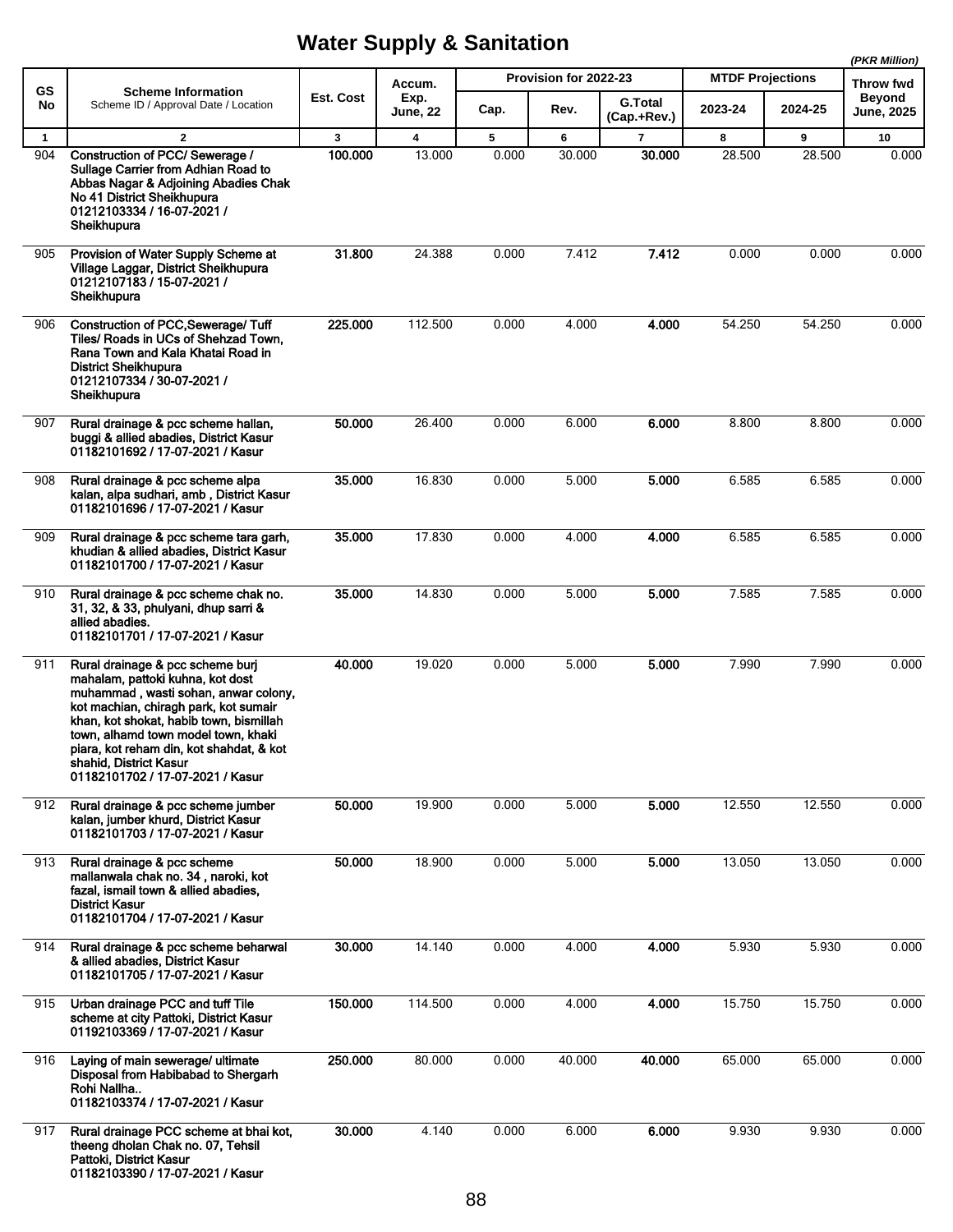# Water Supply & Sanitation

(PKR Million)

| GS No | Scheme Information<br>Scheme ID / Approval Date / Location | Est. Cost | Accum. Exp. June, 22 | Provision for 2022-23 | | | MTDF Projections | | Throw fwd Beyond June, 2025 |
|---|---|---|---|---|---|---|---|---|---|
| | | | | Cap. | Rev. | G.Total (Cap.+Rev.) | 2023-24 | 2024-25 | |
| 1 | 2 | 3 | 4 | 5 | 6 | 7 | 8 | 9 | 10 |
| 904 | **Construction of PCC/ Sewerage / Sullage Carrier from Adhian Road to Abbas Nagar & Adjoining Abadies Chak No 41 District Sheikhupura 01212103334 / 16-07-2021 / Sheikhupura** | **100.000** | 13.000 | 0.000 | 30.000 | **30.000** | 28.500 | 28.500 | 0.000 |
| 905 | **Provision of Water Supply Scheme at Village Laggar, District Sheikhupura 01212107183 / 15-07-2021 / Sheikhupura** | **31.800** | 24.388 | 0.000 | 7.412 | **7.412** | 0.000 | 0.000 | 0.000 |
| 906 | **Construction of PCC,Sewerage/ Tuff Tiles/ Roads in UCs of Shehzad Town, Rana Town and Kala Khatai Road in District Sheikhupura 01212107334 / 30-07-2021 / Sheikhupura** | **225.000** | 112.500 | 0.000 | 4.000 | **4.000** | 54.250 | 54.250 | 0.000 |
| 907 | **Rural drainage & pcc scheme hallan, buggi & allied abadies, District Kasur 01182101692 / 17-07-2021 / Kasur** | **50.000** | 26.400 | 0.000 | 6.000 | **6.000** | 8.800 | 8.800 | 0.000 |
| 908 | **Rural drainage & pcc scheme alpa kalan, alpa sudhari, amb , District Kasur 01182101696 / 17-07-2021 / Kasur** | **35.000** | 16.830 | 0.000 | 5.000 | **5.000** | 6.585 | 6.585 | 0.000 |
| 909 | **Rural drainage & pcc scheme tara garh, khudian & allied abadies, District Kasur 01182101700 / 17-07-2021 / Kasur** | **35.000** | 17.830 | 0.000 | 4.000 | **4.000** | 6.585 | 6.585 | 0.000 |
| 910 | **Rural drainage & pcc scheme chak no. 31, 32, & 33, phulyani, dhup sarri & allied abadies. 01182101701 / 17-07-2021 / Kasur** | **35.000** | 14.830 | 0.000 | 5.000 | **5.000** | 7.585 | 7.585 | 0.000 |
| 911 | **Rural drainage & pcc scheme burj mahalam, pattoki kuhna, kot dost muhammad , wasti sohan, anwar colony, kot machian, chiragh park, kot sumair khan, kot shokat, habib town, bismillah town, alhamd town model town, khaki piara, kot reham din, kot shahdat, & kot shahid, District Kasur 01182101702 / 17-07-2021 / Kasur** | **40.000** | 19.020 | 0.000 | 5.000 | **5.000** | 7.990 | 7.990 | 0.000 |
| 912 | **Rural drainage & pcc scheme jumber kalan, jumber khurd, District Kasur 01182101703 / 17-07-2021 / Kasur** | **50.000** | 19.900 | 0.000 | 5.000 | **5.000** | 12.550 | 12.550 | 0.000 |
| 913 | **Rural drainage & pcc scheme mallanwala chak no. 34 , naroki, kot fazal, ismail town & allied abadies, District Kasur 01182101704 / 17-07-2021 / Kasur** | **50.000** | 18.900 | 0.000 | 5.000 | **5.000** | 13.050 | 13.050 | 0.000 |
| 914 | **Rural drainage & pcc scheme beharwal & allied abadies, District Kasur 01182101705 / 17-07-2021 / Kasur** | **30.000** | 14.140 | 0.000 | 4.000 | **4.000** | 5.930 | 5.930 | 0.000 |
| 915 | **Urban drainage PCC and tuff Tile scheme at city Pattoki, District Kasur 01192103369 / 17-07-2021 / Kasur** | **150.000** | 114.500 | 0.000 | 4.000 | **4.000** | 15.750 | 15.750 | 0.000 |
| 916 | **Laying of main sewerage/ ultimate Disposal from Habibabad to Shergarh Rohi Nallha.. 01182103374 / 17-07-2021 / Kasur** | **250.000** | 80.000 | 0.000 | 40.000 | **40.000** | 65.000 | 65.000 | 0.000 |
| 917 | **Rural drainage PCC scheme at bhai kot, theeng dholan Chak no. 07, Tehsil Pattoki, District Kasur 01182103390 / 17-07-2021 / Kasur** | **30.000** | 4.140 | 0.000 | 6.000 | **6.000** | 9.930 | 9.930 | 0.000 |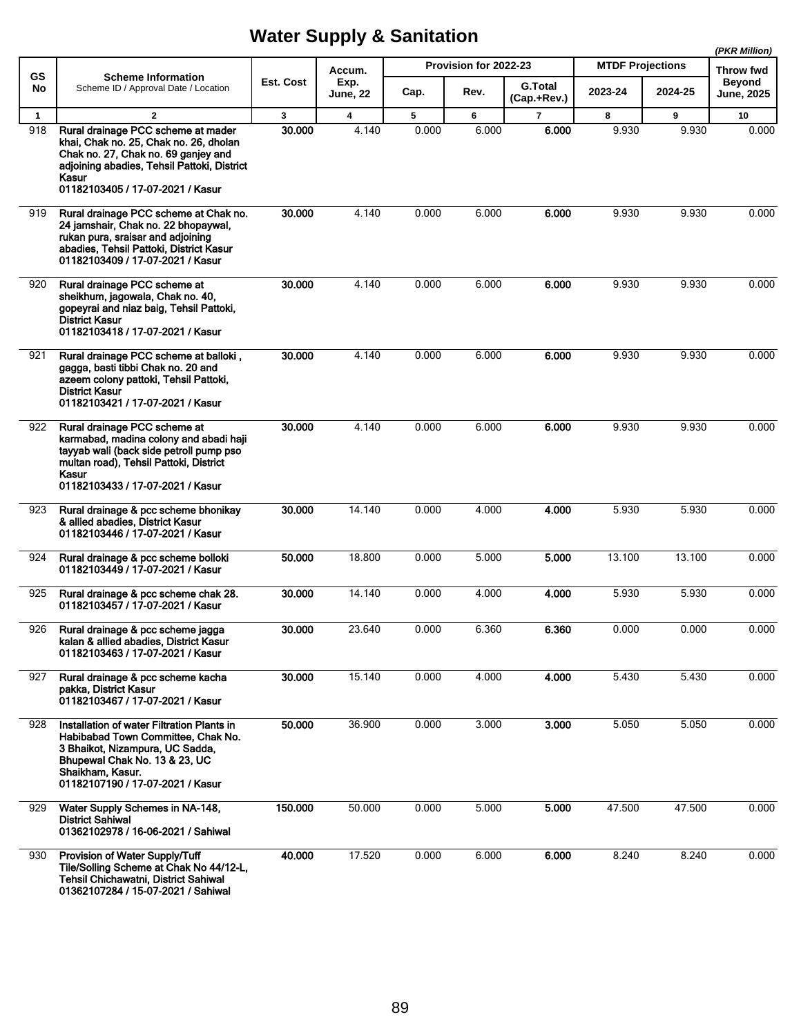# Water Supply & Sanitation

*(PKR Million)*

| GS No | Scheme Information<br>Scheme ID / Approval Date / Location | Est. Cost | Accum. Exp. June, 22 | Provision for 2022-23 | | | MTDF Projections | | Throw fwd Beyond June, 2025 |
|---|---|---|---|---|---|---|---|---|---|
| | | | | Cap. | Rev. | G.Total (Cap.+Rev.) | 2023-24 | 2024-25 | |
| 1 | 2 | 3 | 4 | 5 | 6 | 7 | 8 | 9 | 10 |
| 918 | **Rural drainage PCC scheme at mader khai, Chak no. 25, Chak no. 26, dholan Chak no. 27, Chak no. 69 ganjey and adjoining abadies, Tehsil Pattoki, District Kasur<br>01182103405 / 17-07-2021 / Kasur** | **30.000** | 4.140 | 0.000 | 6.000 | **6.000** | 9.930 | 9.930 | 0.000 |
| 919 | **Rural drainage PCC scheme at Chak no. 24 jamshair, Chak no. 22 bhopaywal, rukan pura, sraisar and adjoining abadies, Tehsil Pattoki, District Kasur<br>01182103409 / 17-07-2021 / Kasur** | **30.000** | 4.140 | 0.000 | 6.000 | **6.000** | 9.930 | 9.930 | 0.000 |
| 920 | **Rural drainage PCC scheme at sheikhum, jagowala, Chak no. 40, gopeyrai and niaz baig, Tehsil Pattoki, District Kasur<br>01182103418 / 17-07-2021 / Kasur** | **30.000** | 4.140 | 0.000 | 6.000 | **6.000** | 9.930 | 9.930 | 0.000 |
| 921 | **Rural drainage PCC scheme at balloki , gagga, basti tibbi Chak no. 20 and azeem colony pattoki, Tehsil Pattoki, District Kasur<br>01182103421 / 17-07-2021 / Kasur** | **30.000** | 4.140 | 0.000 | 6.000 | **6.000** | 9.930 | 9.930 | 0.000 |
| 922 | **Rural drainage PCC scheme at karmabad, madina colony and abadi haji tayyab wali (back side petroll pump pso multan road), Tehsil Pattoki, District Kasur<br>01182103433 / 17-07-2021 / Kasur** | **30.000** | 4.140 | 0.000 | 6.000 | **6.000** | 9.930 | 9.930 | 0.000 |
| 923 | **Rural drainage & pcc scheme bhonikay & allied abadies, District Kasur<br>01182103446 / 17-07-2021 / Kasur** | **30.000** | 14.140 | 0.000 | 4.000 | **4.000** | 5.930 | 5.930 | 0.000 |
| 924 | **Rural drainage & pcc scheme bolloki<br>01182103449 / 17-07-2021 / Kasur** | **50.000** | 18.800 | 0.000 | 5.000 | **5.000** | 13.100 | 13.100 | 0.000 |
| 925 | **Rural drainage & pcc scheme chak 28.<br>01182103457 / 17-07-2021 / Kasur** | **30.000** | 14.140 | 0.000 | 4.000 | **4.000** | 5.930 | 5.930 | 0.000 |
| 926 | **Rural drainage & pcc scheme jagga kalan & allied abadies, District Kasur<br>01182103463 / 17-07-2021 / Kasur** | **30.000** | 23.640 | 0.000 | 6.360 | **6.360** | 0.000 | 0.000 | 0.000 |
| 927 | **Rural drainage & pcc scheme kacha pakka, District Kasur<br>01182103467 / 17-07-2021 / Kasur** | **30.000** | 15.140 | 0.000 | 4.000 | **4.000** | 5.430 | 5.430 | 0.000 |
| 928 | **Installation of water Filtration Plants in Habibabad Town Committee, Chak No. 3 Bhaikot, Nizampura, UC Sadda, Bhupewal Chak No. 13 & 23, UC Shaikham, Kasur.<br>01182107190 / 17-07-2021 / Kasur** | **50.000** | 36.900 | 0.000 | 3.000 | **3.000** | 5.050 | 5.050 | 0.000 |
| 929 | **Water Supply Schemes in NA-148, District Sahiwal<br>01362102978 / 16-06-2021 / Sahiwal** | **150.000** | 50.000 | 0.000 | 5.000 | **5.000** | 47.500 | 47.500 | 0.000 |
| 930 | **Provision of Water Supply/Tuff Tile/Solling Scheme at Chak No 44/12-L, Tehsil Chichawatni, District Sahiwal<br>01362107284 / 15-07-2021 / Sahiwal** | **40.000** | 17.520 | 0.000 | 6.000 | **6.000** | 8.240 | 8.240 | 0.000 |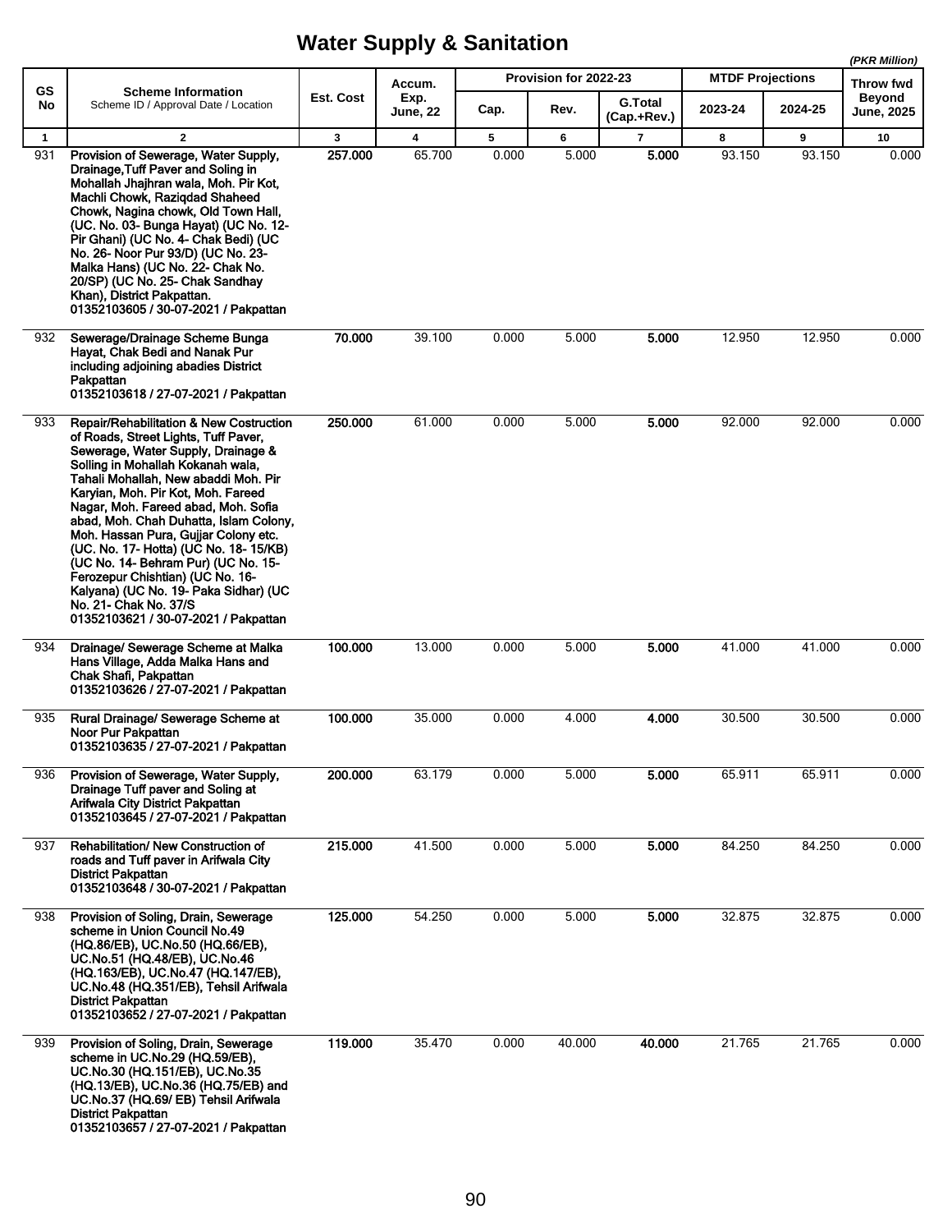# Water Supply & Sanitation

*(PKR Million)*

| GS No | Scheme Information<br>Scheme ID / Approval Date / Location | Est. Cost | Accum. Exp. June, 22 | Provision for 2022-23 | | | MTDF Projections | | Throw fwd Beyond June, 2025 |
|---|---|---|---|---|---|---|---|---|---|
| | | | | Cap. | Rev. | G.Total (Cap.+Rev.) | 2023-24 | 2024-25 | |
| 1 | 2 | 3 | 4 | 5 | 6 | 7 | 8 | 9 | 10 |
| 931 | **Provision of Sewerage, Water Supply, Drainage,Tuff Paver and Soling in Mohallah Jhajhran wala, Moh. Pir Kot, Machli Chowk, Raziqdad Shaheed Chowk, Nagina chowk, Old Town Hall, (UC. No. 03- Bunga Hayat) (UC No. 12- Pir Ghani) (UC No. 4- Chak Bedi) (UC No. 26- Noor Pur 93/D) (UC No. 23- Malka Hans) (UC No. 22- Chak No. 20/SP) (UC No. 25- Chak Sandhay Khan), District Pakpattan.**<br>**01352103605 / 30-07-2021 / Pakpattan** | **257.000** | 65.700 | 0.000 | 5.000 | **5.000** | 93.150 | 93.150 | 0.000 |
| 932 | **Sewerage/Drainage Scheme Bunga Hayat, Chak Bedi and Nanak Pur including adjoining abadies District Pakpattan**<br>**01352103618 / 27-07-2021 / Pakpattan** | **70.000** | 39.100 | 0.000 | 5.000 | **5.000** | 12.950 | 12.950 | 0.000 |
| 933 | **Repair/Rehabilitation & New Costruction of Roads, Street Lights, Tuff Paver, Sewerage, Water Supply, Drainage & Solling in Mohallah Kokanah wala, Tahali Mohallah, New abaddi Moh. Pir Karyian, Moh. Pir Kot, Moh. Fareed Nagar, Moh. Fareed abad, Moh. Sofia abad, Moh. Chah Duhatta, Islam Colony, Moh. Hassan Pura, Gujjar Colony etc. (UC. No. 17- Hotta) (UC No. 18- 15/KB) (UC No. 14- Behram Pur) (UC No. 15- Ferozepur Chishtian) (UC No. 16- Kalyana) (UC No. 19- Paka Sidhar) (UC No. 21- Chak No. 37/S**<br>**01352103621 / 30-07-2021 / Pakpattan** | **250.000** | 61.000 | 0.000 | 5.000 | **5.000** | 92.000 | 92.000 | 0.000 |
| 934 | **Drainage/ Sewerage Scheme at Malka Hans Village, Adda Malka Hans and Chak Shafi, Pakpattan**<br>**01352103626 / 27-07-2021 / Pakpattan** | **100.000** | 13.000 | 0.000 | 5.000 | **5.000** | 41.000 | 41.000 | 0.000 |
| 935 | **Rural Drainage/ Sewerage Scheme at Noor Pur Pakpattan**<br>**01352103635 / 27-07-2021 / Pakpattan** | **100.000** | 35.000 | 0.000 | 4.000 | **4.000** | 30.500 | 30.500 | 0.000 |
| 936 | **Provision of Sewerage, Water Supply, Drainage Tuff paver and Soling at Arifwala City District Pakpattan**<br>**01352103645 / 27-07-2021 / Pakpattan** | **200.000** | 63.179 | 0.000 | 5.000 | **5.000** | 65.911 | 65.911 | 0.000 |
| 937 | **Rehabilitation/ New Construction of roads and Tuff paver in Arifwala City District Pakpattan**<br>**01352103648 / 30-07-2021 / Pakpattan** | **215.000** | 41.500 | 0.000 | 5.000 | **5.000** | 84.250 | 84.250 | 0.000 |
| 938 | **Provision of Soling, Drain, Sewerage scheme in Union Council No.49 (HQ.86/EB), UC.No.50 (HQ.66/EB), UC.No.51 (HQ.48/EB), UC.No.46 (HQ.163/EB), UC.No.47 (HQ.147/EB), UC.No.48 (HQ.351/EB), Tehsil Arifwala District Pakpattan**<br>**01352103652 / 27-07-2021 / Pakpattan** | **125.000** | 54.250 | 0.000 | 5.000 | **5.000** | 32.875 | 32.875 | 0.000 |
| 939 | **Provision of Soling, Drain, Sewerage scheme in UC.No.29 (HQ.59/EB), UC.No.30 (HQ.151/EB), UC.No.35 (HQ.13/EB), UC.No.36 (HQ.75/EB) and UC.No.37 (HQ.69/ EB) Tehsil Arifwala District Pakpattan**<br>**01352103657 / 27-07-2021 / Pakpattan** | **119.000** | 35.470 | 0.000 | 40.000 | **40.000** | 21.765 | 21.765 | 0.000 |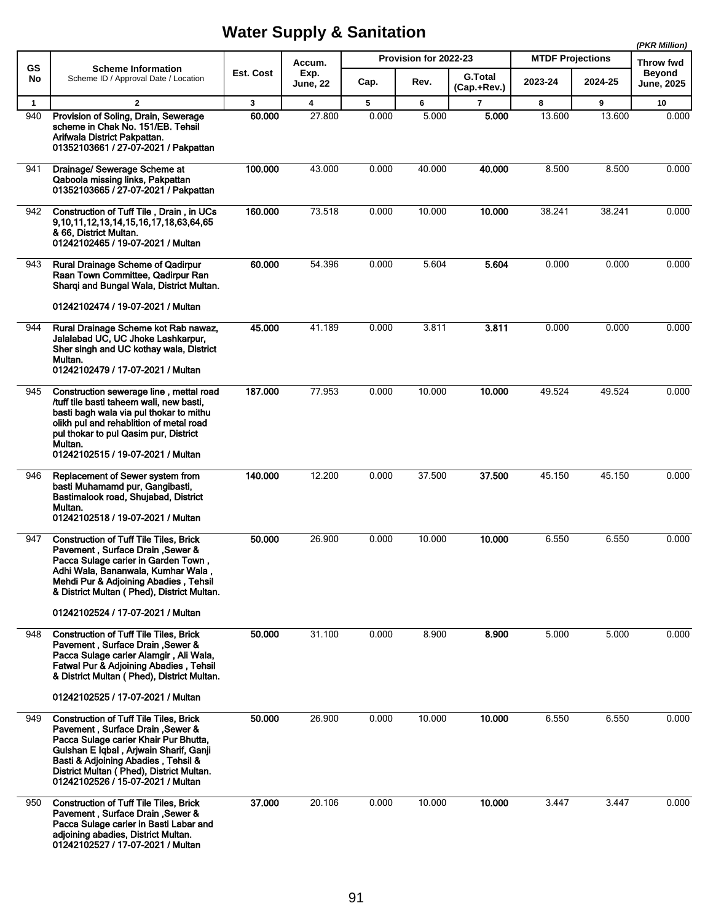# Water Supply & Sanitation

*(PKR Million)*

| GS No | Scheme Information<br>Scheme ID / Approval Date / Location | Est. Cost | Accum. Exp. June, 22 | Provision for 2022-23 | | | MTDF Projections | | Throw fwd Beyond June, 2025 |
|---|---|---|---|---|---|---|---|---|---|
| | | | | Cap. | Rev. | G.Total (Cap.+Rev.) | 2023-24 | 2024-25 | |
| 1 | 2 | 3 | 4 | 5 | 6 | 7 | 8 | 9 | 10 |
| 940 | **Provision of Soling, Drain, Sewerage scheme in Chak No. 151/EB. Tehsil Arifwala District Pakpattan.**<br>**01352103661 / 27-07-2021 / Pakpattan** | **60.000** | 27.800 | 0.000 | 5.000 | **5.000** | 13.600 | 13.600 | 0.000 |
| 941 | **Drainage/ Sewerage Scheme at Qaboola missing links, Pakpattan**<br>**01352103665 / 27-07-2021 / Pakpattan** | **100.000** | 43.000 | 0.000 | 40.000 | **40.000** | 8.500 | 8.500 | 0.000 |
| 942 | **Construction of Tuff Tile , Drain , in UCs 9,10,11,12,13,14,15,16,17,18,63,64,65 & 66, District Multan.**<br>**01242102465 / 19-07-2021 / Multan** | **160.000** | 73.518 | 0.000 | 10.000 | **10.000** | 38.241 | 38.241 | 0.000 |
| 943 | **Rural Drainage Scheme of Qadirpur Raan Town Committee, Qadirpur Ran Sharqi and Bungal Wala, District Multan.**<br>**01242102474 / 19-07-2021 / Multan** | **60.000** | 54.396 | 0.000 | 5.604 | **5.604** | 0.000 | 0.000 | 0.000 |
| 944 | **Rural Drainage Scheme kot Rab nawaz, Jalalabad UC, UC Jhoke Lashkarpur, Sher singh and UC kothay wala, District Multan.**<br>**01242102479 / 17-07-2021 / Multan** | **45.000** | 41.189 | 0.000 | 3.811 | **3.811** | 0.000 | 0.000 | 0.000 |
| 945 | **Construction sewerage line , mettal road /tuff tile basti taheem wali, new basti, basti bagh wala via pul thokar to mithu olikh pul and rehablition of metal road pul thokar to pul Qasim pur, District Multan.**<br>**01242102515 / 19-07-2021 / Multan** | **187.000** | 77.953 | 0.000 | 10.000 | **10.000** | 49.524 | 49.524 | 0.000 |
| 946 | **Replacement of Sewer system from basti Muhamamd pur, Gangibasti, Bastimalook road, Shujabad, District Multan.**<br>**01242102518 / 19-07-2021 / Multan** | **140.000** | 12.200 | 0.000 | 37.500 | **37.500** | 45.150 | 45.150 | 0.000 |
| 947 | **Construction of Tuff Tile Tiles, Brick Pavement , Surface Drain ,Sewer & Pacca Sulage carier in Garden Town , Adhi Wala, Bananwala, Kumhar Wala , Mehdi Pur & Adjoining Abadies , Tehsil & District Multan ( Phed), District Multan.**<br>**01242102524 / 17-07-2021 / Multan** | **50.000** | 26.900 | 0.000 | 10.000 | **10.000** | 6.550 | 6.550 | 0.000 |
| 948 | **Construction of Tuff Tile Tiles, Brick Pavement , Surface Drain ,Sewer & Pacca Sulage carier Alamgir , Ali Wala, Fatwal Pur & Adjoining Abadies , Tehsil & District Multan ( Phed), District Multan.**<br>**01242102525 / 17-07-2021 / Multan** | **50.000** | 31.100 | 0.000 | 8.900 | **8.900** | 5.000 | 5.000 | 0.000 |
| 949 | **Construction of Tuff Tile Tiles, Brick Pavement , Surface Drain ,Sewer & Pacca Sulage carier Khair Pur Bhutta, Gulshan E Iqbal , Arjwain Sharif, Ganji Basti & Adjoining Abadies , Tehsil & District Multan ( Phed), District Multan.**<br>**01242102526 / 15-07-2021 / Multan** | **50.000** | 26.900 | 0.000 | 10.000 | **10.000** | 6.550 | 6.550 | 0.000 |
| 950 | **Construction of Tuff Tile Tiles, Brick Pavement , Surface Drain ,Sewer & Pacca Sulage carier in Basti Labar and adjoining abadies, District Multan.**<br>**01242102527 / 17-07-2021 / Multan** | **37.000** | 20.106 | 0.000 | 10.000 | **10.000** | 3.447 | 3.447 | 0.000 |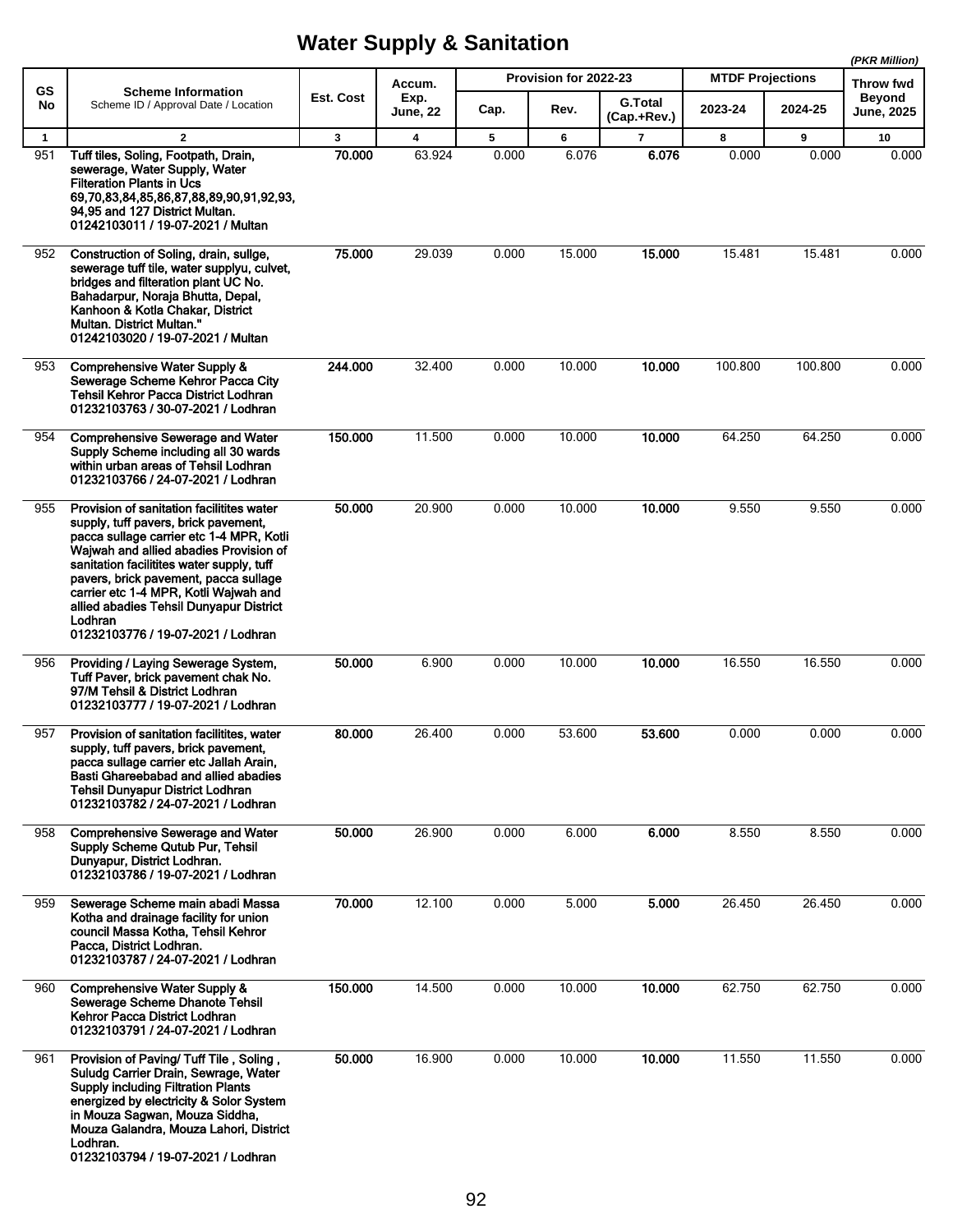# Water Supply & Sanitation

*(PKR Million)*

| GS No | Scheme Information<br>Scheme ID / Approval Date / Location | Est. Cost | Accum. Exp. June, 22 | Provision for 2022-23 | | | MTDF Projections | | Throw fwd Beyond June, 2025 |
|---|---|---|---|---|---|---|---|---|---|
| | | | | Cap. | Rev. | G.Total (Cap.+Rev.) | 2023-24 | 2024-25 | |
| 1 | 2 | 3 | 4 | 5 | 6 | 7 | 8 | 9 | 10 |
| 951 | **Tuff tiles, Soling, Footpath, Drain, sewerage, Water Supply, Water Filteration Plants in Ucs 69,70,83,84,85,86,87,88,89,90,91,92,93, 94,95 and 127 District Multan.**<br>**01242103011 / 19-07-2021 / Multan** | **70.000** | 63.924 | 0.000 | 6.076 | **6.076** | 0.000 | 0.000 | 0.000 |
| 952 | **Construction of Soling, drain, sullge, sewerage tuff tile, water supplyu, culvet, bridges and filteration plant UC No. Bahadarpur, Noraja Bhutta, Depal, Kanhoon & Kotla Chakar, District Multan. District Multan."**<br>**01242103020 / 19-07-2021 / Multan** | **75.000** | 29.039 | 0.000 | 15.000 | **15.000** | 15.481 | 15.481 | 0.000 |
| 953 | **Comprehensive Water Supply & Sewerage Scheme Kehror Pacca City Tehsil Kehror Pacca District Lodhran**<br>**01232103763 / 30-07-2021 / Lodhran** | **244.000** | 32.400 | 0.000 | 10.000 | **10.000** | 100.800 | 100.800 | 0.000 |
| 954 | **Comprehensive Sewerage and Water Supply Scheme including all 30 wards within urban areas of Tehsil Lodhran**<br>**01232103766 / 24-07-2021 / Lodhran** | **150.000** | 11.500 | 0.000 | 10.000 | **10.000** | 64.250 | 64.250 | 0.000 |
| 955 | **Provision of sanitation facilitites water supply, tuff pavers, brick pavement, pacca sullage carrier etc 1-4 MPR, Kotli Wajwah and allied abadies Provision of sanitation facilitites water supply, tuff pavers, brick pavement, pacca sullage carrier etc 1-4 MPR, Kotli Wajwah and allied abadies Tehsil Dunyapur District Lodhran**<br>**01232103776 / 19-07-2021 / Lodhran** | **50.000** | 20.900 | 0.000 | 10.000 | **10.000** | 9.550 | 9.550 | 0.000 |
| 956 | **Providing / Laying Sewerage System, Tuff Paver, brick pavement chak No. 97/M Tehsil & District Lodhran**<br>**01232103777 / 19-07-2021 / Lodhran** | **50.000** | 6.900 | 0.000 | 10.000 | **10.000** | 16.550 | 16.550 | 0.000 |
| 957 | **Provision of sanitation facilitites, water supply, tuff pavers, brick pavement, pacca sullage carrier etc Jallah Arain, Basti Ghareebabad and allied abadies Tehsil Dunyapur District Lodhran**<br>**01232103782 / 24-07-2021 / Lodhran** | **80.000** | 26.400 | 0.000 | 53.600 | **53.600** | 0.000 | 0.000 | 0.000 |
| 958 | **Comprehensive Sewerage and Water Supply Scheme Qutub Pur, Tehsil Dunyapur, District Lodhran.**<br>**01232103786 / 19-07-2021 / Lodhran** | **50.000** | 26.900 | 0.000 | 6.000 | **6.000** | 8.550 | 8.550 | 0.000 |
| 959 | **Sewerage Scheme main abadi Massa Kotha and drainage facility for union council Massa Kotha, Tehsil Kehror Pacca, District Lodhran.**<br>**01232103787 / 24-07-2021 / Lodhran** | **70.000** | 12.100 | 0.000 | 5.000 | **5.000** | 26.450 | 26.450 | 0.000 |
| 960 | **Comprehensive Water Supply & Sewerage Scheme Dhanote Tehsil Kehror Pacca District Lodhran**<br>**01232103791 / 24-07-2021 / Lodhran** | **150.000** | 14.500 | 0.000 | 10.000 | **10.000** | 62.750 | 62.750 | 0.000 |
| 961 | **Provision of Paving/ Tuff Tile , Soling , Suludg Carrier Drain, Sewrage, Water Supply including Filtration Plants energized by electricity & Solor System in Mouza Sagwan, Mouza Siddha, Mouza Galandra, Mouza Lahori, District Lodhran.**<br>**01232103794 / 19-07-2021 / Lodhran** | **50.000** | 16.900 | 0.000 | 10.000 | **10.000** | 11.550 | 11.550 | 0.000 |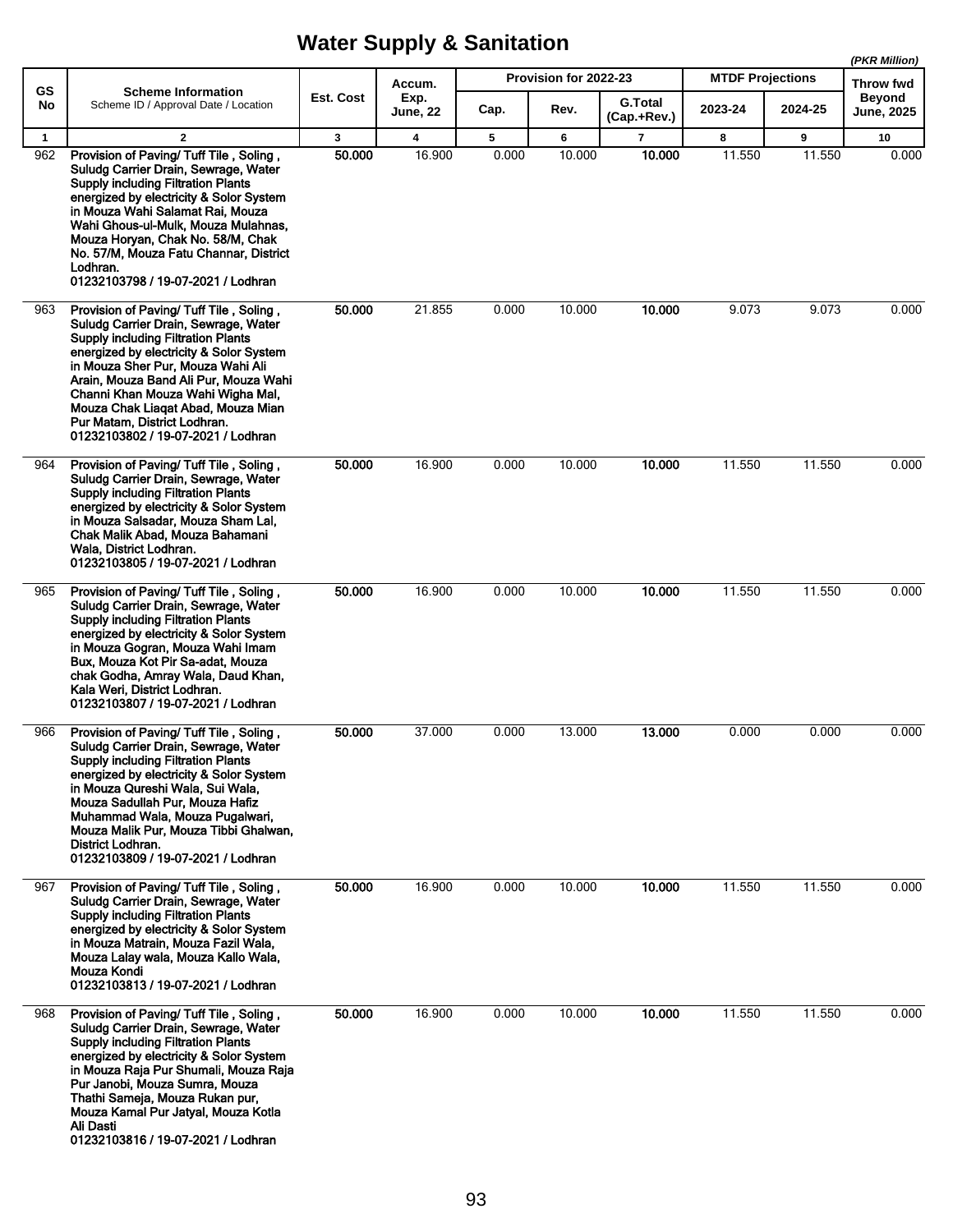# Water Supply & Sanitation

*(PKR Million)*

| GS No | Scheme Information<br>Scheme ID / Approval Date / Location | Est. Cost | Accum. Exp. June, 22 | Provision for 2022-23 | | | MTDF Projections | | Throw fwd Beyond June, 2025 |
|---|---|---|---|---|---|---|---|---|---|
| | | | | Cap. | Rev. | G.Total (Cap.+Rev.) | 2023-24 | 2024-25 | |
| 1 | 2 | 3 | 4 | 5 | 6 | 7 | 8 | 9 | 10 |
| 962 | **Provision of Paving/ Tuff Tile , Soling , Suludg Carrier Drain, Sewrage, Water Supply including Filtration Plants energized by electricity & Solor System in Mouza Wahi Salamat Rai, Mouza Wahi Ghous-ul-Mulk, Mouza Mulahnas, Mouza Horyan, Chak No. 58/M, Chak No. 57/M, Mouza Fatu Channar, District Lodhran.**<br>**01232103798 / 19-07-2021 / Lodhran** | **50.000** | 16.900 | 0.000 | 10.000 | **10.000** | 11.550 | 11.550 | 0.000 |
| 963 | **Provision of Paving/ Tuff Tile , Soling , Suludg Carrier Drain, Sewrage, Water Supply including Filtration Plants energized by electricity & Solor System in Mouza Sher Pur, Mouza Wahi Ali Arain, Mouza Band Ali Pur, Mouza Wahi Channi Khan Mouza Wahi Wigha Mal, Mouza Chak Liaqat Abad, Mouza Mian Pur Matam, District Lodhran.**<br>**01232103802 / 19-07-2021 / Lodhran** | **50.000** | 21.855 | 0.000 | 10.000 | **10.000** | 9.073 | 9.073 | 0.000 |
| 964 | **Provision of Paving/ Tuff Tile , Soling , Suludg Carrier Drain, Sewrage, Water Supply including Filtration Plants energized by electricity & Solor System in Mouza Salsadar, Mouza Sham Lal, Chak Malik Abad, Mouza Bahamani Wala, District Lodhran.**<br>**01232103805 / 19-07-2021 / Lodhran** | **50.000** | 16.900 | 0.000 | 10.000 | **10.000** | 11.550 | 11.550 | 0.000 |
| 965 | **Provision of Paving/ Tuff Tile , Soling , Suludg Carrier Drain, Sewrage, Water Supply including Filtration Plants energized by electricity & Solor System in Mouza Gogran, Mouza Wahi Imam Bux, Mouza Kot Pir Sa-adat, Mouza chak Godha, Amray Wala, Daud Khan, Kala Weri, District Lodhran.**<br>**01232103807 / 19-07-2021 / Lodhran** | **50.000** | 16.900 | 0.000 | 10.000 | **10.000** | 11.550 | 11.550 | 0.000 |
| 966 | **Provision of Paving/ Tuff Tile , Soling , Suludg Carrier Drain, Sewrage, Water Supply including Filtration Plants energized by electricity & Solor System in Mouza Qureshi Wala, Sui Wala, Mouza Sadullah Pur, Mouza Hafiz Muhammad Wala, Mouza Pugalwari, Mouza Malik Pur, Mouza Tibbi Ghalwan, District Lodhran.**<br>**01232103809 / 19-07-2021 / Lodhran** | **50.000** | 37.000 | 0.000 | 13.000 | **13.000** | 0.000 | 0.000 | 0.000 |
| 967 | **Provision of Paving/ Tuff Tile , Soling , Suludg Carrier Drain, Sewrage, Water Supply including Filtration Plants energized by electricity & Solor System in Mouza Matrain, Mouza Fazil Wala, Mouza Lalay wala, Mouza Kallo Wala, Mouza Kondi**<br>**01232103813 / 19-07-2021 / Lodhran** | **50.000** | 16.900 | 0.000 | 10.000 | **10.000** | 11.550 | 11.550 | 0.000 |
| 968 | **Provision of Paving/ Tuff Tile , Soling , Suludg Carrier Drain, Sewrage, Water Supply including Filtration Plants energized by electricity & Solor System in Mouza Raja Pur Shumali, Mouza Raja Pur Janobi, Mouza Sumra, Mouza Thathi Sameja, Mouza Rukan pur, Mouza Kamal Pur Jatyal, Mouza Kotla Ali Dasti**<br>**01232103816 / 19-07-2021 / Lodhran** | **50.000** | 16.900 | 0.000 | 10.000 | **10.000** | 11.550 | 11.550 | 0.000 |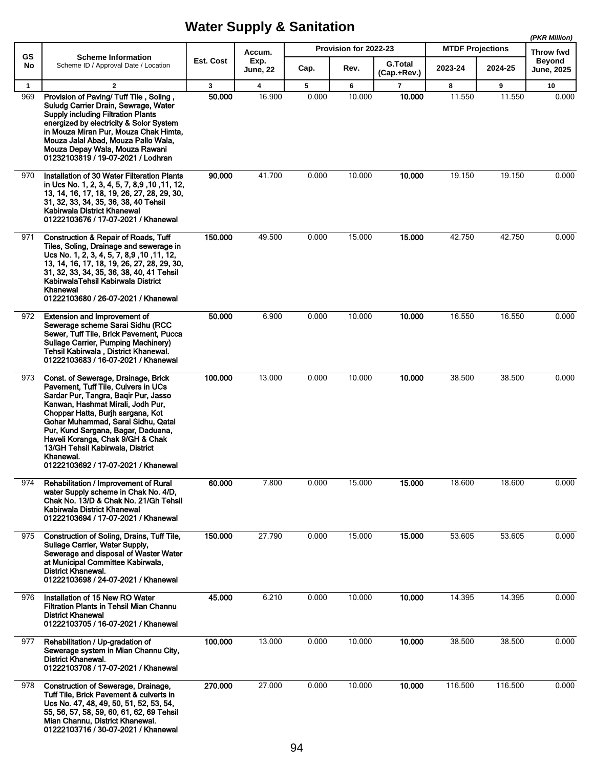# Water Supply & Sanitation

*(PKR Million)*

| GS No | Scheme Information<br>Scheme ID / Approval Date / Location | Est. Cost | Accum. Exp. June, 22 | Provision for 2022-23 | | | MTDF Projections | | Throw fwd Beyond June, 2025 |
|---|---|---|---|---|---|---|---|---|---|
| | | | | Cap. | Rev. | G.Total (Cap.+Rev.) | 2023-24 | 2024-25 | |
| 1 | 2 | 3 | 4 | 5 | 6 | 7 | 8 | 9 | 10 |
| 969 | **Provision of Paving/ Tuff Tile , Soling , Suludg Carrier Drain, Sewrage, Water Supply including Filtration Plants energized by electricity & Solor System in Mouza Miran Pur, Mouza Chak Himta, Mouza Jalal Abad, Mouza Pallo Wala, Mouza Depay Wala, Mouza Rawani**<br>**01232103819 / 19-07-2021 / Lodhran** | **50.000** | 16.900 | 0.000 | 10.000 | **10.000** | 11.550 | 11.550 | 0.000 |
| 970 | **Installation of 30 Water Filteration Plants in Ucs No. 1, 2, 3, 4, 5, 7, 8,9 ,10 ,11, 12, 13, 14, 16, 17, 18, 19, 26, 27, 28, 29, 30, 31, 32, 33, 34, 35, 36, 38, 40 Tehsil Kabirwala District Khanewal**<br>**01222103676 / 17-07-2021 / Khanewal** | **90.000** | 41.700 | 0.000 | 10.000 | **10.000** | 19.150 | 19.150 | 0.000 |
| 971 | **Construction & Repair of Roads, Tuff Tiles, Soling, Drainage and sewerage in Ucs No. 1, 2, 3, 4, 5, 7, 8,9 ,10 ,11, 12, 13, 14, 16, 17, 18, 19, 26, 27, 28, 29, 30, 31, 32, 33, 34, 35, 36, 38, 40, 41 Tehsil KabirwalaTehsil Kabirwala District Khanewal**<br>**01222103680 / 26-07-2021 / Khanewal** | **150.000** | 49.500 | 0.000 | 15.000 | **15.000** | 42.750 | 42.750 | 0.000 |
| 972 | **Extension and Improvement of Sewerage scheme Sarai Sidhu (RCC Sewer, Tuff Tile, Brick Pavement, Pucca Sullage Carrier, Pumping Machinery) Tehsil Kabirwala , District Khanewal.**<br>**01222103683 / 16-07-2021 / Khanewal** | **50.000** | 6.900 | 0.000 | 10.000 | **10.000** | 16.550 | 16.550 | 0.000 |
| 973 | **Const. of Sewerage, Drainage, Brick Pavement, Tuff Tile, Culvers in UCs Sardar Pur, Tangra, Baqir Pur, Jasso Kanwan, Hashmat Mirali, Jodh Pur, Choppar Hatta, Burjh sargana, Kot Gohar Muhammad, Sarai Sidhu, Qatal Pur, Kund Sargana, Bagar, Daduana, Haveli Koranga, Chak 9/GH & Chak 13/GH Tehsil Kabirwala, District Khanewal.**<br>**01222103692 / 17-07-2021 / Khanewal** | **100.000** | 13.000 | 0.000 | 10.000 | **10.000** | 38.500 | 38.500 | 0.000 |
| 974 | **Rehabilitation / Improvement of Rural water Supply scheme in Chak No. 4/D, Chak No. 13/D & Chak No. 21/Gh Tehsil Kabirwala District Khanewal**<br>**01222103694 / 17-07-2021 / Khanewal** | **60.000** | 7.800 | 0.000 | 15.000 | **15.000** | 18.600 | 18.600 | 0.000 |
| 975 | **Construction of Soling, Drains, Tuff Tile, Sullage Carrier, Water Supply, Sewerage and disposal of Waster Water at Municipal Committee Kabirwala, District Khanewal.**<br>**01222103698 / 24-07-2021 / Khanewal** | **150.000** | 27.790 | 0.000 | 15.000 | **15.000** | 53.605 | 53.605 | 0.000 |
| 976 | **Installation of 15 New RO Water Filtration Plants in Tehsil Mian Channu District Khanewal**<br>**01222103705 / 16-07-2021 / Khanewal** | **45.000** | 6.210 | 0.000 | 10.000 | **10.000** | 14.395 | 14.395 | 0.000 |
| 977 | **Rehabilitation / Up-gradation of Sewerage system in Mian Channu City, District Khanewal.**<br>**01222103708 / 17-07-2021 / Khanewal** | **100.000** | 13.000 | 0.000 | 10.000 | **10.000** | 38.500 | 38.500 | 0.000 |
| 978 | **Construction of Sewerage, Drainage, Tuff Tile, Brick Pavement & culverts in Ucs No. 47, 48, 49, 50, 51, 52, 53, 54, 55, 56, 57, 58, 59, 60, 61, 62, 69 Tehsil Mian Channu, District Khanewal.**<br>**01222103716 / 30-07-2021 / Khanewal** | **270.000** | 27.000 | 0.000 | 10.000 | **10.000** | 116.500 | 116.500 | 0.000 |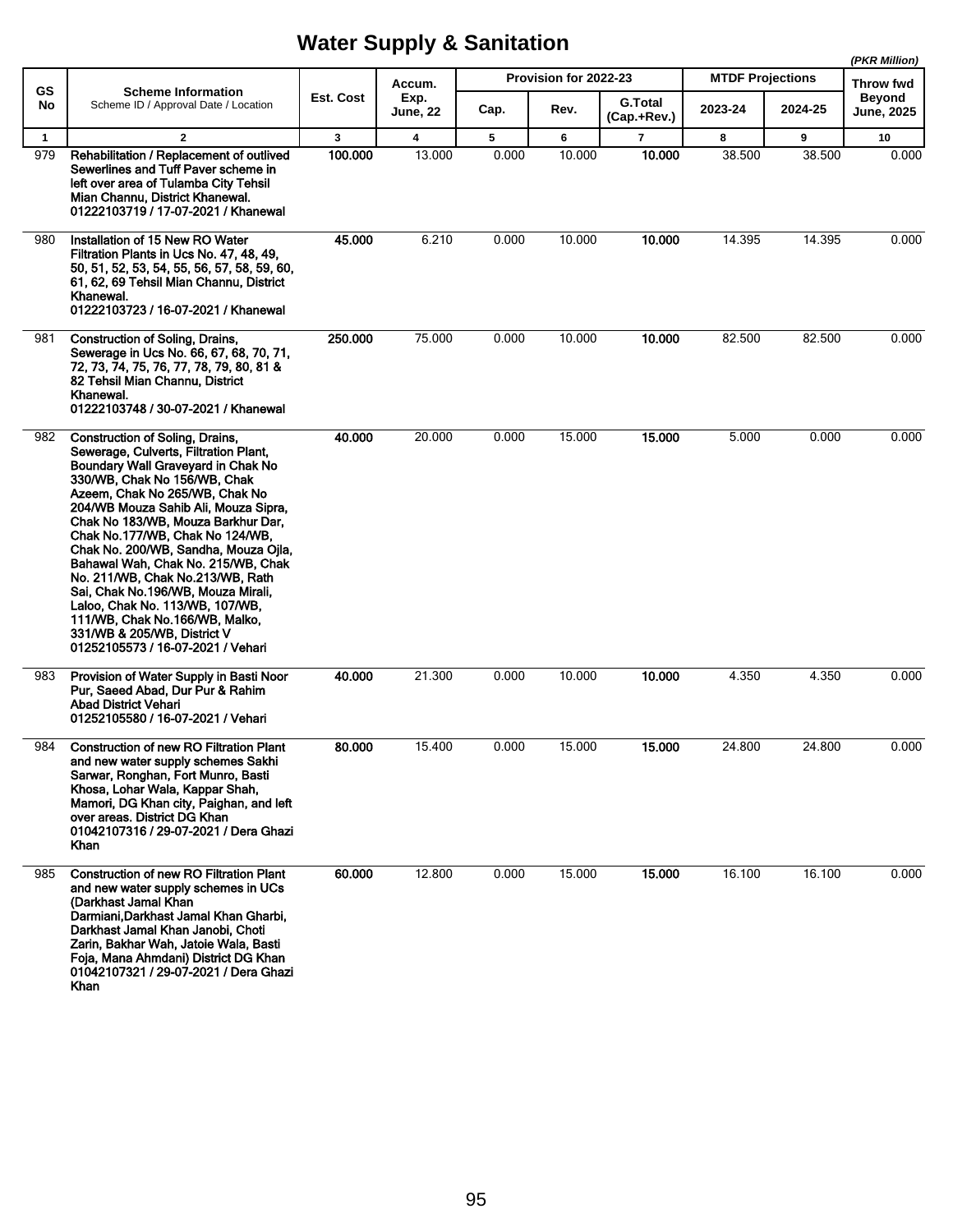# Water Supply & Sanitation

*(PKR Million)*

| GS No | Scheme Information<br>Scheme ID / Approval Date / Location | Est. Cost | Accum. Exp. June, 22 | Provision for 2022-23 | | | MTDF Projections | | Throw fwd Beyond June, 2025 |
|---|---|---|---|---|---|---|---|---|---|
| | | | | Cap. | Rev. | G.Total (Cap.+Rev.) | 2023-24 | 2024-25 | |
| 1 | 2 | 3 | 4 | 5 | 6 | 7 | 8 | 9 | 10 |
| 979 | **Rehabilitation / Replacement of outlived Sewerlines and Tuff Paver scheme in left over area of Tulamba City Tehsil Mian Channu, District Khanewal.**<br>**01222103719 / 17-07-2021 / Khanewal** | **100.000** | 13.000 | 0.000 | 10.000 | **10.000** | 38.500 | 38.500 | 0.000 |
| 980 | **Installation of 15 New RO Water Filtration Plants in Ucs No. 47, 48, 49, 50, 51, 52, 53, 54, 55, 56, 57, 58, 59, 60, 61, 62, 69 Tehsil Mian Channu, District Khanewal.**<br>**01222103723 / 16-07-2021 / Khanewal** | **45.000** | 6.210 | 0.000 | 10.000 | **10.000** | 14.395 | 14.395 | 0.000 |
| 981 | **Construction of Soling, Drains, Sewerage in Ucs No. 66, 67, 68, 70, 71, 72, 73, 74, 75, 76, 77, 78, 79, 80, 81 & 82 Tehsil Mian Channu, District Khanewal.**<br>**01222103748 / 30-07-2021 / Khanewal** | **250.000** | 75.000 | 0.000 | 10.000 | **10.000** | 82.500 | 82.500 | 0.000 |
| 982 | **Construction of Soling, Drains, Sewerage, Culverts, Filtration Plant, Boundary Wall Graveyard in Chak No 330/WB, Chak No 156/WB, Chak Azeem, Chak No 265/WB, Chak No 204/WB Mouza Sahib Ali, Mouza Sipra, Chak No 183/WB, Mouza Barkhur Dar, Chak No.177/WB, Chak No 124/WB, Chak No. 200/WB, Sandha, Mouza Ojla, Bahawal Wah, Chak No. 215/WB, Chak No. 211/WB, Chak No.213/WB, Rath Sai, Chak No.196/WB, Mouza Mirali, Laloo, Chak No. 113/WB, 107/WB, 111/WB, Chak No.166/WB, Malko, 331/WB & 205/WB, District V**<br>**01252105573 / 16-07-2021 / Vehari** | **40.000** | 20.000 | 0.000 | 15.000 | **15.000** | 5.000 | 0.000 | 0.000 |
| 983 | **Provision of Water Supply in Basti Noor Pur, Saeed Abad, Dur Pur & Rahim Abad District Vehari**<br>**01252105580 / 16-07-2021 / Vehari** | **40.000** | 21.300 | 0.000 | 10.000 | **10.000** | 4.350 | 4.350 | 0.000 |
| 984 | **Construction of new RO Filtration Plant and new water supply schemes Sakhi Sarwar, Ronghan, Fort Munro, Basti Khosa, Lohar Wala, Kappar Shah, Mamori, DG Khan city, Paighan, and left over areas. District DG Khan**<br>**01042107316 / 29-07-2021 / Dera Ghazi Khan** | **80.000** | 15.400 | 0.000 | 15.000 | **15.000** | 24.800 | 24.800 | 0.000 |
| 985 | **Construction of new RO Filtration Plant and new water supply schemes in UCs (Darkhast Jamal Khan Darmiani,Darkhast Jamal Khan Gharbi, Darkhast Jamal Khan Janobi, Choti Zarin, Bakhar Wah, Jatoie Wala, Basti Foja, Mana Ahmdani) District DG Khan**<br>**01042107321 / 29-07-2021 / Dera Ghazi Khan** | **60.000** | 12.800 | 0.000 | 15.000 | **15.000** | 16.100 | 16.100 | 0.000 |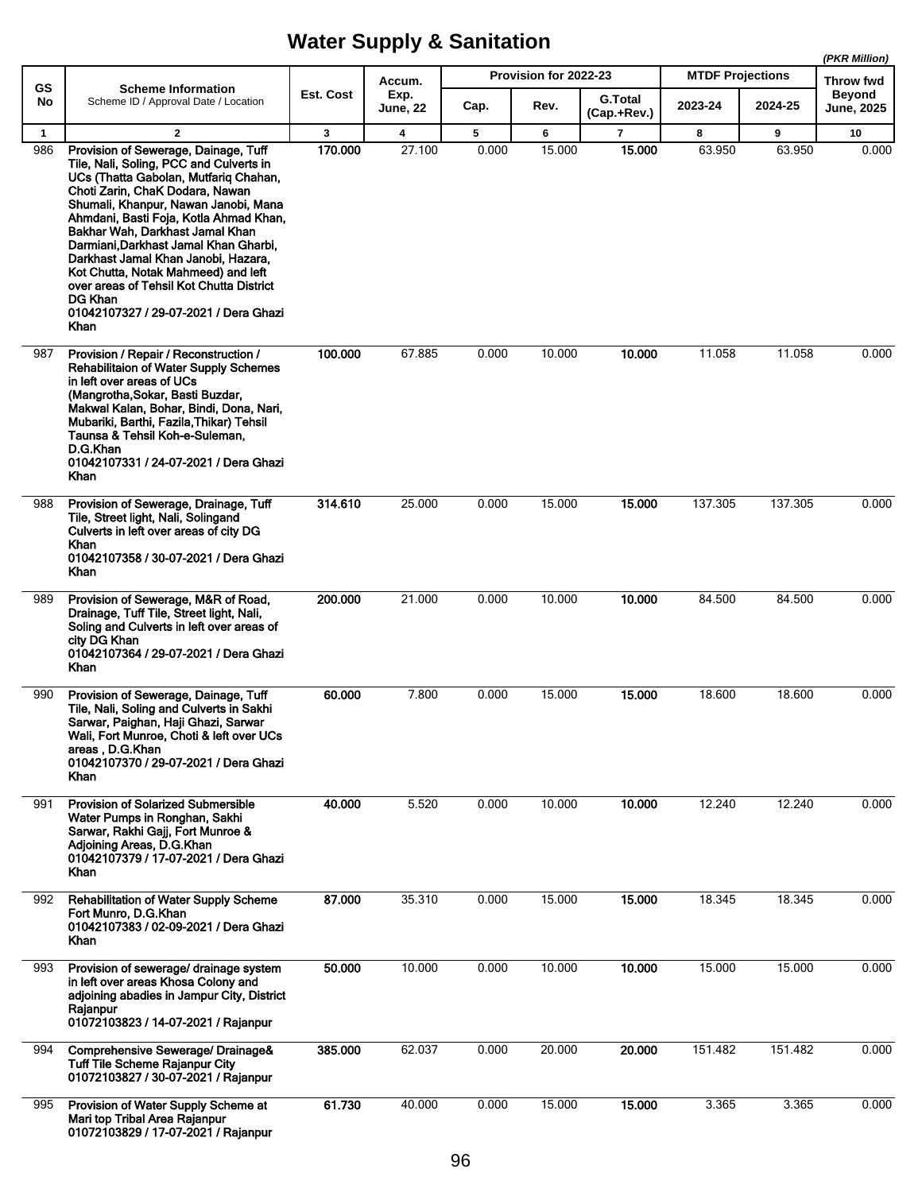# Water Supply & Sanitation

*(PKR Million)*

| GS No | Scheme Information<br>Scheme ID / Approval Date / Location | Est. Cost | Accum. Exp. June, 22 | Provision for 2022-23 | | | MTDF Projections | | Throw fwd Beyond June, 2025 |
|---|---|---|---|---|---|---|---|---|---|
| | | | | Cap. | Rev. | G.Total (Cap.+Rev.) | 2023-24 | 2024-25 | |
| 1 | 2 | 3 | 4 | 5 | 6 | 7 | 8 | 9 | 10 |
| 986 | **Provision of Sewerage, Dainage, Tuff Tile, Nali, Soling, PCC and Culverts in UCs (Thatta Gabolan, Mutfariq Chahan, Choti Zarin, ChaK Dodara, Nawan Shumali, Khanpur, Nawan Janobi, Mana Ahmdani, Basti Foja, Kotla Ahmad Khan, Bakhar Wah, Darkhast Jamal Khan Darmiani,Darkhast Jamal Khan Gharbi, Darkhast Jamal Khan Janobi, Hazara, Kot Chutta, Notak Mahmeed) and left over areas of Tehsil Kot Chutta District DG Khan**<br>**01042107327 / 29-07-2021 / Dera Ghazi Khan** | **170.000** | 27.100 | 0.000 | 15.000 | **15.000** | 63.950 | 63.950 | 0.000 |
| 987 | **Provision / Repair / Reconstruction / Rehabilitaion of Water Supply Schemes in left over areas of UCs (Mangrotha,Sokar, Basti Buzdar, Makwal Kalan, Bohar, Bindi, Dona, Nari, Mubariki, Barthi, Fazila,Thikar) Tehsil Taunsa & Tehsil Koh-e-Suleman, D.G.Khan**<br>**01042107331 / 24-07-2021 / Dera Ghazi Khan** | **100.000** | 67.885 | 0.000 | 10.000 | **10.000** | 11.058 | 11.058 | 0.000 |
| 988 | **Provision of Sewerage, Drainage, Tuff Tile, Street light, Nali, Solingand Culverts in left over areas of city DG Khan**<br>**01042107358 / 30-07-2021 / Dera Ghazi Khan** | **314.610** | 25.000 | 0.000 | 15.000 | **15.000** | 137.305 | 137.305 | 0.000 |
| 989 | **Provision of Sewerage, M&R of Road, Drainage, Tuff Tile, Street light, Nali, Soling and Culverts in left over areas of city DG Khan**<br>**01042107364 / 29-07-2021 / Dera Ghazi Khan** | **200.000** | 21.000 | 0.000 | 10.000 | **10.000** | 84.500 | 84.500 | 0.000 |
| 990 | **Provision of Sewerage, Dainage, Tuff Tile, Nali, Soling and Culverts in Sakhi Sarwar, Paighan, Haji Ghazi, Sarwar Wali, Fort Munroe, Choti & left over UCs areas , D.G.Khan**<br>**01042107370 / 29-07-2021 / Dera Ghazi Khan** | **60.000** | 7.800 | 0.000 | 15.000 | **15.000** | 18.600 | 18.600 | 0.000 |
| 991 | **Provision of Solarized Submersible Water Pumps in Ronghan, Sakhi Sarwar, Rakhi Gajj, Fort Munroe & Adjoining Areas, D.G.Khan**<br>**01042107379 / 17-07-2021 / Dera Ghazi Khan** | **40.000** | 5.520 | 0.000 | 10.000 | **10.000** | 12.240 | 12.240 | 0.000 |
| 992 | **Rehabilitation of Water Supply Scheme Fort Munro, D.G.Khan**<br>**01042107383 / 02-09-2021 / Dera Ghazi Khan** | **87.000** | 35.310 | 0.000 | 15.000 | **15.000** | 18.345 | 18.345 | 0.000 |
| 993 | **Provision of sewerage/ drainage system in left over areas Khosa Colony and adjoining abadies in Jampur City, District Rajanpur**<br>**01072103823 / 14-07-2021 / Rajanpur** | **50.000** | 10.000 | 0.000 | 10.000 | **10.000** | 15.000 | 15.000 | 0.000 |
| 994 | **Comprehensive Sewerage/ Drainage& Tuff Tile Scheme Rajanpur City**<br>**01072103827 / 30-07-2021 / Rajanpur** | **385.000** | 62.037 | 0.000 | 20.000 | **20.000** | 151.482 | 151.482 | 0.000 |
| 995 | **Provision of Water Supply Scheme at Mari top Tribal Area Rajanpur**<br>**01072103829 / 17-07-2021 / Rajanpur** | **61.730** | 40.000 | 0.000 | 15.000 | **15.000** | 3.365 | 3.365 | 0.000 |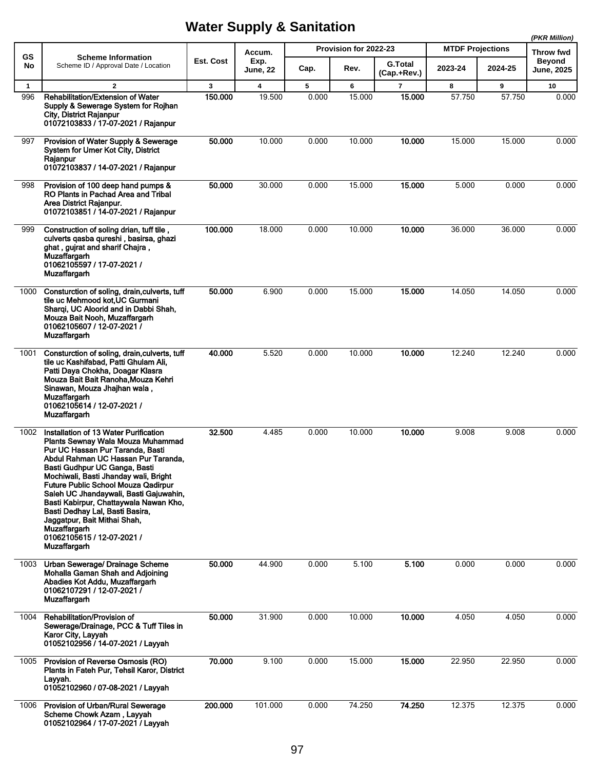# Water Supply & Sanitation

*(PKR Million)*

| GS No | Scheme Information<br>Scheme ID / Approval Date / Location | Est. Cost | Accum. Exp. June, 22 | Provision for 2022-23 | | | MTDF Projections | | Throw fwd Beyond June, 2025 |
|---|---|---|---|---|---|---|---|---|---|
| | | | | Cap. | Rev. | G.Total (Cap.+Rev.) | 2023-24 | 2024-25 | |
| 1 | 2 | 3 | 4 | 5 | 6 | 7 | 8 | 9 | 10 |
| 996 | **Rehabilitation/Extension of Water Supply & Sewerage System for Rojhan City, District Rajanpur**<br>**01072103833 / 17-07-2021 / Rajanpur** | **150.000** | 19.500 | 0.000 | 15.000 | **15.000** | 57.750 | 57.750 | 0.000 |
| 997 | **Provision of Water Supply & Sewerage System for Umer Kot City, District Rajanpur**<br>**01072103837 / 14-07-2021 / Rajanpur** | **50.000** | 10.000 | 0.000 | 10.000 | **10.000** | 15.000 | 15.000 | 0.000 |
| 998 | **Provision of 100 deep hand pumps & RO Plants in Pachad Area and Tribal Area District Rajanpur.**<br>**01072103851 / 14-07-2021 / Rajanpur** | **50.000** | 30.000 | 0.000 | 15.000 | **15.000** | 5.000 | 0.000 | 0.000 |
| 999 | **Construction of soling drian, tuff tile , culverts qasba qureshi , basirsa, ghazi ghat , gujrat and sharif Chajra , Muzaffargarh**<br>**01062105597 / 17-07-2021 / Muzaffargarh** | **100.000** | 18.000 | 0.000 | 10.000 | **10.000** | 36.000 | 36.000 | 0.000 |
| 1000 | **Consturction of soling, drain,culverts, tuff tile uc Mehmood kot,UC Gurmani Sharqi, UC Aloorid and in Dabbi Shah, Mouza Bait Nooh, Muzaffargarh**<br>**01062105607 / 12-07-2021 / Muzaffargarh** | **50.000** | 6.900 | 0.000 | 15.000 | **15.000** | 14.050 | 14.050 | 0.000 |
| 1001 | **Consturction of soling, drain,culverts, tuff tile uc Kashifabad, Patti Ghulam Ali, Patti Daya Chokha, Doagar Klasra Mouza Bait Bait Ranoha,Mouza Kehri Sinawan, Mouza Jhajhan wala , Muzaffargarh**<br>**01062105614 / 12-07-2021 / Muzaffargarh** | **40.000** | 5.520 | 0.000 | 10.000 | **10.000** | 12.240 | 12.240 | 0.000 |
| 1002 | **Installation of 13 Water Purification Plants Sewnay Wala Mouza Muhammad Pur UC Hassan Pur Taranda, Basti Abdul Rahman UC Hassan Pur Taranda, Basti Gudhpur UC Ganga, Basti Mochiwali, Basti Jhanday wali, Bright Future Public School Mouza Qadirpur Saleh UC Jhandaywali, Basti Gajuwahin, Basti Kabirpur, Chattaywala Nawan Kho, Basti Dedhay Lal, Basti Basira, Jaggatpur, Bait Mithai Shah, Muzaffargarh**<br>**01062105615 / 12-07-2021 / Muzaffargarh** | **32.500** | 4.485 | 0.000 | 10.000 | **10.000** | 9.008 | 9.008 | 0.000 |
| 1003 | **Urban Sewerage/ Drainage Scheme Mohalla Gaman Shah and Adjoining Abadies Kot Addu, Muzaffargarh**<br>**01062107291 / 12-07-2021 / Muzaffargarh** | **50.000** | 44.900 | 0.000 | 5.100 | **5.100** | 0.000 | 0.000 | 0.000 |
| 1004 | **Rehabilitation/Provision of Sewerage/Drainage, PCC & Tuff Tiles in Karor City, Layyah**<br>**01052102956 / 14-07-2021 / Layyah** | **50.000** | 31.900 | 0.000 | 10.000 | **10.000** | 4.050 | 4.050 | 0.000 |
| 1005 | **Provision of Reverse Osmosis (RO) Plants in Fateh Pur, Tehsil Karor, District Layyah.**<br>**01052102960 / 07-08-2021 / Layyah** | **70.000** | 9.100 | 0.000 | 15.000 | **15.000** | 22.950 | 22.950 | 0.000 |
| 1006 | **Provision of Urban/Rural Sewerage Scheme Chowk Azam , Layyah**<br>**01052102964 / 17-07-2021 / Layyah** | **200.000** | 101.000 | 0.000 | 74.250 | **74.250** | 12.375 | 12.375 | 0.000 |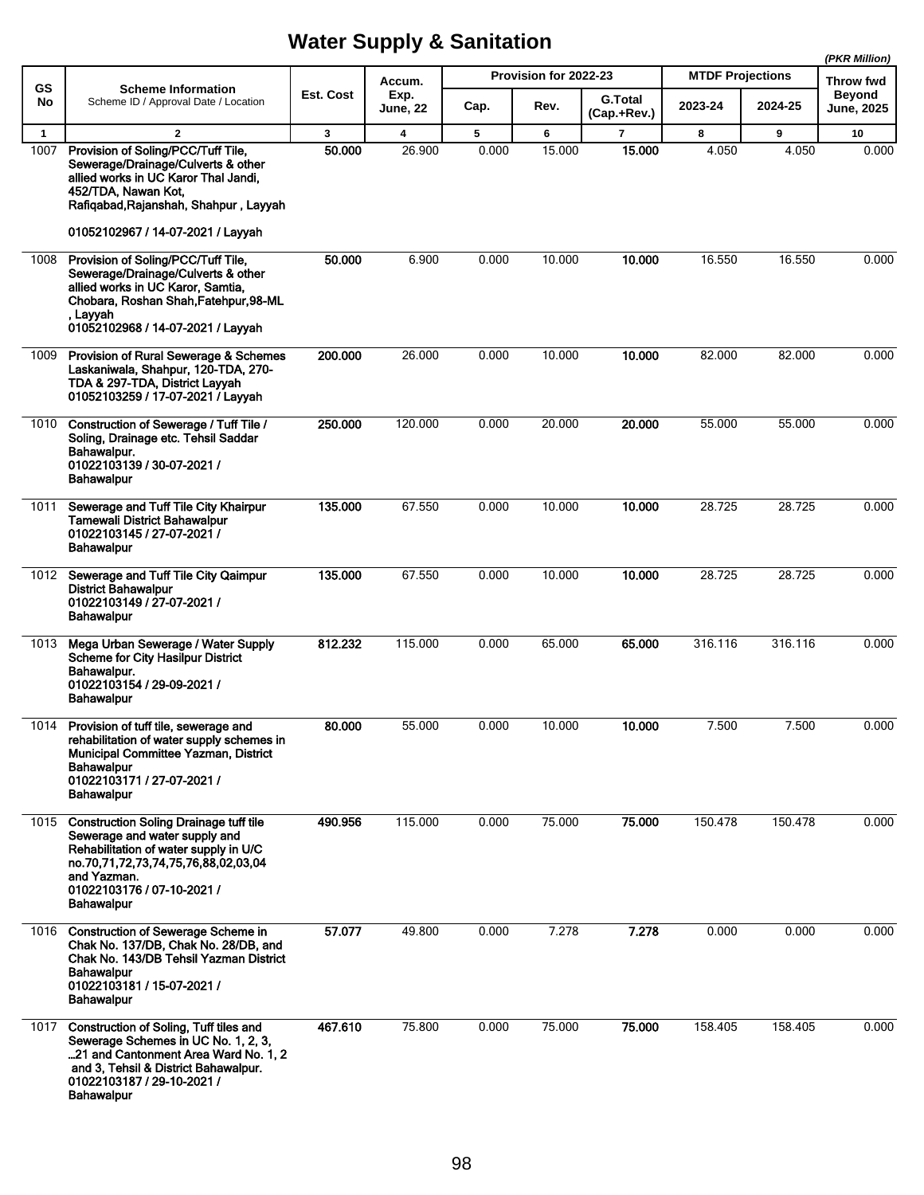# Water Supply & Sanitation

(PKR Million)

| GS No | Scheme Information<br>Scheme ID / Approval Date / Location | Est. Cost | Accum. Exp. June, 22 | Provision for 2022-23 | | | MTDF Projections | | Throw fwd Beyond June, 2025 |
|---|---|---|---|---|---|---|---|---|---|
| | | | | Cap. | Rev. | G.Total (Cap.+Rev.) | 2023-24 | 2024-25 | |
| 1 | 2 | 3 | 4 | 5 | 6 | 7 | 8 | 9 | 10 |
| 1007 | **Provision of Soling/PCC/Tuff Tile, Sewerage/Drainage/Culverts & other allied works in UC Karor Thal Jandi, 452/TDA, Nawan Kot, Rafiqabad,Rajanshah, Shahpur , Layyah**<br>**01052102967 / 14-07-2021 / Layyah** | **50.000** | 26.900 | 0.000 | 15.000 | **15.000** | 4.050 | 4.050 | 0.000 |
| 1008 | **Provision of Soling/PCC/Tuff Tile, Sewerage/Drainage/Culverts & other allied works in UC Karor, Samtia, Chobara, Roshan Shah,Fatehpur,98-ML , Layyah**<br>**01052102968 / 14-07-2021 / Layyah** | **50.000** | 6.900 | 0.000 | 10.000 | **10.000** | 16.550 | 16.550 | 0.000 |
| 1009 | **Provision of Rural Sewerage & Schemes Laskaniwala, Shahpur, 120-TDA, 270-TDA & 297-TDA, District Layyah**<br>**01052103259 / 17-07-2021 / Layyah** | **200.000** | 26.000 | 0.000 | 10.000 | **10.000** | 82.000 | 82.000 | 0.000 |
| 1010 | **Construction of Sewerage / Tuff Tile / Soling, Drainage etc. Tehsil Saddar Bahawalpur.**<br>**01022103139 / 30-07-2021 / Bahawalpur** | **250.000** | 120.000 | 0.000 | 20.000 | **20.000** | 55.000 | 55.000 | 0.000 |
| 1011 | **Sewerage and Tuff Tile City Khairpur Tamewali District Bahawalpur**<br>**01022103145 / 27-07-2021 / Bahawalpur** | **135.000** | 67.550 | 0.000 | 10.000 | **10.000** | 28.725 | 28.725 | 0.000 |
| 1012 | **Sewerage and Tuff Tile City Qaimpur District Bahawalpur**<br>**01022103149 / 27-07-2021 / Bahawalpur** | **135.000** | 67.550 | 0.000 | 10.000 | **10.000** | 28.725 | 28.725 | 0.000 |
| 1013 | **Mega Urban Sewerage / Water Supply Scheme for City Hasilpur District Bahawalpur.**<br>**01022103154 / 29-09-2021 / Bahawalpur** | **812.232** | 115.000 | 0.000 | 65.000 | **65.000** | 316.116 | 316.116 | 0.000 |
| 1014 | **Provision of tuff tile, sewerage and rehabilitation of water supply schemes in Municipal Committee Yazman, District Bahawalpur**<br>**01022103171 / 27-07-2021 / Bahawalpur** | **80.000** | 55.000 | 0.000 | 10.000 | **10.000** | 7.500 | 7.500 | 0.000 |
| 1015 | **Construction Soling Drainage tuff tile Sewerage and water supply and Rehabilitation of water supply in U/C no.70,71,72,73,74,75,76,88,02,03,04 and Yazman.**<br>**01022103176 / 07-10-2021 / Bahawalpur** | **490.956** | 115.000 | 0.000 | 75.000 | **75.000** | 150.478 | 150.478 | 0.000 |
| 1016 | **Construction of Sewerage Scheme in Chak No. 137/DB, Chak No. 28/DB, and Chak No. 143/DB Tehsil Yazman District Bahawalpur**<br>**01022103181 / 15-07-2021 / Bahawalpur** | **57.077** | 49.800 | 0.000 | 7.278 | **7.278** | 0.000 | 0.000 | 0.000 |
| 1017 | **Construction of Soling, Tuff tiles and Sewerage Schemes in UC No. 1, 2, 3, ...21 and Cantonment Area Ward No. 1, 2 and 3, Tehsil & District Bahawalpur.**<br>**01022103187 / 29-10-2021 / Bahawalpur** | **467.610** | 75.800 | 0.000 | 75.000 | **75.000** | 158.405 | 158.405 | 0.000 |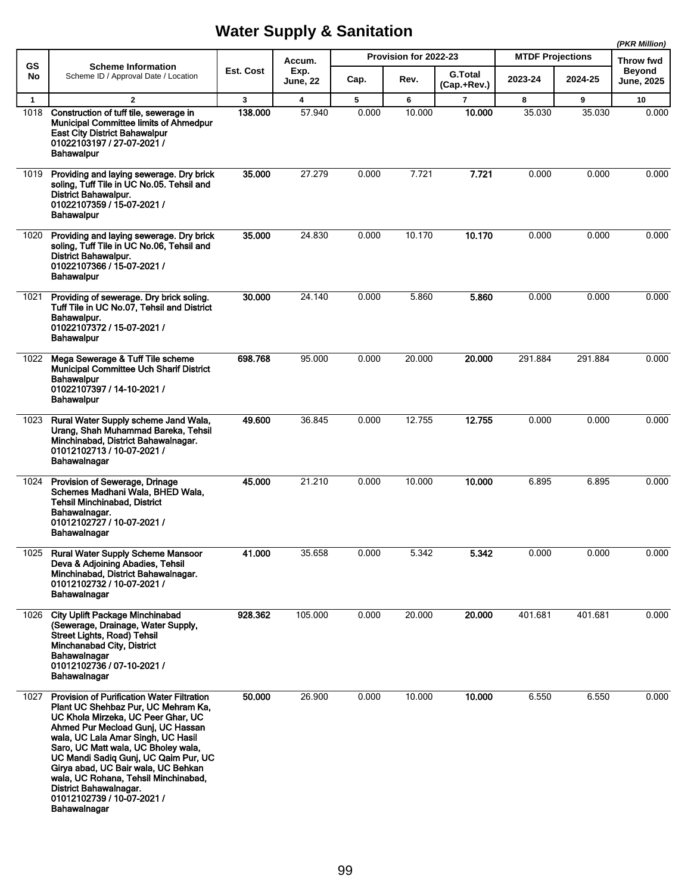# Water Supply & Sanitation

*(PKR Million)*

| GS No | Scheme Information<br>Scheme ID / Approval Date / Location | Est. Cost | Accum. Exp. June, 22 | Provision for 2022-23 | | | MTDF Projections | | Throw fwd Beyond June, 2025 |
|---|---|---|---|---|---|---|---|---|---|
| | | | | Cap. | Rev. | G.Total (Cap.+Rev.) | 2023-24 | 2024-25 | |
| 1 | 2 | 3 | 4 | 5 | 6 | 7 | 8 | 9 | 10 |
| 1018 | **Construction of tuff tile, sewerage in Municipal Committee limits of Ahmedpur East City District Bahawalpur**<br>**01022103197 / 27-07-2021 /**<br>**Bahawalpur** | **138.000** | 57.940 | 0.000 | 10.000 | **10.000** | 35.030 | 35.030 | 0.000 |
| 1019 | **Providing and laying sewerage. Dry brick soling, Tuff Tile in UC No.05. Tehsil and District Bahawalpur.**<br>**01022107359 / 15-07-2021 /**<br>**Bahawalpur** | **35.000** | 27.279 | 0.000 | 7.721 | **7.721** | 0.000 | 0.000 | 0.000 |
| 1020 | **Providing and laying sewerage. Dry brick soling, Tuff Tile in UC No.06, Tehsil and District Bahawalpur.**<br>**01022107366 / 15-07-2021 /**<br>**Bahawalpur** | **35.000** | 24.830 | 0.000 | 10.170 | **10.170** | 0.000 | 0.000 | 0.000 |
| 1021 | **Providing of sewerage. Dry brick soling. Tuff Tile in UC No.07, Tehsil and District Bahawalpur.**<br>**01022107372 / 15-07-2021 /**<br>**Bahawalpur** | **30.000** | 24.140 | 0.000 | 5.860 | **5.860** | 0.000 | 0.000 | 0.000 |
| 1022 | **Mega Sewerage & Tuff Tile scheme Municipal Committee Uch Sharif District Bahawalpur**<br>**01022107397 / 14-10-2021 /**<br>**Bahawalpur** | **698.768** | 95.000 | 0.000 | 20.000 | **20.000** | 291.884 | 291.884 | 0.000 |
| 1023 | **Rural Water Supply scheme Jand Wala, Urang, Shah Muhammad Bareka, Tehsil Minchinabad, District Bahawalnagar.**<br>**01012102713 / 10-07-2021 /**<br>**Bahawalnagar** | **49.600** | 36.845 | 0.000 | 12.755 | **12.755** | 0.000 | 0.000 | 0.000 |
| 1024 | **Provision of Sewerage, Drinage Schemes Madhani Wala, BHED Wala, Tehsil Minchinabad, District Bahawalnagar.**<br>**01012102727 / 10-07-2021 /**<br>**Bahawalnagar** | **45.000** | 21.210 | 0.000 | 10.000 | **10.000** | 6.895 | 6.895 | 0.000 |
| 1025 | **Rural Water Supply Scheme Mansoor Deva & Adjoining Abadies, Tehsil Minchinabad, District Bahawalnagar.**<br>**01012102732 / 10-07-2021 /**<br>**Bahawalnagar** | **41.000** | 35.658 | 0.000 | 5.342 | **5.342** | 0.000 | 0.000 | 0.000 |
| 1026 | **City Uplift Package Minchinabad (Sewerage, Drainage, Water Supply, Street Lights, Road) Tehsil Minchanabad City, District Bahawalnagar**<br>**01012102736 / 07-10-2021 /**<br>**Bahawalnagar** | **928.362** | 105.000 | 0.000 | 20.000 | **20.000** | 401.681 | 401.681 | 0.000 |
| 1027 | **Provision of Purification Water Filtration Plant UC Shehbaz Pur, UC Mehram Ka, UC Khola Mirzeka, UC Peer Ghar, UC Ahmed Pur Mecload Gunj, UC Hassan wala, UC Lala Amar Singh, UC Hasil Saro, UC Matt wala, UC Bholey wala, UC Mandi Sadiq Gunj, UC Qaim Pur, UC Girya abad, UC Bair wala, UC Behkan wala, UC Rohana, Tehsil Minchinabad, District Bahawalnagar.**<br>**01012102739 / 10-07-2021 /**<br>**Bahawalnagar** | **50.000** | 26.900 | 0.000 | 10.000 | **10.000** | 6.550 | 6.550 | 0.000 |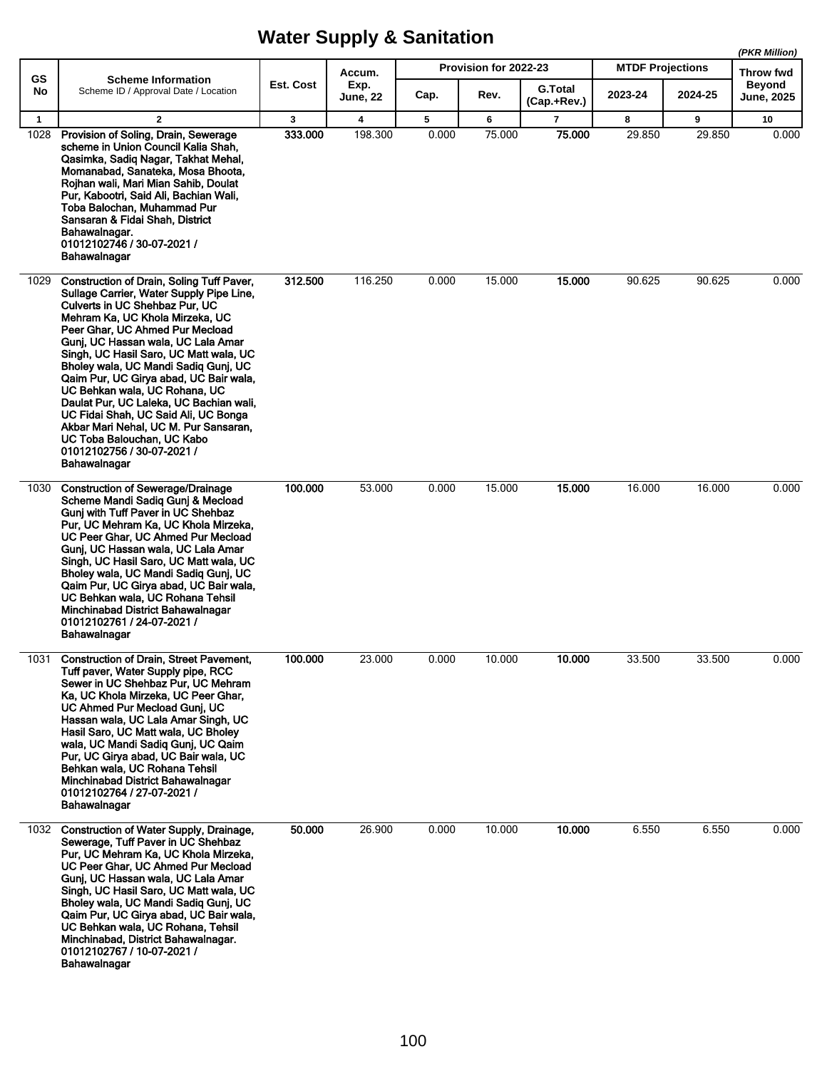# Water Supply & Sanitation

*(PKR Million)*

| GS No | Scheme Information<br>Scheme ID / Approval Date / Location | Est. Cost | Accum. Exp. June, 22 | Provision for 2022-23 | | | MTDF Projections | | Throw fwd Beyond June, 2025 |
|---|---|---|---|---|---|---|---|---|---|
| | | | | Cap. | Rev. | G.Total (Cap.+Rev.) | 2023-24 | 2024-25 | |
| 1 | 2 | 3 | 4 | 5 | 6 | 7 | 8 | 9 | 10 |
| 1028 | **Provision of Soling, Drain, Sewerage scheme in Union Council Kalia Shah, Qasimka, Sadiq Nagar, Takhat Mehal, Momanabad, Sanateka, Mosa Bhoota, Rojhan wali, Mari Mian Sahib, Doulat Pur, Kabootri, Said Ali, Bachian Wali, Toba Balochan, Muhammad Pur Sansaran & Fidai Shah, District Bahawalnagar.<br>01012102746 / 30-07-2021 / Bahawalnagar** | **333.000** | 198.300 | 0.000 | 75.000 | **75.000** | 29.850 | 29.850 | 0.000 |
| 1029 | **Construction of Drain, Soling Tuff Paver, Sullage Carrier, Water Supply Pipe Line, Culverts in UC Shehbaz Pur, UC Mehram Ka, UC Khola Mirzeka, UC Peer Ghar, UC Ahmed Pur Mecload Gunj, UC Hassan wala, UC Lala Amar Singh, UC Hasil Saro, UC Matt wala, UC Bholey wala, UC Mandi Sadiq Gunj, UC Qaim Pur, UC Girya abad, UC Bair wala, UC Behkan wala, UC Rohana, UC Daulat Pur, UC Laleka, UC Bachian wali, UC Fidai Shah, UC Said Ali, UC Bonga Akbar Mari Nehal, UC M. Pur Sansaran, UC Toba Balouchan, UC Kabo<br>01012102756 / 30-07-2021 / Bahawalnagar** | **312.500** | 116.250 | 0.000 | 15.000 | **15.000** | 90.625 | 90.625 | 0.000 |
| 1030 | **Construction of Sewerage/Drainage Scheme Mandi Sadiq Gunj & Mecload Gunj with Tuff Paver in UC Shehbaz Pur, UC Mehram Ka, UC Khola Mirzeka, UC Peer Ghar, UC Ahmed Pur Mecload Gunj, UC Hassan wala, UC Lala Amar Singh, UC Hasil Saro, UC Matt wala, UC Bholey wala, UC Mandi Sadiq Gunj, UC Qaim Pur, UC Girya abad, UC Bair wala, UC Behkan wala, UC Rohana Tehsil Minchinabad District Bahawalnagar<br>01012102761 / 24-07-2021 / Bahawalnagar** | **100.000** | 53.000 | 0.000 | 15.000 | **15.000** | 16.000 | 16.000 | 0.000 |
| 1031 | **Construction of Drain, Street Pavement, Tuff paver, Water Supply pipe, RCC Sewer in UC Shehbaz Pur, UC Mehram Ka, UC Khola Mirzeka, UC Peer Ghar, UC Ahmed Pur Mecload Gunj, UC Hassan wala, UC Lala Amar Singh, UC Hasil Saro, UC Matt wala, UC Bholey wala, UC Mandi Sadiq Gunj, UC Qaim Pur, UC Girya abad, UC Bair wala, UC Behkan wala, UC Rohana Tehsil Minchinabad District Bahawalnagar<br>01012102764 / 27-07-2021 / Bahawalnagar** | **100.000** | 23.000 | 0.000 | 10.000 | **10.000** | 33.500 | 33.500 | 0.000 |
| 1032 | **Construction of Water Supply, Drainage, Sewerage, Tuff Paver in UC Shehbaz Pur, UC Mehram Ka, UC Khola Mirzeka, UC Peer Ghar, UC Ahmed Pur Mecload Gunj, UC Hassan wala, UC Lala Amar Singh, UC Hasil Saro, UC Matt wala, UC Bholey wala, UC Mandi Sadiq Gunj, UC Qaim Pur, UC Girya abad, UC Bair wala, UC Behkan wala, UC Rohana, Tehsil Minchinabad, District Bahawalnagar.<br>01012102767 / 10-07-2021 / Bahawalnagar** | **50.000** | 26.900 | 0.000 | 10.000 | **10.000** | 6.550 | 6.550 | 0.000 |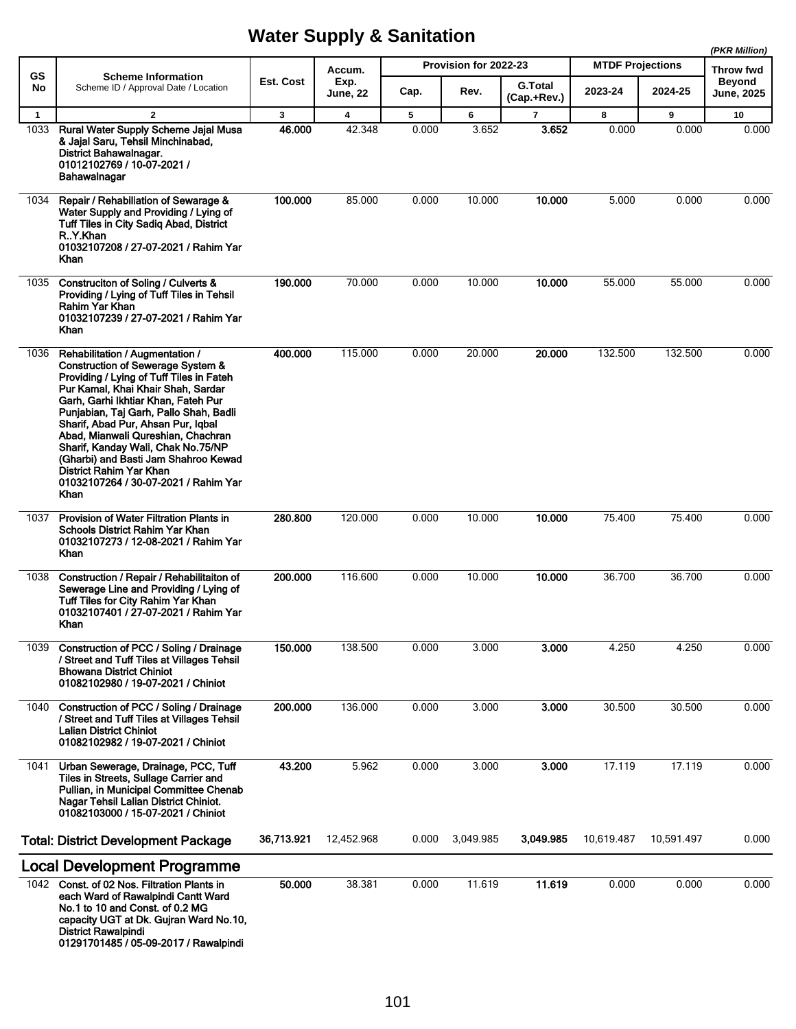# Water Supply & Sanitation

(PKR Million)

| GS No | Scheme Information<br>Scheme ID / Approval Date / Location | Est. Cost | Accum. Exp. June, 22 | Provision for 2022-23 | | | MTDF Projections | | Throw fwd Beyond June, 2025 |
|---|---|---|---|---|---|---|---|---|---|
| | | | | Cap. | Rev. | G.Total (Cap.+Rev.) | 2023-24 | 2024-25 | |
| 1 | 2 | 3 | 4 | 5 | 6 | 7 | 8 | 9 | 10 |
| 1033 | **Rural Water Supply Scheme Jajal Musa & Jajal Saru, Tehsil Minchinabad, District Bahawalnagar. 01012102769 / 10-07-2021 / Bahawalnagar** | **46.000** | 42.348 | 0.000 | 3.652 | **3.652** | 0.000 | 0.000 | 0.000 |
| 1034 | **Repair / Rehabiliation of Sewarage & Water Supply and Providing / Lying of Tuff Tiles in City Sadiq Abad, District R..Y.Khan 01032107208 / 27-07-2021 / Rahim Yar Khan** | **100.000** | 85.000 | 0.000 | 10.000 | **10.000** | 5.000 | 0.000 | 0.000 |
| 1035 | **Construciton of Soling / Culverts & Providing / Lying of Tuff Tiles in Tehsil Rahim Yar Khan 01032107239 / 27-07-2021 / Rahim Yar Khan** | **190.000** | 70.000 | 0.000 | 10.000 | **10.000** | 55.000 | 55.000 | 0.000 |
| 1036 | **Rehabilitation / Augmentation / Construction of Sewerage System & Providing / Lying of Tuff Tiles in Fateh Pur Kamal, Khai Khair Shah, Sardar Garh, Garhi Ikhtiar Khan, Fateh Pur Punjabian, Taj Garh, Pallo Shah, Badli Sharif, Abad Pur, Ahsan Pur, Iqbal Abad, Mianwali Qureshian, Chachran Sharif, Kanday Wali, Chak No.75/NP (Gharbi) and Basti Jam Shahroo Kewad District Rahim Yar Khan 01032107264 / 30-07-2021 / Rahim Yar Khan** | **400.000** | 115.000 | 0.000 | 20.000 | **20.000** | 132.500 | 132.500 | 0.000 |
| 1037 | **Provision of Water Filtration Plants in Schools District Rahim Yar Khan 01032107273 / 12-08-2021 / Rahim Yar Khan** | **280.800** | 120.000 | 0.000 | 10.000 | **10.000** | 75.400 | 75.400 | 0.000 |
| 1038 | **Construction / Repair / Rehabilitaiton of Sewerage Line and Providing / Lying of Tuff Tiles for City Rahim Yar Khan 01032107401 / 27-07-2021 / Rahim Yar Khan** | **200.000** | 116.600 | 0.000 | 10.000 | **10.000** | 36.700 | 36.700 | 0.000 |
| 1039 | **Construction of PCC / Soling / Drainage / Street and Tuff Tiles at Villages Tehsil Bhowana District Chiniot 01082102980 / 19-07-2021 / Chiniot** | **150.000** | 138.500 | 0.000 | 3.000 | **3.000** | 4.250 | 4.250 | 0.000 |
| 1040 | **Construction of PCC / Soling / Drainage / Street and Tuff Tiles at Villages Tehsil Lalian District Chiniot 01082102982 / 19-07-2021 / Chiniot** | **200.000** | 136.000 | 0.000 | 3.000 | **3.000** | 30.500 | 30.500 | 0.000 |
| 1041 | **Urban Sewerage, Drainage, PCC, Tuff Tiles in Streets, Sullage Carrier and Pullian, in Municipal Committee Chenab Nagar Tehsil Lalian District Chiniot. 01082103000 / 15-07-2021 / Chiniot** | **43.200** | 5.962 | 0.000 | 3.000 | **3.000** | 17.119 | 17.119 | 0.000 |
| | **Total: District Development Package** | **36,713.921** | 12,452.968 | 0.000 | 3,049.985 | **3,049.985** | 10,619.487 | 10,591.497 | 0.000 |

## Local Development Programme

| GS No | Scheme Information<br>Scheme ID / Approval Date / Location | Est. Cost | Accum. Exp. June, 22 | Cap. | Rev. | G.Total (Cap.+Rev.) | 2023-24 | 2024-25 | Throw fwd Beyond June, 2025 |
|---|---|---|---|---|---|---|---|---|---|
| 1042 | **Const. of 02 Nos. Filtration Plants in each Ward of Rawalpindi Cantt Ward No.1 to 10 and Const. of 0.2 MG capacity UGT at Dk. Gujran Ward No.10, District Rawalpindi 01291701485 / 05-09-2017 / Rawalpindi** | **50.000** | 38.381 | 0.000 | 11.619 | **11.619** | 0.000 | 0.000 | 0.000 |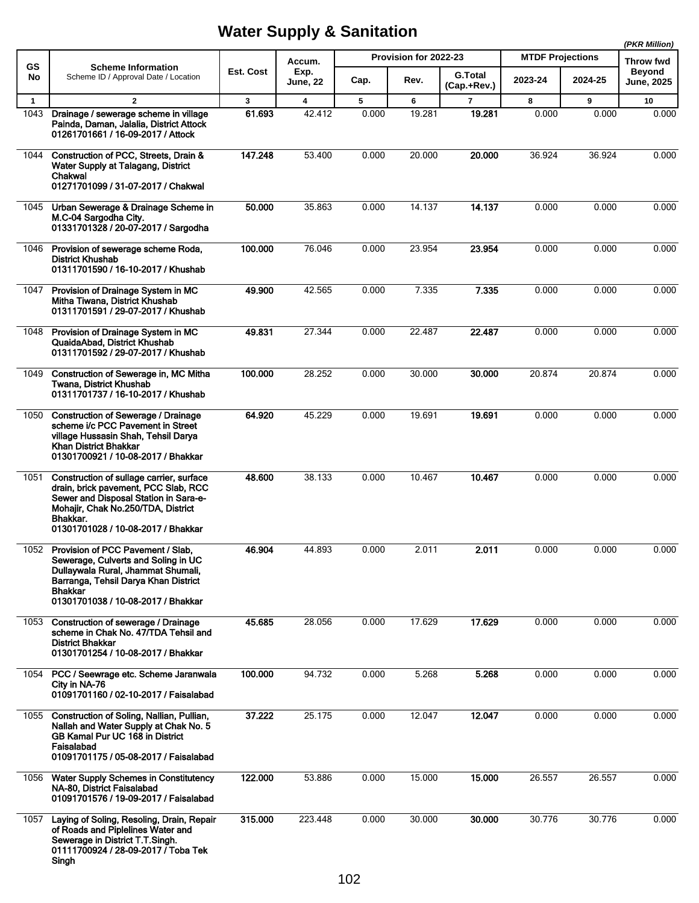# Water Supply & Sanitation

*(PKR Million)*

| GS No | Scheme Information<br>Scheme ID / Approval Date / Location | Est. Cost | Accum. Exp. June, 22 | Provision for 2022-23 | | | MTDF Projections | | Throw fwd Beyond June, 2025 |
|---|---|---|---|---|---|---|---|---|---|
| | | | | Cap. | Rev. | G.Total (Cap.+Rev.) | 2023-24 | 2024-25 | |
| 1 | 2 | 3 | 4 | 5 | 6 | 7 | 8 | 9 | 10 |
| 1043 | **Drainage / sewerage scheme in village Painda, Daman, Jalalia, District Attock**<br>**01261701661 / 16-09-2017 / Attock** | **61.693** | 42.412 | 0.000 | 19.281 | **19.281** | 0.000 | 0.000 | 0.000 |
| 1044 | **Construction of PCC, Streets, Drain & Water Supply at Talagang, District Chakwal**<br>**01271701099 / 31-07-2017 / Chakwal** | **147.248** | 53.400 | 0.000 | 20.000 | **20.000** | 36.924 | 36.924 | 0.000 |
| 1045 | **Urban Sewerage & Drainage Scheme in M.C-04 Sargodha City.**<br>**01331701328 / 20-07-2017 / Sargodha** | **50.000** | 35.863 | 0.000 | 14.137 | **14.137** | 0.000 | 0.000 | 0.000 |
| 1046 | **Provision of sewerage scheme Roda, District Khushab**<br>**01311701590 / 16-10-2017 / Khushab** | **100.000** | 76.046 | 0.000 | 23.954 | **23.954** | 0.000 | 0.000 | 0.000 |
| 1047 | **Provision of Drainage System in MC Mitha Tiwana, District Khushab**<br>**01311701591 / 29-07-2017 / Khushab** | **49.900** | 42.565 | 0.000 | 7.335 | **7.335** | 0.000 | 0.000 | 0.000 |
| 1048 | **Provision of Drainage System in MC QuaidaAbad, District Khushab**<br>**01311701592 / 29-07-2017 / Khushab** | **49.831** | 27.344 | 0.000 | 22.487 | **22.487** | 0.000 | 0.000 | 0.000 |
| 1049 | **Construction of Sewerage in, MC Mitha Twana, District Khushab**<br>**01311701737 / 16-10-2017 / Khushab** | **100.000** | 28.252 | 0.000 | 30.000 | **30.000** | 20.874 | 20.874 | 0.000 |
| 1050 | **Construction of Sewerage / Drainage scheme i/c PCC Pavement in Street village Hussasin Shah, Tehsil Darya Khan District Bhakkar**<br>**01301700921 / 10-08-2017 / Bhakkar** | **64.920** | 45.229 | 0.000 | 19.691 | **19.691** | 0.000 | 0.000 | 0.000 |
| 1051 | **Construction of sullage carrier, surface drain, brick pavement, PCC Slab, RCC Sewer and Disposal Station in Sara-e-Mohajir, Chak No.250/TDA, District Bhakkar.**<br>**01301701028 / 10-08-2017 / Bhakkar** | **48.600** | 38.133 | 0.000 | 10.467 | **10.467** | 0.000 | 0.000 | 0.000 |
| 1052 | **Provision of PCC Pavement / Slab, Sewerage, Culverts and Soling in UC Dullaywala Rural, Jhammat Shumali, Barranga, Tehsil Darya Khan District Bhakkar**<br>**01301701038 / 10-08-2017 / Bhakkar** | **46.904** | 44.893 | 0.000 | 2.011 | **2.011** | 0.000 | 0.000 | 0.000 |
| 1053 | **Construction of sewerage / Drainage scheme in Chak No. 47/TDA Tehsil and District Bhakkar**<br>**01301701254 / 10-08-2017 / Bhakkar** | **45.685** | 28.056 | 0.000 | 17.629 | **17.629** | 0.000 | 0.000 | 0.000 |
| 1054 | **PCC / Seewrage etc. Scheme Jaranwala City in NA-76**<br>**01091701160 / 02-10-2017 / Faisalabad** | **100.000** | 94.732 | 0.000 | 5.268 | **5.268** | 0.000 | 0.000 | 0.000 |
| 1055 | **Construction of Soling, Nallian, Pullian, Nallah and Water Supply at Chak No. 5 GB Kamal Pur UC 168 in District Faisalabad**<br>**01091701175 / 05-08-2017 / Faisalabad** | **37.222** | 25.175 | 0.000 | 12.047 | **12.047** | 0.000 | 0.000 | 0.000 |
| 1056 | **Water Supply Schemes in Constitutency NA-80, District Faisalabad**<br>**01091701576 / 19-09-2017 / Faisalabad** | **122.000** | 53.886 | 0.000 | 15.000 | **15.000** | 26.557 | 26.557 | 0.000 |
| 1057 | **Laying of Soling, Resoling, Drain, Repair of Roads and Piplelines Water and Sewerage in District T.T.Singh.**<br>**01111700924 / 28-09-2017 / Toba Tek Singh** | **315.000** | 223.448 | 0.000 | 30.000 | **30.000** | 30.776 | 30.776 | 0.000 |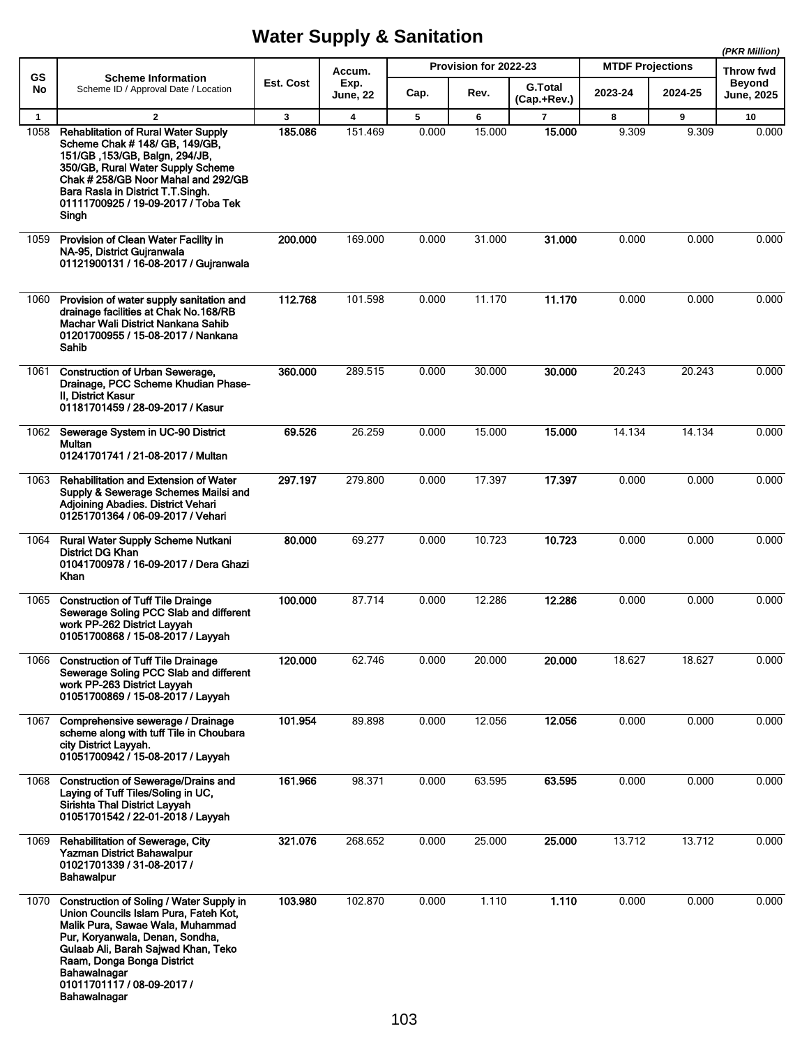# Water Supply & Sanitation

*(PKR Million)*

| GS No | Scheme Information<br>Scheme ID / Approval Date / Location | Est. Cost | Accum. Exp. June, 22 | Provision for 2022-23 | | | MTDF Projections | | Throw fwd Beyond June, 2025 |
|---|---|---|---|---|---|---|---|---|---|
| | | | | Cap. | Rev. | G.Total (Cap.+Rev.) | 2023-24 | 2024-25 | |
| 1 | 2 | 3 | 4 | 5 | 6 | 7 | 8 | 9 | 10 |
| 1058 | **Rehablitation of Rural Water Supply Scheme Chak # 148/ GB, 149/GB, 151/GB ,153/GB, Balgn, 294/JB, 350/GB, Rural Water Supply Scheme Chak # 258/GB Noor Mahal and 292/GB Bara Rasla in District T.T.Singh. 01111700925 / 19-09-2017 / Toba Tek Singh** | **185.086** | 151.469 | 0.000 | 15.000 | **15.000** | 9.309 | 9.309 | 0.000 |
| 1059 | **Provision of Clean Water Facility in NA-95, District Gujranwala 01121900131 / 16-08-2017 / Gujranwala** | **200.000** | 169.000 | 0.000 | 31.000 | **31.000** | 0.000 | 0.000 | 0.000 |
| 1060 | **Provision of water supply sanitation and drainage facilities at Chak No.168/RB Machar Wali District Nankana Sahib 01201700955 / 15-08-2017 / Nankana Sahib** | **112.768** | 101.598 | 0.000 | 11.170 | **11.170** | 0.000 | 0.000 | 0.000 |
| 1061 | **Construction of Urban Sewerage, Drainage, PCC Scheme Khudian Phase-II, District Kasur 01181701459 / 28-09-2017 / Kasur** | **360.000** | 289.515 | 0.000 | 30.000 | **30.000** | 20.243 | 20.243 | 0.000 |
| 1062 | **Sewerage System in UC-90 District Multan 01241701741 / 21-08-2017 / Multan** | **69.526** | 26.259 | 0.000 | 15.000 | **15.000** | 14.134 | 14.134 | 0.000 |
| 1063 | **Rehabilitation and Extension of Water Supply & Sewerage Schemes Mailsi and Adjoining Abadies. District Vehari 01251701364 / 06-09-2017 / Vehari** | **297.197** | 279.800 | 0.000 | 17.397 | **17.397** | 0.000 | 0.000 | 0.000 |
| 1064 | **Rural Water Supply Scheme Nutkani District DG Khan 01041700978 / 16-09-2017 / Dera Ghazi Khan** | **80.000** | 69.277 | 0.000 | 10.723 | **10.723** | 0.000 | 0.000 | 0.000 |
| 1065 | **Construction of Tuff Tile Drainge Sewerage Soling PCC Slab and different work PP-262 District Layyah 01051700868 / 15-08-2017 / Layyah** | **100.000** | 87.714 | 0.000 | 12.286 | **12.286** | 0.000 | 0.000 | 0.000 |
| 1066 | **Construction of Tuff Tile Drainage Sewerage Soling PCC Slab and different work PP-263 District Layyah 01051700869 / 15-08-2017 / Layyah** | **120.000** | 62.746 | 0.000 | 20.000 | **20.000** | 18.627 | 18.627 | 0.000 |
| 1067 | **Comprehensive sewerage / Drainage scheme along with tuff Tile in Choubara city District Layyah. 01051700942 / 15-08-2017 / Layyah** | **101.954** | 89.898 | 0.000 | 12.056 | **12.056** | 0.000 | 0.000 | 0.000 |
| 1068 | **Construction of Sewerage/Drains and Laying of Tuff Tiles/Soling in UC, Sirishta Thal District Layyah 01051701542 / 22-01-2018 / Layyah** | **161.966** | 98.371 | 0.000 | 63.595 | **63.595** | 0.000 | 0.000 | 0.000 |
| 1069 | **Rehabilitation of Sewerage, City Yazman District Bahawalpur 01021701339 / 31-08-2017 / Bahawalpur** | **321.076** | 268.652 | 0.000 | 25.000 | **25.000** | 13.712 | 13.712 | 0.000 |
| 1070 | **Construction of Soling / Water Supply in Union Councils Islam Pura, Fateh Kot, Malik Pura, Sawae Wala, Muhammad Pur, Koryanwala, Denan, Sondha, Gulaab Ali, Barah Sajwad Khan, Teko Raam, Donga Bonga District Bahawalnagar 01011701117 / 08-09-2017 / Bahawalnagar** | **103.980** | 102.870 | 0.000 | 1.110 | **1.110** | 0.000 | 0.000 | 0.000 |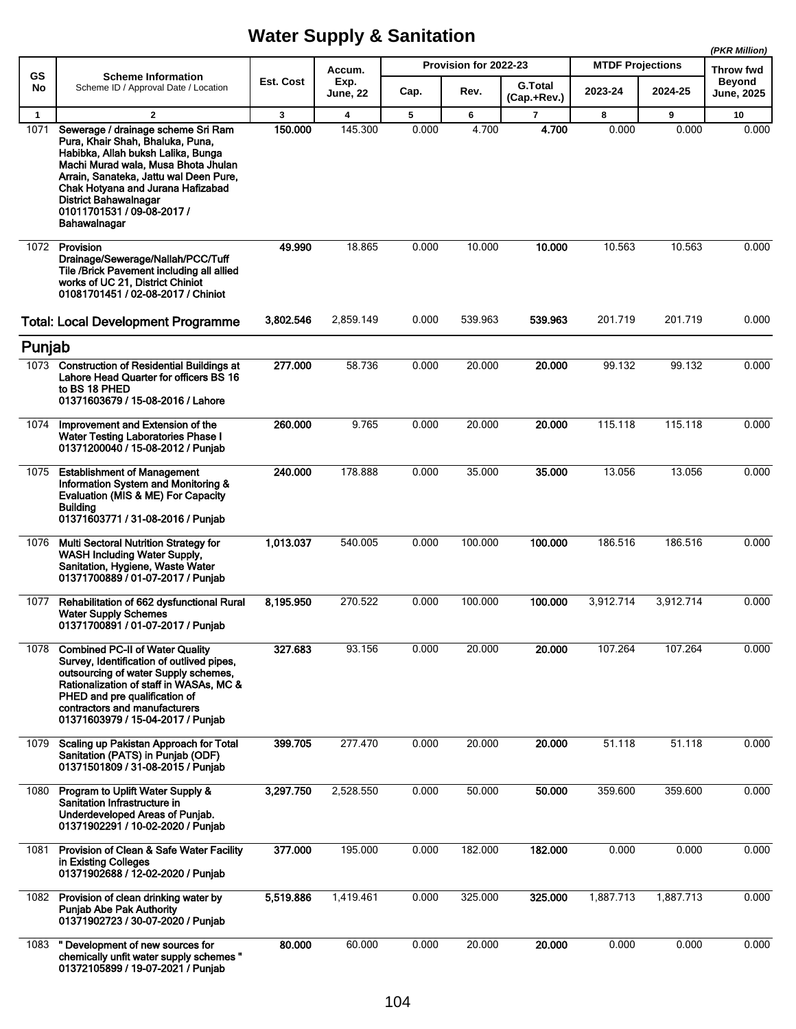# Water Supply & Sanitation

*(PKR Million)*

| GS No | Scheme Information<br>Scheme ID / Approval Date / Location | Est. Cost | Accum. Exp. June, 22 | Provision for 2022-23 | | | MTDF Projections | | Throw fwd Beyond June, 2025 |
|---|---|---|---|---|---|---|---|---|---|
| | | | | Cap. | Rev. | G.Total (Cap.+Rev.) | 2023-24 | 2024-25 | |
| 1 | 2 | 3 | 4 | 5 | 6 | 7 | 8 | 9 | 10 |
| 1071 | **Sewerage / drainage scheme Sri Ram Pura, Khair Shah, Bhaluka, Puna, Habibka, Allah buksh Lalika, Bunga Machi Murad wala, Musa Bhota Jhulan Arrain, Sanateka, Jattu wal Deen Pure, Chak Hotyana and Jurana Hafizabad District Bahawalnagar 01011701531 / 09-08-2017 / Bahawalnagar** | **150.000** | 145.300 | 0.000 | 4.700 | **4.700** | 0.000 | 0.000 | 0.000 |
| 1072 | **Provision Drainage/Sewerage/Nallah/PCC/Tuff Tile /Brick Pavement including all allied works of UC 21, District Chiniot 01081701451 / 02-08-2017 / Chiniot** | **49.990** | 18.865 | 0.000 | 10.000 | **10.000** | 10.563 | 10.563 | 0.000 |
| | **Total: Local Development Programme** | **3,802.546** | 2,859.149 | 0.000 | 539.963 | **539.963** | 201.719 | 201.719 | 0.000 |
| | **Punjab** | | | | | | | | |
| 1073 | **Construction of Residential Buildings at Lahore Head Quarter for officers BS 16 to BS 18 PHED 01371603679 / 15-08-2016 / Lahore** | **277.000** | 58.736 | 0.000 | 20.000 | **20.000** | 99.132 | 99.132 | 0.000 |
| 1074 | **Improvement and Extension of the Water Testing Laboratories Phase I 01371200040 / 15-08-2012 / Punjab** | **260.000** | 9.765 | 0.000 | 20.000 | **20.000** | 115.118 | 115.118 | 0.000 |
| 1075 | **Establishment of Management Information System and Monitoring & Evaluation (MIS & ME) For Capacity Building 01371603771 / 31-08-2016 / Punjab** | **240.000** | 178.888 | 0.000 | 35.000 | **35.000** | 13.056 | 13.056 | 0.000 |
| 1076 | **Multi Sectoral Nutrition Strategy for WASH Including Water Supply, Sanitation, Hygiene, Waste Water 01371700889 / 01-07-2017 / Punjab** | **1,013.037** | 540.005 | 0.000 | 100.000 | **100.000** | 186.516 | 186.516 | 0.000 |
| 1077 | **Rehabilitation of 662 dysfunctional Rural Water Supply Schemes 01371700891 / 01-07-2017 / Punjab** | **8,195.950** | 270.522 | 0.000 | 100.000 | **100.000** | 3,912.714 | 3,912.714 | 0.000 |
| 1078 | **Combined PC-II of Water Quality Survey, Identification of outlived pipes, outsourcing of water Supply schemes, Rationalization of staff in WASAs, MC & PHED and pre qualification of contractors and manufacturers 01371603979 / 15-04-2017 / Punjab** | **327.683** | 93.156 | 0.000 | 20.000 | **20.000** | 107.264 | 107.264 | 0.000 |
| 1079 | **Scaling up Pakistan Approach for Total Sanitation (PATS) in Punjab (ODF) 01371501809 / 31-08-2015 / Punjab** | **399.705** | 277.470 | 0.000 | 20.000 | **20.000** | 51.118 | 51.118 | 0.000 |
| 1080 | **Program to Uplift Water Supply & Sanitation Infrastructure in Underdeveloped Areas of Punjab. 01371902291 / 10-02-2020 / Punjab** | **3,297.750** | 2,528.550 | 0.000 | 50.000 | **50.000** | 359.600 | 359.600 | 0.000 |
| 1081 | **Provision of Clean & Safe Water Facility in Existing Colleges 01371902688 / 12-02-2020 / Punjab** | **377.000** | 195.000 | 0.000 | 182.000 | **182.000** | 0.000 | 0.000 | 0.000 |
| 1082 | **Provision of clean drinking water by Punjab Abe Pak Authority 01371902723 / 30-07-2020 / Punjab** | **5,519.886** | 1,419.461 | 0.000 | 325.000 | **325.000** | 1,887.713 | 1,887.713 | 0.000 |
| 1083 | **" Development of new sources for chemically unfit water supply schemes " 01372105899 / 19-07-2021 / Punjab** | **80.000** | 60.000 | 0.000 | 20.000 | **20.000** | 0.000 | 0.000 | 0.000 |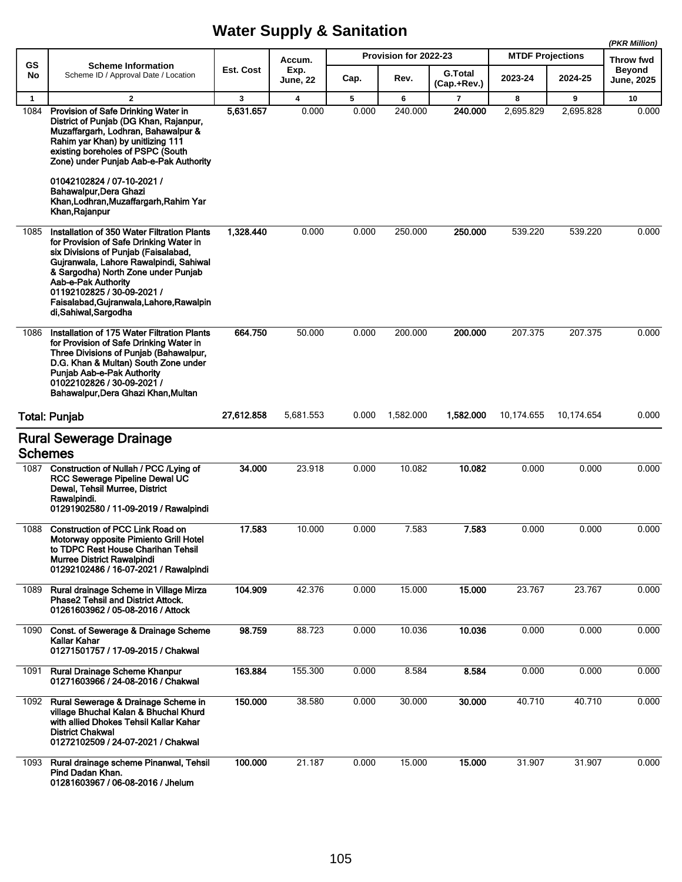# Water Supply & Sanitation

*(PKR Million)*

| GS No | Scheme Information<br>Scheme ID / Approval Date / Location | Est. Cost | Accum. Exp. June, 22 | Provision for 2022-23 | | | MTDF Projections | | Throw fwd Beyond June, 2025 |
|---|---|---|---|---|---|---|---|---|---|
| | | | | Cap. | Rev. | G.Total (Cap.+Rev.) | 2023-24 | 2024-25 | |
| 1 | 2 | 3 | 4 | 5 | 6 | 7 | 8 | 9 | 10 |
| 1084 | **Provision of Safe Drinking Water in District of Punjab (DG Khan, Rajanpur, Muzaffargarh, Lodhran, Bahawalpur & Rahim yar Khan) by unitlizing 111 existing boreholes of PSPC (South Zone) under Punjab Aab-e-Pak Authority**<br>**01042102824 / 07-10-2021 / Bahawalpur,Dera Ghazi Khan,Lodhran,Muzaffargarh,Rahim Yar Khan,Rajanpur** | **5,631.657** | 0.000 | 0.000 | 240.000 | **240.000** | 2,695.829 | 2,695.828 | 0.000 |
| 1085 | **Installation of 350 Water Filtration Plants for Provision of Safe Drinking Water in six Divisions of Punjab (Faisalabad, Gujranwala, Lahore Rawalpindi, Sahiwal & Sargodha) North Zone under Punjab Aab-e-Pak Authority**<br>**01192102825 / 30-09-2021 / Faisalabad,Gujranwala,Lahore,Rawalpindi,Sahiwal,Sargodha** | **1,328.440** | 0.000 | 0.000 | 250.000 | **250.000** | 539.220 | 539.220 | 0.000 |
| 1086 | **Installation of 175 Water Filtration Plants for Provision of Safe Drinking Water in Three Divisions of Punjab (Bahawalpur, D.G. Khan & Multan) South Zone under Punjab Aab-e-Pak Authority**<br>**01022102826 / 30-09-2021 / Bahawalpur,Dera Ghazi Khan,Multan** | **664.750** | 50.000 | 0.000 | 200.000 | **200.000** | 207.375 | 207.375 | 0.000 |
| | **Total: Punjab** | **27,612.858** | 5,681.553 | 0.000 | 1,582.000 | **1,582.000** | 10,174.655 | 10,174.654 | 0.000 |

## Rural Sewerage Drainage Schemes

| GS No | Scheme Information<br>Scheme ID / Approval Date / Location | Est. Cost | Accum. Exp. June, 22 | Cap. | Rev. | G.Total (Cap.+Rev.) | 2023-24 | 2024-25 | Throw fwd Beyond June, 2025 |
|---|---|---|---|---|---|---|---|---|---|
| 1087 | **Construction of Nullah / PCC /Lying of RCC Sewerage Pipeline Dewal UC Dewal, Tehsil Murree, District Rawalpindi.**<br>**01291902580 / 11-09-2019 / Rawalpindi** | **34.000** | 23.918 | 0.000 | 10.082 | **10.082** | 0.000 | 0.000 | 0.000 |
| 1088 | **Construction of PCC Link Road on Motorway opposite Pimiento Grill Hotel to TDPC Rest House Charihan Tehsil Murree District Rawalpindi**<br>**01292102486 / 16-07-2021 / Rawalpindi** | **17.583** | 10.000 | 0.000 | 7.583 | **7.583** | 0.000 | 0.000 | 0.000 |
| 1089 | **Rural drainage Scheme in Village Mirza Phase2 Tehsil and District Attock.**<br>**01261603962 / 05-08-2016 / Attock** | **104.909** | 42.376 | 0.000 | 15.000 | **15.000** | 23.767 | 23.767 | 0.000 |
| 1090 | **Const. of Sewerage & Drainage Scheme Kallar Kahar**<br>**01271501757 / 17-09-2015 / Chakwal** | **98.759** | 88.723 | 0.000 | 10.036 | **10.036** | 0.000 | 0.000 | 0.000 |
| 1091 | **Rural Drainage Scheme Khanpur**<br>**01271603966 / 24-08-2016 / Chakwal** | **163.884** | 155.300 | 0.000 | 8.584 | **8.584** | 0.000 | 0.000 | 0.000 |
| 1092 | **Rural Sewerage & Drainage Scheme in village Bhuchal Kalan & Bhuchal Khurd with allied Dhokes Tehsil Kallar Kahar District Chakwal**<br>**01272102509 / 24-07-2021 / Chakwal** | **150.000** | 38.580 | 0.000 | 30.000 | **30.000** | 40.710 | 40.710 | 0.000 |
| 1093 | **Rural drainage scheme Pinanwal, Tehsil Pind Dadan Khan.**<br>**01281603967 / 06-08-2016 / Jhelum** | **100.000** | 21.187 | 0.000 | 15.000 | **15.000** | 31.907 | 31.907 | 0.000 |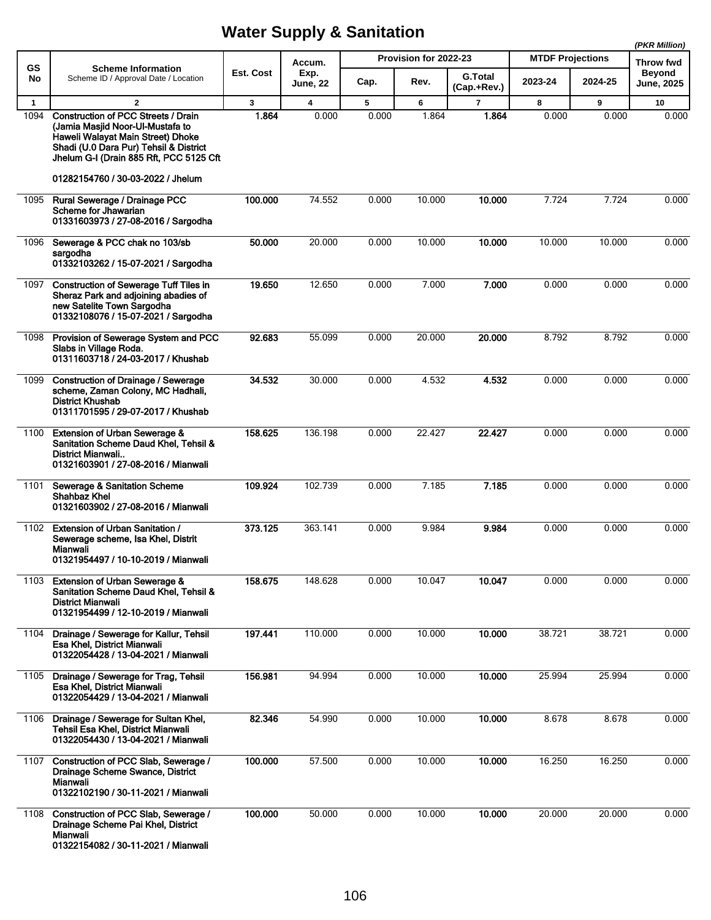# Water Supply & Sanitation

*(PKR Million)*

| GS No | Scheme Information<br>Scheme ID / Approval Date / Location | Est. Cost | Accum. Exp. June, 22 | Provision for 2022-23 | | | MTDF Projections | | Throw fwd Beyond June, 2025 |
|---|---|---|---|---|---|---|---|---|---|
| | | | | Cap. | Rev. | G.Total (Cap.+Rev.) | 2023-24 | 2024-25 | |
| 1 | 2 | 3 | 4 | 5 | 6 | 7 | 8 | 9 | 10 |
| 1094 | **Construction of PCC Streets / Drain (Jamia Masjid Noor-Ul-Mustafa to Haweli Walayat Main Street) Dhoke Shadi (U.0 Dara Pur) Tehsil & District Jhelum G-I (Drain 885 Rft, PCC 5125 Cft**<br>**01282154760 / 30-03-2022 / Jhelum** | **1.864** | 0.000 | 0.000 | 1.864 | **1.864** | 0.000 | 0.000 | 0.000 |
| 1095 | **Rural Sewerage / Drainage PCC Scheme for Jhawarian**<br>**01331603973 / 27-08-2016 / Sargodha** | **100.000** | 74.552 | 0.000 | 10.000 | **10.000** | 7.724 | 7.724 | 0.000 |
| 1096 | **Sewerage & PCC chak no 103/sb sargodha**<br>**01332103262 / 15-07-2021 / Sargodha** | **50.000** | 20.000 | 0.000 | 10.000 | **10.000** | 10.000 | 10.000 | 0.000 |
| 1097 | **Construction of Sewerage Tuff Tiles in Sheraz Park and adjoining abadies of new Satelite Town Sargodha**<br>**01332108076 / 15-07-2021 / Sargodha** | **19.650** | 12.650 | 0.000 | 7.000 | **7.000** | 0.000 | 0.000 | 0.000 |
| 1098 | **Provision of Sewerage System and PCC Slabs in Village Roda.**<br>**01311603718 / 24-03-2017 / Khushab** | **92.683** | 55.099 | 0.000 | 20.000 | **20.000** | 8.792 | 8.792 | 0.000 |
| 1099 | **Construction of Drainage / Sewerage scheme, Zaman Colony, MC Hadhali, District Khushab**<br>**01311701595 / 29-07-2017 / Khushab** | **34.532** | 30.000 | 0.000 | 4.532 | **4.532** | 0.000 | 0.000 | 0.000 |
| 1100 | **Extension of Urban Sewerage & Sanitation Scheme Daud Khel, Tehsil & District Mianwali..**<br>**01321603901 / 27-08-2016 / Mianwali** | **158.625** | 136.198 | 0.000 | 22.427 | **22.427** | 0.000 | 0.000 | 0.000 |
| 1101 | **Sewerage & Sanitation Scheme Shahbaz Khel**<br>**01321603902 / 27-08-2016 / Mianwali** | **109.924** | 102.739 | 0.000 | 7.185 | **7.185** | 0.000 | 0.000 | 0.000 |
| 1102 | **Extension of Urban Sanitation / Sewerage scheme, Isa Khel, Distrit Mianwali**<br>**01321954497 / 10-10-2019 / Mianwali** | **373.125** | 363.141 | 0.000 | 9.984 | **9.984** | 0.000 | 0.000 | 0.000 |
| 1103 | **Extension of Urban Sewerage & Sanitation Scheme Daud Khel, Tehsil & District Mianwali**<br>**01321954499 / 12-10-2019 / Mianwali** | **158.675** | 148.628 | 0.000 | 10.047 | **10.047** | 0.000 | 0.000 | 0.000 |
| 1104 | **Drainage / Sewerage for Kallur, Tehsil Esa Khel, District Mianwali**<br>**01322054428 / 13-04-2021 / Mianwali** | **197.441** | 110.000 | 0.000 | 10.000 | **10.000** | 38.721 | 38.721 | 0.000 |
| 1105 | **Drainage / Sewerage for Trag, Tehsil Esa Khel, District Mianwali**<br>**01322054429 / 13-04-2021 / Mianwali** | **156.981** | 94.994 | 0.000 | 10.000 | **10.000** | 25.994 | 25.994 | 0.000 |
| 1106 | **Drainage / Sewerage for Sultan Khel, Tehsil Esa Khel, District Mianwali**<br>**01322054430 / 13-04-2021 / Mianwali** | **82.346** | 54.990 | 0.000 | 10.000 | **10.000** | 8.678 | 8.678 | 0.000 |
| 1107 | **Construction of PCC Slab, Sewerage / Drainage Scheme Swance, District Mianwali**<br>**01322102190 / 30-11-2021 / Mianwali** | **100.000** | 57.500 | 0.000 | 10.000 | **10.000** | 16.250 | 16.250 | 0.000 |
| 1108 | **Construction of PCC Slab, Sewerage / Drainage Scheme Pai Khel, District Mianwali**<br>**01322154082 / 30-11-2021 / Mianwali** | **100.000** | 50.000 | 0.000 | 10.000 | **10.000** | 20.000 | 20.000 | 0.000 |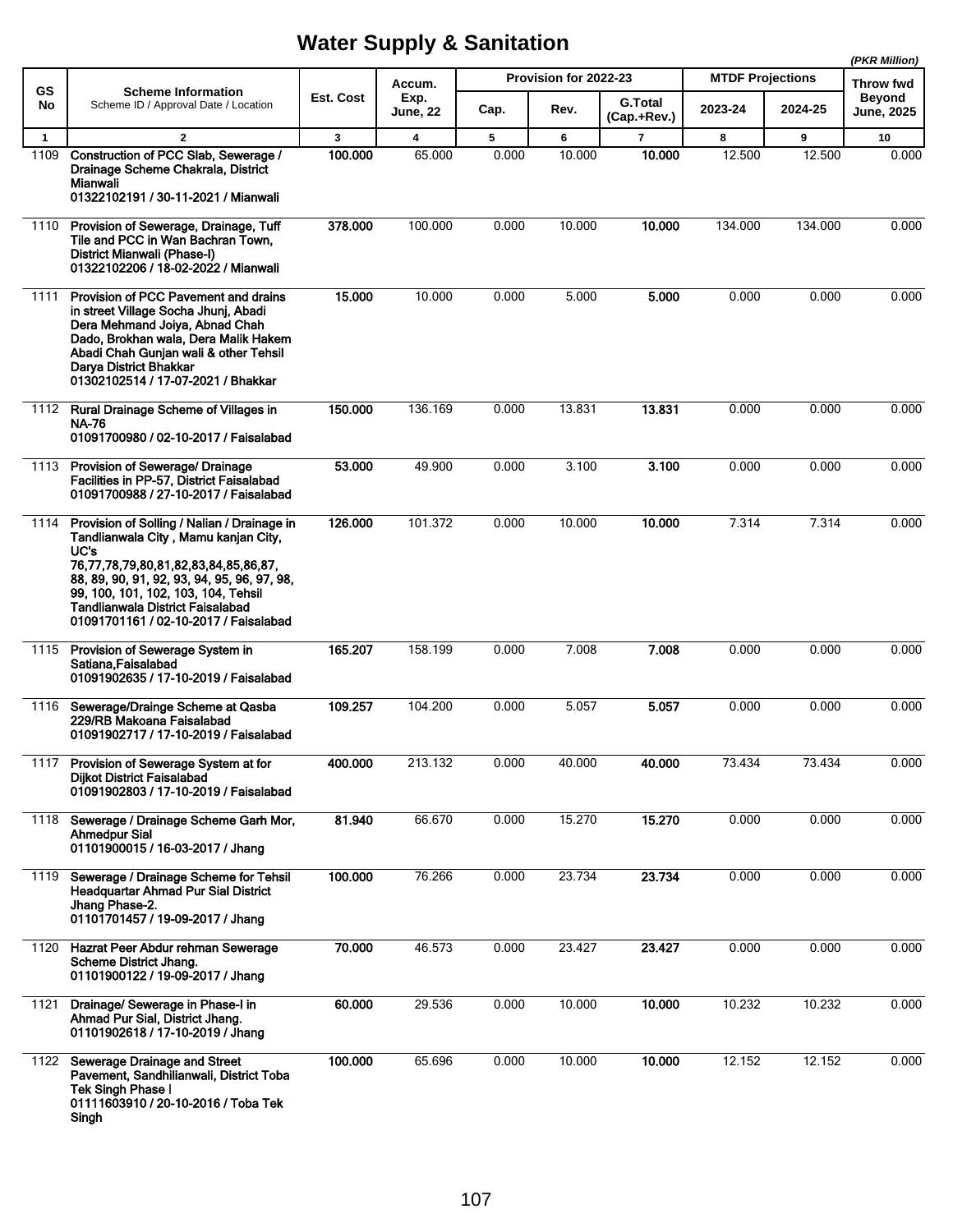# Water Supply & Sanitation

*(PKR Million)*

| GS No | Scheme Information<br>Scheme ID / Approval Date / Location | Est. Cost | Accum. Exp. June, 22 | Provision for 2022-23 | | | MTDF Projections | | Throw fwd Beyond June, 2025 |
|---|---|---|---|---|---|---|---|---|---|
| | | | | Cap. | Rev. | G.Total (Cap.+Rev.) | 2023-24 | 2024-25 | |
| 1 | 2 | 3 | 4 | 5 | 6 | 7 | 8 | 9 | 10 |
| 1109 | **Construction of PCC Slab, Sewerage / Drainage Scheme Chakrala, District Mianwali**<br>**01322102191 / 30-11-2021 / Mianwali** | **100.000** | 65.000 | 0.000 | 10.000 | **10.000** | 12.500 | 12.500 | 0.000 |
| 1110 | **Provision of Sewerage, Drainage, Tuff Tile and PCC in Wan Bachran Town, District Mianwali (Phase-I)**<br>**01322102206 / 18-02-2022 / Mianwali** | **378.000** | 100.000 | 0.000 | 10.000 | **10.000** | 134.000 | 134.000 | 0.000 |
| 1111 | **Provision of PCC Pavement and drains in street Village Socha Jhunj, Abadi Dera Mehmand Joiya, Abnad Chah Dado, Brokhan wala, Dera Malik Hakem Abadi Chah Gunjan wali & other Tehsil Darya District Bhakkar**<br>**01302102514 / 17-07-2021 / Bhakkar** | **15.000** | 10.000 | 0.000 | 5.000 | **5.000** | 0.000 | 0.000 | 0.000 |
| 1112 | **Rural Drainage Scheme of Villages in NA-76**<br>**01091700980 / 02-10-2017 / Faisalabad** | **150.000** | 136.169 | 0.000 | 13.831 | **13.831** | 0.000 | 0.000 | 0.000 |
| 1113 | **Provision of Sewerage/ Drainage Facilities in PP-57, District Faisalabad**<br>**01091700988 / 27-10-2017 / Faisalabad** | **53.000** | 49.900 | 0.000 | 3.100 | **3.100** | 0.000 | 0.000 | 0.000 |
| 1114 | **Provision of Solling / Nalian / Drainage in Tandlianwala City , Mamu kanjan City, UC's 76,77,78,79,80,81,82,83,84,85,86,87, 88, 89, 90, 91, 92, 93, 94, 95, 96, 97, 98, 99, 100, 101, 102, 103, 104, Tehsil Tandlianwala District Faisalabad**<br>**01091701161 / 02-10-2017 / Faisalabad** | **126.000** | 101.372 | 0.000 | 10.000 | **10.000** | 7.314 | 7.314 | 0.000 |
| 1115 | **Provision of Sewerage System in Satiana,Faisalabad**<br>**01091902635 / 17-10-2019 / Faisalabad** | **165.207** | 158.199 | 0.000 | 7.008 | **7.008** | 0.000 | 0.000 | 0.000 |
| 1116 | **Sewerage/Drainge Scheme at Qasba 229/RB Makoana Faisalabad**<br>**01091902717 / 17-10-2019 / Faisalabad** | **109.257** | 104.200 | 0.000 | 5.057 | **5.057** | 0.000 | 0.000 | 0.000 |
| 1117 | **Provision of Sewerage System at for Dijkot District Faisalabad**<br>**01091902803 / 17-10-2019 / Faisalabad** | **400.000** | 213.132 | 0.000 | 40.000 | **40.000** | 73.434 | 73.434 | 0.000 |
| 1118 | **Sewerage / Drainage Scheme Garh Mor, Ahmedpur Sial**<br>**01101900015 / 16-03-2017 / Jhang** | **81.940** | 66.670 | 0.000 | 15.270 | **15.270** | 0.000 | 0.000 | 0.000 |
| 1119 | **Sewerage / Drainage Scheme for Tehsil Headquartar Ahmad Pur Sial District Jhang Phase-2.**<br>**01101701457 / 19-09-2017 / Jhang** | **100.000** | 76.266 | 0.000 | 23.734 | **23.734** | 0.000 | 0.000 | 0.000 |
| 1120 | **Hazrat Peer Abdur rehman Sewerage Scheme District Jhang.**<br>**01101900122 / 19-09-2017 / Jhang** | **70.000** | 46.573 | 0.000 | 23.427 | **23.427** | 0.000 | 0.000 | 0.000 |
| 1121 | **Drainage/ Sewerage in Phase-I in Ahmad Pur Sial, District Jhang.**<br>**01101902618 / 17-10-2019 / Jhang** | **60.000** | 29.536 | 0.000 | 10.000 | **10.000** | 10.232 | 10.232 | 0.000 |
| 1122 | **Sewerage Drainage and Street Pavement, Sandhilianwali, District Toba Tek Singh Phase I**<br>**01111603910 / 20-10-2016 / Toba Tek Singh** | **100.000** | 65.696 | 0.000 | 10.000 | **10.000** | 12.152 | 12.152 | 0.000 |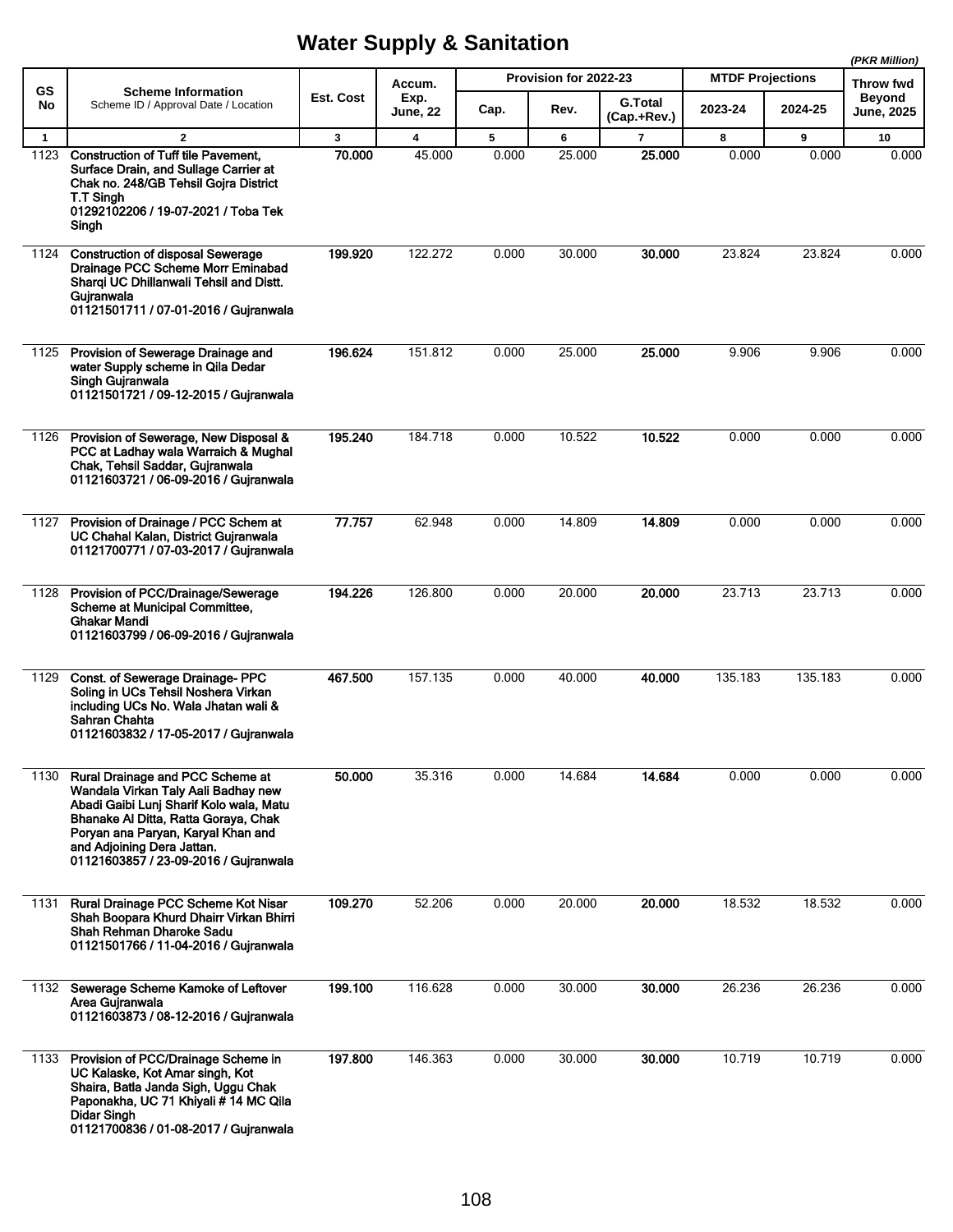# Water Supply & Sanitation

*(PKR Million)*

| GS No | Scheme Information<br>Scheme ID / Approval Date / Location | Est. Cost | Accum. Exp. June, 22 | Provision for 2022-23 | | | MTDF Projections | | Throw fwd Beyond June, 2025 |
|---|---|---|---|---|---|---|---|---|---|
| | | | | Cap. | Rev. | G.Total (Cap.+Rev.) | 2023-24 | 2024-25 | |
| 1 | 2 | 3 | 4 | 5 | 6 | 7 | 8 | 9 | 10 |
| 1123 | **Construction of Tuff tile Pavement, Surface Drain, and Sullage Carrier at Chak no. 248/GB Tehsil Gojra District T.T Singh**<br>**01292102206 / 19-07-2021 / Toba Tek Singh** | **70.000** | 45.000 | 0.000 | 25.000 | **25.000** | 0.000 | 0.000 | 0.000 |
| 1124 | **Construction of disposal Sewerage Drainage PCC Scheme Morr Eminabad Sharqi UC Dhillanwali Tehsil and Distt. Gujranwala**<br>**01121501711 / 07-01-2016 / Gujranwala** | **199.920** | 122.272 | 0.000 | 30.000 | **30.000** | 23.824 | 23.824 | 0.000 |
| 1125 | **Provision of Sewerage Drainage and water Supply scheme in Qila Dedar Singh Gujranwala**<br>**01121501721 / 09-12-2015 / Gujranwala** | **196.624** | 151.812 | 0.000 | 25.000 | **25.000** | 9.906 | 9.906 | 0.000 |
| 1126 | **Provision of Sewerage, New Disposal & PCC at Ladhay wala Warraich & Mughal Chak, Tehsil Saddar, Gujranwala**<br>**01121603721 / 06-09-2016 / Gujranwala** | **195.240** | 184.718 | 0.000 | 10.522 | **10.522** | 0.000 | 0.000 | 0.000 |
| 1127 | **Provision of Drainage / PCC Schem at UC Chahal Kalan, District Gujranwala**<br>**01121700771 / 07-03-2017 / Gujranwala** | **77.757** | 62.948 | 0.000 | 14.809 | **14.809** | 0.000 | 0.000 | 0.000 |
| 1128 | **Provision of PCC/Drainage/Sewerage Scheme at Municipal Committee, Ghakar Mandi**<br>**01121603799 / 06-09-2016 / Gujranwala** | **194.226** | 126.800 | 0.000 | 20.000 | **20.000** | 23.713 | 23.713 | 0.000 |
| 1129 | **Const. of Sewerage Drainage- PPC Soling in UCs Tehsil Noshera Virkan including UCs No. Wala Jhatan wali & Sahran Chahta**<br>**01121603832 / 17-05-2017 / Gujranwala** | **467.500** | 157.135 | 0.000 | 40.000 | **40.000** | 135.183 | 135.183 | 0.000 |
| 1130 | **Rural Drainage and PCC Scheme at Wandala Virkan Taly Aali Badhay new Abadi Gaibi Lunj Sharif Kolo wala, Matu Bhanake Al Ditta, Ratta Goraya, Chak Poryan ana Paryan, Karyal Khan and and Adjoining Dera Jattan.**<br>**01121603857 / 23-09-2016 / Gujranwala** | **50.000** | 35.316 | 0.000 | 14.684 | **14.684** | 0.000 | 0.000 | 0.000 |
| 1131 | **Rural Drainage PCC Scheme Kot Nisar Shah Boopara Khurd Dhairr Virkan Bhirri Shah Rehman Dharoke Sadu**<br>**01121501766 / 11-04-2016 / Gujranwala** | **109.270** | 52.206 | 0.000 | 20.000 | **20.000** | 18.532 | 18.532 | 0.000 |
| 1132 | **Sewerage Scheme Kamoke of Leftover Area Gujranwala**<br>**01121603873 / 08-12-2016 / Gujranwala** | **199.100** | 116.628 | 0.000 | 30.000 | **30.000** | 26.236 | 26.236 | 0.000 |
| 1133 | **Provision of PCC/Drainage Scheme in UC Kalaske, Kot Amar singh, Kot Shaira, Batla Janda Sigh, Uggu Chak Paponakha, UC 71 Khiyali # 14 MC Qila Didar Singh**<br>**01121700836 / 01-08-2017 / Gujranwala** | **197.800** | 146.363 | 0.000 | 30.000 | **30.000** | 10.719 | 10.719 | 0.000 |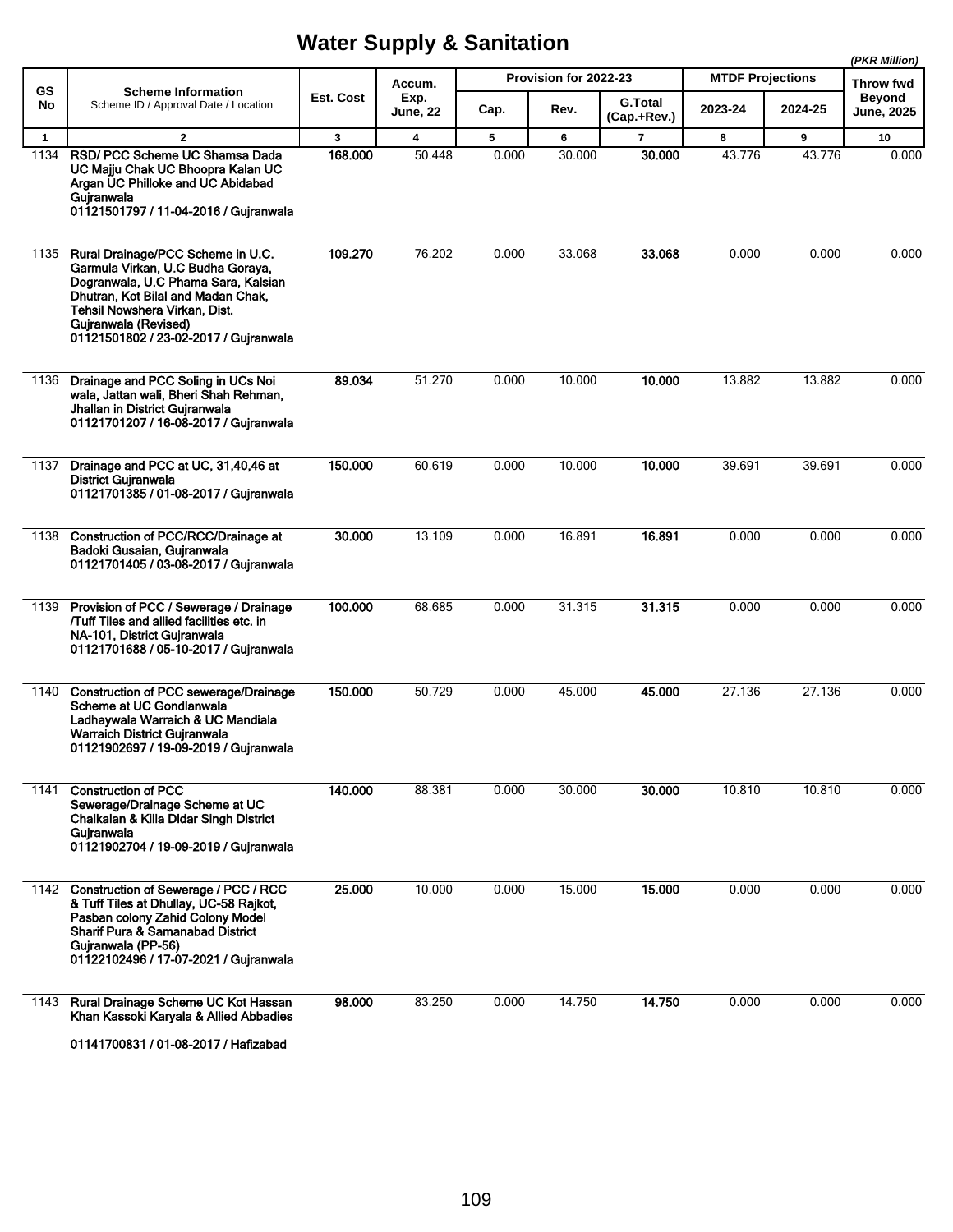# Water Supply & Sanitation

*(PKR Million)*

| GS No | Scheme Information<br>Scheme ID / Approval Date / Location | Est. Cost | Accum. Exp. June, 22 | Provision for 2022-23 | | | MTDF Projections | | Throw fwd Beyond June, 2025 |
|---|---|---|---|---|---|---|---|---|---|
| | | | | Cap. | Rev. | G.Total (Cap.+Rev.) | 2023-24 | 2024-25 | |
| 1 | 2 | 3 | 4 | 5 | 6 | 7 | 8 | 9 | 10 |
| 1134 | **RSD/ PCC Scheme UC Shamsa Dada UC Majju Chak UC Bhoopra Kalan UC Argan UC Philloke and UC Abidabad Gujranwala**<br>**01121501797 / 11-04-2016 / Gujranwala** | **168.000** | 50.448 | 0.000 | 30.000 | **30.000** | 43.776 | 43.776 | 0.000 |
| 1135 | **Rural Drainage/PCC Scheme in U.C. Garmula Virkan, U.C Budha Goraya, Dogranwala, U.C Phama Sara, Kalsian Dhutran, Kot Bilal and Madan Chak, Tehsil Nowshera Virkan, Dist. Gujranwala (Revised)**<br>**01121501802 / 23-02-2017 / Gujranwala** | **109.270** | 76.202 | 0.000 | 33.068 | **33.068** | 0.000 | 0.000 | 0.000 |
| 1136 | **Drainage and PCC Soling in UCs Noi wala, Jattan wali, Bheri Shah Rehman, Jhallan in District Gujranwala**<br>**01121701207 / 16-08-2017 / Gujranwala** | **89.034** | 51.270 | 0.000 | 10.000 | **10.000** | 13.882 | 13.882 | 0.000 |
| 1137 | **Drainage and PCC at UC, 31,40,46 at District Gujranwala**<br>**01121701385 / 01-08-2017 / Gujranwala** | **150.000** | 60.619 | 0.000 | 10.000 | **10.000** | 39.691 | 39.691 | 0.000 |
| 1138 | **Construction of PCC/RCC/Drainage at Badoki Gusaian, Gujranwala**<br>**01121701405 / 03-08-2017 / Gujranwala** | **30.000** | 13.109 | 0.000 | 16.891 | **16.891** | 0.000 | 0.000 | 0.000 |
| 1139 | **Provision of PCC / Sewerage / Drainage /Tuff Tiles and allied facilities etc. in NA-101, District Gujranwala**<br>**01121701688 / 05-10-2017 / Gujranwala** | **100.000** | 68.685 | 0.000 | 31.315 | **31.315** | 0.000 | 0.000 | 0.000 |
| 1140 | **Construction of PCC sewerage/Drainage Scheme at UC Gondlanwala Ladhaywala Warraich & UC Mandiala Warraich District Gujranwala**<br>**01121902697 / 19-09-2019 / Gujranwala** | **150.000** | 50.729 | 0.000 | 45.000 | **45.000** | 27.136 | 27.136 | 0.000 |
| 1141 | **Construction of PCC Sewerage/Drainage Scheme at UC Chalkalan & Killa Didar Singh District Gujranwala**<br>**01121902704 / 19-09-2019 / Gujranwala** | **140.000** | 88.381 | 0.000 | 30.000 | **30.000** | 10.810 | 10.810 | 0.000 |
| 1142 | **Construction of Sewerage / PCC / RCC & Tuff Tiles at Dhullay, UC-58 Rajkot, Pasban colony Zahid Colony Model Sharif Pura & Samanabad District Gujranwala (PP-56)**<br>**01122102496 / 17-07-2021 / Gujranwala** | **25.000** | 10.000 | 0.000 | 15.000 | **15.000** | 0.000 | 0.000 | 0.000 |
| 1143 | **Rural Drainage Scheme UC Kot Hassan Khan Kassoki Karyala & Allied Abbadies**<br>**01141700831 / 01-08-2017 / Hafizabad** | **98.000** | 83.250 | 0.000 | 14.750 | **14.750** | 0.000 | 0.000 | 0.000 |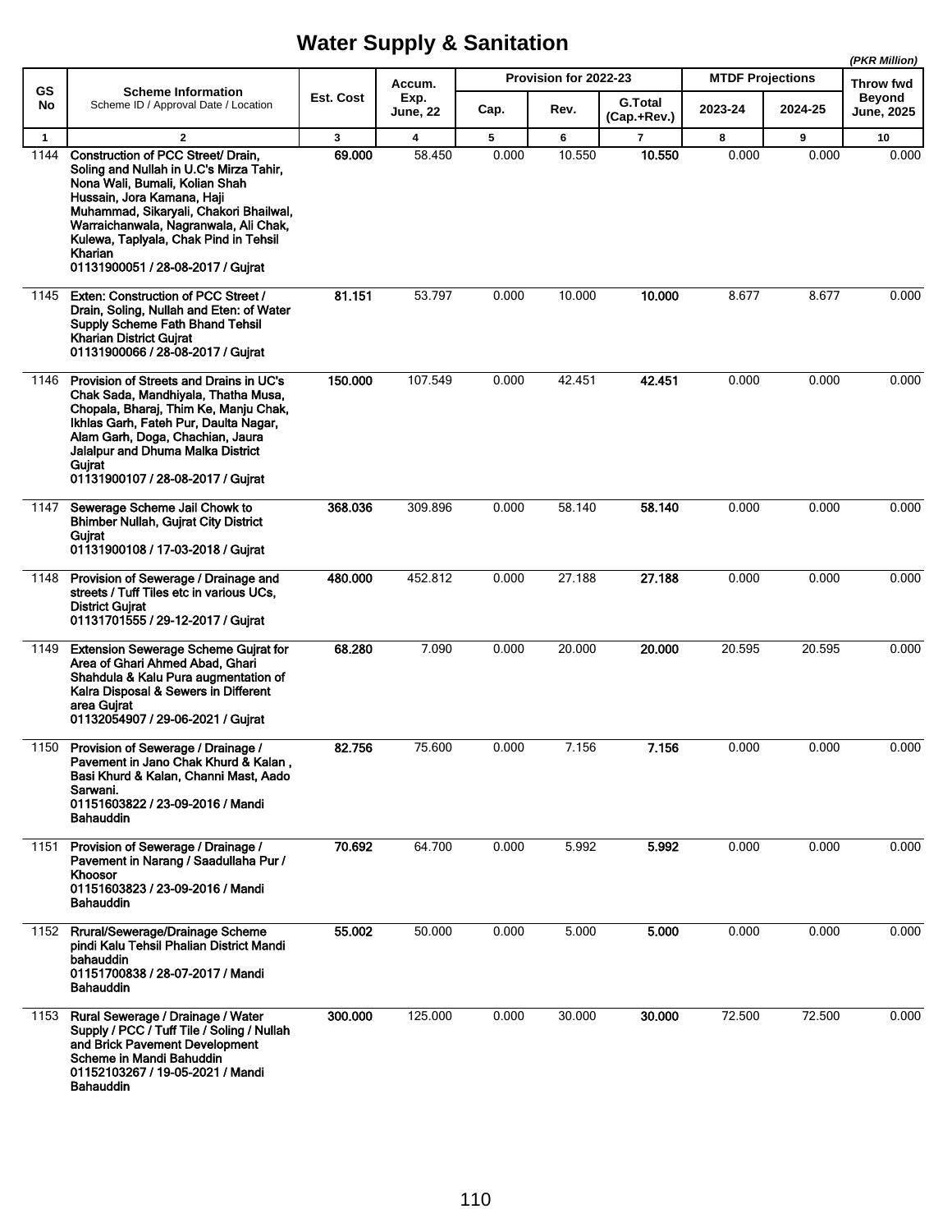# Water Supply & Sanitation

*(PKR Million)*

| GS No | Scheme Information<br>Scheme ID / Approval Date / Location | Est. Cost | Accum. Exp. June, 22 | Provision for 2022-23 | | | MTDF Projections | | Throw fwd Beyond June, 2025 |
|---|---|---|---|---|---|---|---|---|---|
| | | | | Cap. | Rev. | G.Total (Cap.+Rev.) | 2023-24 | 2024-25 | |
| 1 | 2 | 3 | 4 | 5 | 6 | 7 | 8 | 9 | 10 |
| 1144 | **Construction of PCC Street/ Drain, Soling and Nullah in U.C's Mirza Tahir, Nona Wali, Bumali, Kolian Shah Hussain, Jora Kamana, Haji Muhammad, Sikaryali, Chakori Bhailwal, Warraichanwala, Nagranwala, Ali Chak, Kulewa, Taplyala, Chak Pind in Tehsil Kharian<br>01131900051 / 28-08-2017 / Gujrat** | **69.000** | 58.450 | 0.000 | 10.550 | **10.550** | 0.000 | 0.000 | 0.000 |
| 1145 | **Exten: Construction of PCC Street / Drain, Soling, Nullah and Eten: of Water Supply Scheme Fath Bhand Tehsil Kharian District Gujrat<br>01131900066 / 28-08-2017 / Gujrat** | **81.151** | 53.797 | 0.000 | 10.000 | **10.000** | 8.677 | 8.677 | 0.000 |
| 1146 | **Provision of Streets and Drains in UC's Chak Sada, Mandhiyala, Thatha Musa, Chopala, Bharaj, Thim Ke, Manju Chak, Ikhlas Garh, Fateh Pur, Daulta Nagar, Alam Garh, Doga, Chachian, Jaura Jalalpur and Dhuma Malka District Gujrat<br>01131900107 / 28-08-2017 / Gujrat** | **150.000** | 107.549 | 0.000 | 42.451 | **42.451** | 0.000 | 0.000 | 0.000 |
| 1147 | **Sewerage Scheme Jail Chowk to Bhimber Nullah, Gujrat City District Gujrat<br>01131900108 / 17-03-2018 / Gujrat** | **368.036** | 309.896 | 0.000 | 58.140 | **58.140** | 0.000 | 0.000 | 0.000 |
| 1148 | **Provision of Sewerage / Drainage and streets / Tuff Tiles etc in various UCs, District Gujrat<br>01131701555 / 29-12-2017 / Gujrat** | **480.000** | 452.812 | 0.000 | 27.188 | **27.188** | 0.000 | 0.000 | 0.000 |
| 1149 | **Extension Sewerage Scheme Gujrat for Area of Ghari Ahmed Abad, Ghari Shahdula & Kalu Pura augmentation of Kalra Disposal & Sewers in Different area Gujrat<br>01132054907 / 29-06-2021 / Gujrat** | **68.280** | 7.090 | 0.000 | 20.000 | **20.000** | 20.595 | 20.595 | 0.000 |
| 1150 | **Provision of Sewerage / Drainage / Pavement in Jano Chak Khurd & Kalan , Basi Khurd & Kalan, Channi Mast, Aado Sarwani.<br>01151603822 / 23-09-2016 / Mandi Bahauddin** | **82.756** | 75.600 | 0.000 | 7.156 | **7.156** | 0.000 | 0.000 | 0.000 |
| 1151 | **Provision of Sewerage / Drainage / Pavement in Narang / Saadullaha Pur / Khoosor<br>01151603823 / 23-09-2016 / Mandi Bahauddin** | **70.692** | 64.700 | 0.000 | 5.992 | **5.992** | 0.000 | 0.000 | 0.000 |
| 1152 | **Rrural/Sewerage/Drainage Scheme pindi Kalu Tehsil Phalian District Mandi bahauddin<br>01151700838 / 28-07-2017 / Mandi Bahauddin** | **55.002** | 50.000 | 0.000 | 5.000 | **5.000** | 0.000 | 0.000 | 0.000 |
| 1153 | **Rural Sewerage / Drainage / Water Supply / PCC / Tuff Tile / Soling / Nullah and Brick Pavement Development Scheme in Mandi Bahuddin<br>01152103267 / 19-05-2021 / Mandi Bahauddin** | **300.000** | 125.000 | 0.000 | 30.000 | **30.000** | 72.500 | 72.500 | 0.000 |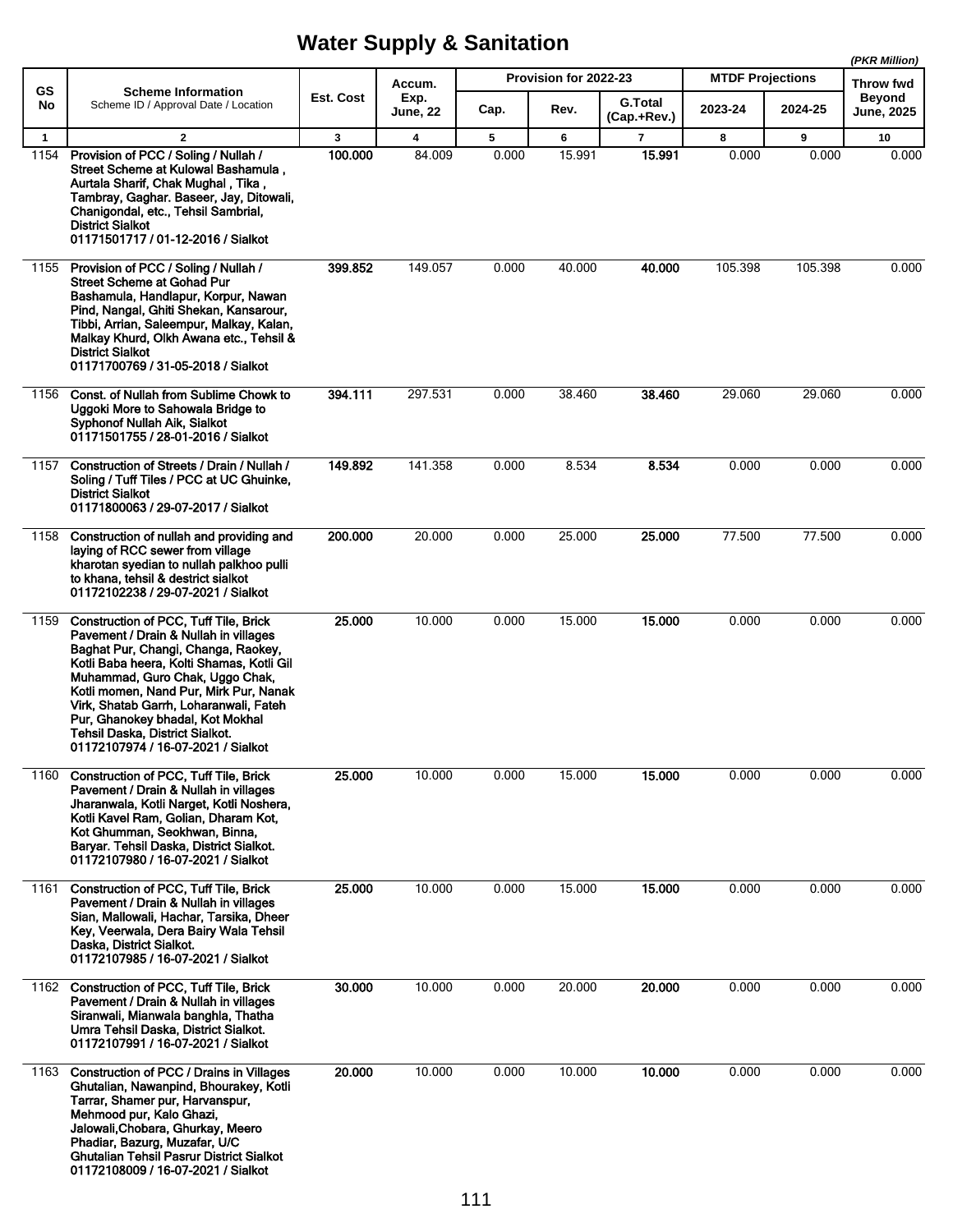# Water Supply & Sanitation

*(PKR Million)*

| GS No | Scheme Information<br>Scheme ID / Approval Date / Location | Est. Cost | Accum. Exp. June, 22 | Provision for 2022-23 | | | MTDF Projections | | Throw fwd Beyond June, 2025 |
|---|---|---|---|---|---|---|---|---|---|
| | | | | Cap. | Rev. | G.Total (Cap.+Rev.) | 2023-24 | 2024-25 | |
| 1 | 2 | 3 | 4 | 5 | 6 | 7 | 8 | 9 | 10 |
| 1154 | **Provision of PCC / Soling / Nullah / Street Scheme at Kulowal Bashamula , Aurtala Sharif, Chak Mughal , Tika , Tambray, Gaghar. Baseer, Jay, Ditowali, Chanigondal, etc., Tehsil Sambrial, District Sialkot**<br>**01171501717 / 01-12-2016 / Sialkot** | **100.000** | 84.009 | 0.000 | 15.991 | **15.991** | 0.000 | 0.000 | 0.000 |
| 1155 | **Provision of PCC / Soling / Nullah / Street Scheme at Gohad Pur Bashamula, Handlapur, Korpur, Nawan Pind, Nangal, Ghiti Shekan, Kansarour, Tibbi, Arrian, Saleempur, Malkay, Kalan, Malkay Khurd, Olkh Awana etc., Tehsil & District Sialkot**<br>**01171700769 / 31-05-2018 / Sialkot** | **399.852** | 149.057 | 0.000 | 40.000 | **40.000** | 105.398 | 105.398 | 0.000 |
| 1156 | **Const. of Nullah from Sublime Chowk to Uggoki More to Sahowala Bridge to Syphonof Nullah Aik, Sialkot**<br>**01171501755 / 28-01-2016 / Sialkot** | **394.111** | 297.531 | 0.000 | 38.460 | **38.460** | 29.060 | 29.060 | 0.000 |
| 1157 | **Construction of Streets / Drain / Nullah / Soling / Tuff Tiles / PCC at UC Ghuinke, District Sialkot**<br>**01171800063 / 29-07-2017 / Sialkot** | **149.892** | 141.358 | 0.000 | 8.534 | **8.534** | 0.000 | 0.000 | 0.000 |
| 1158 | **Construction of nullah and providing and laying of RCC sewer from village kharotan syedian to nullah palkhoo pulli to khana, tehsil & destrict sialkot**<br>**01172102238 / 29-07-2021 / Sialkot** | **200.000** | 20.000 | 0.000 | 25.000 | **25.000** | 77.500 | 77.500 | 0.000 |
| 1159 | **Construction of PCC, Tuff Tile, Brick Pavement / Drain & Nullah in villages Baghat Pur, Changi, Changa, Raokey, Kotli Baba heera, Kolti Shamas, Kotli Gil Muhammad, Guro Chak, Uggo Chak, Kotli momen, Nand Pur, Mirk Pur, Nanak Virk, Shatab Garrh, Loharanwali, Fateh Pur, Ghanokey bhadal, Kot Mokhal Tehsil Daska, District Sialkot.**<br>**01172107974 / 16-07-2021 / Sialkot** | **25.000** | 10.000 | 0.000 | 15.000 | **15.000** | 0.000 | 0.000 | 0.000 |
| 1160 | **Construction of PCC, Tuff Tile, Brick Pavement / Drain & Nullah in villages Jharanwala, Kotli Narget, Kotli Noshera, Kotli Kavel Ram, Golian, Dharam Kot, Kot Ghumman, Seokhwan, Binna, Baryar. Tehsil Daska, District Sialkot.**<br>**01172107980 / 16-07-2021 / Sialkot** | **25.000** | 10.000 | 0.000 | 15.000 | **15.000** | 0.000 | 0.000 | 0.000 |
| 1161 | **Construction of PCC, Tuff Tile, Brick Pavement / Drain & Nullah in villages Sian, Mallowali, Hachar, Tarsika, Dheer Key, Veerwala, Dera Bairy Wala Tehsil Daska, District Sialkot.**<br>**01172107985 / 16-07-2021 / Sialkot** | **25.000** | 10.000 | 0.000 | 15.000 | **15.000** | 0.000 | 0.000 | 0.000 |
| 1162 | **Construction of PCC, Tuff Tile, Brick Pavement / Drain & Nullah in villages Siranwali, Mianwala banghla, Thatha Umra Tehsil Daska, District Sialkot.**<br>**01172107991 / 16-07-2021 / Sialkot** | **30.000** | 10.000 | 0.000 | 20.000 | **20.000** | 0.000 | 0.000 | 0.000 |
| 1163 | **Construction of PCC / Drains in Villages Ghutalian, Nawanpind, Bhourakey, Kotli Tarrar, Shamer pur, Harvanspur, Mehmood pur, Kalo Ghazi, Jalowali,Chobara, Ghurkay, Meero Phadiar, Bazurg, Muzafar, U/C Ghutalian Tehsil Pasrur District Sialkot**<br>**01172108009 / 16-07-2021 / Sialkot** | **20.000** | 10.000 | 0.000 | 10.000 | **10.000** | 0.000 | 0.000 | 0.000 |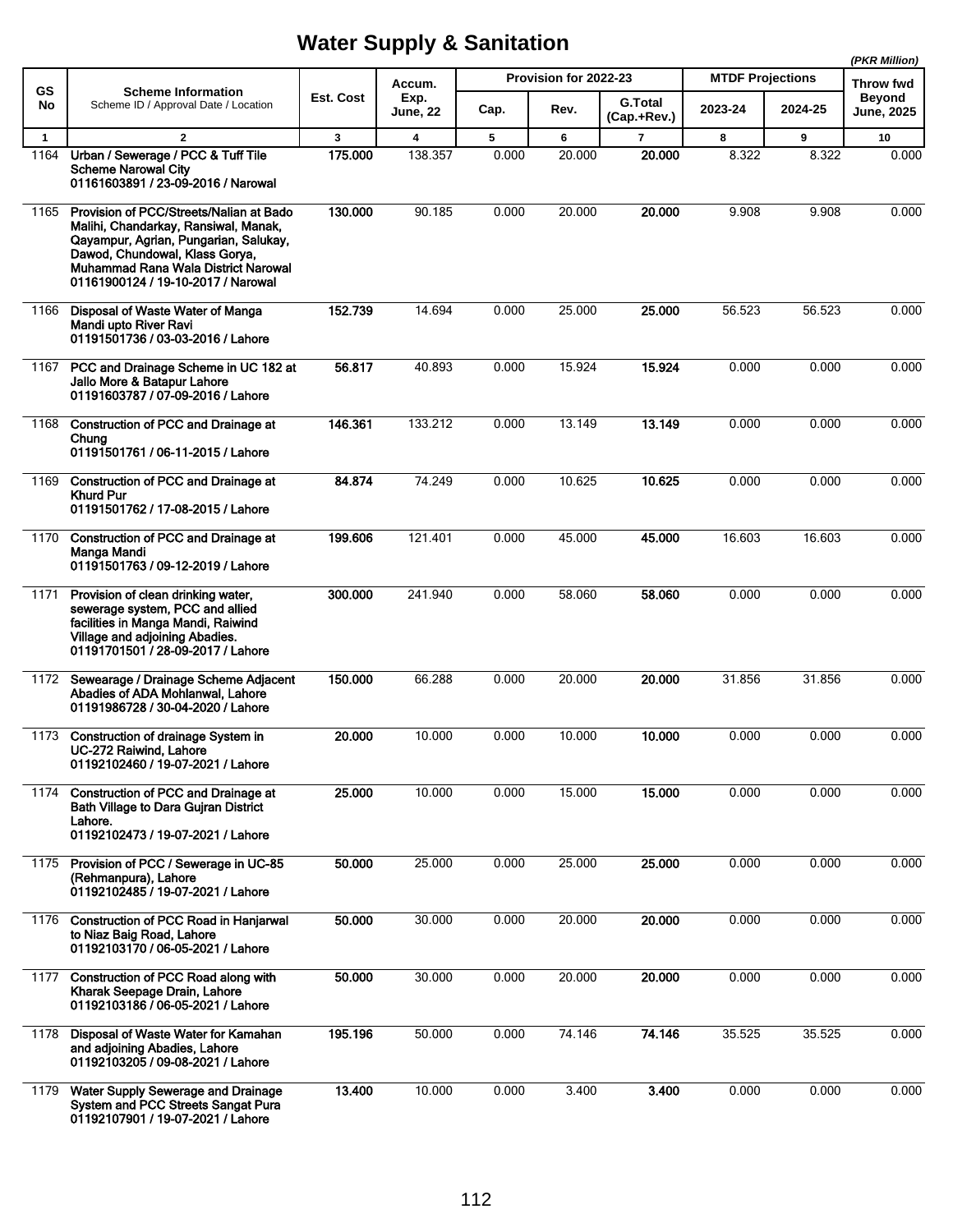# Water Supply & Sanitation

(PKR Million)

| GS No | Scheme Information<br>Scheme ID / Approval Date / Location | Est. Cost | Accum. Exp. June, 22 | Provision for 2022-23 | | | MTDF Projections | | Throw fwd Beyond June, 2025 |
|---|---|---|---|---|---|---|---|---|---|
| | | | | Cap. | Rev. | G.Total (Cap.+Rev.) | 2023-24 | 2024-25 | |
| 1 | 2 | 3 | 4 | 5 | 6 | 7 | 8 | 9 | 10 |
| 1164 | **Urban / Sewerage / PCC & Tuff Tile Scheme Narowal City**<br>**01161603891 / 23-09-2016 / Narowal** | **175.000** | 138.357 | 0.000 | 20.000 | **20.000** | 8.322 | 8.322 | 0.000 |
| 1165 | **Provision of PCC/Streets/Nalian at Bado Malihi, Chandarkay, Ransiwal, Manak, Qayampur, Agrian, Pungarian, Salukay, Dawod, Chundowal, Klass Gorya, Muhammad Rana Wala District Narowal**<br>**01161900124 / 19-10-2017 / Narowal** | **130.000** | 90.185 | 0.000 | 20.000 | **20.000** | 9.908 | 9.908 | 0.000 |
| 1166 | **Disposal of Waste Water of Manga Mandi upto River Ravi**<br>**01191501736 / 03-03-2016 / Lahore** | **152.739** | 14.694 | 0.000 | 25.000 | **25.000** | 56.523 | 56.523 | 0.000 |
| 1167 | **PCC and Drainage Scheme in UC 182 at Jallo More & Batapur Lahore**<br>**01191603787 / 07-09-2016 / Lahore** | **56.817** | 40.893 | 0.000 | 15.924 | **15.924** | 0.000 | 0.000 | 0.000 |
| 1168 | **Construction of PCC and Drainage at Chung**<br>**01191501761 / 06-11-2015 / Lahore** | **146.361** | 133.212 | 0.000 | 13.149 | **13.149** | 0.000 | 0.000 | 0.000 |
| 1169 | **Construction of PCC and Drainage at Khurd Pur**<br>**01191501762 / 17-08-2015 / Lahore** | **84.874** | 74.249 | 0.000 | 10.625 | **10.625** | 0.000 | 0.000 | 0.000 |
| 1170 | **Construction of PCC and Drainage at Manga Mandi**<br>**01191501763 / 09-12-2019 / Lahore** | **199.606** | 121.401 | 0.000 | 45.000 | **45.000** | 16.603 | 16.603 | 0.000 |
| 1171 | **Provision of clean drinking water, sewerage system, PCC and allied facilities in Manga Mandi, Raiwind Village and adjoining Abadies.**<br>**01191701501 / 28-09-2017 / Lahore** | **300.000** | 241.940 | 0.000 | 58.060 | **58.060** | 0.000 | 0.000 | 0.000 |
| 1172 | **Sewearage / Drainage Scheme Adjacent Abadies of ADA Mohlanwal, Lahore**<br>**01191986728 / 30-04-2020 / Lahore** | **150.000** | 66.288 | 0.000 | 20.000 | **20.000** | 31.856 | 31.856 | 0.000 |
| 1173 | **Construction of drainage System in UC-272 Raiwind, Lahore**<br>**01192102460 / 19-07-2021 / Lahore** | **20.000** | 10.000 | 0.000 | 10.000 | **10.000** | 0.000 | 0.000 | 0.000 |
| 1174 | **Construction of PCC and Drainage at Bath Village to Dara Gujran District Lahore.**<br>**01192102473 / 19-07-2021 / Lahore** | **25.000** | 10.000 | 0.000 | 15.000 | **15.000** | 0.000 | 0.000 | 0.000 |
| 1175 | **Provision of PCC / Sewerage in UC-85 (Rehmanpura), Lahore**<br>**01192102485 / 19-07-2021 / Lahore** | **50.000** | 25.000 | 0.000 | 25.000 | **25.000** | 0.000 | 0.000 | 0.000 |
| 1176 | **Construction of PCC Road in Hanjarwal to Niaz Baig Road, Lahore**<br>**01192103170 / 06-05-2021 / Lahore** | **50.000** | 30.000 | 0.000 | 20.000 | **20.000** | 0.000 | 0.000 | 0.000 |
| 1177 | **Construction of PCC Road along with Kharak Seepage Drain, Lahore**<br>**01192103186 / 06-05-2021 / Lahore** | **50.000** | 30.000 | 0.000 | 20.000 | **20.000** | 0.000 | 0.000 | 0.000 |
| 1178 | **Disposal of Waste Water for Kamahan and adjoining Abadies, Lahore**<br>**01192103205 / 09-08-2021 / Lahore** | **195.196** | 50.000 | 0.000 | 74.146 | **74.146** | 35.525 | 35.525 | 0.000 |
| 1179 | **Water Supply Sewerage and Drainage System and PCC Streets Sangat Pura**<br>**01192107901 / 19-07-2021 / Lahore** | **13.400** | 10.000 | 0.000 | 3.400 | **3.400** | 0.000 | 0.000 | 0.000 |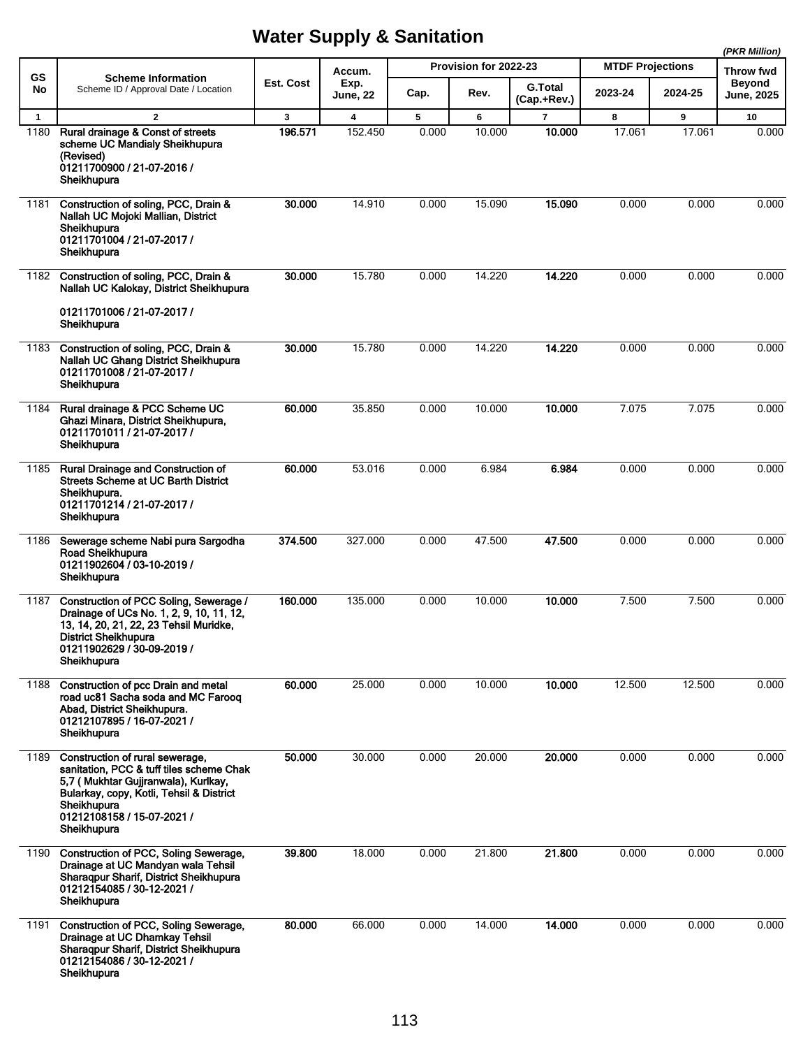# Water Supply & Sanitation

*(PKR Million)*

| GS No | Scheme Information<br>Scheme ID / Approval Date / Location | Est. Cost | Accum. Exp. June, 22 | Provision for 2022-23 | | | MTDF Projections | | Throw fwd Beyond June, 2025 |
|---|---|---|---|---|---|---|---|---|---|
| | | | | Cap. | Rev. | G.Total (Cap.+Rev.) | 2023-24 | 2024-25 | |
| 1 | 2 | 3 | 4 | 5 | 6 | 7 | 8 | 9 | 10 |
| 1180 | **Rural drainage & Const of streets scheme UC Mandialy Sheikhupura (Revised)<br>01211700900 / 21-07-2016 / Sheikhupura** | **196.571** | 152.450 | 0.000 | 10.000 | **10.000** | 17.061 | 17.061 | 0.000 |
| 1181 | **Construction of soling, PCC, Drain & Nallah UC Mojoki Mallian, District Sheikhupura<br>01211701004 / 21-07-2017 / Sheikhupura** | **30.000** | 14.910 | 0.000 | 15.090 | **15.090** | 0.000 | 0.000 | 0.000 |
| 1182 | **Construction of soling, PCC, Drain & Nallah UC Kalokay, District Sheikhupura<br>01211701006 / 21-07-2017 / Sheikhupura** | **30.000** | 15.780 | 0.000 | 14.220 | **14.220** | 0.000 | 0.000 | 0.000 |
| 1183 | **Construction of soling, PCC, Drain & Nallah UC Ghang District Sheikhupura<br>01211701008 / 21-07-2017 / Sheikhupura** | **30.000** | 15.780 | 0.000 | 14.220 | **14.220** | 0.000 | 0.000 | 0.000 |
| 1184 | **Rural drainage & PCC Scheme UC Ghazi Minara, District Sheikhupura,<br>01211701011 / 21-07-2017 / Sheikhupura** | **60.000** | 35.850 | 0.000 | 10.000 | **10.000** | 7.075 | 7.075 | 0.000 |
| 1185 | **Rural Drainage and Construction of Streets Scheme at UC Barth District Sheikhupura.<br>01211701214 / 21-07-2017 / Sheikhupura** | **60.000** | 53.016 | 0.000 | 6.984 | **6.984** | 0.000 | 0.000 | 0.000 |
| 1186 | **Sewerage scheme Nabi pura Sargodha Road Sheikhupura<br>01211902604 / 03-10-2019 / Sheikhupura** | **374.500** | 327.000 | 0.000 | 47.500 | **47.500** | 0.000 | 0.000 | 0.000 |
| 1187 | **Construction of PCC Soling, Sewerage / Drainage of UCs No. 1, 2, 9, 10, 11, 12, 13, 14, 20, 21, 22, 23 Tehsil Muridke, District Sheikhupura<br>01211902629 / 30-09-2019 / Sheikhupura** | **160.000** | 135.000 | 0.000 | 10.000 | **10.000** | 7.500 | 7.500 | 0.000 |
| 1188 | **Construction of pcc Drain and metal road uc81 Sacha soda and MC Farooq Abad, District Sheikhupura.<br>01212107895 / 16-07-2021 / Sheikhupura** | **60.000** | 25.000 | 0.000 | 10.000 | **10.000** | 12.500 | 12.500 | 0.000 |
| 1189 | **Construction of rural sewerage, sanitation, PCC & tuff tiles scheme Chak 5,7 ( Mukhtar Gujjranwala), Kurlkay, Bularkay, copy, Kotli, Tehsil & District Sheikhupura<br>01212108158 / 15-07-2021 / Sheikhupura** | **50.000** | 30.000 | 0.000 | 20.000 | **20.000** | 0.000 | 0.000 | 0.000 |
| 1190 | **Construction of PCC, Soling Sewerage, Drainage at UC Mandyan wala Tehsil Sharaqpur Sharif, District Sheikhupura<br>01212154085 / 30-12-2021 / Sheikhupura** | **39.800** | 18.000 | 0.000 | 21.800 | **21.800** | 0.000 | 0.000 | 0.000 |
| 1191 | **Construction of PCC, Soling Sewerage, Drainage at UC Dhamkay Tehsil Sharaqpur Sharif, District Sheikhupura<br>01212154086 / 30-12-2021 / Sheikhupura** | **80.000** | 66.000 | 0.000 | 14.000 | **14.000** | 0.000 | 0.000 | 0.000 |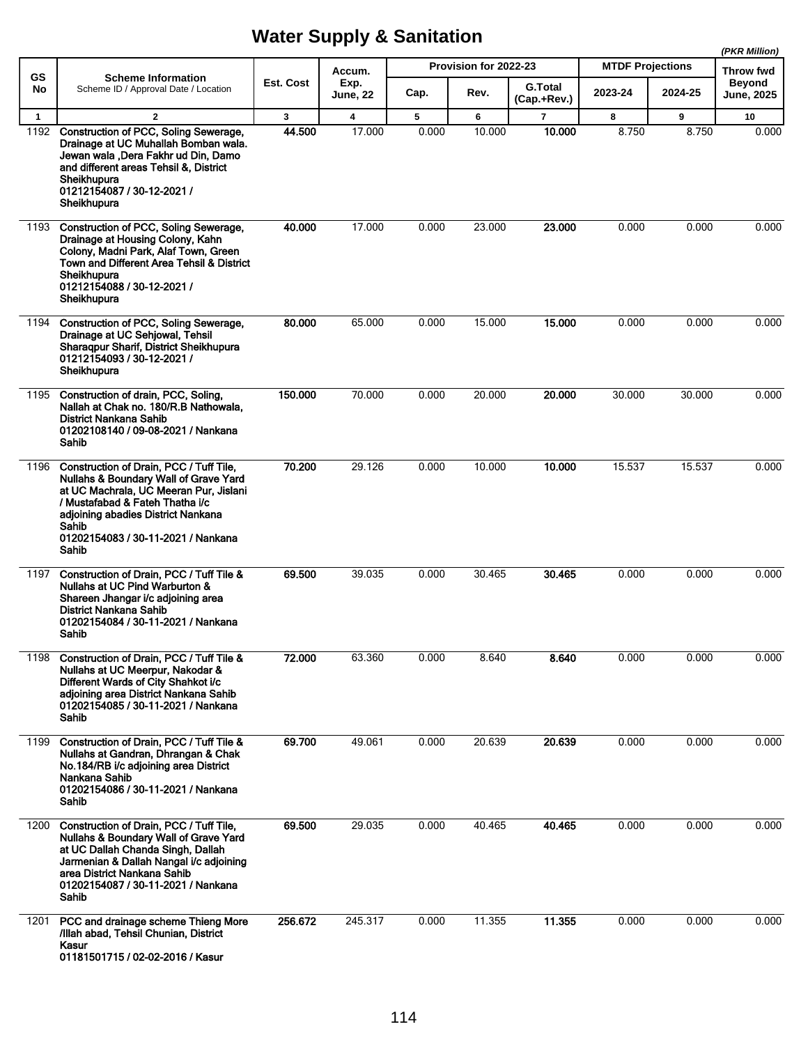# Water Supply & Sanitation

(PKR Million)

| GS No | Scheme Information<br>Scheme ID / Approval Date / Location | Est. Cost | Accum. Exp. June, 22 | Provision for 2022-23 | | | MTDF Projections | | Throw fwd Beyond June, 2025 |
|---|---|---|---|---|---|---|---|---|---|
| | | | | Cap. | Rev. | G.Total (Cap.+Rev.) | 2023-24 | 2024-25 | |
| 1 | 2 | 3 | 4 | 5 | 6 | 7 | 8 | 9 | 10 |
| 1192 | **Construction of PCC, Soling Sewerage, Drainage at UC Muhallah Bomban wala. Jewan wala ,Dera Fakhr ud Din, Damo and different areas Tehsil &, District Sheikhupura 01212154087 / 30-12-2021 / Sheikhupura** | **44.500** | 17.000 | 0.000 | 10.000 | **10.000** | 8.750 | 8.750 | 0.000 |
| 1193 | **Construction of PCC, Soling Sewerage, Drainage at Housing Colony, Kahn Colony, Madni Park, Alaf Town, Green Town and Different Area Tehsil & District Sheikhupura 01212154088 / 30-12-2021 / Sheikhupura** | **40.000** | 17.000 | 0.000 | 23.000 | **23.000** | 0.000 | 0.000 | 0.000 |
| 1194 | **Construction of PCC, Soling Sewerage, Drainage at UC Sehjowal, Tehsil Sharaqpur Sharif, District Sheikhupura 01212154093 / 30-12-2021 / Sheikhupura** | **80.000** | 65.000 | 0.000 | 15.000 | **15.000** | 0.000 | 0.000 | 0.000 |
| 1195 | **Construction of drain, PCC, Soling, Nallah at Chak no. 180/R.B Nathowala, District Nankana Sahib 01202108140 / 09-08-2021 / Nankana Sahib** | **150.000** | 70.000 | 0.000 | 20.000 | **20.000** | 30.000 | 30.000 | 0.000 |
| 1196 | **Construction of Drain, PCC / Tuff Tile, Nullahs & Boundary Wall of Grave Yard at UC Machrala, UC Meeran Pur, Jislani / Mustafabad & Fateh Thatha i/c adjoining abadies District Nankana Sahib 01202154083 / 30-11-2021 / Nankana Sahib** | **70.200** | 29.126 | 0.000 | 10.000 | **10.000** | 15.537 | 15.537 | 0.000 |
| 1197 | **Construction of Drain, PCC / Tuff Tile & Nullahs at UC Pind Warburton & Shareen Jhangar i/c adjoining area District Nankana Sahib 01202154084 / 30-11-2021 / Nankana Sahib** | **69.500** | 39.035 | 0.000 | 30.465 | **30.465** | 0.000 | 0.000 | 0.000 |
| 1198 | **Construction of Drain, PCC / Tuff Tile & Nullahs at UC Meerpur, Nakodar & Different Wards of City Shahkot i/c adjoining area District Nankana Sahib 01202154085 / 30-11-2021 / Nankana Sahib** | **72.000** | 63.360 | 0.000 | 8.640 | **8.640** | 0.000 | 0.000 | 0.000 |
| 1199 | **Construction of Drain, PCC / Tuff Tile & Nullahs at Gandran, Dhrangan & Chak No.184/RB i/c adjoining area District Nankana Sahib 01202154086 / 30-11-2021 / Nankana Sahib** | **69.700** | 49.061 | 0.000 | 20.639 | **20.639** | 0.000 | 0.000 | 0.000 |
| 1200 | **Construction of Drain, PCC / Tuff Tile, Nullahs & Boundary Wall of Grave Yard at UC Dallah Chanda Singh, Dallah Jarmenian & Dallah Nangal i/c adjoining area District Nankana Sahib 01202154087 / 30-11-2021 / Nankana Sahib** | **69.500** | 29.035 | 0.000 | 40.465 | **40.465** | 0.000 | 0.000 | 0.000 |
| 1201 | **PCC and drainage scheme Thieng More /Illah abad, Tehsil Chunian, District Kasur 01181501715 / 02-02-2016 / Kasur** | **256.672** | 245.317 | 0.000 | 11.355 | **11.355** | 0.000 | 0.000 | 0.000 |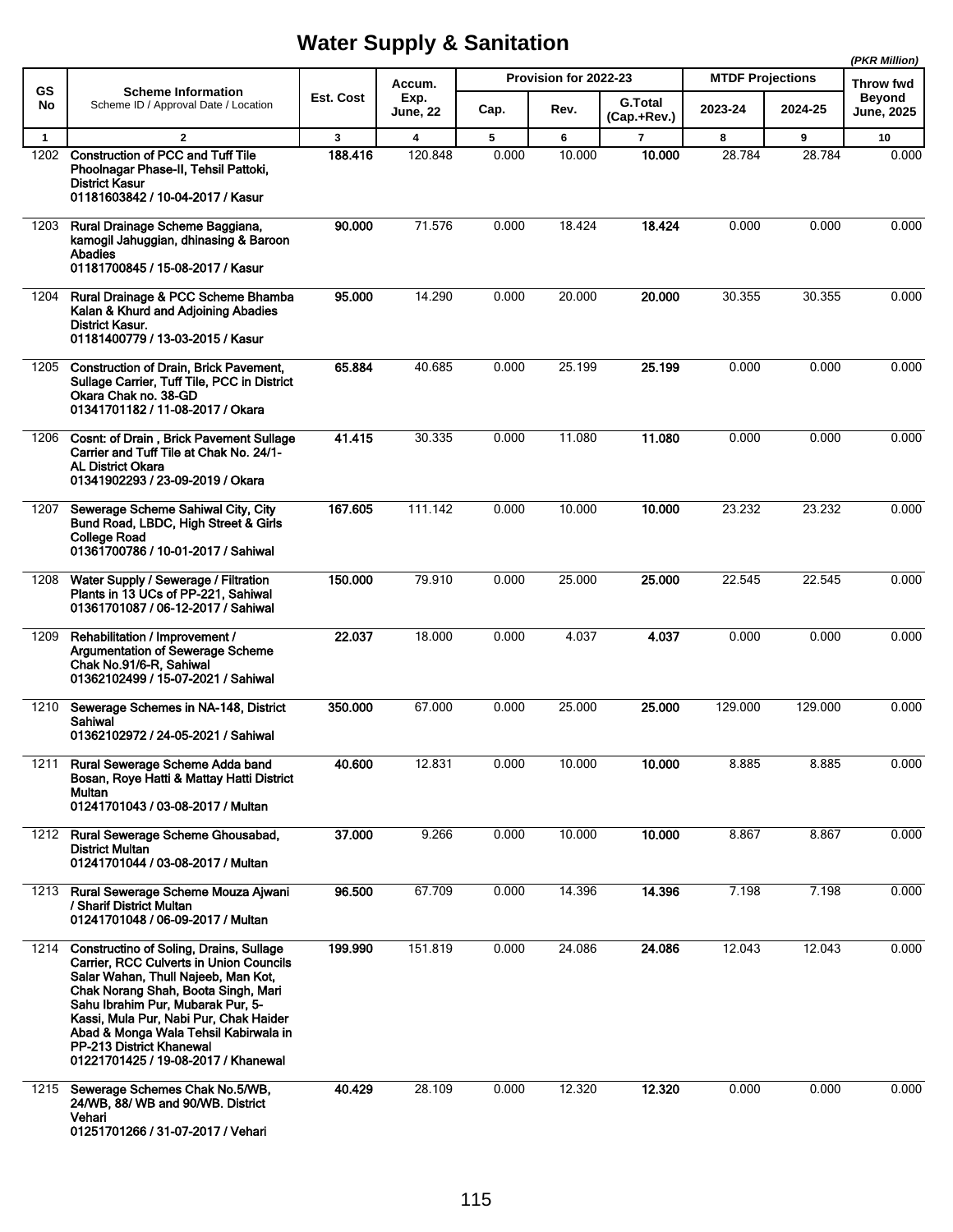# Water Supply & Sanitation

*(PKR Million)*

| GS No | Scheme Information<br>Scheme ID / Approval Date / Location | Est. Cost | Accum. Exp. June, 22 | Provision for 2022-23 | | | MTDF Projections | | Throw fwd Beyond June, 2025 |
|---|---|---|---|---|---|---|---|---|---|
| | | | | Cap. | Rev. | G.Total (Cap.+Rev.) | 2023-24 | 2024-25 | |
| 1 | 2 | 3 | 4 | 5 | 6 | 7 | 8 | 9 | 10 |
| 1202 | **Construction of PCC and Tuff Tile Phoolnagar Phase-II, Tehsil Pattoki, District Kasur**<br>**01181603842 / 10-04-2017 / Kasur** | **188.416** | 120.848 | 0.000 | 10.000 | **10.000** | 28.784 | 28.784 | 0.000 |
| 1203 | **Rural Drainage Scheme Baggiana, kamogil Jahuggian, dhinasing & Baroon Abadies**<br>**01181700845 / 15-08-2017 / Kasur** | **90.000** | 71.576 | 0.000 | 18.424 | **18.424** | 0.000 | 0.000 | 0.000 |
| 1204 | **Rural Drainage & PCC Scheme Bhamba Kalan & Khurd and Adjoining Abadies District Kasur.**<br>**01181400779 / 13-03-2015 / Kasur** | **95.000** | 14.290 | 0.000 | 20.000 | **20.000** | 30.355 | 30.355 | 0.000 |
| 1205 | **Construction of Drain, Brick Pavement, Sullage Carrier, Tuff Tile, PCC in District Okara Chak no. 38-GD**<br>**01341701182 / 11-08-2017 / Okara** | **65.884** | 40.685 | 0.000 | 25.199 | **25.199** | 0.000 | 0.000 | 0.000 |
| 1206 | **Cosnt: of Drain , Brick Pavement Sullage Carrier and Tuff Tile at Chak No. 24/1-AL District Okara**<br>**01341902293 / 23-09-2019 / Okara** | **41.415** | 30.335 | 0.000 | 11.080 | **11.080** | 0.000 | 0.000 | 0.000 |
| 1207 | **Sewerage Scheme Sahiwal City, City Bund Road, LBDC, High Street & Girls College Road**<br>**01361700786 / 10-01-2017 / Sahiwal** | **167.605** | 111.142 | 0.000 | 10.000 | **10.000** | 23.232 | 23.232 | 0.000 |
| 1208 | **Water Supply / Sewerage / Filtration Plants in 13 UCs of PP-221, Sahiwal**<br>**01361701087 / 06-12-2017 / Sahiwal** | **150.000** | 79.910 | 0.000 | 25.000 | **25.000** | 22.545 | 22.545 | 0.000 |
| 1209 | **Rehabilitation / Improvement / Argumentation of Sewerage Scheme Chak No.91/6-R, Sahiwal**<br>**01362102499 / 15-07-2021 / Sahiwal** | **22.037** | 18.000 | 0.000 | 4.037 | **4.037** | 0.000 | 0.000 | 0.000 |
| 1210 | **Sewerage Schemes in NA-148, District Sahiwal**<br>**01362102972 / 24-05-2021 / Sahiwal** | **350.000** | 67.000 | 0.000 | 25.000 | **25.000** | 129.000 | 129.000 | 0.000 |
| 1211 | **Rural Sewerage Scheme Adda band Bosan, Roye Hatti & Mattay Hatti District Multan**<br>**01241701043 / 03-08-2017 / Multan** | **40.600** | 12.831 | 0.000 | 10.000 | **10.000** | 8.885 | 8.885 | 0.000 |
| 1212 | **Rural Sewerage Scheme Ghousabad, District Multan**<br>**01241701044 / 03-08-2017 / Multan** | **37.000** | 9.266 | 0.000 | 10.000 | **10.000** | 8.867 | 8.867 | 0.000 |
| 1213 | **Rural Sewerage Scheme Mouza Ajwani / Sharif District Multan**<br>**01241701048 / 06-09-2017 / Multan** | **96.500** | 67.709 | 0.000 | 14.396 | **14.396** | 7.198 | 7.198 | 0.000 |
| 1214 | **Constructino of Soling, Drains, Sullage Carrier, RCC Culverts in Union Councils Salar Wahan, Thull Najeeb, Man Kot, Chak Norang Shah, Boota Singh, Mari Sahu Ibrahim Pur, Mubarak Pur, 5-Kassi, Mula Pur, Nabi Pur, Chak Haider Abad & Monga Wala Tehsil Kabirwala in PP-213 District Khanewal**<br>**01221701425 / 19-08-2017 / Khanewal** | **199.990** | 151.819 | 0.000 | 24.086 | **24.086** | 12.043 | 12.043 | 0.000 |
| 1215 | **Sewerage Schemes Chak No.5/WB, 24/WB, 88/ WB and 90/WB. District Vehari**<br>**01251701266 / 31-07-2017 / Vehari** | **40.429** | 28.109 | 0.000 | 12.320 | **12.320** | 0.000 | 0.000 | 0.000 |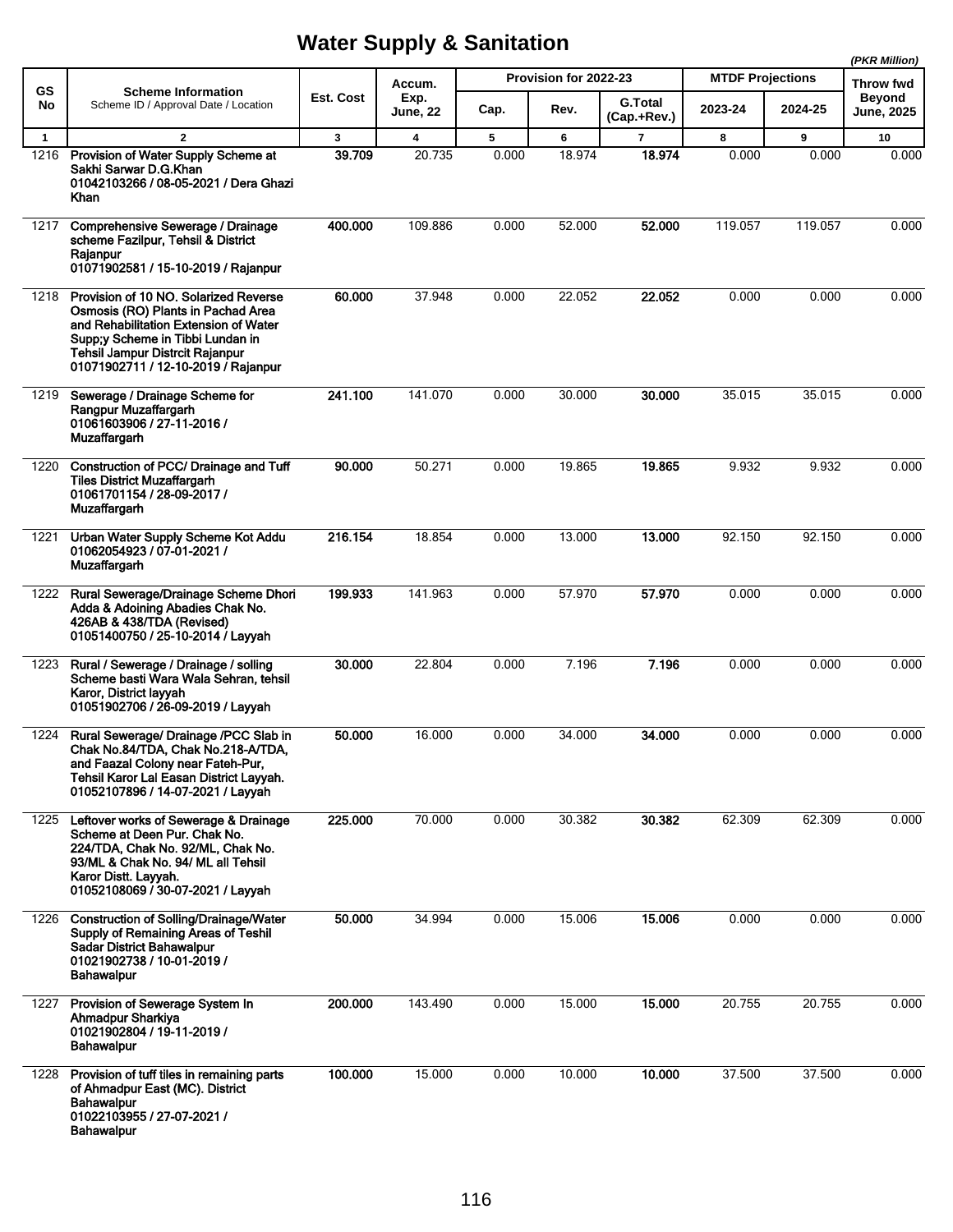# Water Supply & Sanitation

*(PKR Million)*

| GS No | Scheme Information<br>Scheme ID / Approval Date / Location | Est. Cost | Accum. Exp. June, 22 | Provision for 2022-23 | | | MTDF Projections | | Throw fwd Beyond June, 2025 |
|---|---|---|---|---|---|---|---|---|---|
| | | | | Cap. | Rev. | G.Total (Cap.+Rev.) | 2023-24 | 2024-25 | |
| 1 | 2 | 3 | 4 | 5 | 6 | 7 | 8 | 9 | 10 |
| 1216 | **Provision of Water Supply Scheme at Sakhi Sarwar D.G.Khan**<br>**01042103266 / 08-05-2021 / Dera Ghazi Khan** | **39.709** | 20.735 | 0.000 | 18.974 | **18.974** | 0.000 | 0.000 | 0.000 |
| 1217 | **Comprehensive Sewerage / Drainage scheme Fazilpur, Tehsil & District Rajanpur**<br>**01071902581 / 15-10-2019 / Rajanpur** | **400.000** | 109.886 | 0.000 | 52.000 | **52.000** | 119.057 | 119.057 | 0.000 |
| 1218 | **Provision of 10 NO. Solarized Reverse Osmosis (RO) Plants in Pachad Area and Rehabilitation Extension of Water Supp;y Scheme in Tibbi Lundan in Tehsil Jampur Distrcit Rajanpur**<br>**01071902711 / 12-10-2019 / Rajanpur** | **60.000** | 37.948 | 0.000 | 22.052 | **22.052** | 0.000 | 0.000 | 0.000 |
| 1219 | **Sewerage / Drainage Scheme for Rangpur Muzaffargarh**<br>**01061603906 / 27-11-2016 / Muzaffargarh** | **241.100** | 141.070 | 0.000 | 30.000 | **30.000** | 35.015 | 35.015 | 0.000 |
| 1220 | **Construction of PCC/ Drainage and Tuff Tiles District Muzaffargarh**<br>**01061701154 / 28-09-2017 / Muzaffargarh** | **90.000** | 50.271 | 0.000 | 19.865 | **19.865** | 9.932 | 9.932 | 0.000 |
| 1221 | **Urban Water Supply Scheme Kot Addu**<br>**01062054923 / 07-01-2021 / Muzaffargarh** | **216.154** | 18.854 | 0.000 | 13.000 | **13.000** | 92.150 | 92.150 | 0.000 |
| 1222 | **Rural Sewerage/Drainage Scheme Dhori Adda & Adoining Abadies Chak No. 426AB & 438/TDA (Revised)**<br>**01051400750 / 25-10-2014 / Layyah** | **199.933** | 141.963 | 0.000 | 57.970 | **57.970** | 0.000 | 0.000 | 0.000 |
| 1223 | **Rural / Sewerage / Drainage / solling Scheme basti Wara Wala Sehran, tehsil Karor, District layyah**<br>**01051902706 / 26-09-2019 / Layyah** | **30.000** | 22.804 | 0.000 | 7.196 | **7.196** | 0.000 | 0.000 | 0.000 |
| 1224 | **Rural Sewerage/ Drainage /PCC Slab in Chak No.84/TDA, Chak No.218-A/TDA, and Faazal Colony near Fateh-Pur, Tehsil Karor Lal Easan District Layyah.**<br>**01052107896 / 14-07-2021 / Layyah** | **50.000** | 16.000 | 0.000 | 34.000 | **34.000** | 0.000 | 0.000 | 0.000 |
| 1225 | **Leftover works of Sewerage & Drainage Scheme at Deen Pur. Chak No. 224/TDA, Chak No. 92/ML, Chak No. 93/ML & Chak No. 94/ ML all Tehsil Karor Distt. Layyah.**<br>**01052108069 / 30-07-2021 / Layyah** | **225.000** | 70.000 | 0.000 | 30.382 | **30.382** | 62.309 | 62.309 | 0.000 |
| 1226 | **Construction of Solling/Drainage/Water Supply of Remaining Areas of Teshil Sadar District Bahawalpur**<br>**01021902738 / 10-01-2019 / Bahawalpur** | **50.000** | 34.994 | 0.000 | 15.006 | **15.006** | 0.000 | 0.000 | 0.000 |
| 1227 | **Provision of Sewerage System In Ahmadpur Sharkiya**<br>**01021902804 / 19-11-2019 / Bahawalpur** | **200.000** | 143.490 | 0.000 | 15.000 | **15.000** | 20.755 | 20.755 | 0.000 |
| 1228 | **Provision of tuff tiles in remaining parts of Ahmadpur East (MC). District Bahawalpur**<br>**01022103955 / 27-07-2021 / Bahawalpur** | **100.000** | 15.000 | 0.000 | 10.000 | **10.000** | 37.500 | 37.500 | 0.000 |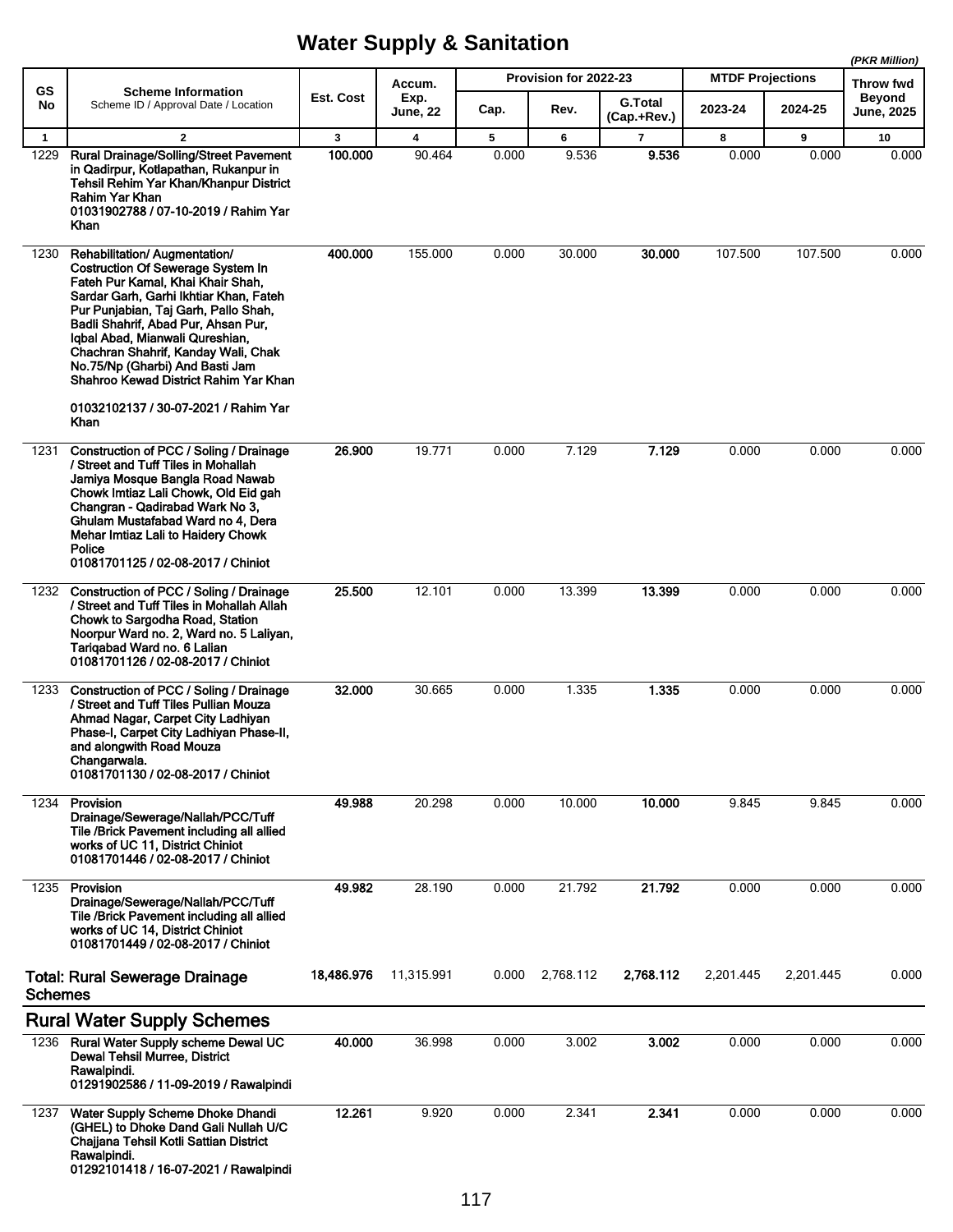## Water Supply & Sanitation

(PKR Million)

| GS No | Scheme Information<br>Scheme ID / Approval Date / Location | Est. Cost | Accum. Exp. June, 22 | Provision for 2022-23 | | | MTDF Projections | | Throw fwd Beyond June, 2025 |
|---|---|---|---|---|---|---|---|---|---|
| | | | | Cap. | Rev. | G.Total (Cap.+Rev.) | 2023-24 | 2024-25 | |
| 1 | 2 | 3 | 4 | 5 | 6 | 7 | 8 | 9 | 10 |
| 1229 | **Rural Drainage/Solling/Street Pavement in Qadirpur, Kotlapathan, Rukanpur in Tehsil Rehim Yar Khan/Khanpur District Rahim Yar Khan**<br>**01031902788 / 07-10-2019 / Rahim Yar Khan** | **100.000** | 90.464 | 0.000 | 9.536 | **9.536** | 0.000 | 0.000 | 0.000 |
| 1230 | **Rehabilitation/ Augmentation/ Costruction Of Sewerage System In Fateh Pur Kamal, Khai Khair Shah, Sardar Garh, Garhi Ikhtiar Khan, Fateh Pur Punjabian, Taj Garh, Pallo Shah, Badli Shahrif, Abad Pur, Ahsan Pur, Iqbal Abad, Mianwali Qureshian, Chachran Shahrif, Kanday Wali, Chak No.75/Np (Gharbi) And Basti Jam Shahroo Kewad District Rahim Yar Khan**<br>**01032102137 / 30-07-2021 / Rahim Yar Khan** | **400.000** | 155.000 | 0.000 | 30.000 | **30.000** | 107.500 | 107.500 | 0.000 |
| 1231 | **Construction of PCC / Soling / Drainage / Street and Tuff Tiles in Mohallah Jamiya Mosque Bangla Road Nawab Chowk Imtiaz Lali Chowk, Old Eid gah Changran - Qadirabad Wark No 3, Ghulam Mustafabad Ward no 4, Dera Mehar Imtiaz Lali to Haidery Chowk Police**<br>**01081701125 / 02-08-2017 / Chiniot** | **26.900** | 19.771 | 0.000 | 7.129 | **7.129** | 0.000 | 0.000 | 0.000 |
| 1232 | **Construction of PCC / Soling / Drainage / Street and Tuff Tiles in Mohallah Allah Chowk to Sargodha Road, Station Noorpur Ward no. 2, Ward no. 5 Laliyan, Tariqabad Ward no. 6 Lalian**<br>**01081701126 / 02-08-2017 / Chiniot** | **25.500** | 12.101 | 0.000 | 13.399 | **13.399** | 0.000 | 0.000 | 0.000 |
| 1233 | **Construction of PCC / Soling / Drainage / Street and Tuff Tiles Pullian Mouza Ahmad Nagar, Carpet City Ladhiyan Phase-I, Carpet City Ladhiyan Phase-II, and alongwith Road Mouza Changarwala.**<br>**01081701130 / 02-08-2017 / Chiniot** | **32.000** | 30.665 | 0.000 | 1.335 | **1.335** | 0.000 | 0.000 | 0.000 |
| 1234 | **Provision Drainage/Sewerage/Nallah/PCC/Tuff Tile /Brick Pavement including all allied works of UC 11, District Chiniot**<br>**01081701446 / 02-08-2017 / Chiniot** | **49.988** | 20.298 | 0.000 | 10.000 | **10.000** | 9.845 | 9.845 | 0.000 |
| 1235 | **Provision Drainage/Sewerage/Nallah/PCC/Tuff Tile /Brick Pavement including all allied works of UC 14, District Chiniot**<br>**01081701449 / 02-08-2017 / Chiniot** | **49.982** | 28.190 | 0.000 | 21.792 | **21.792** | 0.000 | 0.000 | 0.000 |
| | **Total: Rural Sewerage Drainage Schemes** | **18,486.976** | 11,315.991 | 0.000 | 2,768.112 | **2,768.112** | 2,201.445 | 2,201.445 | 0.000 |

### Rural Water Supply Schemes

| GS No | Scheme Information | Est. Cost | Accum. Exp. June, 22 | Cap. | Rev. | G.Total (Cap.+Rev.) | 2023-24 | 2024-25 | Throw fwd Beyond June, 2025 |
|---|---|---|---|---|---|---|---|---|---|
| 1236 | **Rural Water Supply scheme Dewal UC Dewal Tehsil Murree, District Rawalpindi.**<br>**01291902586 / 11-09-2019 / Rawalpindi** | **40.000** | 36.998 | 0.000 | 3.002 | **3.002** | 0.000 | 0.000 | 0.000 |
| 1237 | **Water Supply Scheme Dhoke Dhandi (GHEL) to Dhoke Dand Gali Nullah U/C Chajjana Tehsil Kotli Sattian District Rawalpindi.**<br>**01292101418 / 16-07-2021 / Rawalpindi** | **12.261** | 9.920 | 0.000 | 2.341 | **2.341** | 0.000 | 0.000 | 0.000 |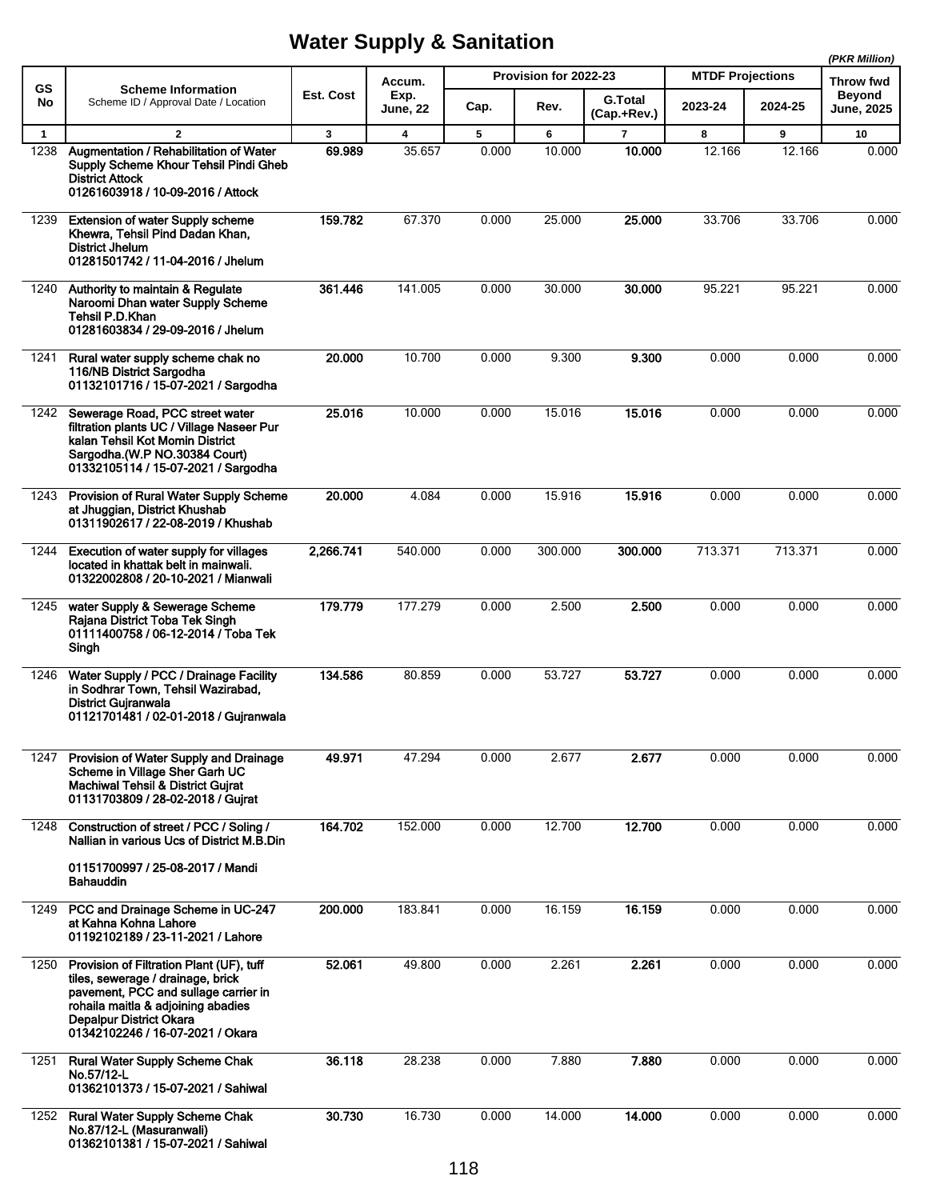# Water Supply & Sanitation

*(PKR Million)*

| GS No | Scheme Information<br>Scheme ID / Approval Date / Location | Est. Cost | Accum. Exp. June, 22 | Provision for 2022-23 | | | MTDF Projections | | Throw fwd Beyond June, 2025 |
|---|---|---|---|---|---|---|---|---|---|
| | | | | Cap. | Rev. | G.Total (Cap.+Rev.) | 2023-24 | 2024-25 | |
| 1 | 2 | 3 | 4 | 5 | 6 | 7 | 8 | 9 | 10 |
| 1238 | **Augmentation / Rehabilitation of Water Supply Scheme Khour Tehsil Pindi Gheb District Attock 01261603918 / 10-09-2016 / Attock** | **69.989** | 35.657 | 0.000 | 10.000 | **10.000** | 12.166 | 12.166 | 0.000 |
| 1239 | **Extension of water Supply scheme Khewra, Tehsil Pind Dadan Khan, District Jhelum 01281501742 / 11-04-2016 / Jhelum** | **159.782** | 67.370 | 0.000 | 25.000 | **25.000** | 33.706 | 33.706 | 0.000 |
| 1240 | **Authority to maintain & Regulate Naroomi Dhan water Supply Scheme Tehsil P.D.Khan 01281603834 / 29-09-2016 / Jhelum** | **361.446** | 141.005 | 0.000 | 30.000 | **30.000** | 95.221 | 95.221 | 0.000 |
| 1241 | **Rural water supply scheme chak no 116/NB District Sargodha 01132101716 / 15-07-2021 / Sargodha** | **20.000** | 10.700 | 0.000 | 9.300 | **9.300** | 0.000 | 0.000 | 0.000 |
| 1242 | **Sewerage Road, PCC street water filtration plants UC / Village Naseer Pur kalan Tehsil Kot Momin District Sargodha.(W.P NO.30384 Court) 01332105114 / 15-07-2021 / Sargodha** | **25.016** | 10.000 | 0.000 | 15.016 | **15.016** | 0.000 | 0.000 | 0.000 |
| 1243 | **Provision of Rural Water Supply Scheme at Jhuggian, District Khushab 01311902617 / 22-08-2019 / Khushab** | **20.000** | 4.084 | 0.000 | 15.916 | **15.916** | 0.000 | 0.000 | 0.000 |
| 1244 | **Execution of water supply for villages located in khattak belt in mainwali. 01322002808 / 20-10-2021 / Mianwali** | **2,266.741** | 540.000 | 0.000 | 300.000 | **300.000** | 713.371 | 713.371 | 0.000 |
| 1245 | **water Supply & Sewerage Scheme Rajana District Toba Tek Singh 01111400758 / 06-12-2014 / Toba Tek Singh** | **179.779** | 177.279 | 0.000 | 2.500 | **2.500** | 0.000 | 0.000 | 0.000 |
| 1246 | **Water Supply / PCC / Drainage Facility in Sodhrar Town, Tehsil Wazirabad, District Gujranwala 01121701481 / 02-01-2018 / Gujranwala** | **134.586** | 80.859 | 0.000 | 53.727 | **53.727** | 0.000 | 0.000 | 0.000 |
| 1247 | **Provision of Water Supply and Drainage Scheme in Village Sher Garh UC Machiwal Tehsil & District Gujrat 01131703809 / 28-02-2018 / Gujrat** | **49.971** | 47.294 | 0.000 | 2.677 | **2.677** | 0.000 | 0.000 | 0.000 |
| 1248 | **Construction of street / PCC / Soling / Nallian in various Ucs of District M.B.Din 01151700997 / 25-08-2017 / Mandi Bahauddin** | **164.702** | 152.000 | 0.000 | 12.700 | **12.700** | 0.000 | 0.000 | 0.000 |
| 1249 | **PCC and Drainage Scheme in UC-247 at Kahna Kohna Lahore 01192102189 / 23-11-2021 / Lahore** | **200.000** | 183.841 | 0.000 | 16.159 | **16.159** | 0.000 | 0.000 | 0.000 |
| 1250 | **Provision of Filtration Plant (UF), tuff tiles, sewerage / drainage, brick pavement, PCC and sullage carrier in rohaila maitla & adjoining abadies Depalpur District Okara 01342102246 / 16-07-2021 / Okara** | **52.061** | 49.800 | 0.000 | 2.261 | **2.261** | 0.000 | 0.000 | 0.000 |
| 1251 | **Rural Water Supply Scheme Chak No.57/12-L 01362101373 / 15-07-2021 / Sahiwal** | **36.118** | 28.238 | 0.000 | 7.880 | **7.880** | 0.000 | 0.000 | 0.000 |
| 1252 | **Rural Water Supply Scheme Chak No.87/12-L (Masuranwali) 01362101381 / 15-07-2021 / Sahiwal** | **30.730** | 16.730 | 0.000 | 14.000 | **14.000** | 0.000 | 0.000 | 0.000 |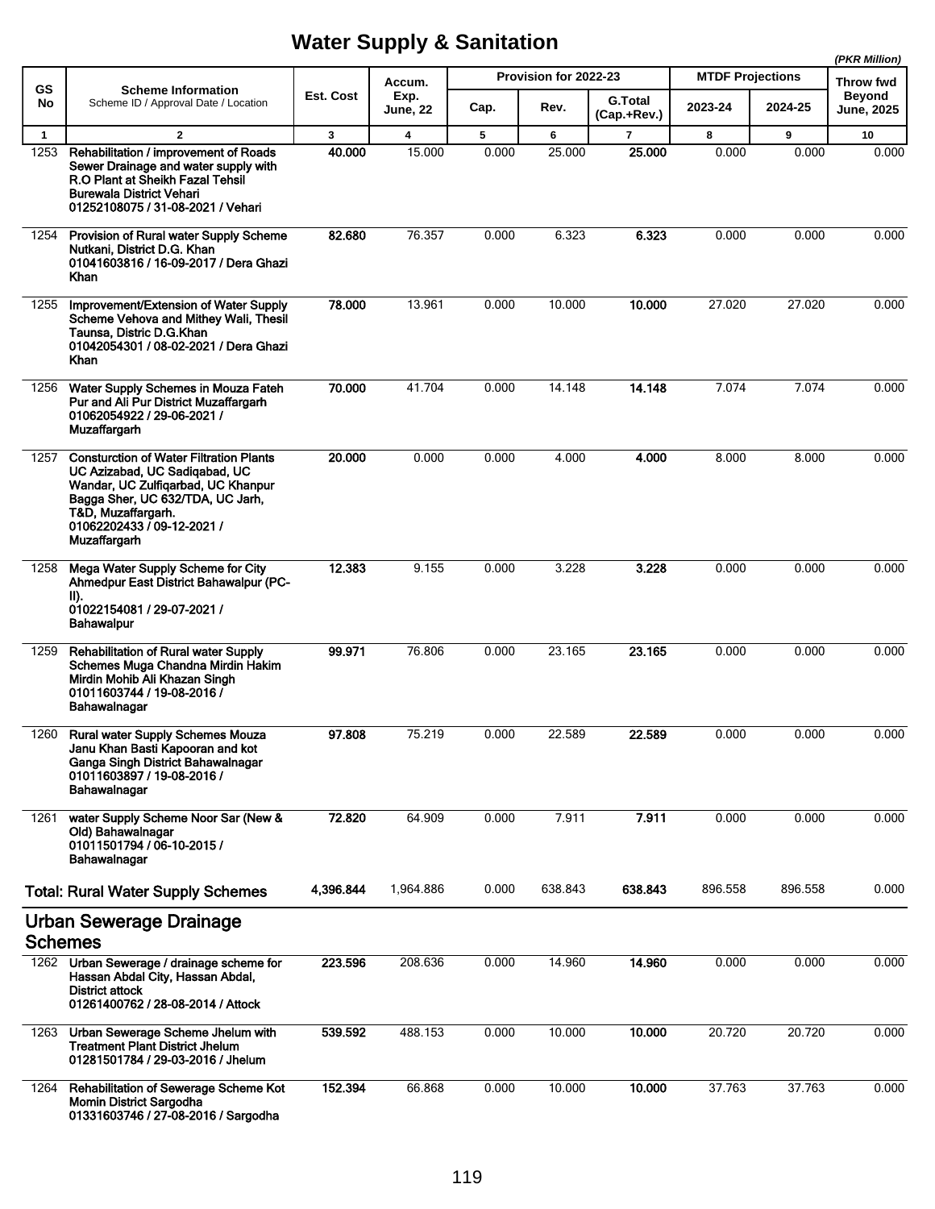# Water Supply & Sanitation

*(PKR Million)*

| GS No | Scheme Information<br>Scheme ID / Approval Date / Location | Est. Cost | Accum. Exp. June, 22 | Provision for 2022-23 | | | MTDF Projections | | Throw fwd Beyond June, 2025 |
|---|---|---|---|---|---|---|---|---|---|
| | | | | Cap. | Rev. | G.Total (Cap.+Rev.) | 2023-24 | 2024-25 | |
| 1 | 2 | 3 | 4 | 5 | 6 | 7 | 8 | 9 | 10 |
| 1253 | **Rehabilitation / improvement of Roads Sewer Drainage and water supply with R.O Plant at Sheikh Fazal Tehsil Burewala District Vehari 01252108075 / 31-08-2021 / Vehari** | **40.000** | 15.000 | 0.000 | 25.000 | **25.000** | 0.000 | 0.000 | 0.000 |
| 1254 | **Provision of Rural water Supply Scheme Nutkani, District D.G. Khan 01041603816 / 16-09-2017 / Dera Ghazi Khan** | **82.680** | 76.357 | 0.000 | 6.323 | **6.323** | 0.000 | 0.000 | 0.000 |
| 1255 | **Improvement/Extension of Water Supply Scheme Vehova and Mithey Wali, Thesil Taunsa, Distric D.G.Khan 01042054301 / 08-02-2021 / Dera Ghazi Khan** | **78.000** | 13.961 | 0.000 | 10.000 | **10.000** | 27.020 | 27.020 | 0.000 |
| 1256 | **Water Supply Schemes in Mouza Fateh Pur and Ali Pur District Muzaffargarh 01062054922 / 29-06-2021 / Muzaffargarh** | **70.000** | 41.704 | 0.000 | 14.148 | **14.148** | 7.074 | 7.074 | 0.000 |
| 1257 | **Consturction of Water Filtration Plants UC Azizabad, UC Sadiqabad, UC Wandar, UC Zulfiqarbad, UC Khanpur Bagga Sher, UC 632/TDA, UC Jarh, T&D, Muzaffargarh. 01062202433 / 09-12-2021 / Muzaffargarh** | **20.000** | 0.000 | 0.000 | 4.000 | **4.000** | 8.000 | 8.000 | 0.000 |
| 1258 | **Mega Water Supply Scheme for City Ahmedpur East District Bahawalpur (PC-II). 01022154081 / 29-07-2021 / Bahawalpur** | **12.383** | 9.155 | 0.000 | 3.228 | **3.228** | 0.000 | 0.000 | 0.000 |
| 1259 | **Rehabilitation of Rural water Supply Schemes Muga Chandna Mirdin Hakim Mirdin Mohib Ali Khazan Singh 01011603744 / 19-08-2016 / Bahawalnagar** | **99.971** | 76.806 | 0.000 | 23.165 | **23.165** | 0.000 | 0.000 | 0.000 |
| 1260 | **Rural water Supply Schemes Mouza Janu Khan Basti Kapooran and kot Ganga Singh District Bahawalnagar 01011603897 / 19-08-2016 / Bahawalnagar** | **97.808** | 75.219 | 0.000 | 22.589 | **22.589** | 0.000 | 0.000 | 0.000 |
| 1261 | **water Supply Scheme Noor Sar (New & Old) Bahawalnagar 01011501794 / 06-10-2015 / Bahawalnagar** | **72.820** | 64.909 | 0.000 | 7.911 | **7.911** | 0.000 | 0.000 | 0.000 |
| | **Total: Rural Water Supply Schemes** | **4,396.844** | 1,964.886 | 0.000 | 638.843 | **638.843** | 896.558 | 896.558 | 0.000 |
| | **Urban Sewerage Drainage Schemes** | | | | | | | | |
| 1262 | **Urban Sewerage / drainage scheme for Hassan Abdal City, Hassan Abdal, District attock 01261400762 / 28-08-2014 / Attock** | **223.596** | 208.636 | 0.000 | 14.960 | **14.960** | 0.000 | 0.000 | 0.000 |
| 1263 | **Urban Sewerage Scheme Jhelum with Treatment Plant District Jhelum 01281501784 / 29-03-2016 / Jhelum** | **539.592** | 488.153 | 0.000 | 10.000 | **10.000** | 20.720 | 20.720 | 0.000 |
| 1264 | **Rehabilitation of Sewerage Scheme Kot Momin District Sargodha 01331603746 / 27-08-2016 / Sargodha** | **152.394** | 66.868 | 0.000 | 10.000 | **10.000** | 37.763 | 37.763 | 0.000 |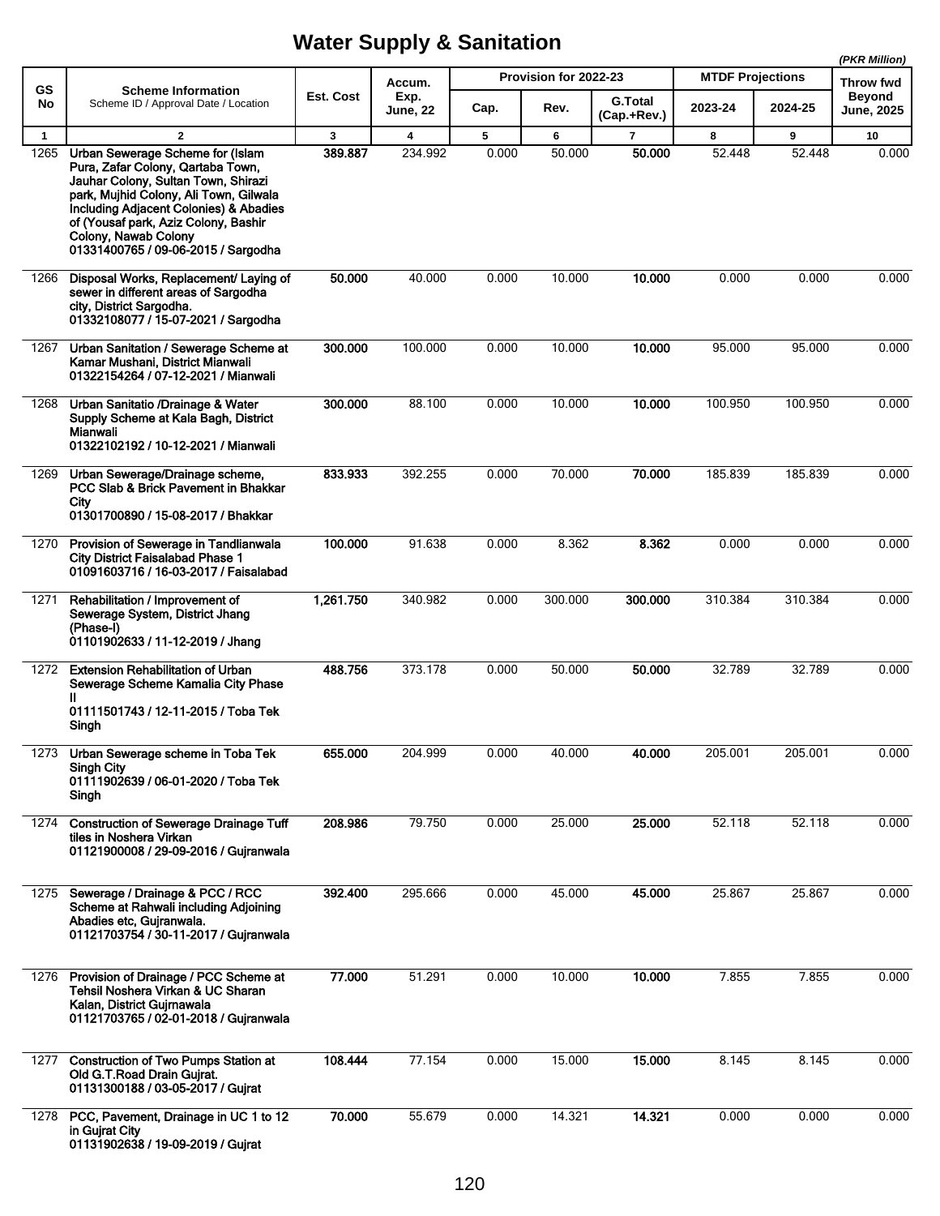# Water Supply & Sanitation

*(PKR Million)*

| GS No | Scheme Information<br>Scheme ID / Approval Date / Location | Est. Cost | Accum. Exp. June, 22 | Provision for 2022-23 | | | MTDF Projections | | Throw fwd Beyond June, 2025 |
|---|---|---|---|---|---|---|---|---|---|
| | | | | Cap. | Rev. | G.Total (Cap.+Rev.) | 2023-24 | 2024-25 | |
| 1 | 2 | 3 | 4 | 5 | 6 | 7 | 8 | 9 | 10 |
| 1265 | **Urban Sewerage Scheme for (Islam Pura, Zafar Colony, Qartaba Town, Jauhar Colony, Sultan Town, Shirazi park, Mujhid Colony, Ali Town, Gilwala Including Adjacent Colonies) & Abadies of (Yousaf park, Aziz Colony, Bashir Colony, Nawab Colony**<br>**01331400765 / 09-06-2015 / Sargodha** | **389.887** | 234.992 | 0.000 | 50.000 | **50.000** | 52.448 | 52.448 | 0.000 |
| 1266 | **Disposal Works, Replacement/ Laying of sewer in different areas of Sargodha city, District Sargodha.**<br>**01332108077 / 15-07-2021 / Sargodha** | **50.000** | 40.000 | 0.000 | 10.000 | **10.000** | 0.000 | 0.000 | 0.000 |
| 1267 | **Urban Sanitation / Sewerage Scheme at Kamar Mushani, District Mianwali**<br>**01322154264 / 07-12-2021 / Mianwali** | **300.000** | 100.000 | 0.000 | 10.000 | **10.000** | 95.000 | 95.000 | 0.000 |
| 1268 | **Urban Sanitatio /Drainage & Water Supply Scheme at Kala Bagh, District Mianwali**<br>**01322102192 / 10-12-2021 / Mianwali** | **300.000** | 88.100 | 0.000 | 10.000 | **10.000** | 100.950 | 100.950 | 0.000 |
| 1269 | **Urban Sewerage/Drainage scheme, PCC Slab & Brick Pavement in Bhakkar City**<br>**01301700890 / 15-08-2017 / Bhakkar** | **833.933** | 392.255 | 0.000 | 70.000 | **70.000** | 185.839 | 185.839 | 0.000 |
| 1270 | **Provision of Sewerage in Tandlianwala City District Faisalabad Phase 1**<br>**01091603716 / 16-03-2017 / Faisalabad** | **100.000** | 91.638 | 0.000 | 8.362 | **8.362** | 0.000 | 0.000 | 0.000 |
| 1271 | **Rehabilitation / Improvement of Sewerage System, District Jhang (Phase-I)**<br>**01101902633 / 11-12-2019 / Jhang** | **1,261.750** | 340.982 | 0.000 | 300.000 | **300.000** | 310.384 | 310.384 | 0.000 |
| 1272 | **Extension Rehabilitation of Urban Sewerage Scheme Kamalia City Phase II**<br>**01111501743 / 12-11-2015 / Toba Tek Singh** | **488.756** | 373.178 | 0.000 | 50.000 | **50.000** | 32.789 | 32.789 | 0.000 |
| 1273 | **Urban Sewerage scheme in Toba Tek Singh City**<br>**01111902639 / 06-01-2020 / Toba Tek Singh** | **655.000** | 204.999 | 0.000 | 40.000 | **40.000** | 205.001 | 205.001 | 0.000 |
| 1274 | **Construction of Sewerage Drainage Tuff tiles in Noshera Virkan**<br>**01121900008 / 29-09-2016 / Gujranwala** | **208.986** | 79.750 | 0.000 | 25.000 | **25.000** | 52.118 | 52.118 | 0.000 |
| 1275 | **Sewerage / Drainage & PCC / RCC Scheme at Rahwali including Adjoining Abadies etc, Gujranwala.**<br>**01121703754 / 30-11-2017 / Gujranwala** | **392.400** | 295.666 | 0.000 | 45.000 | **45.000** | 25.867 | 25.867 | 0.000 |
| 1276 | **Provision of Drainage / PCC Scheme at Tehsil Noshera Virkan & UC Sharan Kalan, District Gujrnawala**<br>**01121703765 / 02-01-2018 / Gujranwala** | **77.000** | 51.291 | 0.000 | 10.000 | **10.000** | 7.855 | 7.855 | 0.000 |
| 1277 | **Construction of Two Pumps Station at Old G.T.Road Drain Gujrat.**<br>**01131300188 / 03-05-2017 / Gujrat** | **108.444** | 77.154 | 0.000 | 15.000 | **15.000** | 8.145 | 8.145 | 0.000 |
| 1278 | **PCC, Pavement, Drainage in UC 1 to 12 in Gujrat City**<br>**01131902638 / 19-09-2019 / Gujrat** | **70.000** | 55.679 | 0.000 | 14.321 | **14.321** | 0.000 | 0.000 | 0.000 |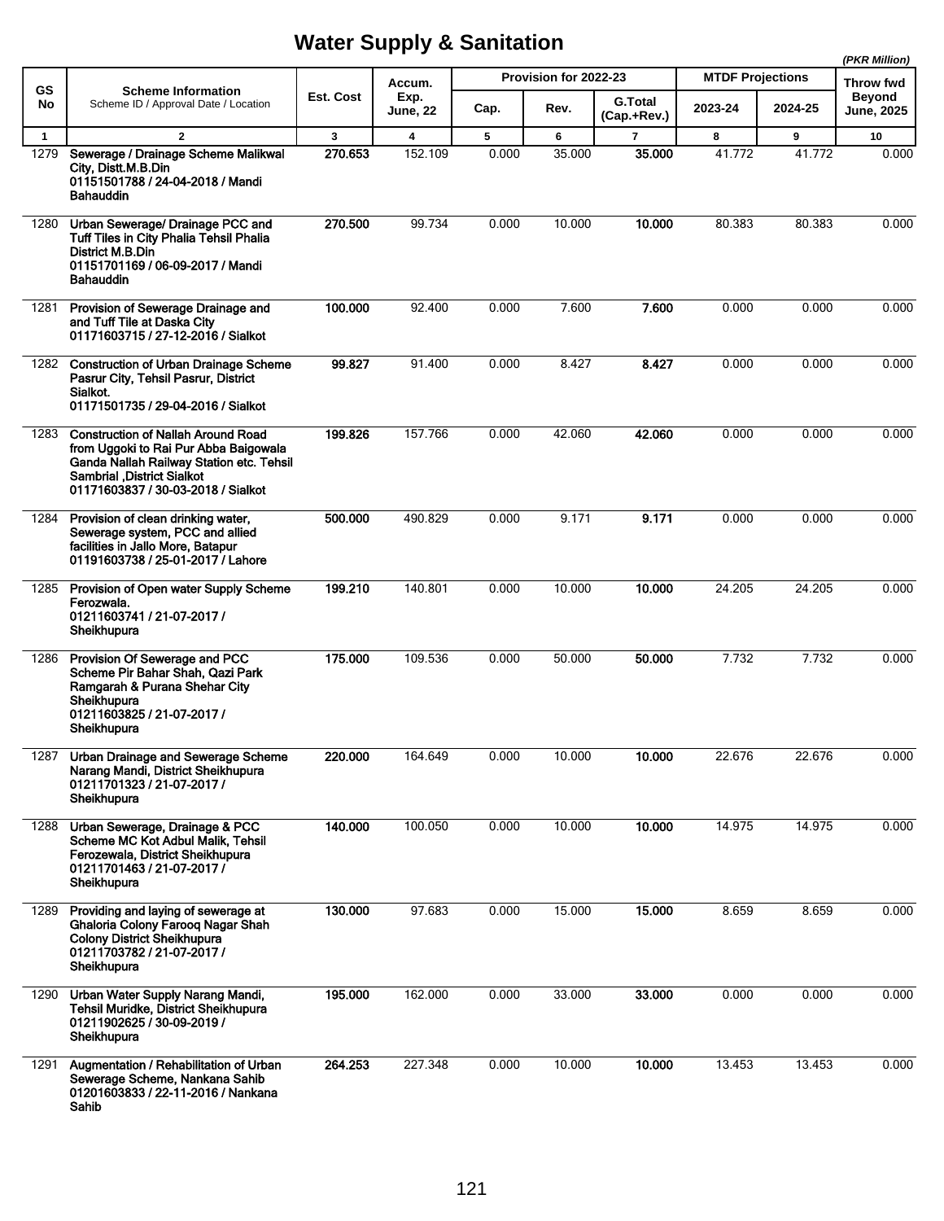# Water Supply & Sanitation

(PKR Million)

| GS No | Scheme Information<br>Scheme ID / Approval Date / Location | Est. Cost | Accum. Exp. June, 22 | Provision for 2022-23 | | | MTDF Projections | | Throw fwd Beyond June, 2025 |
|---|---|---|---|---|---|---|---|---|---|
| | | | | Cap. | Rev. | G.Total (Cap.+Rev.) | 2023-24 | 2024-25 | |
| 1 | 2 | 3 | 4 | 5 | 6 | 7 | 8 | 9 | 10 |
| 1279 | **Sewerage / Drainage Scheme Malikwal City, Distt.M.B.Din**<br>**01151501788 / 24-04-2018 / Mandi Bahauddin** | **270.653** | 152.109 | 0.000 | 35.000 | **35.000** | 41.772 | 41.772 | 0.000 |
| 1280 | **Urban Sewerage/ Drainage PCC and Tuff Tiles in City Phalia Tehsil Phalia District M.B.Din**<br>**01151701169 / 06-09-2017 / Mandi Bahauddin** | **270.500** | 99.734 | 0.000 | 10.000 | **10.000** | 80.383 | 80.383 | 0.000 |
| 1281 | **Provision of Sewerage Drainage and and Tuff Tile at Daska City**<br>**01171603715 / 27-12-2016 / Sialkot** | **100.000** | 92.400 | 0.000 | 7.600 | **7.600** | 0.000 | 0.000 | 0.000 |
| 1282 | **Construction of Urban Drainage Scheme Pasrur City, Tehsil Pasrur, District Sialkot.**<br>**01171501735 / 29-04-2016 / Sialkot** | **99.827** | 91.400 | 0.000 | 8.427 | **8.427** | 0.000 | 0.000 | 0.000 |
| 1283 | **Construction of Nallah Around Road from Uggoki to Rai Pur Abba Baigowala Ganda Nallah Railway Station etc. Tehsil Sambrial ,District Sialkot**<br>**01171603837 / 30-03-2018 / Sialkot** | **199.826** | 157.766 | 0.000 | 42.060 | **42.060** | 0.000 | 0.000 | 0.000 |
| 1284 | **Provision of clean drinking water, Sewerage system, PCC and allied facilities in Jallo More, Batapur**<br>**01191603738 / 25-01-2017 / Lahore** | **500.000** | 490.829 | 0.000 | 9.171 | **9.171** | 0.000 | 0.000 | 0.000 |
| 1285 | **Provision of Open water Supply Scheme Ferozwala.**<br>**01211603741 / 21-07-2017 / Sheikhupura** | **199.210** | 140.801 | 0.000 | 10.000 | **10.000** | 24.205 | 24.205 | 0.000 |
| 1286 | **Provision Of Sewerage and PCC Scheme Pir Bahar Shah, Qazi Park Ramgarah & Purana Shehar City Sheikhupura**<br>**01211603825 / 21-07-2017 / Sheikhupura** | **175.000** | 109.536 | 0.000 | 50.000 | **50.000** | 7.732 | 7.732 | 0.000 |
| 1287 | **Urban Drainage and Sewerage Scheme Narang Mandi, District Sheikhupura**<br>**01211701323 / 21-07-2017 / Sheikhupura** | **220.000** | 164.649 | 0.000 | 10.000 | **10.000** | 22.676 | 22.676 | 0.000 |
| 1288 | **Urban Sewerage, Drainage & PCC Scheme MC Kot Adbul Malik, Tehsil Ferozewala, District Sheikhupura**<br>**01211701463 / 21-07-2017 / Sheikhupura** | **140.000** | 100.050 | 0.000 | 10.000 | **10.000** | 14.975 | 14.975 | 0.000 |
| 1289 | **Providing and laying of sewerage at Ghaloria Colony Farooq Nagar Shah Colony District Sheikhupura**<br>**01211703782 / 21-07-2017 / Sheikhupura** | **130.000** | 97.683 | 0.000 | 15.000 | **15.000** | 8.659 | 8.659 | 0.000 |
| 1290 | **Urban Water Supply Narang Mandi, Tehsil Muridke, District Sheikhupura**<br>**01211902625 / 30-09-2019 / Sheikhupura** | **195.000** | 162.000 | 0.000 | 33.000 | **33.000** | 0.000 | 0.000 | 0.000 |
| 1291 | **Augmentation / Rehabilitation of Urban Sewerage Scheme, Nankana Sahib**<br>**01201603833 / 22-11-2016 / Nankana Sahib** | **264.253** | 227.348 | 0.000 | 10.000 | **10.000** | 13.453 | 13.453 | 0.000 |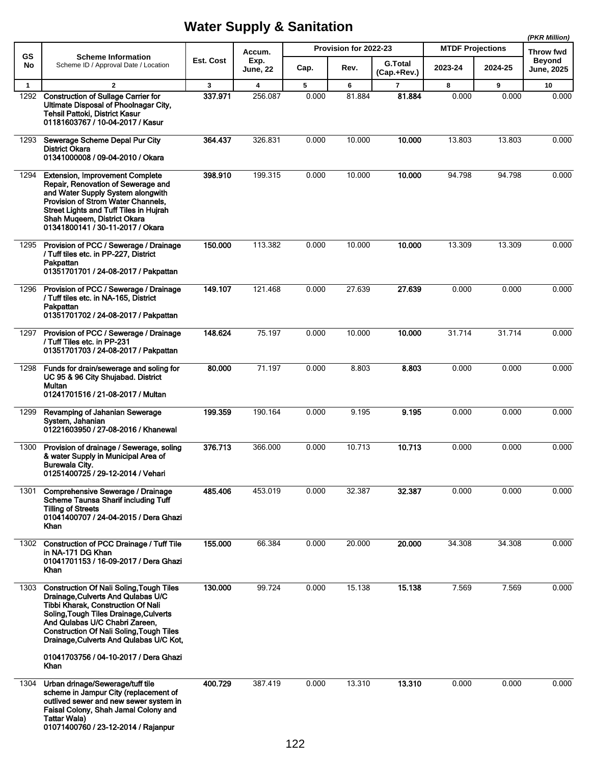# Water Supply & Sanitation

*(PKR Million)*

| GS No | Scheme Information<br>Scheme ID / Approval Date / Location | Est. Cost | Accum. Exp. June, 22 | Provision for 2022-23 | | | MTDF Projections | | Throw fwd Beyond June, 2025 |
|---|---|---|---|---|---|---|---|---|---|
| | | | | Cap. | Rev. | G.Total (Cap.+Rev.) | 2023-24 | 2024-25 | |
| 1 | 2 | 3 | 4 | 5 | 6 | 7 | 8 | 9 | 10 |
| 1292 | **Construction of Sullage Carrier for Ultimate Disposal of Phoolnagar City, Tehsil Pattoki, District Kasur**<br>**01181603767 / 10-04-2017 / Kasur** | **337.971** | 256.087 | 0.000 | 81.884 | **81.884** | 0.000 | 0.000 | 0.000 |
| 1293 | **Sewerage Scheme Depal Pur City District Okara**<br>**01341000008 / 09-04-2010 / Okara** | **364.437** | 326.831 | 0.000 | 10.000 | **10.000** | 13.803 | 13.803 | 0.000 |
| 1294 | **Extension, Improvement Complete Repair, Renovation of Sewerage and and Water Supply System alongwith Provision of Strom Water Channels, Street Lights and Tuff Tiles in Hujrah Shah Muqeem, District Okara**<br>**01341800141 / 30-11-2017 / Okara** | **398.910** | 199.315 | 0.000 | 10.000 | **10.000** | 94.798 | 94.798 | 0.000 |
| 1295 | **Provision of PCC / Sewerage / Drainage / Tuff tiles etc. in PP-227, District Pakpattan**<br>**01351701701 / 24-08-2017 / Pakpattan** | **150.000** | 113.382 | 0.000 | 10.000 | **10.000** | 13.309 | 13.309 | 0.000 |
| 1296 | **Provision of PCC / Sewerage / Drainage / Tuff tiles etc. in NA-165, District Pakpattan**<br>**01351701702 / 24-08-2017 / Pakpattan** | **149.107** | 121.468 | 0.000 | 27.639 | **27.639** | 0.000 | 0.000 | 0.000 |
| 1297 | **Provision of PCC / Sewerage / Drainage / Tuff Tiles etc. in PP-231**<br>**01351701703 / 24-08-2017 / Pakpattan** | **148.624** | 75.197 | 0.000 | 10.000 | **10.000** | 31.714 | 31.714 | 0.000 |
| 1298 | **Funds for drain/sewerage and soling for UC 95 & 96 City Shujabad. District Multan**<br>**01241701516 / 21-08-2017 / Multan** | **80.000** | 71.197 | 0.000 | 8.803 | **8.803** | 0.000 | 0.000 | 0.000 |
| 1299 | **Revamping of Jahanian Sewerage System, Jahanian**<br>**01221603950 / 27-08-2016 / Khanewal** | **199.359** | 190.164 | 0.000 | 9.195 | **9.195** | 0.000 | 0.000 | 0.000 |
| 1300 | **Provision of drainage / Sewerage, soling & water Supply in Municipal Area of Burewala City.**<br>**01251400725 / 29-12-2014 / Vehari** | **376.713** | 366.000 | 0.000 | 10.713 | **10.713** | 0.000 | 0.000 | 0.000 |
| 1301 | **Comprehensive Sewerage / Drainage Scheme Taunsa Sharif including Tuff Tilling of Streets**<br>**01041400707 / 24-04-2015 / Dera Ghazi Khan** | **485.406** | 453.019 | 0.000 | 32.387 | **32.387** | 0.000 | 0.000 | 0.000 |
| 1302 | **Construction of PCC Drainage / Tuff Tile in NA-171 DG Khan**<br>**01041701153 / 16-09-2017 / Dera Ghazi Khan** | **155.000** | 66.384 | 0.000 | 20.000 | **20.000** | 34.308 | 34.308 | 0.000 |
| 1303 | **Construction Of Nali Soling,Tough Tiles Drainage,Culverts And Qulabas U/C Tibbi Kharak, Construction Of Nali Soling,Tough Tiles Drainage,Culverts And Qulabas U/C Chabri Zareen, Construction Of Nali Soling,Tough Tiles Drainage,Culverts And Qulabas U/C Kot,**<br>**01041703756 / 04-10-2017 / Dera Ghazi Khan** | **130.000** | 99.724 | 0.000 | 15.138 | **15.138** | 7.569 | 7.569 | 0.000 |
| 1304 | **Urban drinage/Sewerage/tuff tile scheme in Jampur City (replacement of outlived sewer and new sewer system in Faisal Colony, Shah Jamal Colony and Tattar Wala)**<br>**01071400760 / 23-12-2014 / Rajanpur** | **400.729** | 387.419 | 0.000 | 13.310 | **13.310** | 0.000 | 0.000 | 0.000 |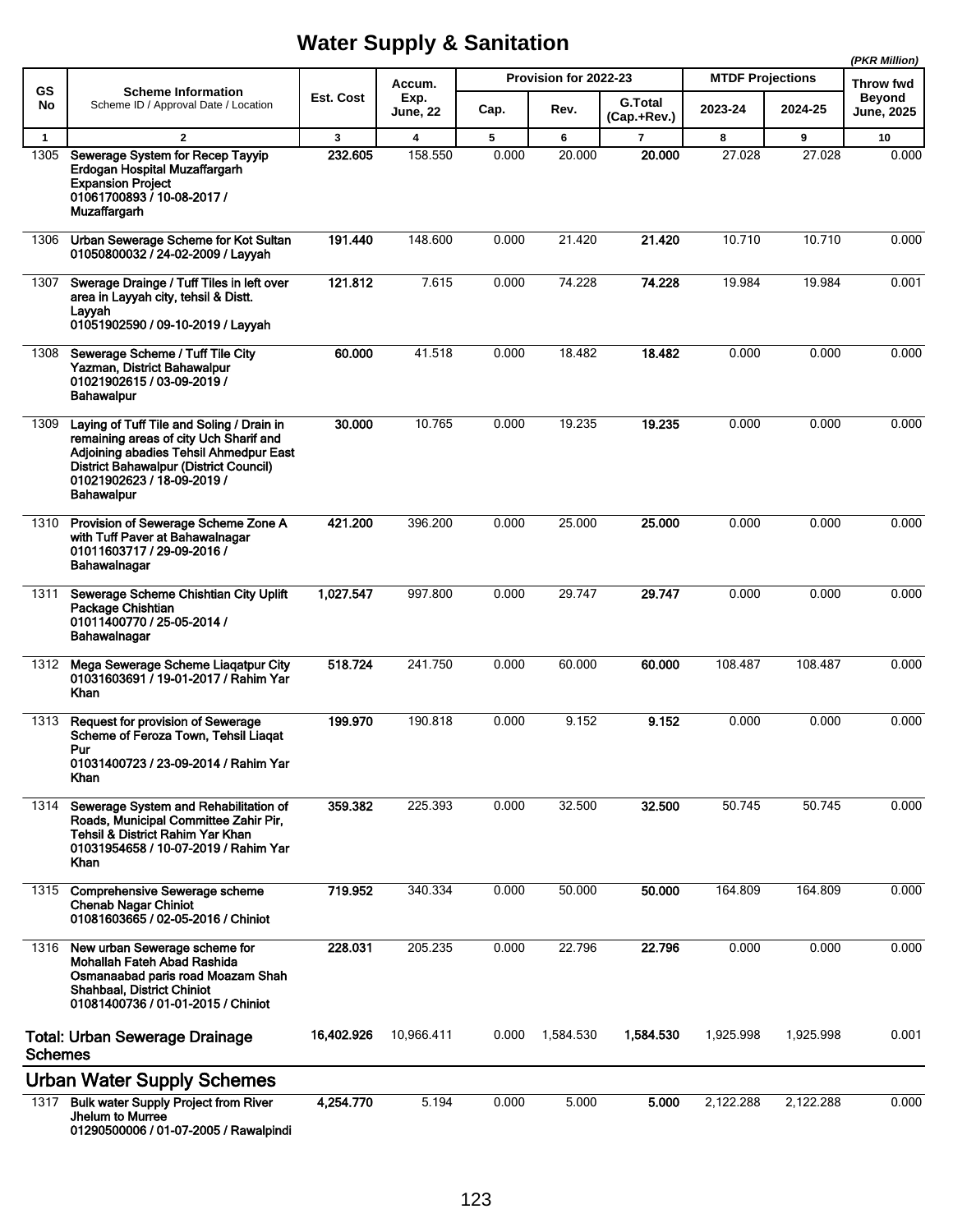# Water Supply & Sanitation

*(PKR Million)*

| GS No | Scheme Information<br>Scheme ID / Approval Date / Location | Est. Cost | Accum. Exp. June, 22 | Provision for 2022-23 | | | MTDF Projections | | Throw fwd Beyond June, 2025 |
|---|---|---|---|---|---|---|---|---|---|
| | | | | Cap. | Rev. | G.Total (Cap.+Rev.) | 2023-24 | 2024-25 | |
| 1 | 2 | 3 | 4 | 5 | 6 | 7 | 8 | 9 | 10 |
| 1305 | **Sewerage System for Recep Tayyip Erdogan Hospital Muzaffargarh Expansion Project**<br>**01061700893 / 10-08-2017 / Muzaffargarh** | **232.605** | 158.550 | 0.000 | 20.000 | **20.000** | 27.028 | 27.028 | 0.000 |
| 1306 | **Urban Sewerage Scheme for Kot Sultan**<br>**01050800032 / 24-02-2009 / Layyah** | **191.440** | 148.600 | 0.000 | 21.420 | **21.420** | 10.710 | 10.710 | 0.000 |
| 1307 | **Swerage Drainge / Tuff Tiles in left over area in Layyah city, tehsil & Distt. Layyah**<br>**01051902590 / 09-10-2019 / Layyah** | **121.812** | 7.615 | 0.000 | 74.228 | **74.228** | 19.984 | 19.984 | 0.001 |
| 1308 | **Sewerage Scheme / Tuff Tile City Yazman, District Bahawalpur**<br>**01021902615 / 03-09-2019 / Bahawalpur** | **60.000** | 41.518 | 0.000 | 18.482 | **18.482** | 0.000 | 0.000 | 0.000 |
| 1309 | **Laying of Tuff Tile and Soling / Drain in remaining areas of city Uch Sharif and Adjoining abadies Tehsil Ahmedpur East District Bahawalpur (District Council)**<br>**01021902623 / 18-09-2019 / Bahawalpur** | **30.000** | 10.765 | 0.000 | 19.235 | **19.235** | 0.000 | 0.000 | 0.000 |
| 1310 | **Provision of Sewerage Scheme Zone A with Tuff Paver at Bahawalnagar**<br>**01011603717 / 29-09-2016 / Bahawalnagar** | **421.200** | 396.200 | 0.000 | 25.000 | **25.000** | 0.000 | 0.000 | 0.000 |
| 1311 | **Sewerage Scheme Chishtian City Uplift Package Chishtian**<br>**01011400770 / 25-05-2014 / Bahawalnagar** | **1,027.547** | 997.800 | 0.000 | 29.747 | **29.747** | 0.000 | 0.000 | 0.000 |
| 1312 | **Mega Sewerage Scheme Liaqatpur City**<br>**01031603691 / 19-01-2017 / Rahim Yar Khan** | **518.724** | 241.750 | 0.000 | 60.000 | **60.000** | 108.487 | 108.487 | 0.000 |
| 1313 | **Request for provision of Sewerage Scheme of Feroza Town, Tehsil Liaqat Pur**<br>**01031400723 / 23-09-2014 / Rahim Yar Khan** | **199.970** | 190.818 | 0.000 | 9.152 | **9.152** | 0.000 | 0.000 | 0.000 |
| 1314 | **Sewerage System and Rehabilitation of Roads, Municipal Committee Zahir Pir, Tehsil & District Rahim Yar Khan**<br>**01031954658 / 10-07-2019 / Rahim Yar Khan** | **359.382** | 225.393 | 0.000 | 32.500 | **32.500** | 50.745 | 50.745 | 0.000 |
| 1315 | **Comprehensive Sewerage scheme Chenab Nagar Chiniot**<br>**01081603665 / 02-05-2016 / Chiniot** | **719.952** | 340.334 | 0.000 | 50.000 | **50.000** | 164.809 | 164.809 | 0.000 |
| 1316 | **New urban Sewerage scheme for Mohallah Fateh Abad Rashida Osmanaabad paris road Moazam Shah Shahbaal, District Chiniot**<br>**01081400736 / 01-01-2015 / Chiniot** | **228.031** | 205.235 | 0.000 | 22.796 | **22.796** | 0.000 | 0.000 | 0.000 |
| | **Total: Urban Sewerage Drainage Schemes** | **16,402.926** | 10,966.411 | 0.000 | 1,584.530 | **1,584.530** | 1,925.998 | 1,925.998 | 0.001 |
| | **Urban Water Supply Schemes** | | | | | | | | |
| 1317 | **Bulk water Supply Project from River Jhelum to Murree**<br>**01290500006 / 01-07-2005 / Rawalpindi** | **4,254.770** | 5.194 | 0.000 | 5.000 | **5.000** | 2,122.288 | 2,122.288 | 0.000 |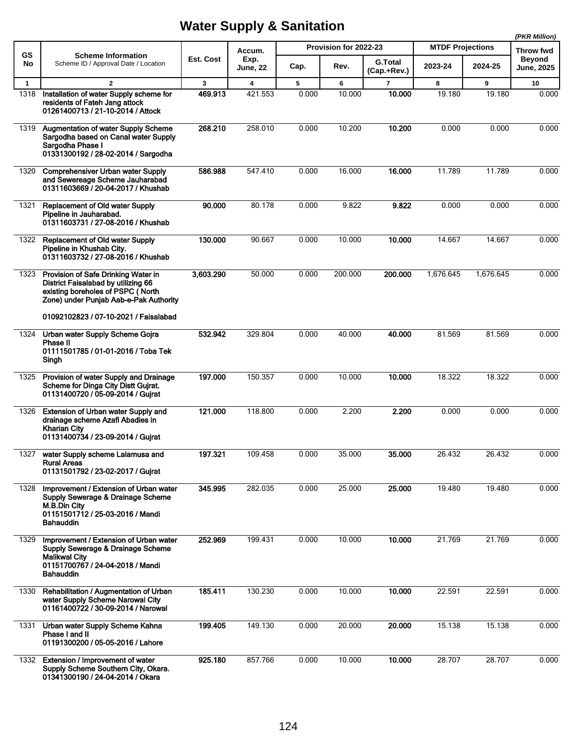# Water Supply & Sanitation

*(PKR Million)*

| GS No | Scheme Information<br>Scheme ID / Approval Date / Location | Est. Cost | Accum. Exp. June, 22 | Provision for 2022-23 | | | MTDF Projections | | Throw fwd Beyond June, 2025 |
|---|---|---|---|---|---|---|---|---|---|
| | | | | Cap. | Rev. | G.Total (Cap.+Rev.) | 2023-24 | 2024-25 | |
| 1 | 2 | 3 | 4 | 5 | 6 | 7 | 8 | 9 | 10 |
| 1318 | **Installation of water Supply scheme for residents of Fateh Jang attock**<br>**01261400713 / 21-10-2014 / Attock** | **469.913** | 421.553 | 0.000 | 10.000 | **10.000** | 19.180 | 19.180 | 0.000 |
| 1319 | **Augmentation of water Supply Scheme Sargodha based on Canal water Supply Sargodha Phase I**<br>**01331300192 / 28-02-2014 / Sargodha** | **268.210** | 258.010 | 0.000 | 10.200 | **10.200** | 0.000 | 0.000 | 0.000 |
| 1320 | **Comprehensiver Urban water Supply and Sewereage Scheme Jauharabad**<br>**01311603669 / 20-04-2017 / Khushab** | **586.988** | 547.410 | 0.000 | 16.000 | **16.000** | 11.789 | 11.789 | 0.000 |
| 1321 | **Replacement of Old water Supply Pipeline in Jauharabad.**<br>**01311603731 / 27-08-2016 / Khushab** | **90.000** | 80.178 | 0.000 | 9.822 | **9.822** | 0.000 | 0.000 | 0.000 |
| 1322 | **Replacement of Old water Supply Pipeline in Khushab City.**<br>**01311603732 / 27-08-2016 / Khushab** | **130.000** | 90.667 | 0.000 | 10.000 | **10.000** | 14.667 | 14.667 | 0.000 |
| 1323 | **Provision of Safe Drinking Water in District Faisalabad by utilizing 66 existing boreholes of PSPC ( North Zone) under Punjab Aab-e-Pak Authority**<br>**01092102823 / 07-10-2021 / Faisalabad** | **3,603.290** | 50.000 | 0.000 | 200.000 | **200.000** | 1,676.645 | 1,676.645 | 0.000 |
| 1324 | **Urban water Supply Scheme Gojra Phase II**<br>**01111501785 / 01-01-2016 / Toba Tek Singh** | **532.942** | 329.804 | 0.000 | 40.000 | **40.000** | 81.569 | 81.569 | 0.000 |
| 1325 | **Provision of water Supply and Drainage Scheme for Dinga City Distt Gujrat.**<br>**01131400720 / 05-09-2014 / Gujrat** | **197.000** | 150.357 | 0.000 | 10.000 | **10.000** | 18.322 | 18.322 | 0.000 |
| 1326 | **Extension of Urban water Supply and drainage scheme Azafi Abadies in Kharian City**<br>**01131400734 / 23-09-2014 / Gujrat** | **121.000** | 118.800 | 0.000 | 2.200 | **2.200** | 0.000 | 0.000 | 0.000 |
| 1327 | **water Supply scheme Lalamusa and Rural Areas**<br>**01131501792 / 23-02-2017 / Gujrat** | **197.321** | 109.458 | 0.000 | 35.000 | **35.000** | 26.432 | 26.432 | 0.000 |
| 1328 | **Improvement / Extension of Urban water Supply Sewerage & Drainage Scheme M.B.Din City**<br>**01151501712 / 25-03-2016 / Mandi Bahauddin** | **345.995** | 282.035 | 0.000 | 25.000 | **25.000** | 19.480 | 19.480 | 0.000 |
| 1329 | **Improvement / Extension of Urban water Supply Sewerage & Drainage Scheme Malikwal City**<br>**01151700767 / 24-04-2018 / Mandi Bahauddin** | **252.969** | 199.431 | 0.000 | 10.000 | **10.000** | 21.769 | 21.769 | 0.000 |
| 1330 | **Rehabilitation / Augmentation of Urban water Supply Scheme Narowal City**<br>**01161400722 / 30-09-2014 / Narowal** | **185.411** | 130.230 | 0.000 | 10.000 | **10.000** | 22.591 | 22.591 | 0.000 |
| 1331 | **Urban water Supply Scheme Kahna Phase I and II**<br>**01191300200 / 05-05-2016 / Lahore** | **199.405** | 149.130 | 0.000 | 20.000 | **20.000** | 15.138 | 15.138 | 0.000 |
| 1332 | **Extension / Improvement of water Supply Scheme Southern City, Okara.**<br>**01341300190 / 24-04-2014 / Okara** | **925.180** | 857.766 | 0.000 | 10.000 | **10.000** | 28.707 | 28.707 | 0.000 |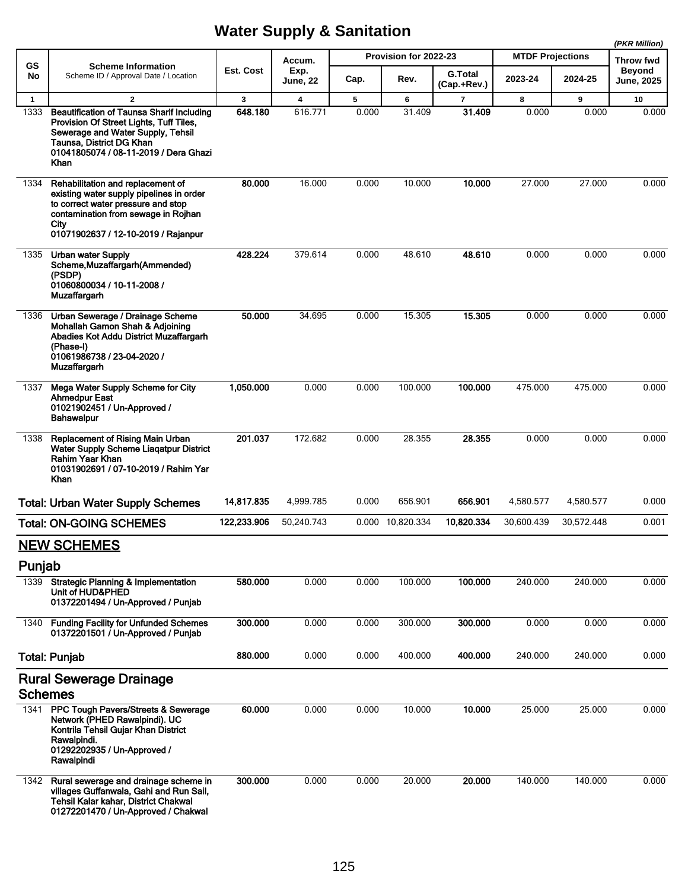# Water Supply & Sanitation

*(PKR Million)*

| GS No | Scheme Information<br>Scheme ID / Approval Date / Location | Est. Cost | Accum. Exp. June, 22 | Provision for 2022-23 | | | MTDF Projections | | Throw fwd Beyond June, 2025 |
|---|---|---|---|---|---|---|---|---|---|
| | | | | Cap. | Rev. | G.Total (Cap.+Rev.) | 2023-24 | 2024-25 | |
| 1 | 2 | 3 | 4 | 5 | 6 | 7 | 8 | 9 | 10 |
| 1333 | **Beautification of Taunsa Sharif Including Provision Of Street Lights, Tuff Tiles, Sewerage and Water Supply, Tehsil Taunsa, District DG Khan**<br>**01041805074 / 08-11-2019 / Dera Ghazi Khan** | **648.180** | 616.771 | 0.000 | 31.409 | **31.409** | 0.000 | 0.000 | 0.000 |
| 1334 | **Rehabilitation and replacement of existing water supply pipelines in order to correct water pressure and stop contamination from sewage in Rojhan City**<br>**01071902637 / 12-10-2019 / Rajanpur** | **80.000** | 16.000 | 0.000 | 10.000 | **10.000** | 27.000 | 27.000 | 0.000 |
| 1335 | **Urban water Supply Scheme,Muzaffargarh(Ammended) (PSDP)**<br>**01060800034 / 10-11-2008 / Muzaffargarh** | **428.224** | 379.614 | 0.000 | 48.610 | **48.610** | 0.000 | 0.000 | 0.000 |
| 1336 | **Urban Sewerage / Drainage Scheme Mohallah Gamon Shah & Adjoining Abadies Kot Addu District Muzaffargarh (Phase-I)**<br>**01061986738 / 23-04-2020 / Muzaffargarh** | **50.000** | 34.695 | 0.000 | 15.305 | **15.305** | 0.000 | 0.000 | 0.000 |
| 1337 | **Mega Water Supply Scheme for City Ahmedpur East**<br>**01021902451 / Un-Approved / Bahawalpur** | **1,050.000** | 0.000 | 0.000 | 100.000 | **100.000** | 475.000 | 475.000 | 0.000 |
| 1338 | **Replacement of Rising Main Urban Water Supply Scheme Liaqatpur District Rahim Yaar Khan**<br>**01031902691 / 07-10-2019 / Rahim Yar Khan** | **201.037** | 172.682 | 0.000 | 28.355 | **28.355** | 0.000 | 0.000 | 0.000 |
| | **Total: Urban Water Supply Schemes** | **14,817.835** | 4,999.785 | 0.000 | 656.901 | **656.901** | 4,580.577 | 4,580.577 | 0.000 |
| | **Total: ON-GOING SCHEMES** | **122,233.906** | 50,240.743 | 0.000 | 10,820.334 | **10,820.334** | 30,600.439 | 30,572.448 | 0.001 |
| | **<u>NEW SCHEMES</u>** | | | | | | | | |
| | **Punjab** | | | | | | | | |
| 1339 | **Strategic Planning & Implementation Unit of HUD&PHED**<br>**01372201494 / Un-Approved / Punjab** | **580.000** | 0.000 | 0.000 | 100.000 | **100.000** | 240.000 | 240.000 | 0.000 |
| 1340 | **Funding Facility for Unfunded Schemes**<br>**01372201501 / Un-Approved / Punjab** | **300.000** | 0.000 | 0.000 | 300.000 | **300.000** | 0.000 | 0.000 | 0.000 |
| | **Total: Punjab** | **880.000** | 0.000 | 0.000 | 400.000 | **400.000** | 240.000 | 240.000 | 0.000 |
| | **Rural Sewerage Drainage Schemes** | | | | | | | | |
| 1341 | **PPC Tough Pavers/Streets & Sewerage Network (PHED Rawalpindi). UC Kontrila Tehsil Gujar Khan District Rawalpindi.**<br>**01292202935 / Un-Approved / Rawalpindi** | **60.000** | 0.000 | 0.000 | 10.000 | **10.000** | 25.000 | 25.000 | 0.000 |
| 1342 | **Rural sewerage and drainage scheme in villages Guffanwala, Gahi and Run Sail, Tehsil Kalar kahar, District Chakwal**<br>**01272201470 / Un-Approved / Chakwal** | **300.000** | 0.000 | 0.000 | 20.000 | **20.000** | 140.000 | 140.000 | 0.000 |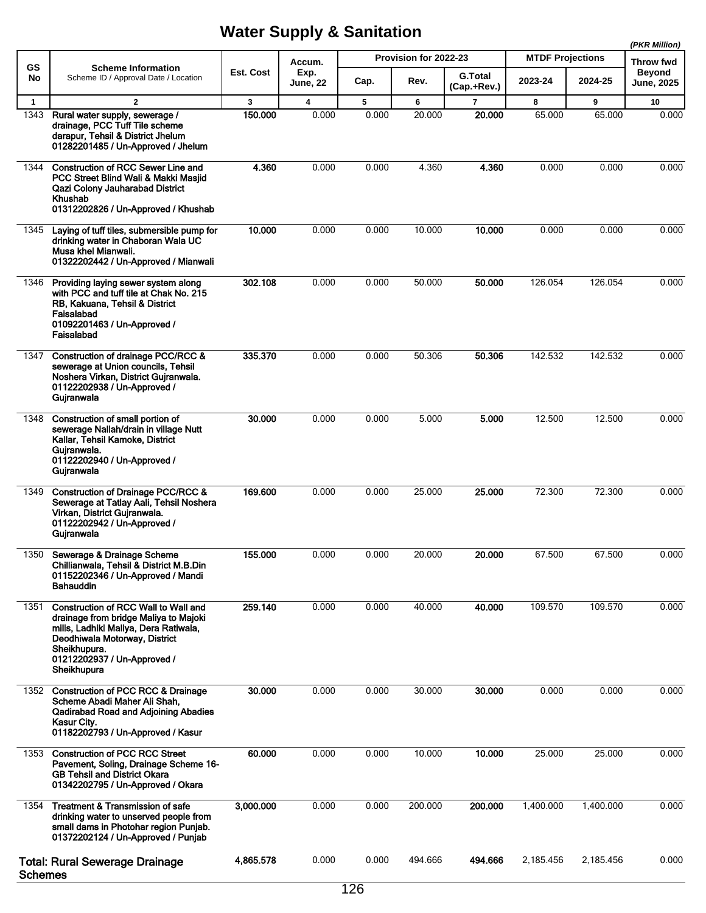# Water Supply & Sanitation

*(PKR Million)*

| GS No | Scheme Information<br>Scheme ID / Approval Date / Location | Est. Cost | Accum. Exp. June, 22 | Provision for 2022-23 | | | MTDF Projections | | Throw fwd Beyond June, 2025 |
|---|---|---|---|---|---|---|---|---|---|
| | | | | Cap. | Rev. | G.Total (Cap.+Rev.) | 2023-24 | 2024-25 | |
| 1 | 2 | 3 | 4 | 5 | 6 | 7 | 8 | 9 | 10 |
| 1343 | **Rural water supply, sewerage / drainage, PCC Tuff Tile scheme darapur, Tehsil & District Jhelum**<br>**01282201485 / Un-Approved / Jhelum** | **150.000** | 0.000 | 0.000 | 20.000 | **20.000** | 65.000 | 65.000 | 0.000 |
| 1344 | **Construction of RCC Sewer Line and PCC Street Blind Wali & Makki Masjid Qazi Colony Jauharabad District Khushab**<br>**01312202826 / Un-Approved / Khushab** | **4.360** | 0.000 | 0.000 | 4.360 | **4.360** | 0.000 | 0.000 | 0.000 |
| 1345 | **Laying of tuff tiles, submersible pump for drinking water in Chaboran Wala UC Musa khel Mianwali.**<br>**01322202442 / Un-Approved / Mianwali** | **10.000** | 0.000 | 0.000 | 10.000 | **10.000** | 0.000 | 0.000 | 0.000 |
| 1346 | **Providing laying sewer system along with PCC and tuff tile at Chak No. 215 RB, Kakuana, Tehsil & District Faisalabad**<br>**01092201463 / Un-Approved / Faisalabad** | **302.108** | 0.000 | 0.000 | 50.000 | **50.000** | 126.054 | 126.054 | 0.000 |
| 1347 | **Construction of drainage PCC/RCC & sewerage at Union councils, Tehsil Noshera Virkan, District Gujranwala.**<br>**01122202938 / Un-Approved / Gujranwala** | **335.370** | 0.000 | 0.000 | 50.306 | **50.306** | 142.532 | 142.532 | 0.000 |
| 1348 | **Construction of small portion of sewerage Nallah/drain in village Nutt Kallar, Tehsil Kamoke, District Gujranwala.**<br>**01122202940 / Un-Approved / Gujranwala** | **30.000** | 0.000 | 0.000 | 5.000 | **5.000** | 12.500 | 12.500 | 0.000 |
| 1349 | **Construction of Drainage PCC/RCC & Sewerage at Tatlay Aali, Tehsil Noshera Virkan, District Gujranwala.**<br>**01122202942 / Un-Approved / Gujranwala** | **169.600** | 0.000 | 0.000 | 25.000 | **25.000** | 72.300 | 72.300 | 0.000 |
| 1350 | **Sewerage & Drainage Scheme Chillianwala, Tehsil & District M.B.Din**<br>**01152202346 / Un-Approved / Mandi Bahauddin** | **155.000** | 0.000 | 0.000 | 20.000 | **20.000** | 67.500 | 67.500 | 0.000 |
| 1351 | **Construction of RCC Wall to Wall and drainage from bridge Maliya to Majoki mills, Ladhiki Maliya, Dera Ratiwala, Deodhiwala Motorway, District Sheikhupura.**<br>**01212202937 / Un-Approved / Sheikhupura** | **259.140** | 0.000 | 0.000 | 40.000 | **40.000** | 109.570 | 109.570 | 0.000 |
| 1352 | **Construction of PCC RCC & Drainage Scheme Abadi Maher Ali Shah, Qadirabad Road and Adjoining Abadies Kasur City.**<br>**01182202793 / Un-Approved / Kasur** | **30.000** | 0.000 | 0.000 | 30.000 | **30.000** | 0.000 | 0.000 | 0.000 |
| 1353 | **Construction of PCC RCC Street Pavement, Soling, Drainage Scheme 16-GB Tehsil and District Okara**<br>**01342202795 / Un-Approved / Okara** | **60.000** | 0.000 | 0.000 | 10.000 | **10.000** | 25.000 | 25.000 | 0.000 |
| 1354 | **Treatment & Transmission of safe drinking water to unserved people from small dams in Photohar region Punjab.**<br>**01372202124 / Un-Approved / Punjab** | **3,000.000** | 0.000 | 0.000 | 200.000 | **200.000** | 1,400.000 | 1,400.000 | 0.000 |
| | **Total: Rural Sewerage Drainage Schemes** | **4,865.578** | 0.000 | 0.000 | 494.666 | **494.666** | 2,185.456 | 2,185.456 | 0.000 |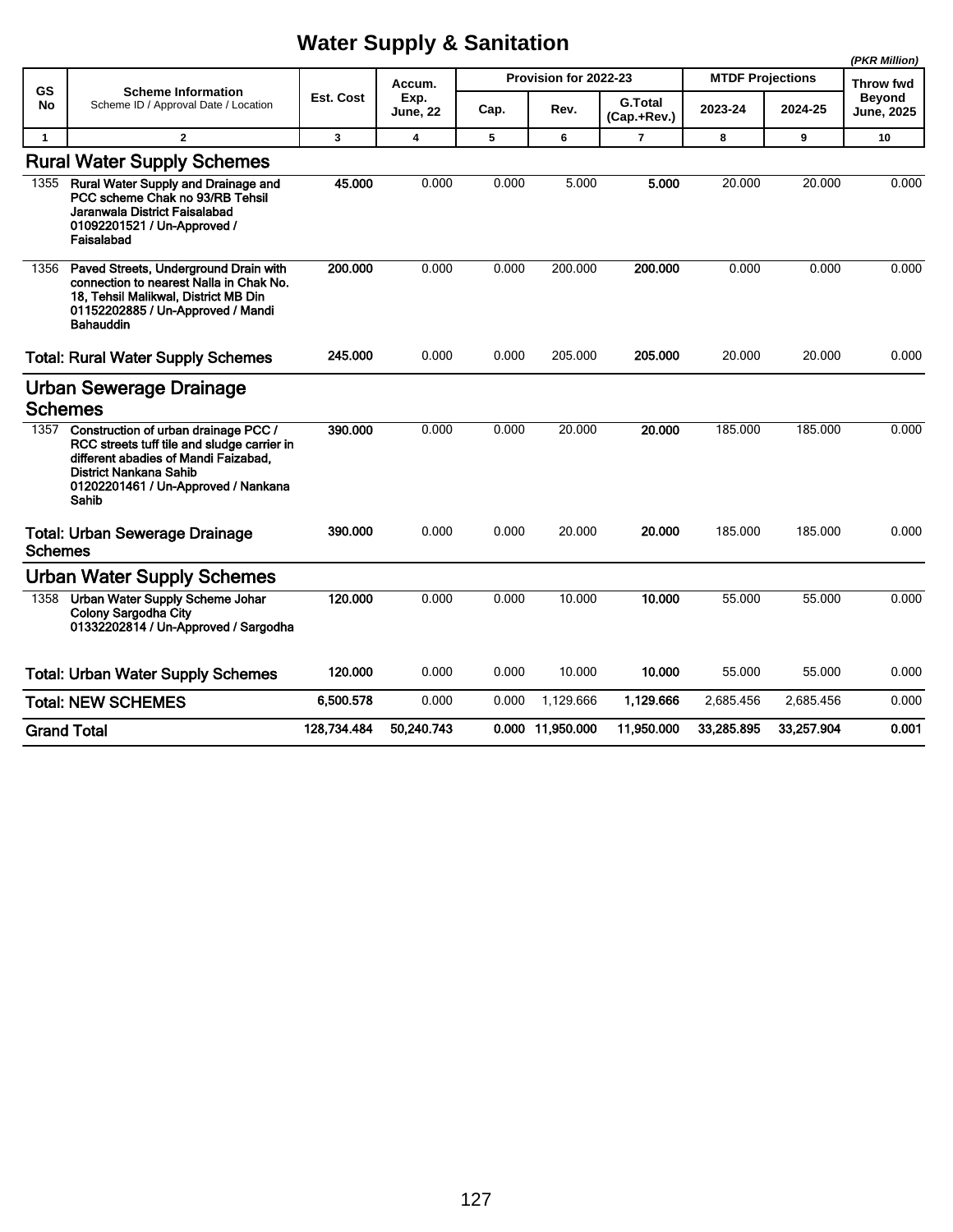# Water Supply & Sanitation

*(PKR Million)*

| GS No | Scheme Information<br>Scheme ID / Approval Date / Location | Est. Cost | Accum. Exp. June, 22 | Provision for 2022-23 | | | MTDF Projections | | Throw fwd Beyond June, 2025 |
|---|---|---|---|---|---|---|---|---|---|
| | | | | Cap. | Rev. | G.Total (Cap.+Rev.) | 2023-24 | 2024-25 | |
| 1 | 2 | 3 | 4 | 5 | 6 | 7 | 8 | 9 | 10 |
| **Rural Water Supply Schemes** | | | | | | | | | |
| 1355 | **Rural Water Supply and Drainage and PCC scheme Chak no 93/RB Tehsil Jaranwala District Faisalabad 01092201521 / Un-Approved / Faisalabad** | **45.000** | 0.000 | 0.000 | 5.000 | **5.000** | 20.000 | 20.000 | 0.000 |
| 1356 | **Paved Streets, Underground Drain with connection to nearest Nalla in Chak No. 18, Tehsil Malikwal, District MB Din 01152202885 / Un-Approved / Mandi Bahauddin** | **200.000** | 0.000 | 0.000 | 200.000 | **200.000** | 0.000 | 0.000 | 0.000 |
| **Total: Rural Water Supply Schemes** | | **245.000** | 0.000 | 0.000 | 205.000 | **205.000** | 20.000 | 20.000 | 0.000 |
| **Urban Sewerage Drainage Schemes** | | | | | | | | | |
| 1357 | **Construction of urban drainage PCC / RCC streets tuff tile and sludge carrier in different abadies of Mandi Faizabad, District Nankana Sahib 01202201461 / Un-Approved / Nankana Sahib** | **390.000** | 0.000 | 0.000 | 20.000 | **20.000** | 185.000 | 185.000 | 0.000 |
| **Total: Urban Sewerage Drainage Schemes** | | **390.000** | 0.000 | 0.000 | 20.000 | **20.000** | 185.000 | 185.000 | 0.000 |
| **Urban Water Supply Schemes** | | | | | | | | | |
| 1358 | **Urban Water Supply Scheme Johar Colony Sargodha City 01332202814 / Un-Approved / Sargodha** | **120.000** | 0.000 | 0.000 | 10.000 | **10.000** | 55.000 | 55.000 | 0.000 |
| **Total: Urban Water Supply Schemes** | | **120.000** | 0.000 | 0.000 | 10.000 | **10.000** | 55.000 | 55.000 | 0.000 |
| **Total: NEW SCHEMES** | | **6,500.578** | 0.000 | 0.000 | 1,129.666 | **1,129.666** | 2,685.456 | 2,685.456 | 0.000 |
| **Grand Total** | | **128,734.484** | **50,240.743** | **0.000** | **11,950.000** | **11,950.000** | **33,285.895** | **33,257.904** | **0.001** |